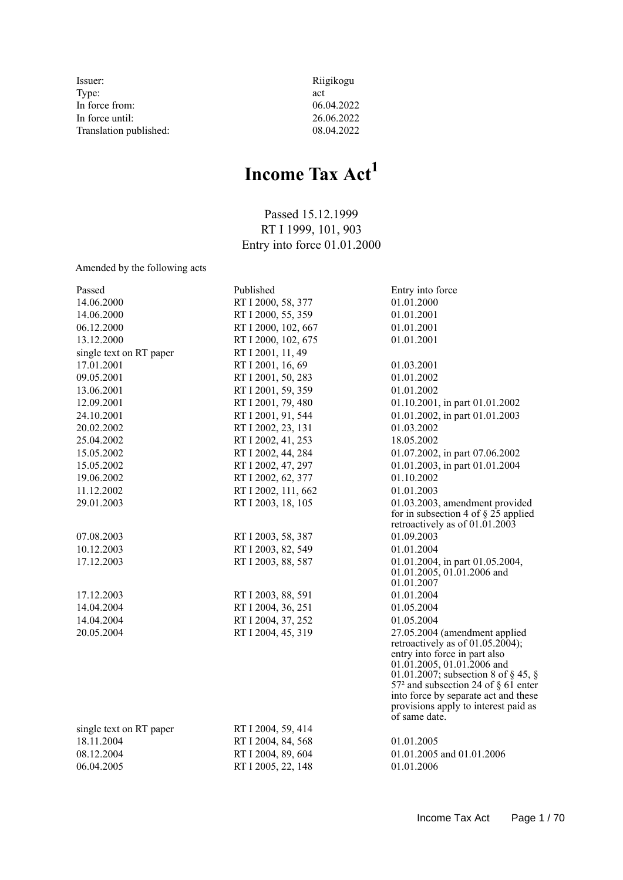| | |
|---|---|
| Issuer: | Riigikogu |
| Type: | act |
| In force from: | 06.04.2022 |
| In force until: | 26.06.2022 |
| Translation published: | 08.04.2022 |

# Income Tax Act[1]

Passed 15.12.1999
RT I 1999, 101, 903
Entry into force 01.01.2000

Amended by the following acts

| Passed | Published | Entry into force |
|---|---|---|
| 14.06.2000 | RT I 2000, 58, 377 | 01.01.2000 |
| 14.06.2000 | RT I 2000, 55, 359 | 01.01.2001 |
| 06.12.2000 | RT I 2000, 102, 667 | 01.01.2001 |
| 13.12.2000 | RT I 2000, 102, 675 | 01.01.2001 |
| single text on RT paper | RT I 2001, 11, 49 | |
| 17.01.2001 | RT I 2001, 16, 69 | 01.03.2001 |
| 09.05.2001 | RT I 2001, 50, 283 | 01.01.2002 |
| 13.06.2001 | RT I 2001, 59, 359 | 01.01.2002 |
| 12.09.2001 | RT I 2001, 79, 480 | 01.10.2001, in part 01.01.2002 |
| 24.10.2001 | RT I 2001, 91, 544 | 01.01.2002, in part 01.01.2003 |
| 20.02.2002 | RT I 2002, 23, 131 | 01.03.2002 |
| 25.04.2002 | RT I 2002, 41, 253 | 18.05.2002 |
| 15.05.2002 | RT I 2002, 44, 284 | 01.07.2002, in part 07.06.2002 |
| 15.05.2002 | RT I 2002, 47, 297 | 01.01.2003, in part 01.01.2004 |
| 19.06.2002 | RT I 2002, 62, 377 | 01.10.2002 |
| 11.12.2002 | RT I 2002, 111, 662 | 01.01.2003 |
| 29.01.2003 | RT I 2003, 18, 105 | 01.03.2003, amendment provided for in subsection 4 of § 25 applied retroactively as of 01.01.2003 |
| 07.08.2003 | RT I 2003, 58, 387 | 01.09.2003 |
| 10.12.2003 | RT I 2003, 82, 549 | 01.01.2004 |
| 17.12.2003 | RT I 2003, 88, 587 | 01.01.2004, in part 01.05.2004, 01.01.2005, 01.01.2006 and 01.01.2007 |
| 17.12.2003 | RT I 2003, 88, 591 | 01.01.2004 |
| 14.04.2004 | RT I 2004, 36, 251 | 01.05.2004 |
| 14.04.2004 | RT I 2004, 37, 252 | 01.05.2004 |
| 20.05.2004 | RT I 2004, 45, 319 | 27.05.2004 (amendment applied retroactively as of 01.05.2004); entry into force in part also 01.01.2005, 01.01.2006 and 01.01.2007; subsection 8 of § 45, § 57² and subsection 24 of § 61 enter into force by separate act and these provisions apply to interest paid as of same date. |
| single text on RT paper | RT I 2004, 59, 414 | |
| 18.11.2004 | RT I 2004, 84, 568 | 01.01.2005 |
| 08.12.2004 | RT I 2004, 89, 604 | 01.01.2005 and 01.01.2006 |
| 06.04.2005 | RT I 2005, 22, 148 | 01.01.2006 |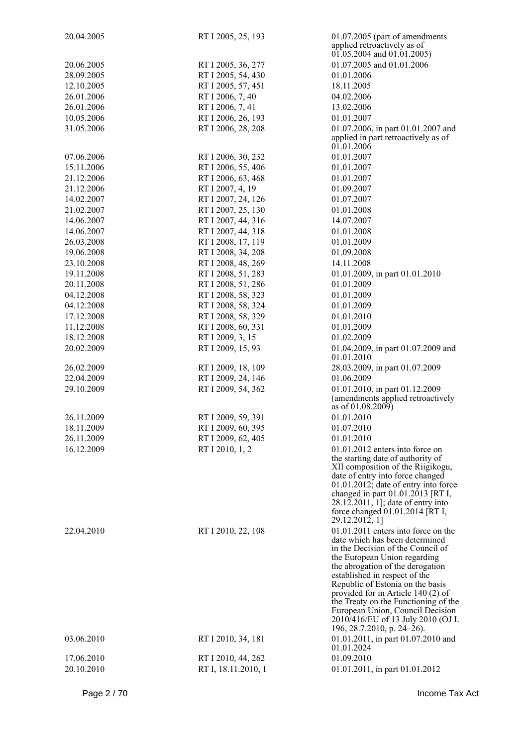| | | |
|---|---|---|
| 20.04.2005 | RT I 2005, 25, 193 | 01.07.2005 (part of amendments applied retroactively as of 01.05.2004 and 01.01.2005) |
| 20.06.2005 | RT I 2005, 36, 277 | 01.07.2005 and 01.01.2006 |
| 28.09.2005 | RT I 2005, 54, 430 | 01.01.2006 |
| 12.10.2005 | RT I 2005, 57, 451 | 18.11.2005 |
| 26.01.2006 | RT I 2006, 7, 40 | 04.02.2006 |
| 26.01.2006 | RT I 2006, 7, 41 | 13.02.2006 |
| 10.05.2006 | RT I 2006, 26, 193 | 01.01.2007 |
| 31.05.2006 | RT I 2006, 28, 208 | 01.07.2006, in part 01.01.2007 and applied in part retroactively as of 01.01.2006 |
| 07.06.2006 | RT I 2006, 30, 232 | 01.01.2007 |
| 15.11.2006 | RT I 2006, 55, 406 | 01.01.2007 |
| 21.12.2006 | RT I 2006, 63, 468 | 01.01.2007 |
| 21.12.2006 | RT I 2007, 4, 19 | 01.09.2007 |
| 14.02.2007 | RT I 2007, 24, 126 | 01.07.2007 |
| 21.02.2007 | RT I 2007, 25, 130 | 01.01.2008 |
| 14.06.2007 | RT I 2007, 44, 316 | 14.07.2007 |
| 14.06.2007 | RT I 2007, 44, 318 | 01.01.2008 |
| 26.03.2008 | RT I 2008, 17, 119 | 01.01.2009 |
| 19.06.2008 | RT I 2008, 34, 208 | 01.09.2008 |
| 23.10.2008 | RT I 2008, 48, 269 | 14.11.2008 |
| 19.11.2008 | RT I 2008, 51, 283 | 01.01.2009, in part 01.01.2010 |
| 20.11.2008 | RT I 2008, 51, 286 | 01.01.2009 |
| 04.12.2008 | RT I 2008, 58, 323 | 01.01.2009 |
| 04.12.2008 | RT I 2008, 58, 324 | 01.01.2009 |
| 17.12.2008 | RT I 2008, 58, 329 | 01.01.2010 |
| 11.12.2008 | RT I 2008, 60, 331 | 01.01.2009 |
| 18.12.2008 | RT I 2009, 3, 15 | 01.02.2009 |
| 20.02.2009 | RT I 2009, 15, 93 | 01.04.2009, in part 01.07.2009 and 01.01.2010 |
| 26.02.2009 | RT I 2009, 18, 109 | 28.03.2009, in part 01.07.2009 |
| 22.04.2009 | RT I 2009, 24, 146 | 01.06.2009 |
| 29.10.2009 | RT I 2009, 54, 362 | 01.01.2010, in part 01.12.2009 (amendments applied retroactively as of 01.08.2009) |
| 26.11.2009 | RT I 2009, 59, 391 | 01.01.2010 |
| 18.11.2009 | RT I 2009, 60, 395 | 01.07.2010 |
| 26.11.2009 | RT I 2009, 62, 405 | 01.01.2010 |
| 16.12.2009 | RT I 2010, 1, 2 | 01.01.2012 enters into force on the starting date of authority of XII composition of the Riigikogu, date of entry into force changed 01.01.2012; date of entry into force changed in part 01.01.2013 [RT I, 28.12.2011, 1]; date of entry into force changed 01.01.2014 [RT I, 29.12.2012, 1] |
| 22.04.2010 | RT I 2010, 22, 108 | 01.01.2011 enters into force on the date which has been determined in the Decision of the Council of the European Union regarding the abrogation of the derogation established in respect of the Republic of Estonia on the basis provided for in Article 140 (2) of the Treaty on the Functioning of the European Union, Council Decision 2010/416/EU of 13 July 2010 (OJ L 196, 28.7.2010, p. 24–26). |
| 03.06.2010 | RT I 2010, 34, 181 | 01.01.2011, in part 01.07.2010 and 01.01.2024 |
| 17.06.2010 | RT I 2010, 44, 262 | 01.09.2010 |
| 20.10.2010 | RT I, 18.11.2010, 1 | 01.01.2011, in part 01.01.2012 |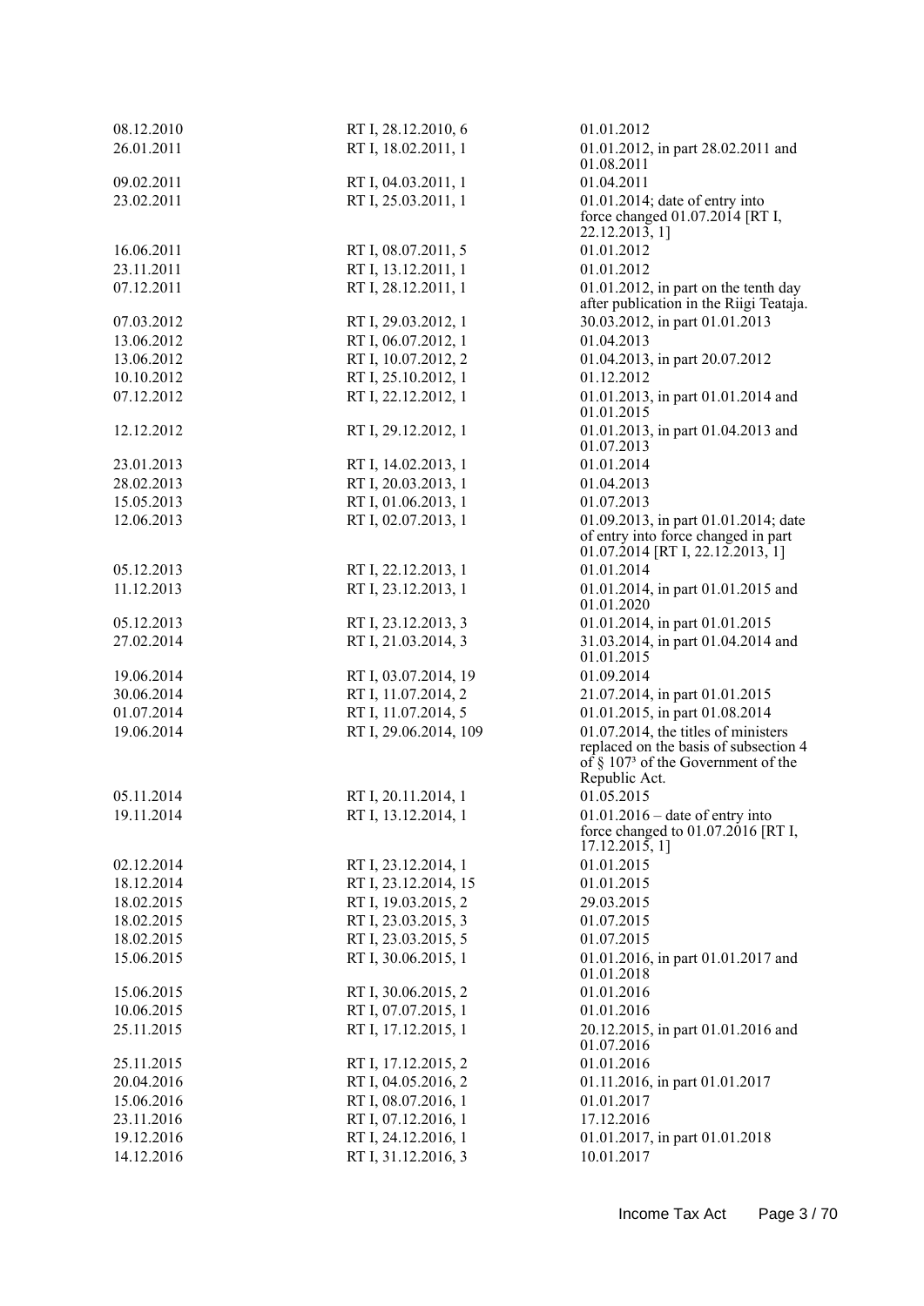| | | |
|---|---|---|
| 08.12.2010 | RT I, 28.12.2010, 6 | 01.01.2012 |
| 26.01.2011 | RT I, 18.02.2011, 1 | 01.01.2012, in part 28.02.2011 and 01.08.2011 |
| 09.02.2011 | RT I, 04.03.2011, 1 | 01.04.2011 |
| 23.02.2011 | RT I, 25.03.2011, 1 | 01.01.2014; date of entry into force changed 01.07.2014 [RT I, 22.12.2013, 1] |
| 16.06.2011 | RT I, 08.07.2011, 5 | 01.01.2012 |
| 23.11.2011 | RT I, 13.12.2011, 1 | 01.01.2012 |
| 07.12.2011 | RT I, 28.12.2011, 1 | 01.01.2012, in part on the tenth day after publication in the Riigi Teataja. |
| 07.03.2012 | RT I, 29.03.2012, 1 | 30.03.2012, in part 01.01.2013 |
| 13.06.2012 | RT I, 06.07.2012, 1 | 01.04.2013 |
| 13.06.2012 | RT I, 10.07.2012, 2 | 01.04.2013, in part 20.07.2012 |
| 10.10.2012 | RT I, 25.10.2012, 1 | 01.12.2012 |
| 07.12.2012 | RT I, 22.12.2012, 1 | 01.01.2013, in part 01.01.2014 and 01.01.2015 |
| 12.12.2012 | RT I, 29.12.2012, 1 | 01.01.2013, in part 01.04.2013 and 01.07.2013 |
| 23.01.2013 | RT I, 14.02.2013, 1 | 01.01.2014 |
| 28.02.2013 | RT I, 20.03.2013, 1 | 01.04.2013 |
| 15.05.2013 | RT I, 01.06.2013, 1 | 01.07.2013 |
| 12.06.2013 | RT I, 02.07.2013, 1 | 01.09.2013, in part 01.01.2014; date of entry into force changed in part 01.07.2014 [RT I, 22.12.2013, 1] |
| 05.12.2013 | RT I, 22.12.2013, 1 | 01.01.2014 |
| 11.12.2013 | RT I, 23.12.2013, 1 | 01.01.2014, in part 01.01.2015 and 01.01.2020 |
| 05.12.2013 | RT I, 23.12.2013, 3 | 01.01.2014, in part 01.01.2015 |
| 27.02.2014 | RT I, 21.03.2014, 3 | 31.03.2014, in part 01.04.2014 and 01.01.2015 |
| 19.06.2014 | RT I, 03.07.2014, 19 | 01.09.2014 |
| 30.06.2014 | RT I, 11.07.2014, 2 | 21.07.2014, in part 01.01.2015 |
| 01.07.2014 | RT I, 11.07.2014, 5 | 01.01.2015, in part 01.08.2014 |
| 19.06.2014 | RT I, 29.06.2014, 109 | 01.07.2014, the titles of ministers replaced on the basis of subsection 4 of § 107[3] of the Government of the Republic Act. |
| 05.11.2014 | RT I, 20.11.2014, 1 | 01.05.2015 |
| 19.11.2014 | RT I, 13.12.2014, 1 | 01.01.2016 – date of entry into force changed to 01.07.2016 [RT I, 17.12.2015, 1] |
| 02.12.2014 | RT I, 23.12.2014, 1 | 01.01.2015 |
| 18.12.2014 | RT I, 23.12.2014, 15 | 01.01.2015 |
| 18.02.2015 | RT I, 19.03.2015, 2 | 29.03.2015 |
| 18.02.2015 | RT I, 23.03.2015, 3 | 01.07.2015 |
| 18.02.2015 | RT I, 23.03.2015, 5 | 01.07.2015 |
| 15.06.2015 | RT I, 30.06.2015, 1 | 01.01.2016, in part 01.01.2017 and 01.01.2018 |
| 15.06.2015 | RT I, 30.06.2015, 2 | 01.01.2016 |
| 10.06.2015 | RT I, 07.07.2015, 1 | 01.01.2016 |
| 25.11.2015 | RT I, 17.12.2015, 1 | 20.12.2015, in part 01.01.2016 and 01.07.2016 |
| 25.11.2015 | RT I, 17.12.2015, 2 | 01.01.2016 |
| 20.04.2016 | RT I, 04.05.2016, 2 | 01.11.2016, in part 01.01.2017 |
| 15.06.2016 | RT I, 08.07.2016, 1 | 01.01.2017 |
| 23.11.2016 | RT I, 07.12.2016, 1 | 17.12.2016 |
| 19.12.2016 | RT I, 24.12.2016, 1 | 01.01.2017, in part 01.01.2018 |
| 14.12.2016 | RT I, 31.12.2016, 3 | 10.01.2017 |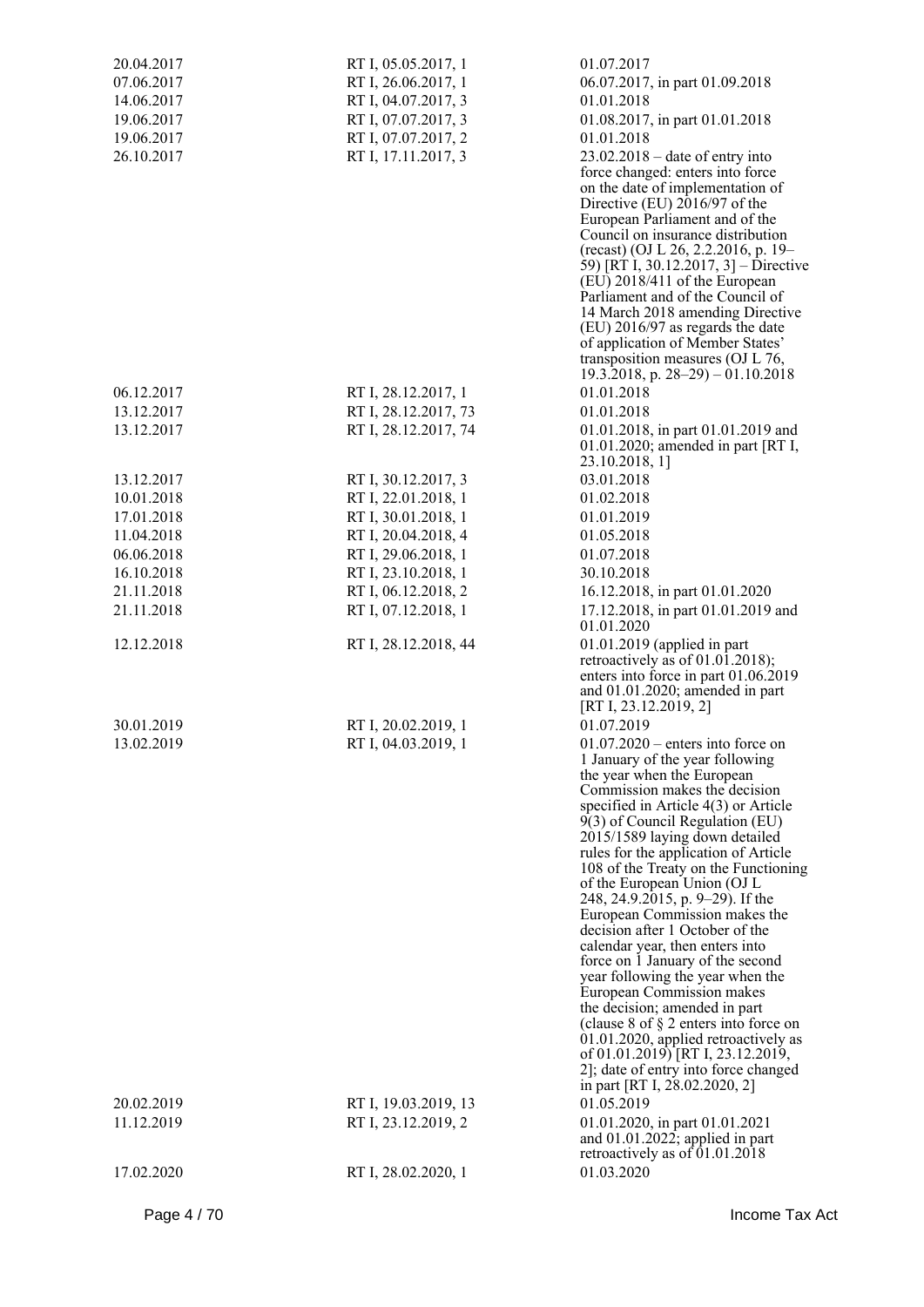| | | |
|---|---|---|
| 20.04.2017 | RT I, 05.05.2017, 1 | 01.07.2017 |
| 07.06.2017 | RT I, 26.06.2017, 1 | 06.07.2017, in part 01.09.2018 |
| 14.06.2017 | RT I, 04.07.2017, 3 | 01.01.2018 |
| 19.06.2017 | RT I, 07.07.2017, 3 | 01.08.2017, in part 01.01.2018 |
| 19.06.2017 | RT I, 07.07.2017, 2 | 01.01.2018 |
| 26.10.2017 | RT I, 17.11.2017, 3 | 23.02.2018 – date of entry into force changed: enters into force on the date of implementation of Directive (EU) 2016/97 of the European Parliament and of the Council on insurance distribution (recast) (OJ L 26, 2.2.2016, p. 19–59) [RT I, 30.12.2017, 3] – Directive (EU) 2018/411 of the European Parliament and of the Council of 14 March 2018 amending Directive (EU) 2016/97 as regards the date of application of Member States' transposition measures (OJ L 76, 19.3.2018, p. 28–29) – 01.10.2018 |
| 06.12.2017 | RT I, 28.12.2017, 1 | 01.01.2018 |
| 13.12.2017 | RT I, 28.12.2017, 73 | 01.01.2018 |
| 13.12.2017 | RT I, 28.12.2017, 74 | 01.01.2018, in part 01.01.2019 and 01.01.2020; amended in part [RT I, 23.10.2018, 1] |
| 13.12.2017 | RT I, 30.12.2017, 3 | 03.01.2018 |
| 10.01.2018 | RT I, 22.01.2018, 1 | 01.02.2018 |
| 17.01.2018 | RT I, 30.01.2018, 1 | 01.01.2019 |
| 11.04.2018 | RT I, 20.04.2018, 4 | 01.05.2018 |
| 06.06.2018 | RT I, 29.06.2018, 1 | 01.07.2018 |
| 16.10.2018 | RT I, 23.10.2018, 1 | 30.10.2018 |
| 21.11.2018 | RT I, 06.12.2018, 2 | 16.12.2018, in part 01.01.2020 |
| 21.11.2018 | RT I, 07.12.2018, 1 | 17.12.2018, in part 01.01.2019 and 01.01.2020 |
| 12.12.2018 | RT I, 28.12.2018, 44 | 01.01.2019 (applied in part retroactively as of 01.01.2018); enters into force in part 01.06.2019 and 01.01.2020; amended in part [RT I, 23.12.2019, 2] |
| 30.01.2019 | RT I, 20.02.2019, 1 | 01.07.2019 |
| 13.02.2019 | RT I, 04.03.2019, 1 | 01.07.2020 – enters into force on 1 January of the year following the year when the European Commission makes the decision specified in Article 4(3) or Article 9(3) of Council Regulation (EU) 2015/1589 laying down detailed rules for the application of Article 108 of the Treaty on the Functioning of the European Union (OJ L 248, 24.9.2015, p. 9–29). If the European Commission makes the decision after 1 October of the calendar year, then enters into force on 1 January of the second year following the year when the European Commission makes the decision; amended in part (clause 8 of § 2 enters into force on 01.01.2020, applied retroactively as of 01.01.2019) [RT I, 23.12.2019, 2]; date of entry into force changed in part [RT I, 28.02.2020, 2] |
| 20.02.2019 | RT I, 19.03.2019, 13 | 01.05.2019 |
| 11.12.2019 | RT I, 23.12.2019, 2 | 01.01.2020, in part 01.01.2021 and 01.01.2022; applied in part retroactively as of 01.01.2018 |
| 17.02.2020 | RT I, 28.02.2020, 1 | 01.03.2020 |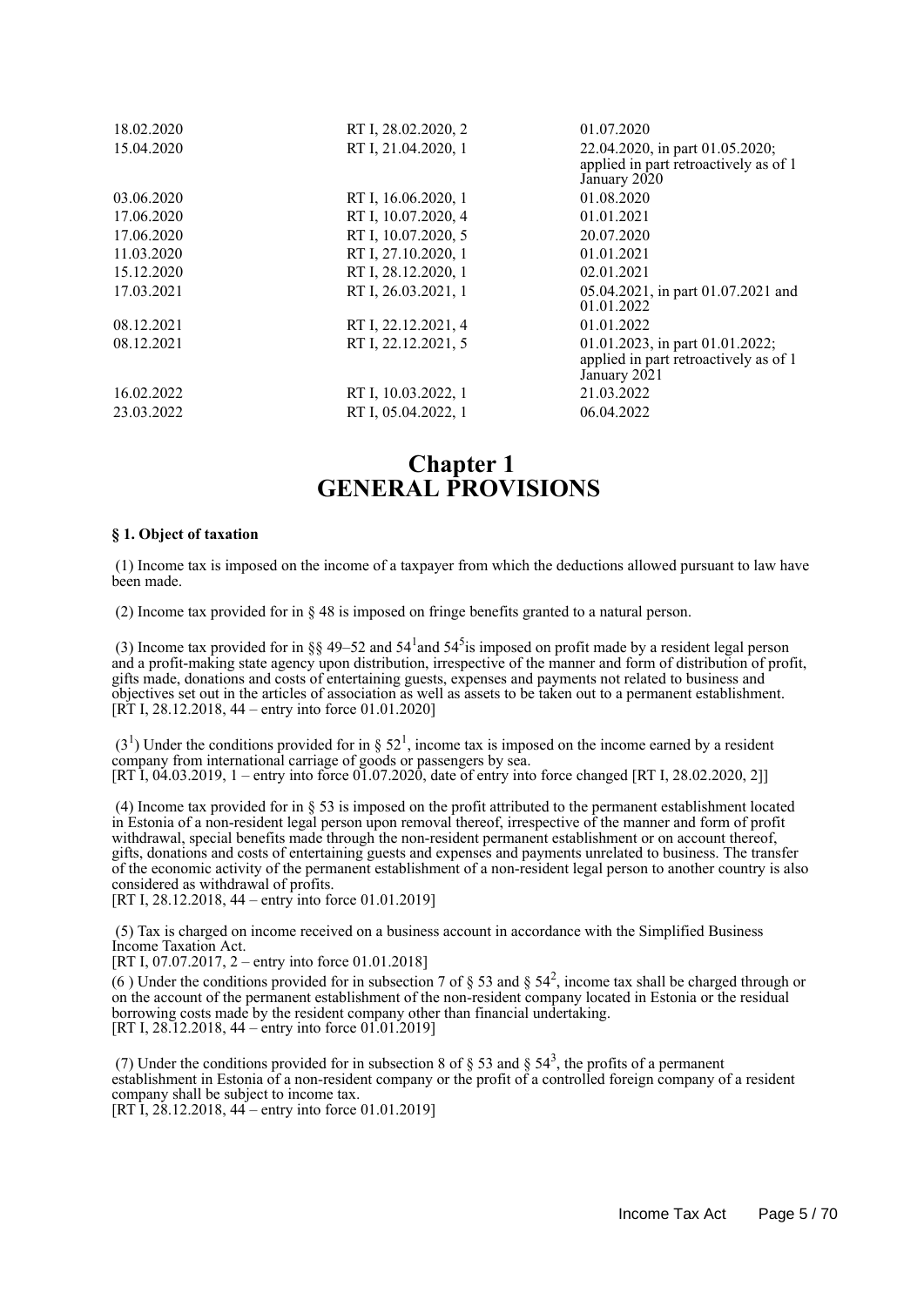| | | |
|---|---|---|
| 18.02.2020 | RT I, 28.02.2020, 2 | 01.07.2020 |
| 15.04.2020 | RT I, 21.04.2020, 1 | 22.04.2020, in part 01.05.2020; applied in part retroactively as of 1 January 2020 |
| 03.06.2020 | RT I, 16.06.2020, 1 | 01.08.2020 |
| 17.06.2020 | RT I, 10.07.2020, 4 | 01.01.2021 |
| 17.06.2020 | RT I, 10.07.2020, 5 | 20.07.2020 |
| 11.03.2020 | RT I, 27.10.2020, 1 | 01.01.2021 |
| 15.12.2020 | RT I, 28.12.2020, 1 | 02.01.2021 |
| 17.03.2021 | RT I, 26.03.2021, 1 | 05.04.2021, in part 01.07.2021 and 01.01.2022 |
| 08.12.2021 | RT I, 22.12.2021, 4 | 01.01.2022 |
| 08.12.2021 | RT I, 22.12.2021, 5 | 01.01.2023, in part 01.01.2022; applied in part retroactively as of 1 January 2021 |
| 16.02.2022 | RT I, 10.03.2022, 1 | 21.03.2022 |
| 23.03.2022 | RT I, 05.04.2022, 1 | 06.04.2022 |

# Chapter 1 GENERAL PROVISIONS

**§ 1. Object of taxation**

(1) Income tax is imposed on the income of a taxpayer from which the deductions allowed pursuant to law have been made.

(2) Income tax provided for in § 48 is imposed on fringe benefits granted to a natural person.

(3) Income tax provided for in §§ 49–52 and $54^1$ and $54^5$ is imposed on profit made by a resident legal person and a profit-making state agency upon distribution, irrespective of the manner and form of distribution of profit, gifts made, donations and costs of entertaining guests, expenses and payments not related to business and objectives set out in the articles of association as well as assets to be taken out to a permanent establishment.
[RT I, 28.12.2018, 44 – entry into force 01.01.2020]

($3^1$) Under the conditions provided for in § $52^1$, income tax is imposed on the income earned by a resident company from international carriage of goods or passengers by sea.
[RT I, 04.03.2019, 1 – entry into force 01.07.2020, date of entry into force changed [RT I, 28.02.2020, 2]]

(4) Income tax provided for in § 53 is imposed on the profit attributed to the permanent establishment located in Estonia of a non-resident legal person upon removal thereof, irrespective of the manner and form of profit withdrawal, special benefits made through the non-resident permanent establishment or on account thereof, gifts, donations and costs of entertaining guests and expenses and payments unrelated to business. The transfer of the economic activity of the permanent establishment of a non-resident legal person to another country is also considered as withdrawal of profits.
[RT I, 28.12.2018, 44 – entry into force 01.01.2019]

(5) Tax is charged on income received on a business account in accordance with the Simplified Business Income Taxation Act.
[RT I, 07.07.2017, 2 – entry into force 01.01.2018]

(6 ) Under the conditions provided for in subsection 7 of § 53 and § $54^2$, income tax shall be charged through or on the account of the permanent establishment of the non-resident company located in Estonia or the residual borrowing costs made by the resident company other than financial undertaking.
[RT I, 28.12.2018, 44 – entry into force 01.01.2019]

(7) Under the conditions provided for in subsection 8 of § 53 and § $54^3$, the profits of a permanent establishment in Estonia of a non-resident company or the profit of a controlled foreign company of a resident company shall be subject to income tax.
[RT I, 28.12.2018, 44 – entry into force 01.01.2019]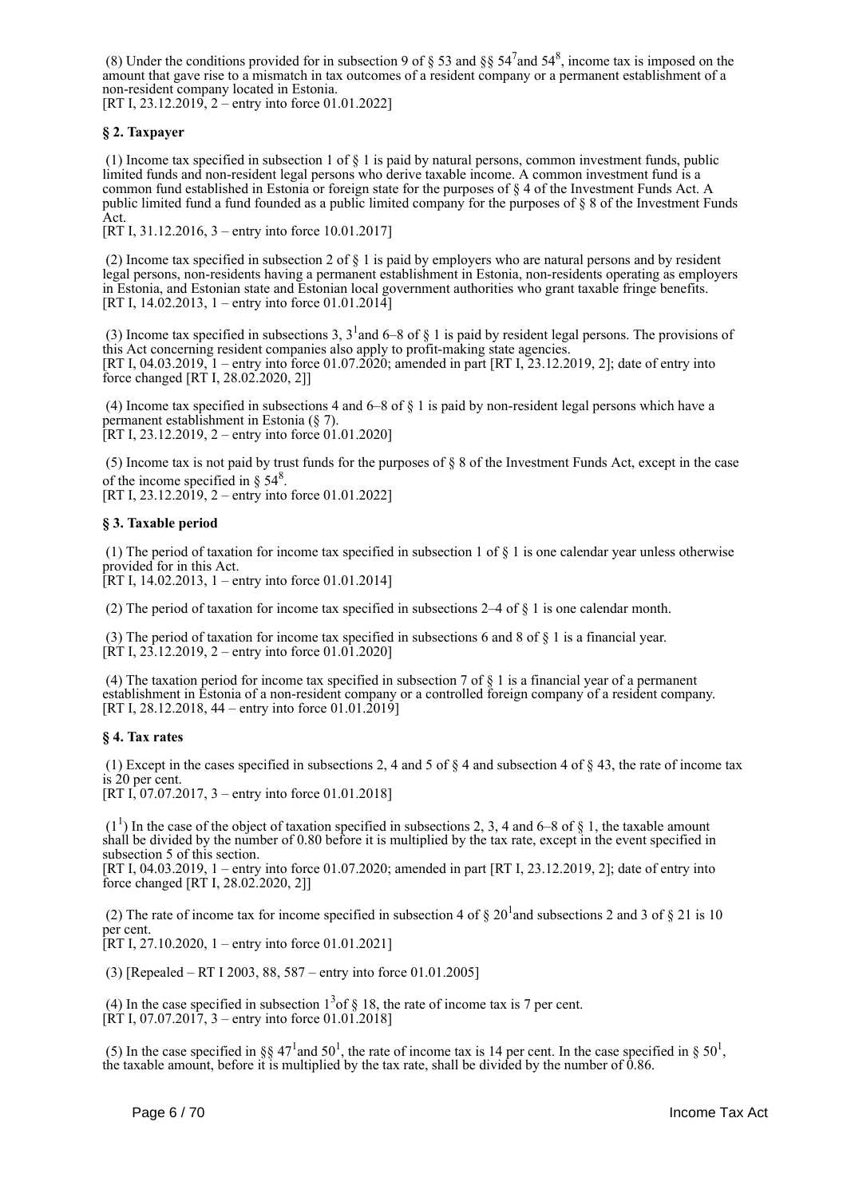(8) Under the conditions provided for in subsection 9 of § 53 and §§ $54^7$ and $54^8$, income tax is imposed on the amount that gave rise to a mismatch in tax outcomes of a resident company or a permanent establishment of a non-resident company located in Estonia.
[RT I, 23.12.2019, 2 – entry into force 01.01.2022]

### § 2. Taxpayer

(1) Income tax specified in subsection 1 of § 1 is paid by natural persons, common investment funds, public limited funds and non-resident legal persons who derive taxable income. A common investment fund is a common fund established in Estonia or foreign state for the purposes of § 4 of the Investment Funds Act. A public limited fund a fund founded as a public limited company for the purposes of § 8 of the Investment Funds Act.
[RT I, 31.12.2016, 3 – entry into force 10.01.2017]

(2) Income tax specified in subsection 2 of § 1 is paid by employers who are natural persons and by resident legal persons, non-residents having a permanent establishment in Estonia, non-residents operating as employers in Estonia, and Estonian state and Estonian local government authorities who grant taxable fringe benefits.
[RT I, 14.02.2013, 1 – entry into force 01.01.2014]

(3) Income tax specified in subsections 3, $3^1$ and 6–8 of § 1 is paid by resident legal persons. The provisions of this Act concerning resident companies also apply to profit-making state agencies.
[RT I, 04.03.2019, 1 – entry into force 01.07.2020; amended in part [RT I, 23.12.2019, 2]; date of entry into force changed [RT I, 28.02.2020, 2]]

(4) Income tax specified in subsections 4 and 6–8 of § 1 is paid by non-resident legal persons which have a permanent establishment in Estonia (§ 7).
[RT I, 23.12.2019, 2 – entry into force 01.01.2020]

(5) Income tax is not paid by trust funds for the purposes of § 8 of the Investment Funds Act, except in the case of the income specified in § $54^8$.
[RT I, 23.12.2019, 2 – entry into force 01.01.2022]

### § 3. Taxable period

(1) The period of taxation for income tax specified in subsection 1 of § 1 is one calendar year unless otherwise provided for in this Act.
[RT I, 14.02.2013, 1 – entry into force 01.01.2014]

(2) The period of taxation for income tax specified in subsections 2–4 of § 1 is one calendar month.

(3) The period of taxation for income tax specified in subsections 6 and 8 of § 1 is a financial year.
[RT I, 23.12.2019, 2 – entry into force 01.01.2020]

(4) The taxation period for income tax specified in subsection 7 of § 1 is a financial year of a permanent establishment in Estonia of a non-resident company or a controlled foreign company of a resident company.
[RT I, 28.12.2018, 44 – entry into force 01.01.2019]

### § 4. Tax rates

(1) Except in the cases specified in subsections 2, 4 and 5 of § 4 and subsection 4 of § 43, the rate of income tax is 20 per cent.
[RT I, 07.07.2017, 3 – entry into force 01.01.2018]

($1^1$) In the case of the object of taxation specified in subsections 2, 3, 4 and 6–8 of § 1, the taxable amount shall be divided by the number of 0.80 before it is multiplied by the tax rate, except in the event specified in subsection 5 of this section.
[RT I, 04.03.2019, 1 – entry into force 01.07.2020; amended in part [RT I, 23.12.2019, 2]; date of entry into force changed [RT I, 28.02.2020, 2]]

(2) The rate of income tax for income specified in subsection 4 of § $20^1$ and subsections 2 and 3 of § 21 is 10 per cent.
[RT I, 27.10.2020, 1 – entry into force 01.01.2021]

(3) [Repealed – RT I 2003, 88, 587 – entry into force 01.01.2005]

(4) In the case specified in subsection $1^3$ of § 18, the rate of income tax is 7 per cent.
[RT I, 07.07.2017, 3 – entry into force 01.01.2018]

(5) In the case specified in §§ $47^1$ and $50^1$, the rate of income tax is 14 per cent. In the case specified in § $50^1$, the taxable amount, before it is multiplied by the tax rate, shall be divided by the number of 0.86.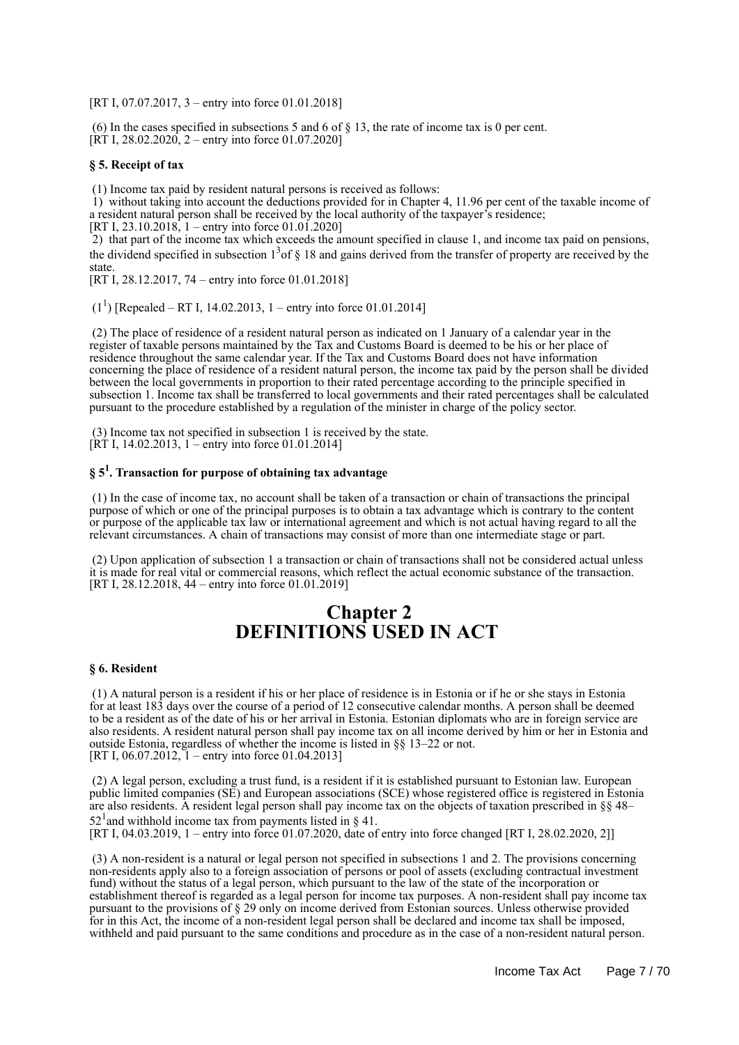[RT I, 07.07.2017, 3 – entry into force 01.01.2018]

(6) In the cases specified in subsections 5 and 6 of § 13, the rate of income tax is 0 per cent.
[RT I, 28.02.2020, 2 – entry into force 01.07.2020]

**§ 5. Receipt of tax**

(1) Income tax paid by resident natural persons is received as follows:
1) without taking into account the deductions provided for in Chapter 4, 11.96 per cent of the taxable income of a resident natural person shall be received by the local authority of the taxpayer's residence;
[RT I, 23.10.2018, 1 – entry into force 01.01.2020]
2) that part of the income tax which exceeds the amount specified in clause 1, and income tax paid on pensions, the dividend specified in subsection $1^3$ of § 18 and gains derived from the transfer of property are received by the state.
[RT I, 28.12.2017, 74 – entry into force 01.01.2018]

($1^1$) [Repealed – RT I, 14.02.2013, 1 – entry into force 01.01.2014]

(2) The place of residence of a resident natural person as indicated on 1 January of a calendar year in the register of taxable persons maintained by the Tax and Customs Board is deemed to be his or her place of residence throughout the same calendar year. If the Tax and Customs Board does not have information concerning the place of residence of a resident natural person, the income tax paid by the person shall be divided between the local governments in proportion to their rated percentage according to the principle specified in subsection 1. Income tax shall be transferred to local governments and their rated percentages shall be calculated pursuant to the procedure established by a regulation of the minister in charge of the policy sector.

(3) Income tax not specified in subsection 1 is received by the state.
[RT I, 14.02.2013, 1 – entry into force 01.01.2014]

**§ $5^1$. Transaction for purpose of obtaining tax advantage**

(1) In the case of income tax, no account shall be taken of a transaction or chain of transactions the principal purpose of which or one of the principal purposes is to obtain a tax advantage which is contrary to the content or purpose of the applicable tax law or international agreement and which is not actual having regard to all the relevant circumstances. A chain of transactions may consist of more than one intermediate stage or part.

(2) Upon application of subsection 1 a transaction or chain of transactions shall not be considered actual unless it is made for real vital or commercial reasons, which reflect the actual economic substance of the transaction.
[RT I, 28.12.2018, 44 – entry into force 01.01.2019]

# Chapter 2
# DEFINITIONS USED IN ACT

**§ 6. Resident**

(1) A natural person is a resident if his or her place of residence is in Estonia or if he or she stays in Estonia for at least 183 days over the course of a period of 12 consecutive calendar months. A person shall be deemed to be a resident as of the date of his or her arrival in Estonia. Estonian diplomats who are in foreign service are also residents. A resident natural person shall pay income tax on all income derived by him or her in Estonia and outside Estonia, regardless of whether the income is listed in §§ 13–22 or not.
[RT I, 06.07.2012, 1 – entry into force 01.04.2013]

(2) A legal person, excluding a trust fund, is a resident if it is established pursuant to Estonian law. European public limited companies (SE) and European associations (SCE) whose registered office is registered in Estonia are also residents. A resident legal person shall pay income tax on the objects of taxation prescribed in §§ 48–$52^1$ and withhold income tax from payments listed in § 41.
[RT I, 04.03.2019, 1 – entry into force 01.07.2020, date of entry into force changed [RT I, 28.02.2020, 2]]

(3) A non-resident is a natural or legal person not specified in subsections 1 and 2. The provisions concerning non-residents apply also to a foreign association of persons or pool of assets (excluding contractual investment fund) without the status of a legal person, which pursuant to the law of the state of the incorporation or establishment thereof is regarded as a legal person for income tax purposes. A non-resident shall pay income tax pursuant to the provisions of § 29 only on income derived from Estonian sources. Unless otherwise provided for in this Act, the income of a non-resident legal person shall be declared and income tax shall be imposed, withheld and paid pursuant to the same conditions and procedure as in the case of a non-resident natural person.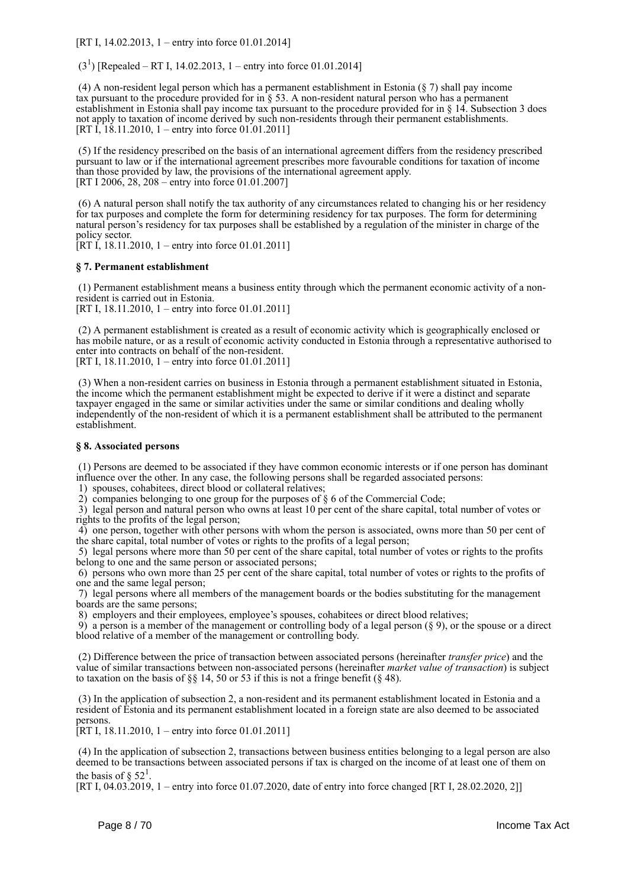[RT I, 14.02.2013, 1 – entry into force 01.01.2014]

($3^1$) [Repealed – RT I, 14.02.2013, 1 – entry into force 01.01.2014]

(4) A non-resident legal person which has a permanent establishment in Estonia (§ 7) shall pay income tax pursuant to the procedure provided for in § 53. A non-resident natural person who has a permanent establishment in Estonia shall pay income tax pursuant to the procedure provided for in § 14. Subsection 3 does not apply to taxation of income derived by such non-residents through their permanent establishments.
[RT I, 18.11.2010, 1 – entry into force 01.01.2011]

(5) If the residency prescribed on the basis of an international agreement differs from the residency prescribed pursuant to law or if the international agreement prescribes more favourable conditions for taxation of income than those provided by law, the provisions of the international agreement apply.
[RT I 2006, 28, 208 – entry into force 01.01.2007]

(6) A natural person shall notify the tax authority of any circumstances related to changing his or her residency for tax purposes and complete the form for determining residency for tax purposes. The form for determining natural person's residency for tax purposes shall be established by a regulation of the minister in charge of the policy sector.
[RT I, 18.11.2010, 1 – entry into force 01.01.2011]

### § 7. Permanent establishment

(1) Permanent establishment means a business entity through which the permanent economic activity of a non-resident is carried out in Estonia.
[RT I, 18.11.2010, 1 – entry into force 01.01.2011]

(2) A permanent establishment is created as a result of economic activity which is geographically enclosed or has mobile nature, or as a result of economic activity conducted in Estonia through a representative authorised to enter into contracts on behalf of the non-resident.
[RT I, 18.11.2010, 1 – entry into force 01.01.2011]

(3) When a non-resident carries on business in Estonia through a permanent establishment situated in Estonia, the income which the permanent establishment might be expected to derive if it were a distinct and separate taxpayer engaged in the same or similar activities under the same or similar conditions and dealing wholly independently of the non-resident of which it is a permanent establishment shall be attributed to the permanent establishment.

### § 8. Associated persons

(1) Persons are deemed to be associated if they have common economic interests or if one person has dominant influence over the other. In any case, the following persons shall be regarded associated persons:
1) spouses, cohabitees, direct blood or collateral relatives;
2) companies belonging to one group for the purposes of § 6 of the Commercial Code;
3) legal person and natural person who owns at least 10 per cent of the share capital, total number of votes or rights to the profits of the legal person;
4) one person, together with other persons with whom the person is associated, owns more than 50 per cent of the share capital, total number of votes or rights to the profits of a legal person;
5) legal persons where more than 50 per cent of the share capital, total number of votes or rights to the profits belong to one and the same person or associated persons;
6) persons who own more than 25 per cent of the share capital, total number of votes or rights to the profits of one and the same legal person;
7) legal persons where all members of the management boards or the bodies substituting for the management boards are the same persons;
8) employers and their employees, employee's spouses, cohabitees or direct blood relatives;
9) a person is a member of the management or controlling body of a legal person (§ 9), or the spouse or a direct blood relative of a member of the management or controlling body.

(2) Difference between the price of transaction between associated persons (hereinafter *transfer price*) and the value of similar transactions between non-associated persons (hereinafter *market value of transaction*) is subject to taxation on the basis of §§ 14, 50 or 53 if this is not a fringe benefit (§ 48).

(3) In the application of subsection 2, a non-resident and its permanent establishment located in Estonia and a resident of Estonia and its permanent establishment located in a foreign state are also deemed to be associated persons.
[RT I, 18.11.2010, 1 – entry into force 01.01.2011]

(4) In the application of subsection 2, transactions between business entities belonging to a legal person are also deemed to be transactions between associated persons if tax is charged on the income of at least one of them on the basis of § $52^1$.
[RT I, 04.03.2019, 1 – entry into force 01.07.2020, date of entry into force changed [RT I, 28.02.2020, 2]]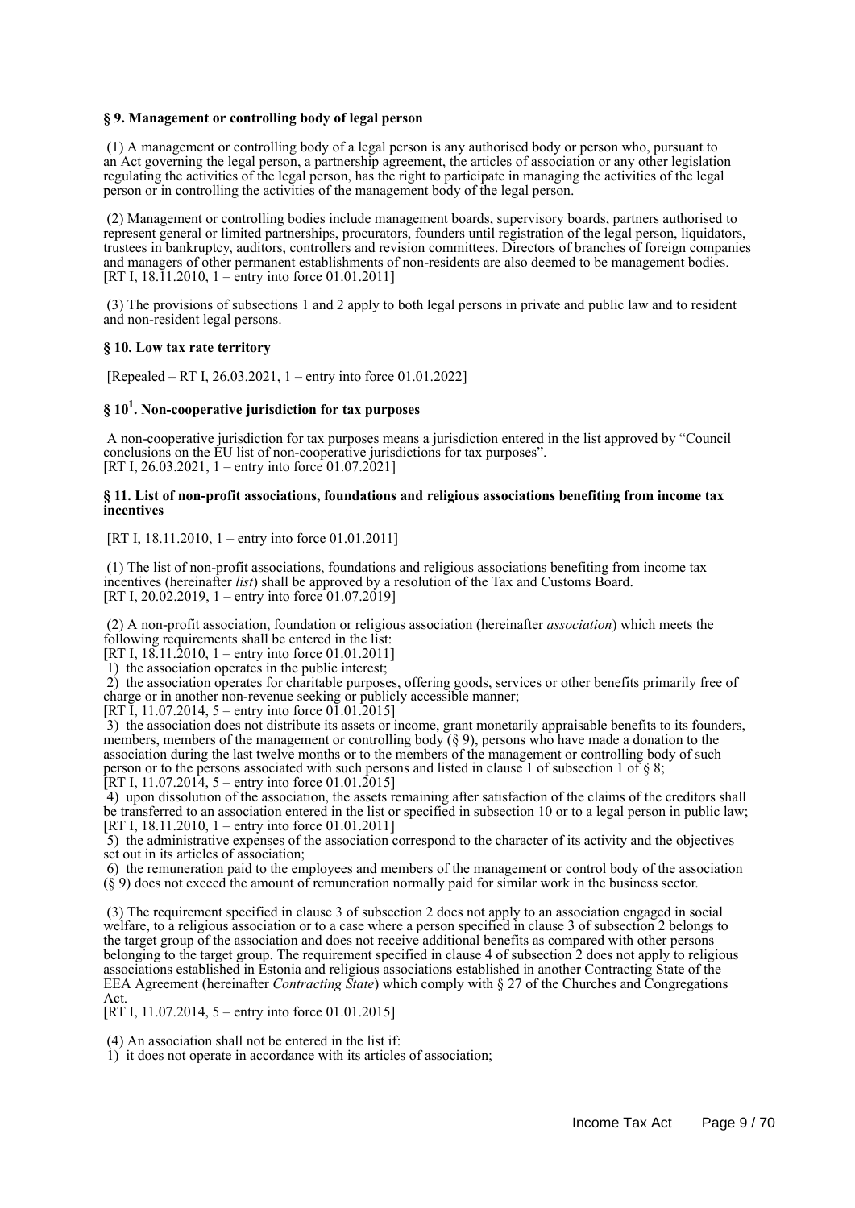### § 9. Management or controlling body of legal person

(1) A management or controlling body of a legal person is any authorised body or person who, pursuant to an Act governing the legal person, a partnership agreement, the articles of association or any other legislation regulating the activities of the legal person, has the right to participate in managing the activities of the legal person or in controlling the activities of the management body of the legal person.

(2) Management or controlling bodies include management boards, supervisory boards, partners authorised to represent general or limited partnerships, procurators, founders until registration of the legal person, liquidators, trustees in bankruptcy, auditors, controllers and revision committees. Directors of branches of foreign companies and managers of other permanent establishments of non-residents are also deemed to be management bodies.
[RT I, 18.11.2010, 1 – entry into force 01.01.2011]

(3) The provisions of subsections 1 and 2 apply to both legal persons in private and public law and to resident and non-resident legal persons.

### § 10. Low tax rate territory

[Repealed – RT I, 26.03.2021, 1 – entry into force 01.01.2022]

### § 10[1]. Non-cooperative jurisdiction for tax purposes

A non-cooperative jurisdiction for tax purposes means a jurisdiction entered in the list approved by "Council conclusions on the EU list of non-cooperative jurisdictions for tax purposes".
[RT I, 26.03.2021, 1 – entry into force 01.07.2021]

### § 11. List of non-profit associations, foundations and religious associations benefiting from income tax incentives

[RT I, 18.11.2010, 1 – entry into force 01.01.2011]

(1) The list of non-profit associations, foundations and religious associations benefiting from income tax incentives (hereinafter *list*) shall be approved by a resolution of the Tax and Customs Board.
[RT I, 20.02.2019, 1 – entry into force 01.07.2019]

(2) A non-profit association, foundation or religious association (hereinafter *association*) which meets the following requirements shall be entered in the list:
[RT I, 18.11.2010, 1 – entry into force 01.01.2011]
1) the association operates in the public interest;
2) the association operates for charitable purposes, offering goods, services or other benefits primarily free of charge or in another non-revenue seeking or publicly accessible manner;
[RT I, 11.07.2014, 5 – entry into force 01.01.2015]
3) the association does not distribute its assets or income, grant monetarily appraisable benefits to its founders, members, members of the management or controlling body (§ 9), persons who have made a donation to the association during the last twelve months or to the members of the management or controlling body of such person or to the persons associated with such persons and listed in clause 1 of subsection 1 of § 8;
[RT I, 11.07.2014, 5 – entry into force 01.01.2015]
4) upon dissolution of the association, the assets remaining after satisfaction of the claims of the creditors shall be transferred to an association entered in the list or specified in subsection 10 or to a legal person in public law;
[RT I, 18.11.2010, 1 – entry into force 01.01.2011]
5) the administrative expenses of the association correspond to the character of its activity and the objectives set out in its articles of association;
6) the remuneration paid to the employees and members of the management or control body of the association (§ 9) does not exceed the amount of remuneration normally paid for similar work in the business sector.

(3) The requirement specified in clause 3 of subsection 2 does not apply to an association engaged in social welfare, to a religious association or to a case where a person specified in clause 3 of subsection 2 belongs to the target group of the association and does not receive additional benefits as compared with other persons belonging to the target group. The requirement specified in clause 4 of subsection 2 does not apply to religious associations established in Estonia and religious associations established in another Contracting State of the EEA Agreement (hereinafter *Contracting State*) which comply with § 27 of the Churches and Congregations Act.
[RT I, 11.07.2014, 5 – entry into force 01.01.2015]

(4) An association shall not be entered in the list if:
1) it does not operate in accordance with its articles of association;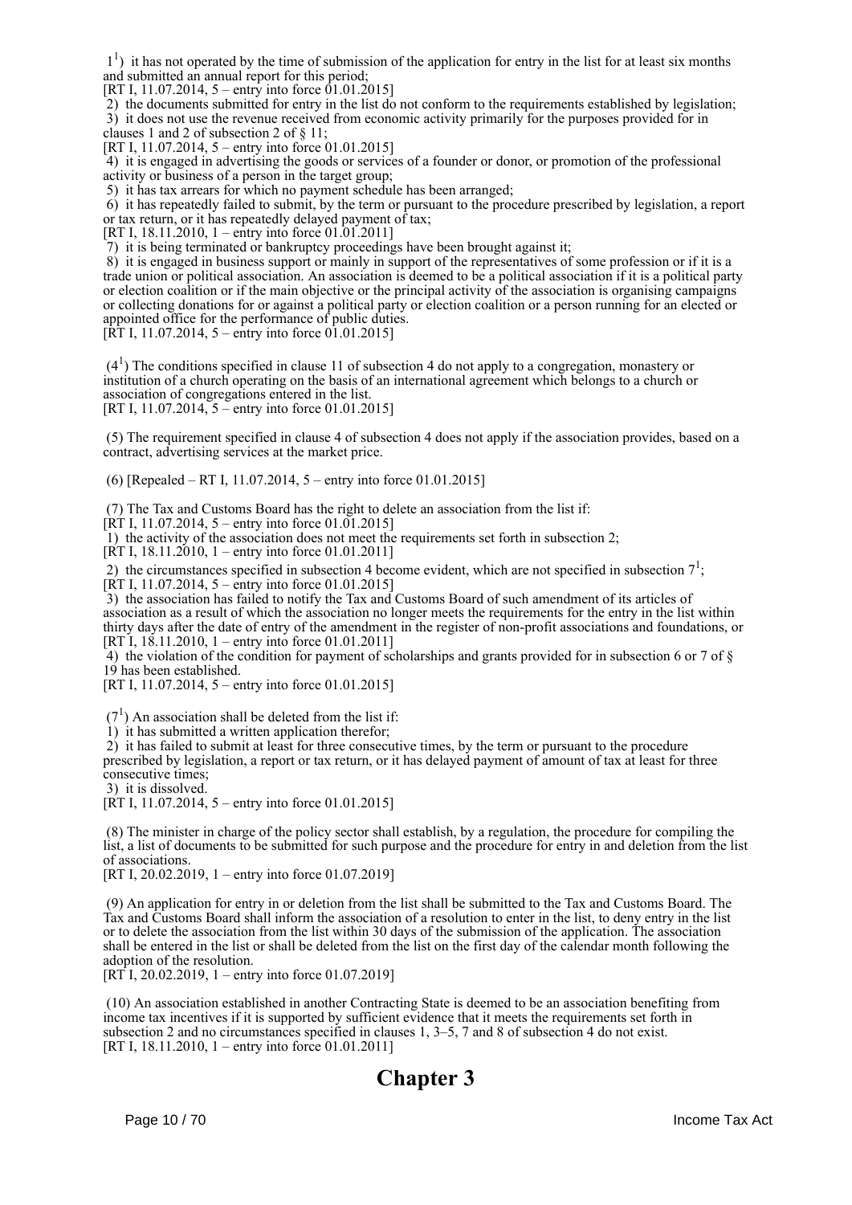1[1]) it has not operated by the time of submission of the application for entry in the list for at least six months and submitted an annual report for this period;
[RT I, 11.07.2014, 5 – entry into force 01.01.2015]
2) the documents submitted for entry in the list do not conform to the requirements established by legislation;
3) it does not use the revenue received from economic activity primarily for the purposes provided for in clauses 1 and 2 of subsection 2 of § 11;
[RT I, 11.07.2014, 5 – entry into force 01.01.2015]
4) it is engaged in advertising the goods or services of a founder or donor, or promotion of the professional activity or business of a person in the target group;
5) it has tax arrears for which no payment schedule has been arranged;
6) it has repeatedly failed to submit, by the term or pursuant to the procedure prescribed by legislation, a report or tax return, or it has repeatedly delayed payment of tax;
[RT I, 18.11.2010, 1 – entry into force 01.01.2011]
7) it is being terminated or bankruptcy proceedings have been brought against it;
8) it is engaged in business support or mainly in support of the representatives of some profession or if it is a trade union or political association. An association is deemed to be a political association if it is a political party or election coalition or if the main objective or the principal activity of the association is organising campaigns or collecting donations for or against a political party or election coalition or a person running for an elected or appointed office for the performance of public duties.
[RT I, 11.07.2014, 5 – entry into force 01.01.2015]

(4[1]) The conditions specified in clause 11 of subsection 4 do not apply to a congregation, monastery or institution of a church operating on the basis of an international agreement which belongs to a church or association of congregations entered in the list.
[RT I, 11.07.2014, 5 – entry into force 01.01.2015]

(5) The requirement specified in clause 4 of subsection 4 does not apply if the association provides, based on a contract, advertising services at the market price.

(6) [Repealed – RT I, 11.07.2014, 5 – entry into force 01.01.2015]

(7) The Tax and Customs Board has the right to delete an association from the list if:
[RT I, 11.07.2014, 5 – entry into force 01.01.2015]
1) the activity of the association does not meet the requirements set forth in subsection 2;
[RT I, 18.11.2010, 1 – entry into force 01.01.2011]
2) the circumstances specified in subsection 4 become evident, which are not specified in subsection 7[1];
[RT I, 11.07.2014, 5 – entry into force 01.01.2015]
3) the association has failed to notify the Tax and Customs Board of such amendment of its articles of association as a result of which the association no longer meets the requirements for the entry in the list within thirty days after the date of entry of the amendment in the register of non-profit associations and foundations, or
[RT I, 18.11.2010, 1 – entry into force 01.01.2011]
4) the violation of the condition for payment of scholarships and grants provided for in subsection 6 or 7 of § 19 has been established.
[RT I, 11.07.2014, 5 – entry into force 01.01.2015]

(7[1]) An association shall be deleted from the list if:
1) it has submitted a written application therefor;
2) it has failed to submit at least for three consecutive times, by the term or pursuant to the procedure prescribed by legislation, a report or tax return, or it has delayed payment of amount of tax at least for three consecutive times;
3) it is dissolved.
[RT I, 11.07.2014, 5 – entry into force 01.01.2015]

(8) The minister in charge of the policy sector shall establish, by a regulation, the procedure for compiling the list, a list of documents to be submitted for such purpose and the procedure for entry in and deletion from the list of associations.
[RT I, 20.02.2019, 1 – entry into force 01.07.2019]

(9) An application for entry in or deletion from the list shall be submitted to the Tax and Customs Board. The Tax and Customs Board shall inform the association of a resolution to enter in the list, to deny entry in the list or to delete the association from the list within 30 days of the submission of the application. The association shall be entered in the list or shall be deleted from the list on the first day of the calendar month following the adoption of the resolution.
[RT I, 20.02.2019, 1 – entry into force 01.07.2019]

(10) An association established in another Contracting State is deemed to be an association benefiting from income tax incentives if it is supported by sufficient evidence that it meets the requirements set forth in subsection 2 and no circumstances specified in clauses 1, 3–5, 7 and 8 of subsection 4 do not exist.
[RT I, 18.11.2010, 1 – entry into force 01.01.2011]

# Chapter 3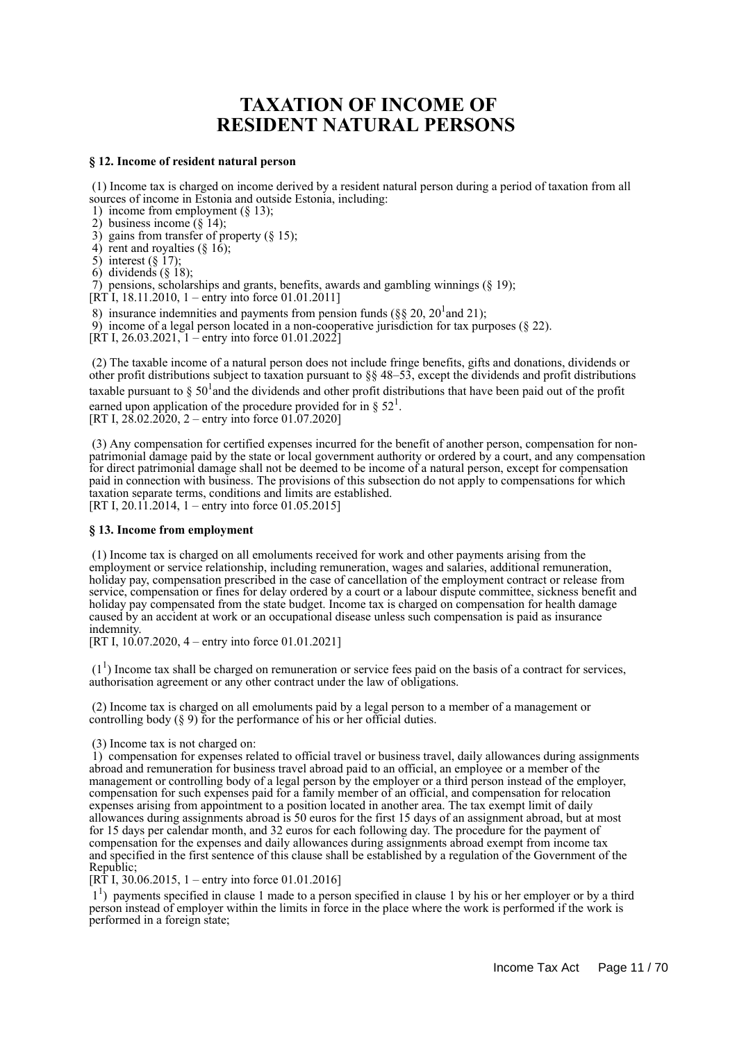# TAXATION OF INCOME OF RESIDENT NATURAL PERSONS

### § 12. Income of resident natural person

(1) Income tax is charged on income derived by a resident natural person during a period of taxation from all sources of income in Estonia and outside Estonia, including:
1) income from employment (§ 13);
2) business income (§ 14);
3) gains from transfer of property (§ 15);
4) rent and royalties (§ 16);
5) interest (§ 17);
6) dividends (§ 18);
7) pensions, scholarships and grants, benefits, awards and gambling winnings (§ 19);
[RT I, 18.11.2010, 1 – entry into force 01.01.2011]
8) insurance indemnities and payments from pension funds (§§ 20, 20[1] and 21);
9) income of a legal person located in a non-cooperative jurisdiction for tax purposes (§ 22).
[RT I, 26.03.2021, 1 – entry into force 01.01.2022]

(2) The taxable income of a natural person does not include fringe benefits, gifts and donations, dividends or other profit distributions subject to taxation pursuant to §§ 48–53, except the dividends and profit distributions taxable pursuant to § 50[1] and the dividends and other profit distributions that have been paid out of the profit earned upon application of the procedure provided for in § 52[1].
[RT I, 28.02.2020, 2 – entry into force 01.07.2020]

(3) Any compensation for certified expenses incurred for the benefit of another person, compensation for non-patrimonial damage paid by the state or local government authority or ordered by a court, and any compensation for direct patrimonial damage shall not be deemed to be income of a natural person, except for compensation paid in connection with business. The provisions of this subsection do not apply to compensations for which taxation separate terms, conditions and limits are established.
[RT I, 20.11.2014, 1 – entry into force 01.05.2015]

### § 13. Income from employment

(1) Income tax is charged on all emoluments received for work and other payments arising from the employment or service relationship, including remuneration, wages and salaries, additional remuneration, holiday pay, compensation prescribed in the case of cancellation of the employment contract or release from service, compensation or fines for delay ordered by a court or a labour dispute committee, sickness benefit and holiday pay compensated from the state budget. Income tax is charged on compensation for health damage caused by an accident at work or an occupational disease unless such compensation is paid as insurance indemnity.
[RT I, 10.07.2020, 4 – entry into force 01.01.2021]

(1[1]) Income tax shall be charged on remuneration or service fees paid on the basis of a contract for services, authorisation agreement or any other contract under the law of obligations.

(2) Income tax is charged on all emoluments paid by a legal person to a member of a management or controlling body (§ 9) for the performance of his or her official duties.

(3) Income tax is not charged on:
1) compensation for expenses related to official travel or business travel, daily allowances during assignments abroad and remuneration for business travel abroad paid to an official, an employee or a member of the management or controlling body of a legal person by the employer or a third person instead of the employer, compensation for such expenses paid for a family member of an official, and compensation for relocation expenses arising from appointment to a position located in another area. The tax exempt limit of daily allowances during assignments abroad is 50 euros for the first 15 days of an assignment abroad, but at most for 15 days per calendar month, and 32 euros for each following day. The procedure for the payment of compensation for the expenses and daily allowances during assignments abroad exempt from income tax and specified in the first sentence of this clause shall be established by a regulation of the Government of the Republic;
[RT I, 30.06.2015, 1 – entry into force 01.01.2016]
1[1]) payments specified in clause 1 made to a person specified in clause 1 by his or her employer or by a third person instead of employer within the limits in force in the place where the work is performed if the work is performed in a foreign state;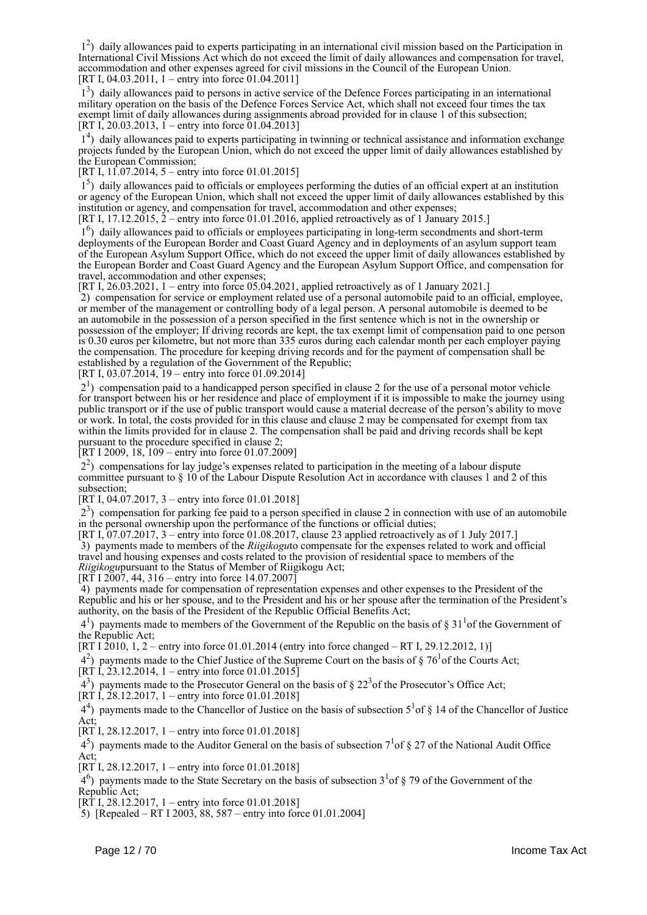$1^2$) daily allowances paid to experts participating in an international civil mission based on the Participation in International Civil Missions Act which do not exceed the limit of daily allowances and compensation for travel, accommodation and other expenses agreed for civil missions in the Council of the European Union.
[RT I, 04.03.2011, 1 – entry into force 01.04.2011]

$1^3$) daily allowances paid to persons in active service of the Defence Forces participating in an international military operation on the basis of the Defence Forces Service Act, which shall not exceed four times the tax exempt limit of daily allowances during assignments abroad provided for in clause 1 of this subsection;
[RT I, 20.03.2013, 1 – entry into force 01.04.2013]

$1^4$) daily allowances paid to experts participating in twinning or technical assistance and information exchange projects funded by the European Union, which do not exceed the upper limit of daily allowances established by the European Commission;
[RT I, 11.07.2014, 5 – entry into force 01.01.2015]

$1^5$) daily allowances paid to officials or employees performing the duties of an official expert at an institution or agency of the European Union, which shall not exceed the upper limit of daily allowances established by this institution or agency, and compensation for travel, accommodation and other expenses;
[RT I, 17.12.2015, 2 – entry into force 01.01.2016, applied retroactively as of 1 January 2015.]

$1^6$) daily allowances paid to officials or employees participating in long-term secondments and short-term deployments of the European Border and Coast Guard Agency and in deployments of an asylum support team of the European Asylum Support Office, which do not exceed the upper limit of daily allowances established by the European Border and Coast Guard Agency and the European Asylum Support Office, and compensation for travel, accommodation and other expenses;
[RT I, 26.03.2021, 1 – entry into force 05.04.2021, applied retroactively as of 1 January 2021.]

2) compensation for service or employment related use of a personal automobile paid to an official, employee, or member of the management or controlling body of a legal person. A personal automobile is deemed to be an automobile in the possession of a person specified in the first sentence which is not in the ownership or possession of the employer; If driving records are kept, the tax exempt limit of compensation paid to one person is 0.30 euros per kilometre, but not more than 335 euros during each calendar month per each employer paying the compensation. The procedure for keeping driving records and for the payment of compensation shall be established by a regulation of the Government of the Republic;
[RT I, 03.07.2014, 19 – entry into force 01.09.2014]

$2^1$) compensation paid to a handicapped person specified in clause 2 for the use of a personal motor vehicle for transport between his or her residence and place of employment if it is impossible to make the journey using public transport or if the use of public transport would cause a material decrease of the person's ability to move or work. In total, the costs provided for in this clause and clause 2 may be compensated for exempt from tax within the limits provided for in clause 2. The compensation shall be paid and driving records shall be kept pursuant to the procedure specified in clause 2;
[RT I 2009, 18, 109 – entry into force 01.07.2009]

$2^2$) compensations for lay judge's expenses related to participation in the meeting of a labour dispute committee pursuant to § 10 of the Labour Dispute Resolution Act in accordance with clauses 1 and 2 of this subsection;
[RT I, 04.07.2017, 3 – entry into force 01.01.2018]

$2^3$) compensation for parking fee paid to a person specified in clause 2 in connection with use of an automobile in the personal ownership upon the performance of the functions or official duties;
[RT I, 07.07.2017, 3 – entry into force 01.08.2017, clause 23 applied retroactively as of 1 July 2017.]

3) payments made to members of the *Riigikogu*to compensate for the expenses related to work and official travel and housing expenses and costs related to the provision of residential space to members of the *Riigikogu*pursuant to the Status of Member of Riigikogu Act;
[RT I 2007, 44, 316 – entry into force 14.07.2007]

4) payments made for compensation of representation expenses and other expenses to the President of the Republic and his or her spouse, and to the President and his or her spouse after the termination of the President's authority, on the basis of the President of the Republic Official Benefits Act;

$4^1$) payments made to members of the Government of the Republic on the basis of § $31^1$of the Government of the Republic Act;
[RT I 2010, 1, 2 – entry into force 01.01.2014 (entry into force changed – RT I, 29.12.2012, 1)]

$4^2$) payments made to the Chief Justice of the Supreme Court on the basis of § $76^1$of the Courts Act;
[RT I, 23.12.2014, 1 – entry into force 01.01.2015]

$4^3$) payments made to the Prosecutor General on the basis of § $22^3$of the Prosecutor's Office Act;
[RT I, 28.12.2017, 1 – entry into force 01.01.2018]

$4^4$) payments made to the Chancellor of Justice on the basis of subsection $5^1$of § 14 of the Chancellor of Justice Act;
[RT I, 28.12.2017, 1 – entry into force 01.01.2018]

$4^5$) payments made to the Auditor General on the basis of subsection $7^1$of § 27 of the National Audit Office Act;
[RT I, 28.12.2017, 1 – entry into force 01.01.2018]

$4^6$) payments made to the State Secretary on the basis of subsection $3^1$of § 79 of the Government of the Republic Act;
[RT I, 28.12.2017, 1 – entry into force 01.01.2018]

5) [Repealed – RT I 2003, 88, 587 – entry into force 01.01.2004]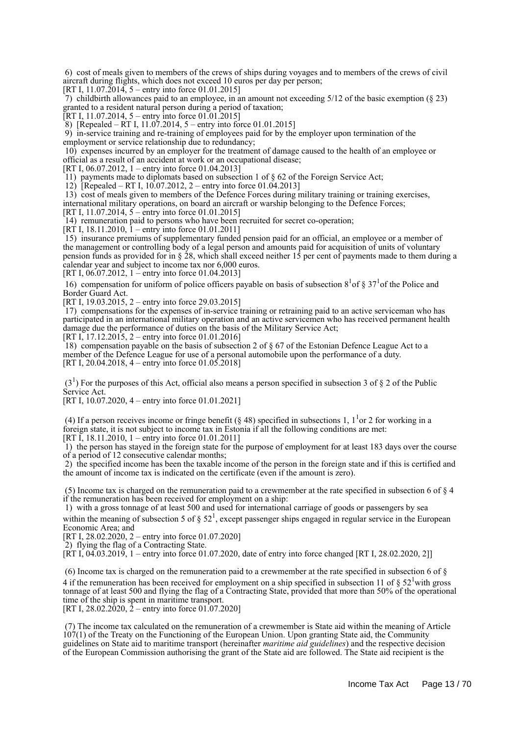6) cost of meals given to members of the crews of ships during voyages and to members of the crews of civil aircraft during flights, which does not exceed 10 euros per day per person;
[RT I, 11.07.2014, 5 – entry into force 01.01.2015]

7) childbirth allowances paid to an employee, in an amount not exceeding 5/12 of the basic exemption (§ 23) granted to a resident natural person during a period of taxation;
[RT I, 11.07.2014, 5 – entry into force 01.01.2015]

8) [Repealed – RT I, 11.07.2014, 5 – entry into force 01.01.2015]

9) in-service training and re-training of employees paid for by the employer upon termination of the employment or service relationship due to redundancy;

10) expenses incurred by an employer for the treatment of damage caused to the health of an employee or official as a result of an accident at work or an occupational disease;
[RT I, 06.07.2012, 1 – entry into force 01.04.2013]

11) payments made to diplomats based on subsection 1 of § 62 of the Foreign Service Act;

12) [Repealed – RT I, 10.07.2012, 2 – entry into force 01.04.2013]

13) cost of meals given to members of the Defence Forces during military training or training exercises, international military operations, on board an aircraft or warship belonging to the Defence Forces;
[RT I, 11.07.2014, 5 – entry into force 01.01.2015]

14) remuneration paid to persons who have been recruited for secret co-operation;
[RT I, 18.11.2010, 1 – entry into force 01.01.2011]

15) insurance premiums of supplementary funded pension paid for an official, an employee or a member of the management or controlling body of a legal person and amounts paid for acquisition of units of voluntary pension funds as provided for in § 28, which shall exceed neither 15 per cent of payments made to them during a calendar year and subject to income tax nor 6,000 euros.
[RT I, 06.07.2012, 1 – entry into force 01.04.2013]

16) compensation for uniform of police officers payable on basis of subsection 8[1] of § 37[1] of the Police and Border Guard Act.
[RT I, 19.03.2015, 2 – entry into force 29.03.2015]

17) compensations for the expenses of in-service training or retraining paid to an active serviceman who has participated in an international military operation and an active servicemen who has received permanent health damage due the performance of duties on the basis of the Military Service Act;
[RT I, 17.12.2015, 2 – entry into force 01.01.2016]

18) compensation payable on the basis of subsection 2 of § 67 of the Estonian Defence League Act to a member of the Defence League for use of a personal automobile upon the performance of a duty.
[RT I, 20.04.2018, 4 – entry into force 01.05.2018]

(3[1]) For the purposes of this Act, official also means a person specified in subsection 3 of § 2 of the Public Service Act.
[RT I, 10.07.2020, 4 – entry into force 01.01.2021]

(4) If a person receives income or fringe benefit (§ 48) specified in subsections 1, 1[1] or 2 for working in a foreign state, it is not subject to income tax in Estonia if all the following conditions are met:
[RT I, 18.11.2010, 1 – entry into force 01.01.2011]

1) the person has stayed in the foreign state for the purpose of employment for at least 183 days over the course of a period of 12 consecutive calendar months;

2) the specified income has been the taxable income of the person in the foreign state and if this is certified and the amount of income tax is indicated on the certificate (even if the amount is zero).

(5) Income tax is charged on the remuneration paid to a crewmember at the rate specified in subsection 6 of § 4 if the remuneration has been received for employment on a ship:

1) with a gross tonnage of at least 500 and used for international carriage of goods or passengers by sea within the meaning of subsection 5 of § 52[1], except passenger ships engaged in regular service in the European Economic Area; and
[RT I, 28.02.2020, 2 – entry into force 01.07.2020]

2) flying the flag of a Contracting State.
[RT I, 04.03.2019, 1 – entry into force 01.07.2020, date of entry into force changed [RT I, 28.02.2020, 2]]

(6) Income tax is charged on the remuneration paid to a crewmember at the rate specified in subsection 6 of § 4 if the remuneration has been received for employment on a ship specified in subsection 11 of § 52[1] with gross tonnage of at least 500 and flying the flag of a Contracting State, provided that more than 50% of the operational time of the ship is spent in maritime transport.
[RT I, 28.02.2020, 2 – entry into force 01.07.2020]

(7) The income tax calculated on the remuneration of a crewmember is State aid within the meaning of Article 107(1) of the Treaty on the Functioning of the European Union. Upon granting State aid, the Community guidelines on State aid to maritime transport (hereinafter *maritime aid guidelines*) and the respective decision of the European Commission authorising the grant of the State aid are followed. The State aid recipient is the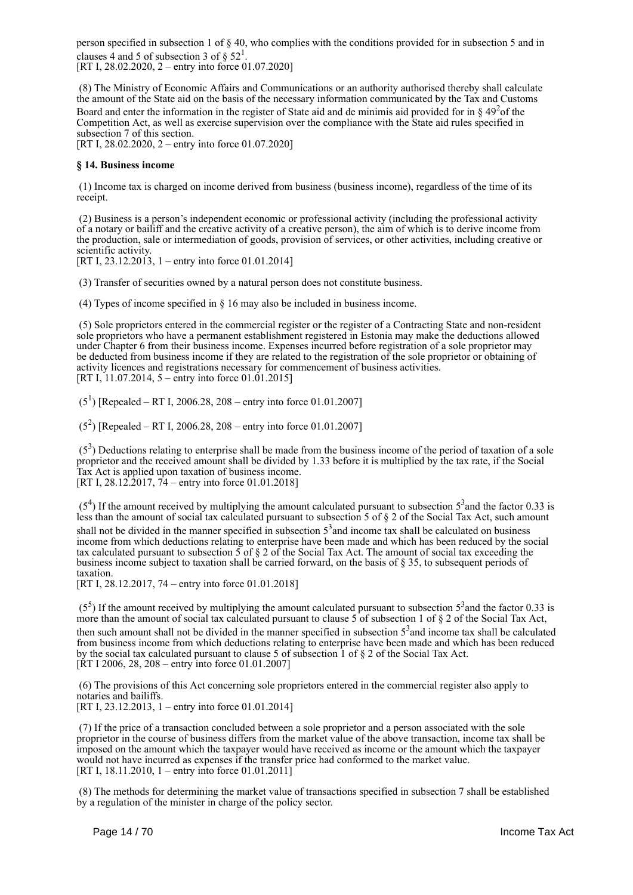person specified in subsection 1 of § 40, who complies with the conditions provided for in subsection 5 and in clauses 4 and 5 of subsection 3 of § 52[1].
[RT I, 28.02.2020, 2 – entry into force 01.07.2020]

(8) The Ministry of Economic Affairs and Communications or an authority authorised thereby shall calculate the amount of the State aid on the basis of the necessary information communicated by the Tax and Customs Board and enter the information in the register of State aid and de minimis aid provided for in § 49[2]of the Competition Act, as well as exercise supervision over the compliance with the State aid rules specified in subsection 7 of this section.
[RT I, 28.02.2020, 2 – entry into force 01.07.2020]

### § 14. Business income

(1) Income tax is charged on income derived from business (business income), regardless of the time of its receipt.

(2) Business is a person's independent economic or professional activity (including the professional activity of a notary or bailiff and the creative activity of a creative person), the aim of which is to derive income from the production, sale or intermediation of goods, provision of services, or other activities, including creative or scientific activity.
[RT I, 23.12.2013, 1 – entry into force 01.01.2014]

(3) Transfer of securities owned by a natural person does not constitute business.

(4) Types of income specified in § 16 may also be included in business income.

(5) Sole proprietors entered in the commercial register or the register of a Contracting State and non-resident sole proprietors who have a permanent establishment registered in Estonia may make the deductions allowed under Chapter 6 from their business income. Expenses incurred before registration of a sole proprietor may be deducted from business income if they are related to the registration of the sole proprietor or obtaining of activity licences and registrations necessary for commencement of business activities.
[RT I, 11.07.2014, 5 – entry into force 01.01.2015]

(5[1]) [Repealed – RT I, 2006.28, 208 – entry into force 01.01.2007]

(5[2]) [Repealed – RT I, 2006.28, 208 – entry into force 01.01.2007]

(5[3]) Deductions relating to enterprise shall be made from the business income of the period of taxation of a sole proprietor and the received amount shall be divided by 1.33 before it is multiplied by the tax rate, if the Social Tax Act is applied upon taxation of business income.
[RT I, 28.12.2017, 74 – entry into force 01.01.2018]

(5[4]) If the amount received by multiplying the amount calculated pursuant to subsection 5[3]and the factor 0.33 is less than the amount of social tax calculated pursuant to subsection 5 of § 2 of the Social Tax Act, such amount shall not be divided in the manner specified in subsection 5[3]and income tax shall be calculated on business income from which deductions relating to enterprise have been made and which has been reduced by the social tax calculated pursuant to subsection 5 of § 2 of the Social Tax Act. The amount of social tax exceeding the business income subject to taxation shall be carried forward, on the basis of § 35, to subsequent periods of taxation.
[RT I, 28.12.2017, 74 – entry into force 01.01.2018]

(5[5]) If the amount received by multiplying the amount calculated pursuant to subsection 5[3]and the factor 0.33 is more than the amount of social tax calculated pursuant to clause 5 of subsection 1 of § 2 of the Social Tax Act, then such amount shall not be divided in the manner specified in subsection 5[3]and income tax shall be calculated from business income from which deductions relating to enterprise have been made and which has been reduced by the social tax calculated pursuant to clause 5 of subsection 1 of § 2 of the Social Tax Act.
[RT I 2006, 28, 208 – entry into force 01.01.2007]

(6) The provisions of this Act concerning sole proprietors entered in the commercial register also apply to notaries and bailiffs.
[RT I, 23.12.2013, 1 – entry into force 01.01.2014]

(7) If the price of a transaction concluded between a sole proprietor and a person associated with the sole proprietor in the course of business differs from the market value of the above transaction, income tax shall be imposed on the amount which the taxpayer would have received as income or the amount which the taxpayer would not have incurred as expenses if the transfer price had conformed to the market value.
[RT I, 18.11.2010, 1 – entry into force 01.01.2011]

(8) The methods for determining the market value of transactions specified in subsection 7 shall be established by a regulation of the minister in charge of the policy sector.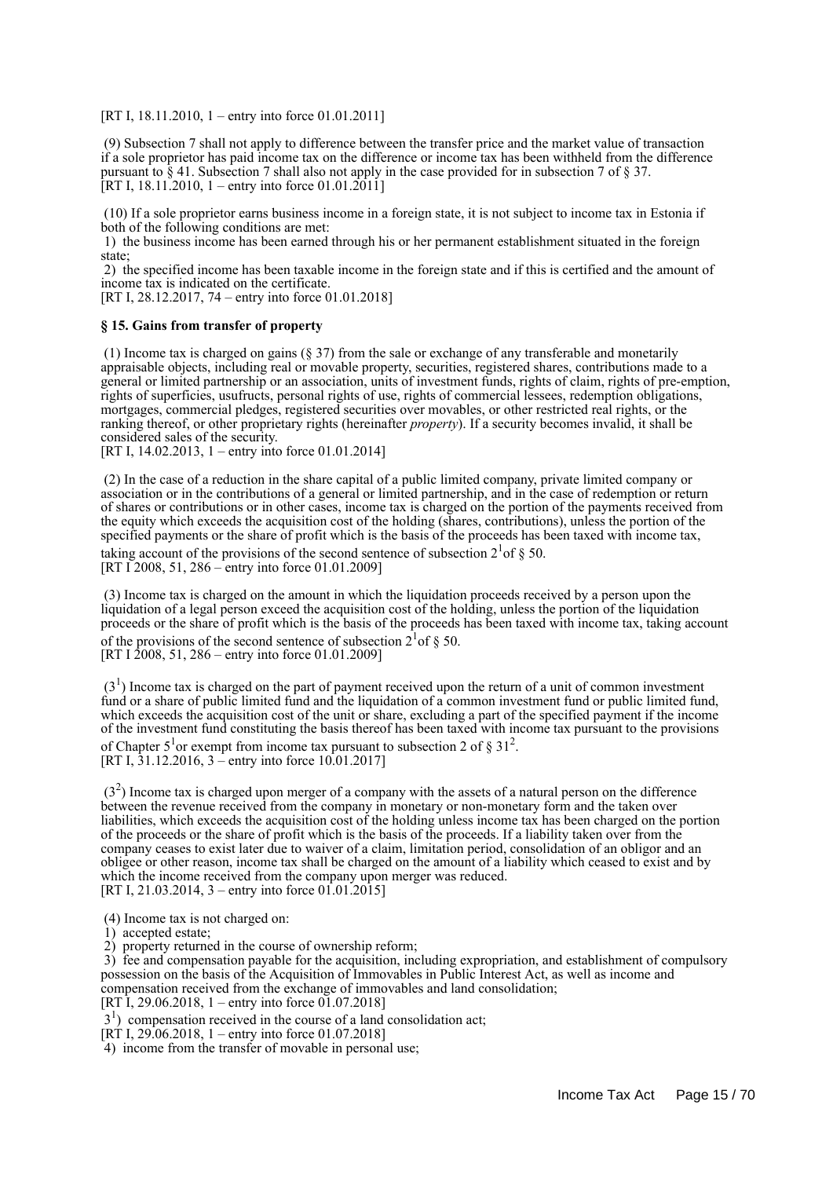[RT I, 18.11.2010, 1 – entry into force 01.01.2011]

(9) Subsection 7 shall not apply to difference between the transfer price and the market value of transaction if a sole proprietor has paid income tax on the difference or income tax has been withheld from the difference pursuant to § 41. Subsection 7 shall also not apply in the case provided for in subsection 7 of § 37.
[RT I, 18.11.2010, 1 – entry into force 01.01.2011]

(10) If a sole proprietor earns business income in a foreign state, it is not subject to income tax in Estonia if both of the following conditions are met:
1) the business income has been earned through his or her permanent establishment situated in the foreign state;
2) the specified income has been taxable income in the foreign state and if this is certified and the amount of income tax is indicated on the certificate.
[RT I, 28.12.2017, 74 – entry into force 01.01.2018]

**§ 15. Gains from transfer of property**

(1) Income tax is charged on gains (§ 37) from the sale or exchange of any transferable and monetarily appraisable objects, including real or movable property, securities, registered shares, contributions made to a general or limited partnership or an association, units of investment funds, rights of claim, rights of pre-emption, rights of superficies, usufructs, personal rights of use, rights of commercial lessees, redemption obligations, mortgages, commercial pledges, registered securities over movables, or other restricted real rights, or the ranking thereof, or other proprietary rights (hereinafter *property*). If a security becomes invalid, it shall be considered sales of the security.
[RT I, 14.02.2013, 1 – entry into force 01.01.2014]

(2) In the case of a reduction in the share capital of a public limited company, private limited company or association or in the contributions of a general or limited partnership, and in the case of redemption or return of shares or contributions or in other cases, income tax is charged on the portion of the payments received from the equity which exceeds the acquisition cost of the holding (shares, contributions), unless the portion of the specified payments or the share of profit which is the basis of the proceeds has been taxed with income tax, taking account of the provisions of the second sentence of subsection $2^1$ of § 50.
[RT I 2008, 51, 286 – entry into force 01.01.2009]

(3) Income tax is charged on the amount in which the liquidation proceeds received by a person upon the liquidation of a legal person exceed the acquisition cost of the holding, unless the portion of the liquidation proceeds or the share of profit which is the basis of the proceeds has been taxed with income tax, taking account of the provisions of the second sentence of subsection $2^1$ of § 50.
[RT I 2008, 51, 286 – entry into force 01.01.2009]

($3^1$) Income tax is charged on the part of payment received upon the return of a unit of common investment fund or a share of public limited fund and the liquidation of a common investment fund or public limited fund, which exceeds the acquisition cost of the unit or share, excluding a part of the specified payment if the income of the investment fund constituting the basis thereof has been taxed with income tax pursuant to the provisions of Chapter $5^1$ or exempt from income tax pursuant to subsection 2 of § $31^2$.
[RT I, 31.12.2016, 3 – entry into force 10.01.2017]

($3^2$) Income tax is charged upon merger of a company with the assets of a natural person on the difference between the revenue received from the company in monetary or non-monetary form and the taken over liabilities, which exceeds the acquisition cost of the holding unless income tax has been charged on the portion of the proceeds or the share of profit which is the basis of the proceeds. If a liability taken over from the company ceases to exist later due to waiver of a claim, limitation period, consolidation of an obligor and an obligee or other reason, income tax shall be charged on the amount of a liability which ceased to exist and by which the income received from the company upon merger was reduced.
[RT I, 21.03.2014, 3 – entry into force 01.01.2015]

(4) Income tax is not charged on:
1) accepted estate;
2) property returned in the course of ownership reform;
3) fee and compensation payable for the acquisition, including expropriation, and establishment of compulsory possession on the basis of the Acquisition of Immovables in Public Interest Act, as well as income and compensation received from the exchange of immovables and land consolidation;
[RT I, 29.06.2018, 1 – entry into force 01.07.2018]
$3^1$) compensation received in the course of a land consolidation act;
[RT I, 29.06.2018, 1 – entry into force 01.07.2018]
4) income from the transfer of movable in personal use;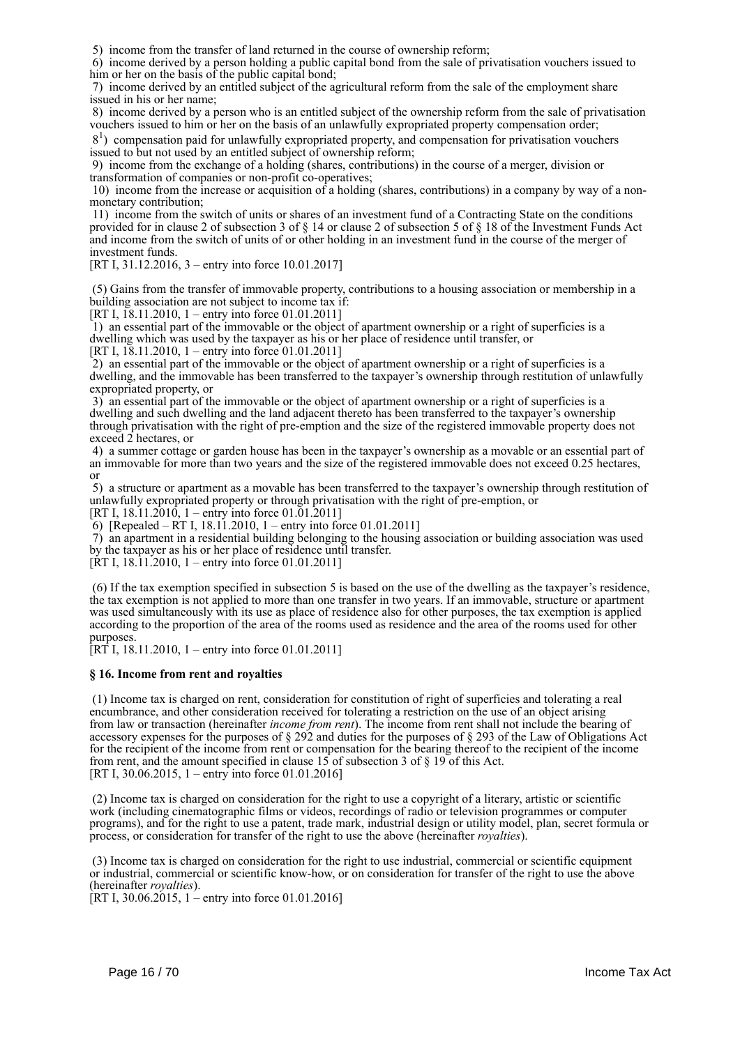5) income from the transfer of land returned in the course of ownership reform;

6) income derived by a person holding a public capital bond from the sale of privatisation vouchers issued to him or her on the basis of the public capital bond;

7) income derived by an entitled subject of the agricultural reform from the sale of the employment share issued in his or her name;

8) income derived by a person who is an entitled subject of the ownership reform from the sale of privatisation vouchers issued to him or her on the basis of an unlawfully expropriated property compensation order;

8[1]) compensation paid for unlawfully expropriated property, and compensation for privatisation vouchers issued to but not used by an entitled subject of ownership reform;

9) income from the exchange of a holding (shares, contributions) in the course of a merger, division or transformation of companies or non-profit co-operatives;

10) income from the increase or acquisition of a holding (shares, contributions) in a company by way of a non-monetary contribution;

11) income from the switch of units or shares of an investment fund of a Contracting State on the conditions provided for in clause 2 of subsection 3 of § 14 or clause 2 of subsection 5 of § 18 of the Investment Funds Act and income from the switch of units of or other holding in an investment fund in the course of the merger of investment funds.

[RT I, 31.12.2016, 3 – entry into force 10.01.2017]

(5) Gains from the transfer of immovable property, contributions to a housing association or membership in a building association are not subject to income tax if:

[RT I, 18.11.2010, 1 – entry into force 01.01.2011]

1) an essential part of the immovable or the object of apartment ownership or a right of superficies is a dwelling which was used by the taxpayer as his or her place of residence until transfer, or

[RT I, 18.11.2010, 1 – entry into force 01.01.2011]

2) an essential part of the immovable or the object of apartment ownership or a right of superficies is a dwelling, and the immovable has been transferred to the taxpayer's ownership through restitution of unlawfully expropriated property, or

3) an essential part of the immovable or the object of apartment ownership or a right of superficies is a dwelling and such dwelling and the land adjacent thereto has been transferred to the taxpayer's ownership through privatisation with the right of pre-emption and the size of the registered immovable property does not exceed 2 hectares, or

4) a summer cottage or garden house has been in the taxpayer's ownership as a movable or an essential part of an immovable for more than two years and the size of the registered immovable does not exceed 0.25 hectares, or

5) a structure or apartment as a movable has been transferred to the taxpayer's ownership through restitution of unlawfully expropriated property or through privatisation with the right of pre-emption, or

[RT I, 18.11.2010, 1 – entry into force 01.01.2011]

6) [Repealed – RT I, 18.11.2010, 1 – entry into force 01.01.2011]

7) an apartment in a residential building belonging to the housing association or building association was used by the taxpayer as his or her place of residence until transfer.

[RT I, 18.11.2010, 1 – entry into force 01.01.2011]

(6) If the tax exemption specified in subsection 5 is based on the use of the dwelling as the taxpayer's residence, the tax exemption is not applied to more than one transfer in two years. If an immovable, structure or apartment was used simultaneously with its use as place of residence also for other purposes, the tax exemption is applied according to the proportion of the area of the rooms used as residence and the area of the rooms used for other purposes.

[RT I, 18.11.2010, 1 – entry into force 01.01.2011]

### § 16. Income from rent and royalties

(1) Income tax is charged on rent, consideration for constitution of right of superficies and tolerating a real encumbrance, and other consideration received for tolerating a restriction on the use of an object arising from law or transaction (hereinafter *income from rent*). The income from rent shall not include the bearing of accessory expenses for the purposes of § 292 and duties for the purposes of § 293 of the Law of Obligations Act for the recipient of the income from rent or compensation for the bearing thereof to the recipient of the income from rent, and the amount specified in clause 15 of subsection 3 of § 19 of this Act.

[RT I, 30.06.2015, 1 – entry into force 01.01.2016]

(2) Income tax is charged on consideration for the right to use a copyright of a literary, artistic or scientific work (including cinematographic films or videos, recordings of radio or television programmes or computer programs), and for the right to use a patent, trade mark, industrial design or utility model, plan, secret formula or process, or consideration for transfer of the right to use the above (hereinafter *royalties*).

(3) Income tax is charged on consideration for the right to use industrial, commercial or scientific equipment or industrial, commercial or scientific know-how, or on consideration for transfer of the right to use the above (hereinafter *royalties*).

[RT I, 30.06.2015, 1 – entry into force 01.01.2016]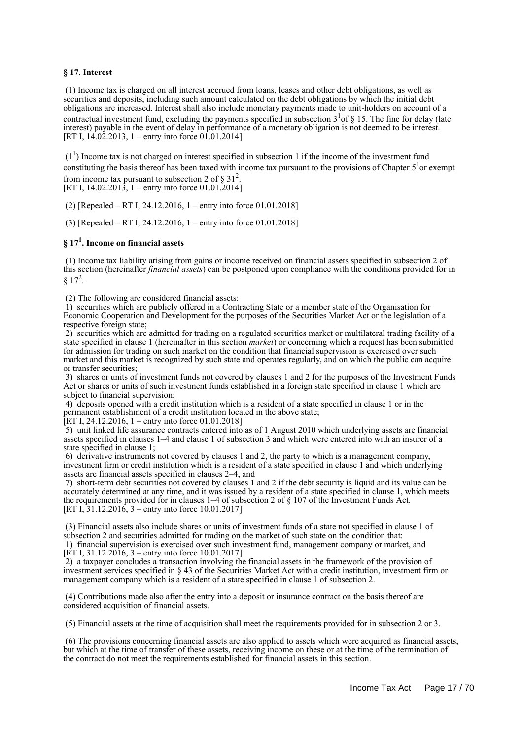### § 17. Interest

(1) Income tax is charged on all interest accrued from loans, leases and other debt obligations, as well as securities and deposits, including such amount calculated on the debt obligations by which the initial debt obligations are increased. Interest shall also include monetary payments made to unit-holders on account of a contractual investment fund, excluding the payments specified in subsection $3^1$ of § 15. The fine for delay (late interest) payable in the event of delay in performance of a monetary obligation is not deemed to be interest.
[RT I, 14.02.2013, 1 – entry into force 01.01.2014]

($1^1$) Income tax is not charged on interest specified in subsection 1 if the income of the investment fund constituting the basis thereof has been taxed with income tax pursuant to the provisions of Chapter $5^1$ or exempt from income tax pursuant to subsection 2 of § $31^2$.
[RT I, 14.02.2013, 1 – entry into force 01.01.2014]

(2) [Repealed – RT I, 24.12.2016, 1 – entry into force 01.01.2018]

(3) [Repealed – RT I, 24.12.2016, 1 – entry into force 01.01.2018]

### § $17^1$. Income on financial assets

(1) Income tax liability arising from gains or income received on financial assets specified in subsection 2 of this section (hereinafter *financial assets*) can be postponed upon compliance with the conditions provided for in § $17^2$.

(2) The following are considered financial assets:
1) securities which are publicly offered in a Contracting State or a member state of the Organisation for Economic Cooperation and Development for the purposes of the Securities Market Act or the legislation of a respective foreign state;
2) securities which are admitted for trading on a regulated securities market or multilateral trading facility of a state specified in clause 1 (hereinafter in this section *market*) or concerning which a request has been submitted for admission for trading on such market on the condition that financial supervision is exercised over such market and this market is recognized by such state and operates regularly, and on which the public can acquire or transfer securities;
3) shares or units of investment funds not covered by clauses 1 and 2 for the purposes of the Investment Funds Act or shares or units of such investment funds established in a foreign state specified in clause 1 which are subject to financial supervision;
4) deposits opened with a credit institution which is a resident of a state specified in clause 1 or in the permanent establishment of a credit institution located in the above state;
[RT I, 24.12.2016, 1 – entry into force 01.01.2018]
5) unit linked life assurance contracts entered into as of 1 August 2010 which underlying assets are financial assets specified in clauses 1–4 and clause 1 of subsection 3 and which were entered into with an insurer of a state specified in clause 1;
6) derivative instruments not covered by clauses 1 and 2, the party to which is a management company, investment firm or credit institution which is a resident of a state specified in clause 1 and which underlying assets are financial assets specified in clauses 2–4, and
7) short-term debt securities not covered by clauses 1 and 2 if the debt security is liquid and its value can be accurately determined at any time, and it was issued by a resident of a state specified in clause 1, which meets the requirements provided for in clauses 1–4 of subsection 2 of § 107 of the Investment Funds Act.
[RT I, 31.12.2016, 3 – entry into force 10.01.2017]

(3) Financial assets also include shares or units of investment funds of a state not specified in clause 1 of subsection 2 and securities admitted for trading on the market of such state on the condition that:
1) financial supervision is exercised over such investment fund, management company or market, and
[RT I, 31.12.2016, 3 – entry into force 10.01.2017]
2) a taxpayer concludes a transaction involving the financial assets in the framework of the provision of investment services specified in § 43 of the Securities Market Act with a credit institution, investment firm or management company which is a resident of a state specified in clause 1 of subsection 2.

(4) Contributions made also after the entry into a deposit or insurance contract on the basis thereof are considered acquisition of financial assets.

(5) Financial assets at the time of acquisition shall meet the requirements provided for in subsection 2 or 3.

(6) The provisions concerning financial assets are also applied to assets which were acquired as financial assets, but which at the time of transfer of these assets, receiving income on these or at the time of the termination of the contract do not meet the requirements established for financial assets in this section.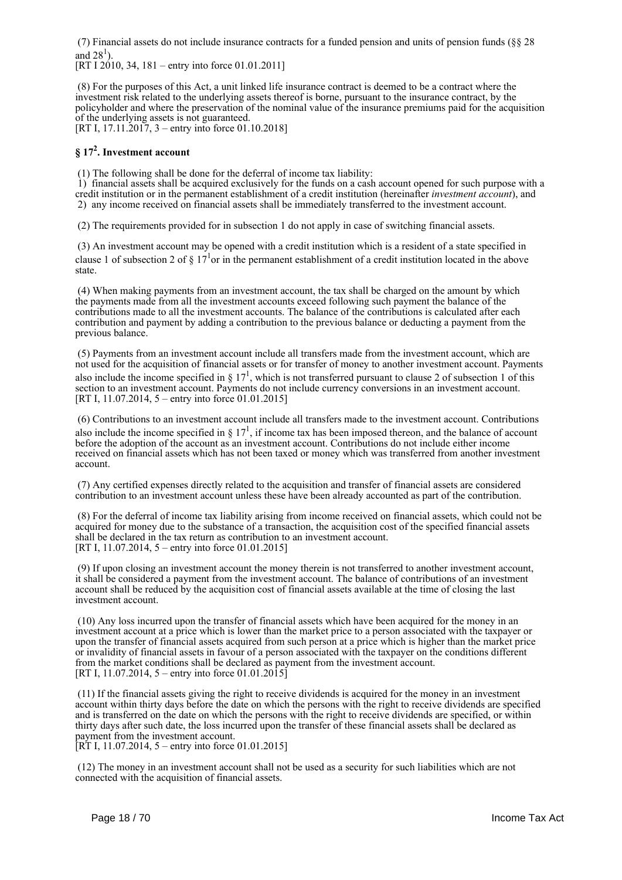(7) Financial assets do not include insurance contracts for a funded pension and units of pension funds (§§ 28 and $28^1$).
[RT I 2010, 34, 181 – entry into force 01.01.2011]

(8) For the purposes of this Act, a unit linked life insurance contract is deemed to be a contract where the investment risk related to the underlying assets thereof is borne, pursuant to the insurance contract, by the policyholder and where the preservation of the nominal value of the insurance premiums paid for the acquisition of the underlying assets is not guaranteed.
[RT I, 17.11.2017, 3 – entry into force 01.10.2018]

### § $17^2$. Investment account

(1) The following shall be done for the deferral of income tax liability:
1) financial assets shall be acquired exclusively for the funds on a cash account opened for such purpose with a credit institution or in the permanent establishment of a credit institution (hereinafter *investment account*), and
2) any income received on financial assets shall be immediately transferred to the investment account.

(2) The requirements provided for in subsection 1 do not apply in case of switching financial assets.

(3) An investment account may be opened with a credit institution which is a resident of a state specified in clause 1 of subsection 2 of § $17^1$or in the permanent establishment of a credit institution located in the above state.

(4) When making payments from an investment account, the tax shall be charged on the amount by which the payments made from all the investment accounts exceed following such payment the balance of the contributions made to all the investment accounts. The balance of the contributions is calculated after each contribution and payment by adding a contribution to the previous balance or deducting a payment from the previous balance.

(5) Payments from an investment account include all transfers made from the investment account, which are not used for the acquisition of financial assets or for transfer of money to another investment account. Payments also include the income specified in § $17^1$, which is not transferred pursuant to clause 2 of subsection 1 of this section to an investment account. Payments do not include currency conversions in an investment account.
[RT I, 11.07.2014, 5 – entry into force 01.01.2015]

(6) Contributions to an investment account include all transfers made to the investment account. Contributions also include the income specified in § $17^1$, if income tax has been imposed thereon, and the balance of account before the adoption of the account as an investment account. Contributions do not include either income received on financial assets which has not been taxed or money which was transferred from another investment account.

(7) Any certified expenses directly related to the acquisition and transfer of financial assets are considered contribution to an investment account unless these have been already accounted as part of the contribution.

(8) For the deferral of income tax liability arising from income received on financial assets, which could not be acquired for money due to the substance of a transaction, the acquisition cost of the specified financial assets shall be declared in the tax return as contribution to an investment account.
[RT I, 11.07.2014, 5 – entry into force 01.01.2015]

(9) If upon closing an investment account the money therein is not transferred to another investment account, it shall be considered a payment from the investment account. The balance of contributions of an investment account shall be reduced by the acquisition cost of financial assets available at the time of closing the last investment account.

(10) Any loss incurred upon the transfer of financial assets which have been acquired for the money in an investment account at a price which is lower than the market price to a person associated with the taxpayer or upon the transfer of financial assets acquired from such person at a price which is higher than the market price or invalidity of financial assets in favour of a person associated with the taxpayer on the conditions different from the market conditions shall be declared as payment from the investment account.
[RT I, 11.07.2014, 5 – entry into force 01.01.2015]

(11) If the financial assets giving the right to receive dividends is acquired for the money in an investment account within thirty days before the date on which the persons with the right to receive dividends are specified and is transferred on the date on which the persons with the right to receive dividends are specified, or within thirty days after such date, the loss incurred upon the transfer of these financial assets shall be declared as payment from the investment account.
[RT I, 11.07.2014, 5 – entry into force 01.01.2015]

(12) The money in an investment account shall not be used as a security for such liabilities which are not connected with the acquisition of financial assets.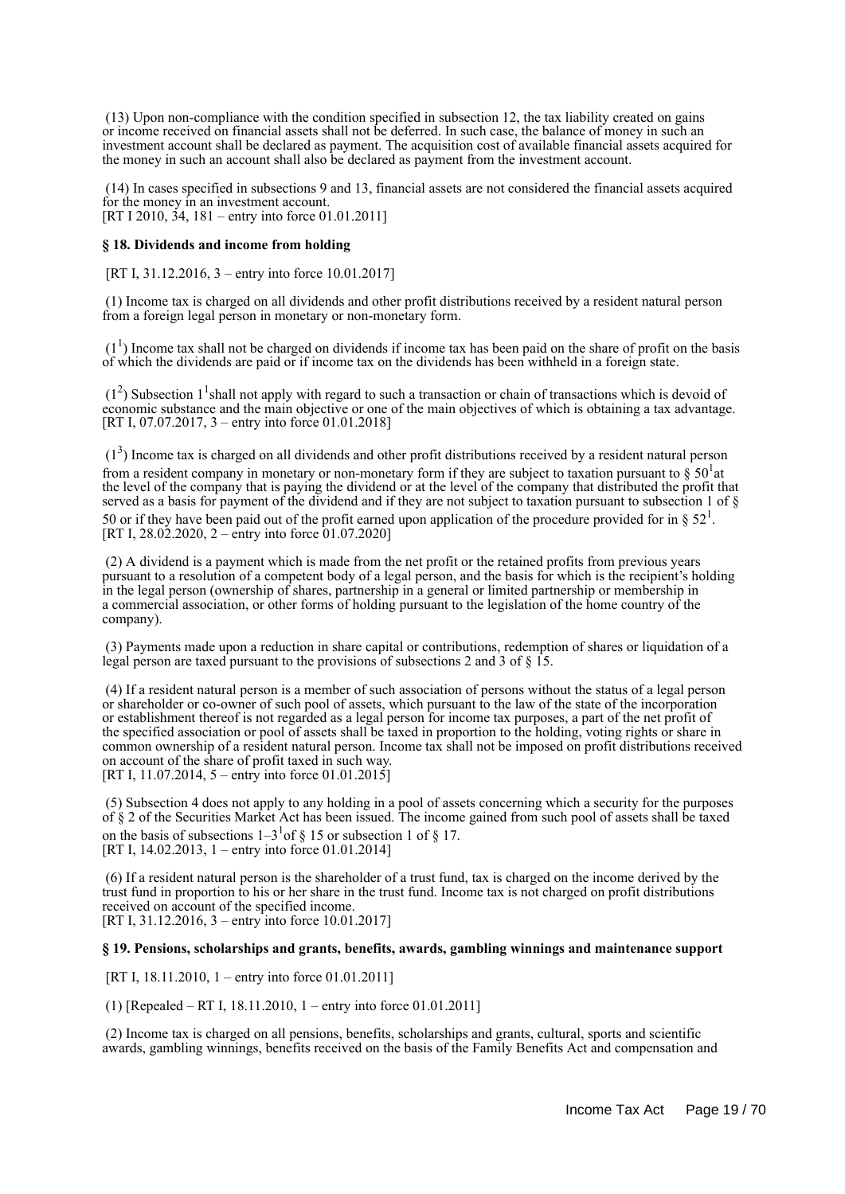(13) Upon non-compliance with the condition specified in subsection 12, the tax liability created on gains or income received on financial assets shall not be deferred. In such case, the balance of money in such an investment account shall be declared as payment. The acquisition cost of available financial assets acquired for the money in such an account shall also be declared as payment from the investment account.

(14) In cases specified in subsections 9 and 13, financial assets are not considered the financial assets acquired for the money in an investment account.
[RT I 2010, 34, 181 – entry into force 01.01.2011]

### § 18. Dividends and income from holding

[RT I, 31.12.2016, 3 – entry into force 10.01.2017]

(1) Income tax is charged on all dividends and other profit distributions received by a resident natural person from a foreign legal person in monetary or non-monetary form.

($1^1$) Income tax shall not be charged on dividends if income tax has been paid on the share of profit on the basis of which the dividends are paid or if income tax on the dividends has been withheld in a foreign state.

($1^2$) Subsection $1^1$ shall not apply with regard to such a transaction or chain of transactions which is devoid of economic substance and the main objective or one of the main objectives of which is obtaining a tax advantage.
[RT I, 07.07.2017, 3 – entry into force 01.01.2018]

($1^3$) Income tax is charged on all dividends and other profit distributions received by a resident natural person from a resident company in monetary or non-monetary form if they are subject to taxation pursuant to § $50^1$ at the level of the company that is paying the dividend or at the level of the company that distributed the profit that served as a basis for payment of the dividend and if they are not subject to taxation pursuant to subsection 1 of § 50 or if they have been paid out of the profit earned upon application of the procedure provided for in § $52^1$.
[RT I, 28.02.2020, 2 – entry into force 01.07.2020]

(2) A dividend is a payment which is made from the net profit or the retained profits from previous years pursuant to a resolution of a competent body of a legal person, and the basis for which is the recipient's holding in the legal person (ownership of shares, partnership in a general or limited partnership or membership in a commercial association, or other forms of holding pursuant to the legislation of the home country of the company).

(3) Payments made upon a reduction in share capital or contributions, redemption of shares or liquidation of a legal person are taxed pursuant to the provisions of subsections 2 and 3 of § 15.

(4) If a resident natural person is a member of such association of persons without the status of a legal person or shareholder or co-owner of such pool of assets, which pursuant to the law of the state of the incorporation or establishment thereof is not regarded as a legal person for income tax purposes, a part of the net profit of the specified association or pool of assets shall be taxed in proportion to the holding, voting rights or share in common ownership of a resident natural person. Income tax shall not be imposed on profit distributions received on account of the share of profit taxed in such way.
[RT I, 11.07.2014, 5 – entry into force 01.01.2015]

(5) Subsection 4 does not apply to any holding in a pool of assets concerning which a security for the purposes of § 2 of the Securities Market Act has been issued. The income gained from such pool of assets shall be taxed on the basis of subsections 1–$3^1$ of § 15 or subsection 1 of § 17.
[RT I, 14.02.2013, 1 – entry into force 01.01.2014]

(6) If a resident natural person is the shareholder of a trust fund, tax is charged on the income derived by the trust fund in proportion to his or her share in the trust fund. Income tax is not charged on profit distributions received on account of the specified income.
[RT I, 31.12.2016, 3 – entry into force 10.01.2017]

### § 19. Pensions, scholarships and grants, benefits, awards, gambling winnings and maintenance support

[RT I, 18.11.2010, 1 – entry into force 01.01.2011]

(1) [Repealed – RT I, 18.11.2010, 1 – entry into force 01.01.2011]

(2) Income tax is charged on all pensions, benefits, scholarships and grants, cultural, sports and scientific awards, gambling winnings, benefits received on the basis of the Family Benefits Act and compensation and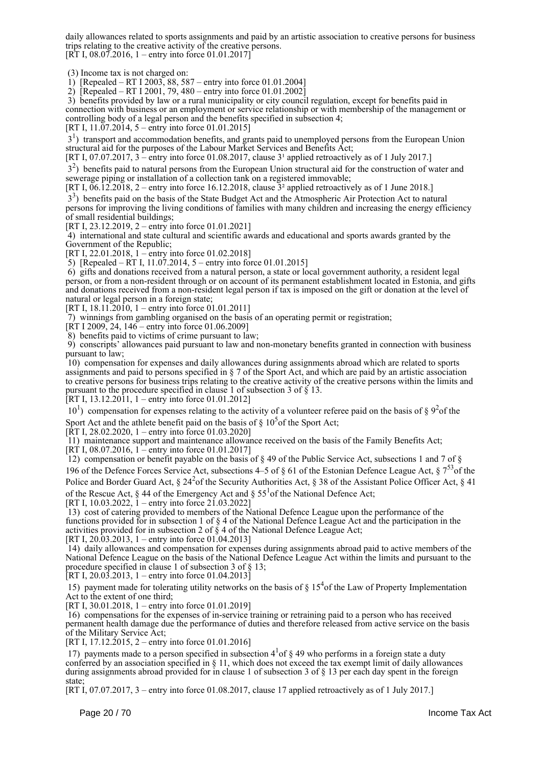daily allowances related to sports assignments and paid by an artistic association to creative persons for business trips relating to the creative activity of the creative persons.
[RT I, 08.07.2016, 1 – entry into force 01.01.2017]

(3) Income tax is not charged on:

1) [Repealed – RT I 2003, 88, 587 – entry into force 01.01.2004]

2) [Repealed – RT I 2001, 79, 480 – entry into force 01.01.2002]

3) benefits provided by law or a rural municipality or city council regulation, except for benefits paid in connection with business or an employment or service relationship or with membership of the management or controlling body of a legal person and the benefits specified in subsection 4;
[RT I, 11.07.2014, 5 – entry into force 01.01.2015]

3[1]) transport and accommodation benefits, and grants paid to unemployed persons from the European Union structural aid for the purposes of the Labour Market Services and Benefits Act;
[RT I, 07.07.2017, 3 – entry into force 01.08.2017, clause 3¹ applied retroactively as of 1 July 2017.]

3[2]) benefits paid to natural persons from the European Union structural aid for the construction of water and sewerage piping or installation of a collection tank on a registered immovable;
[RT I, 06.12.2018, 2 – entry into force 16.12.2018, clause 3² applied retroactively as of 1 June 2018.]

3[3]) benefits paid on the basis of the State Budget Act and the Atmospheric Air Protection Act to natural persons for improving the living conditions of families with many children and increasing the energy efficiency of small residential buildings;
[RT I, 23.12.2019, 2 – entry into force 01.01.2021]

4) international and state cultural and scientific awards and educational and sports awards granted by the Government of the Republic;
[RT I, 22.01.2018, 1 – entry into force 01.02.2018]

5) [Repealed – RT I, 11.07.2014, 5 – entry into force 01.01.2015]

6) gifts and donations received from a natural person, a state or local government authority, a resident legal person, or from a non-resident through or on account of its permanent establishment located in Estonia, and gifts and donations received from a non-resident legal person if tax is imposed on the gift or donation at the level of natural or legal person in a foreign state;
[RT I, 18.11.2010, 1 – entry into force 01.01.2011]

7) winnings from gambling organised on the basis of an operating permit or registration;
[RT I 2009, 24, 146 – entry into force 01.06.2009]

8) benefits paid to victims of crime pursuant to law;

9) conscripts' allowances paid pursuant to law and non-monetary benefits granted in connection with business pursuant to law;

10) compensation for expenses and daily allowances during assignments abroad which are related to sports assignments and paid to persons specified in § 7 of the Sport Act, and which are paid by an artistic association to creative persons for business trips relating to the creative activity of the creative persons within the limits and pursuant to the procedure specified in clause 1 of subsection 3 of § 13.
[RT I, 13.12.2011, 1 – entry into force 01.01.2012]

10[1]) compensation for expenses relating to the activity of a volunteer referee paid on the basis of § 9[2] of the Sport Act and the athlete benefit paid on the basis of § 10[5] of the Sport Act;
[RT I, 28.02.2020, 1 – entry into force 01.03.2020]

11) maintenance support and maintenance allowance received on the basis of the Family Benefits Act;
[RT I, 08.07.2016, 1 – entry into force 01.01.2017]

12) compensation or benefit payable on the basis of § 49 of the Public Service Act, subsections 1 and 7 of § 196 of the Defence Forces Service Act, subsections 4–5 of § 61 of the Estonian Defence League Act, § 7[53] of the Police and Border Guard Act, § 24[2] of the Security Authorities Act, § 38 of the Assistant Police Officer Act, § 41 of the Rescue Act, § 44 of the Emergency Act and § 55[1] of the National Defence Act;
[RT I, 10.03.2022, 1 – entry into force 21.03.2022]

13) cost of catering provided to members of the National Defence League upon the performance of the functions provided for in subsection 1 of § 4 of the National Defence League Act and the participation in the activities provided for in subsection 2 of § 4 of the National Defence League Act;
[RT I, 20.03.2013, 1 – entry into force 01.04.2013]

14) daily allowances and compensation for expenses during assignments abroad paid to active members of the National Defence League on the basis of the National Defence League Act within the limits and pursuant to the procedure specified in clause 1 of subsection 3 of § 13;
[RT I, 20.03.2013, 1 – entry into force 01.04.2013]

15) payment made for tolerating utility networks on the basis of § 15[4] of the Law of Property Implementation Act to the extent of one third;
[RT I, 30.01.2018, 1 – entry into force 01.01.2019]

16) compensations for the expenses of in-service training or retraining paid to a person who has received permanent health damage due the performance of duties and therefore released from active service on the basis of the Military Service Act;
[RT I, 17.12.2015, 2 – entry into force 01.01.2016]

17) payments made to a person specified in subsection 4[1] of § 49 who performs in a foreign state a duty conferred by an association specified in § 11, which does not exceed the tax exempt limit of daily allowances during assignments abroad provided for in clause 1 of subsection 3 of § 13 per each day spent in the foreign state;
[RT I, 07.07.2017, 3 – entry into force 01.08.2017, clause 17 applied retroactively as of 1 July 2017.]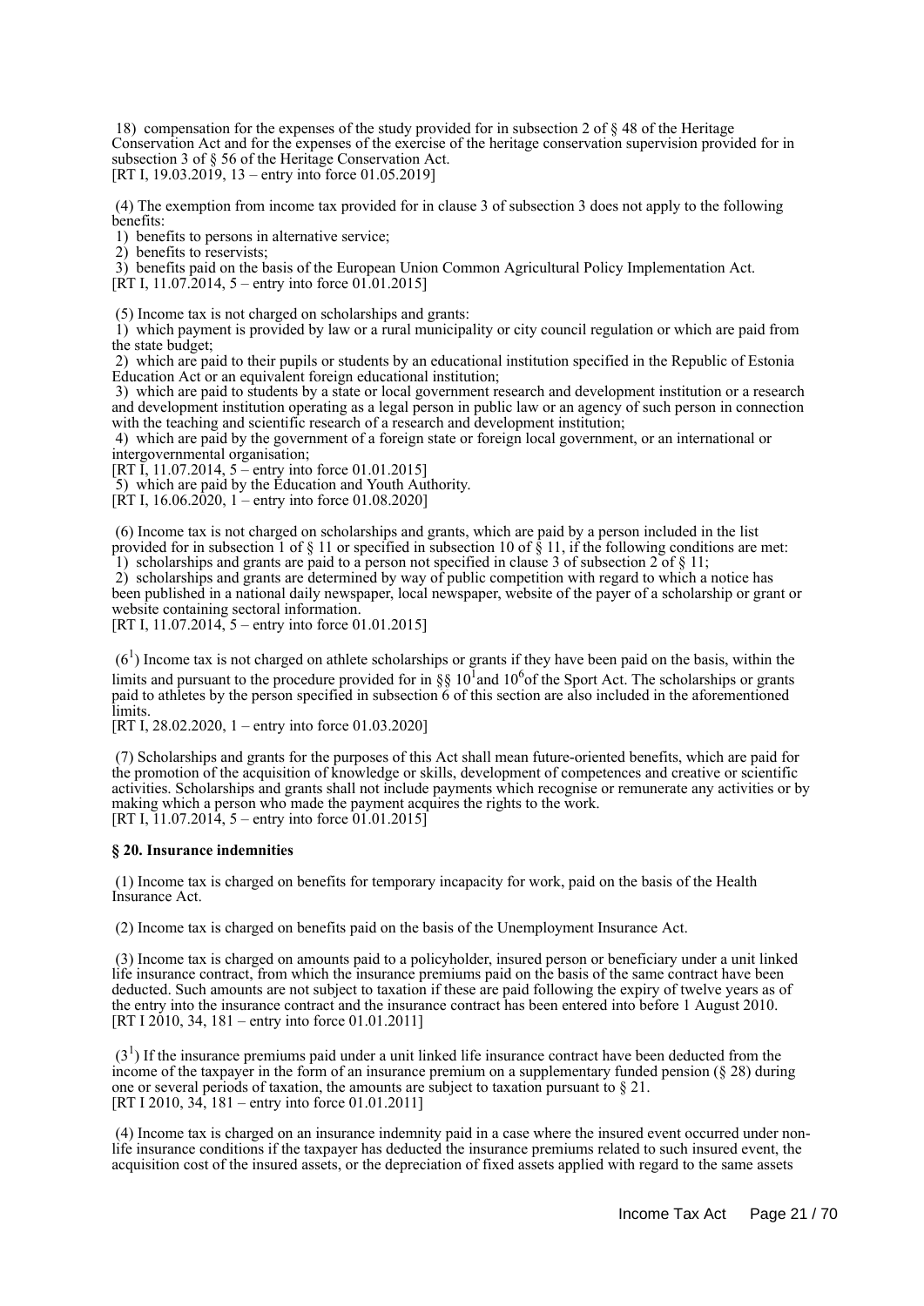18) compensation for the expenses of the study provided for in subsection 2 of § 48 of the Heritage Conservation Act and for the expenses of the exercise of the heritage conservation supervision provided for in subsection 3 of § 56 of the Heritage Conservation Act.
[RT I, 19.03.2019, 13 – entry into force 01.05.2019]

(4) The exemption from income tax provided for in clause 3 of subsection 3 does not apply to the following benefits:
1) benefits to persons in alternative service;
2) benefits to reservists;
3) benefits paid on the basis of the European Union Common Agricultural Policy Implementation Act.
[RT I, 11.07.2014, 5 – entry into force 01.01.2015]

(5) Income tax is not charged on scholarships and grants:
1) which payment is provided by law or a rural municipality or city council regulation or which are paid from the state budget;
2) which are paid to their pupils or students by an educational institution specified in the Republic of Estonia Education Act or an equivalent foreign educational institution;
3) which are paid to students by a state or local government research and development institution or a research and development institution operating as a legal person in public law or an agency of such person in connection with the teaching and scientific research of a research and development institution;
4) which are paid by the government of a foreign state or foreign local government, or an international or intergovernmental organisation;
[RT I, 11.07.2014, 5 – entry into force 01.01.2015]
5) which are paid by the Education and Youth Authority.
[RT I, 16.06.2020, 1 – entry into force 01.08.2020]

(6) Income tax is not charged on scholarships and grants, which are paid by a person included in the list provided for in subsection 1 of § 11 or specified in subsection 10 of § 11, if the following conditions are met:
1) scholarships and grants are paid to a person not specified in clause 3 of subsection 2 of § 11;
2) scholarships and grants are determined by way of public competition with regard to which a notice has been published in a national daily newspaper, local newspaper, website of the payer of a scholarship or grant or website containing sectoral information.
[RT I, 11.07.2014, 5 – entry into force 01.01.2015]

($6^1$) Income tax is not charged on athlete scholarships or grants if they have been paid on the basis, within the limits and pursuant to the procedure provided for in §§ $10^1$ and $10^6$ of the Sport Act. The scholarships or grants paid to athletes by the person specified in subsection 6 of this section are also included in the aforementioned limits.
[RT I, 28.02.2020, 1 – entry into force 01.03.2020]

(7) Scholarships and grants for the purposes of this Act shall mean future-oriented benefits, which are paid for the promotion of the acquisition of knowledge or skills, development of competences and creative or scientific activities. Scholarships and grants shall not include payments which recognise or remunerate any activities or by making which a person who made the payment acquires the rights to the work.
[RT I, 11.07.2014, 5 – entry into force 01.01.2015]

### § 20. Insurance indemnities

(1) Income tax is charged on benefits for temporary incapacity for work, paid on the basis of the Health Insurance Act.

(2) Income tax is charged on benefits paid on the basis of the Unemployment Insurance Act.

(3) Income tax is charged on amounts paid to a policyholder, insured person or beneficiary under a unit linked life insurance contract, from which the insurance premiums paid on the basis of the same contract have been deducted. Such amounts are not subject to taxation if these are paid following the expiry of twelve years as of the entry into the insurance contract and the insurance contract has been entered into before 1 August 2010.
[RT I 2010, 34, 181 – entry into force 01.01.2011]

($3^1$) If the insurance premiums paid under a unit linked life insurance contract have been deducted from the income of the taxpayer in the form of an insurance premium on a supplementary funded pension (§ 28) during one or several periods of taxation, the amounts are subject to taxation pursuant to § 21.
[RT I 2010, 34, 181 – entry into force 01.01.2011]

(4) Income tax is charged on an insurance indemnity paid in a case where the insured event occurred under non-life insurance conditions if the taxpayer has deducted the insurance premiums related to such insured event, the acquisition cost of the insured assets, or the depreciation of fixed assets applied with regard to the same assets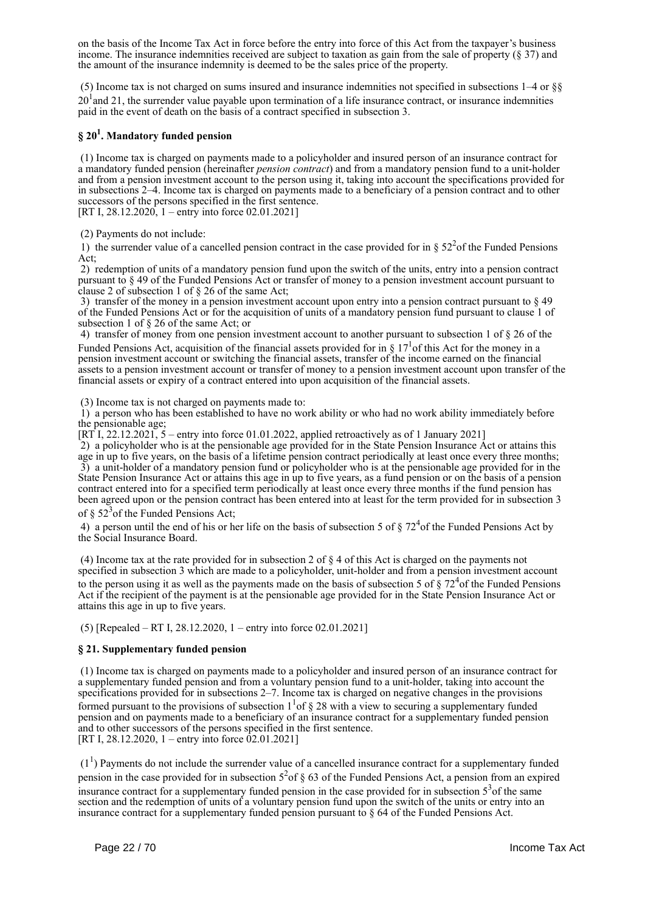on the basis of the Income Tax Act in force before the entry into force of this Act from the taxpayer's business income. The insurance indemnities received are subject to taxation as gain from the sale of property (§ 37) and the amount of the insurance indemnity is deemed to be the sales price of the property.

(5) Income tax is not charged on sums insured and insurance indemnities not specified in subsections 1–4 or §§ $20^1$ and 21, the surrender value payable upon termination of a life insurance contract, or insurance indemnities paid in the event of death on the basis of a contract specified in subsection 3.

### § $20^1$. Mandatory funded pension

(1) Income tax is charged on payments made to a policyholder and insured person of an insurance contract for a mandatory funded pension (hereinafter *pension contract*) and from a mandatory pension fund to a unit-holder and from a pension investment account to the person using it, taking into account the specifications provided for in subsections 2–4. Income tax is charged on payments made to a beneficiary of a pension contract and to other successors of the persons specified in the first sentence.
[RT I, 28.12.2020, 1 – entry into force 02.01.2021]

(2) Payments do not include:
1) the surrender value of a cancelled pension contract in the case provided for in § $52^2$ of the Funded Pensions Act;
2) redemption of units of a mandatory pension fund upon the switch of the units, entry into a pension contract pursuant to § 49 of the Funded Pensions Act or transfer of money to a pension investment account pursuant to clause 2 of subsection 1 of § 26 of the same Act;
3) transfer of the money in a pension investment account upon entry into a pension contract pursuant to § 49 of the Funded Pensions Act or for the acquisition of units of a mandatory pension fund pursuant to clause 1 of subsection 1 of § 26 of the same Act; or
4) transfer of money from one pension investment account to another pursuant to subsection 1 of § 26 of the Funded Pensions Act, acquisition of the financial assets provided for in § $17^1$ of this Act for the money in a pension investment account or switching the financial assets, transfer of the income earned on the financial assets to a pension investment account or transfer of money to a pension investment account upon transfer of the financial assets or expiry of a contract entered into upon acquisition of the financial assets.

(3) Income tax is not charged on payments made to:
1) a person who has been established to have no work ability or who had no work ability immediately before the pensionable age;
[RT I, 22.12.2021, 5 – entry into force 01.01.2022, applied retroactively as of 1 January 2021]
2) a policyholder who is at the pensionable age provided for in the State Pension Insurance Act or attains this age in up to five years, on the basis of a lifetime pension contract periodically at least once every three months;
3) a unit-holder of a mandatory pension fund or policyholder who is at the pensionable age provided for in the State Pension Insurance Act or attains this age in up to five years, as a fund pension or on the basis of a pension contract entered into for a specified term periodically at least once every three months if the fund pension has been agreed upon or the pension contract has been entered into at least for the term provided for in subsection 3 of § $52^3$ of the Funded Pensions Act;
4) a person until the end of his or her life on the basis of subsection 5 of § $72^4$ of the Funded Pensions Act by the Social Insurance Board.

(4) Income tax at the rate provided for in subsection 2 of § 4 of this Act is charged on the payments not specified in subsection 3 which are made to a policyholder, unit-holder and from a pension investment account to the person using it as well as the payments made on the basis of subsection 5 of § $72^4$ of the Funded Pensions Act if the recipient of the payment is at the pensionable age provided for in the State Pension Insurance Act or attains this age in up to five years.

(5) [Repealed – RT I, 28.12.2020, 1 – entry into force 02.01.2021]

### § 21. Supplementary funded pension

(1) Income tax is charged on payments made to a policyholder and insured person of an insurance contract for a supplementary funded pension and from a voluntary pension fund to a unit-holder, taking into account the specifications provided for in subsections 2–7. Income tax is charged on negative changes in the provisions formed pursuant to the provisions of subsection $1^1$ of § 28 with a view to securing a supplementary funded pension and on payments made to a beneficiary of an insurance contract for a supplementary funded pension and to other successors of the persons specified in the first sentence.
[RT I, 28.12.2020, 1 – entry into force 02.01.2021]

($1^1$) Payments do not include the surrender value of a cancelled insurance contract for a supplementary funded pension in the case provided for in subsection $5^2$ of § 63 of the Funded Pensions Act, a pension from an expired insurance contract for a supplementary funded pension in the case provided for in subsection $5^3$ of the same section and the redemption of units of a voluntary pension fund upon the switch of the units or entry into an insurance contract for a supplementary funded pension pursuant to § 64 of the Funded Pensions Act.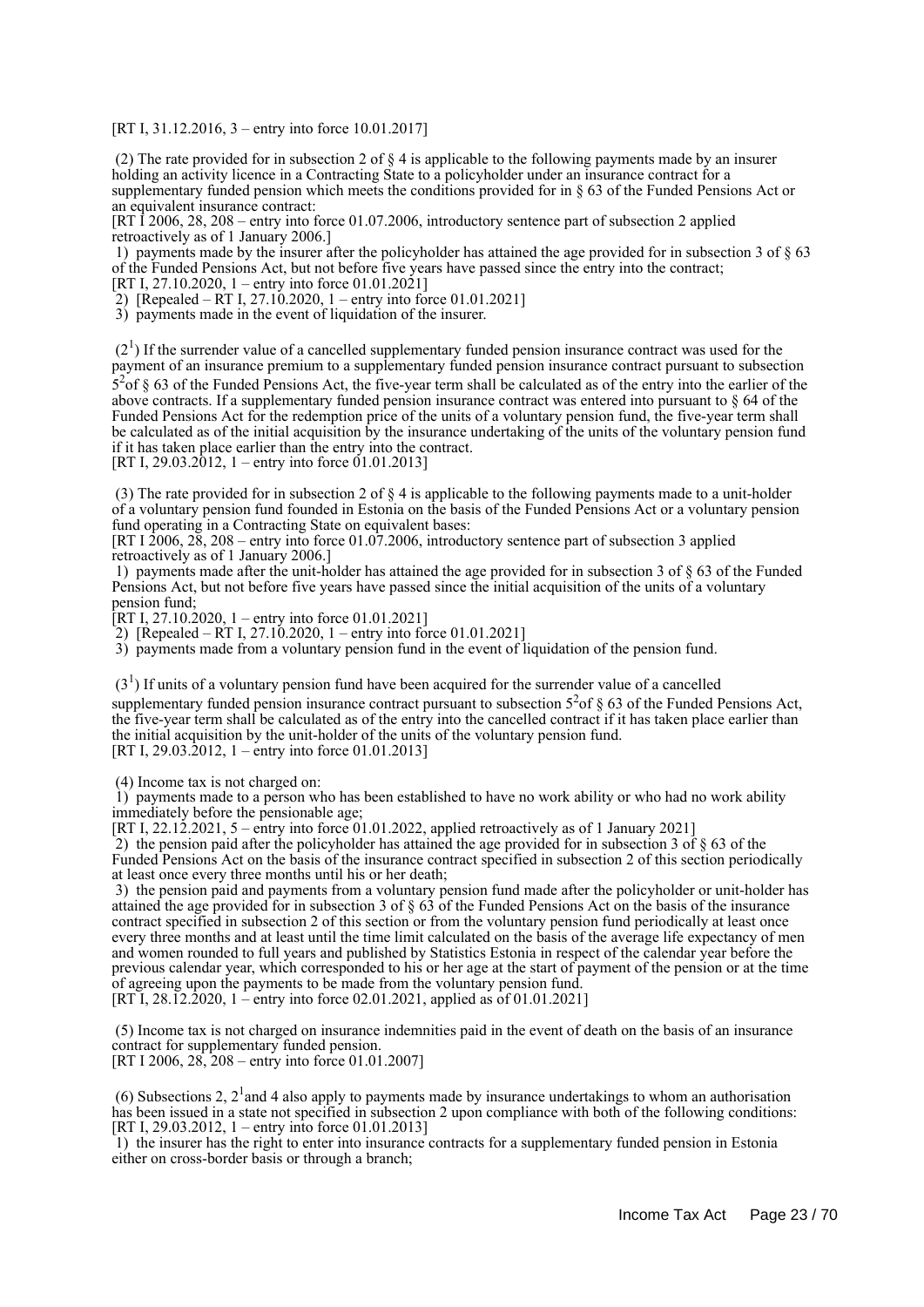[RT I, 31.12.2016, 3 – entry into force 10.01.2017]

(2) The rate provided for in subsection 2 of § 4 is applicable to the following payments made by an insurer holding an activity licence in a Contracting State to a policyholder under an insurance contract for a supplementary funded pension which meets the conditions provided for in § 63 of the Funded Pensions Act or an equivalent insurance contract:
[RT I 2006, 28, 208 – entry into force 01.07.2006, introductory sentence part of subsection 2 applied retroactively as of 1 January 2006.]

1) payments made by the insurer after the policyholder has attained the age provided for in subsection 3 of § 63 of the Funded Pensions Act, but not before five years have passed since the entry into the contract;
[RT I, 27.10.2020, 1 – entry into force 01.01.2021]

2) [Repealed – RT I, 27.10.2020, 1 – entry into force 01.01.2021]

3) payments made in the event of liquidation of the insurer.

($2^1$) If the surrender value of a cancelled supplementary funded pension insurance contract was used for the payment of an insurance premium to a supplementary funded pension insurance contract pursuant to subsection $5^2$of § 63 of the Funded Pensions Act, the five-year term shall be calculated as of the entry into the earlier of the above contracts. If a supplementary funded pension insurance contract was entered into pursuant to § 64 of the Funded Pensions Act for the redemption price of the units of a voluntary pension fund, the five-year term shall be calculated as of the initial acquisition by the insurance undertaking of the units of the voluntary pension fund if it has taken place earlier than the entry into the contract.
[RT I, 29.03.2012, 1 – entry into force 01.01.2013]

(3) The rate provided for in subsection 2 of § 4 is applicable to the following payments made to a unit-holder of a voluntary pension fund founded in Estonia on the basis of the Funded Pensions Act or a voluntary pension fund operating in a Contracting State on equivalent bases:
[RT I 2006, 28, 208 – entry into force 01.07.2006, introductory sentence part of subsection 3 applied retroactively as of 1 January 2006.]

1) payments made after the unit-holder has attained the age provided for in subsection 3 of § 63 of the Funded Pensions Act, but not before five years have passed since the initial acquisition of the units of a voluntary pension fund;
[RT I, 27.10.2020, 1 – entry into force 01.01.2021]

2) [Repealed – RT I, 27.10.2020, 1 – entry into force 01.01.2021]

3) payments made from a voluntary pension fund in the event of liquidation of the pension fund.

($3^1$) If units of a voluntary pension fund have been acquired for the surrender value of a cancelled supplementary funded pension insurance contract pursuant to subsection $5^2$of § 63 of the Funded Pensions Act, the five-year term shall be calculated as of the entry into the cancelled contract if it has taken place earlier than the initial acquisition by the unit-holder of the units of the voluntary pension fund.
[RT I, 29.03.2012, 1 – entry into force 01.01.2013]

(4) Income tax is not charged on:

1) payments made to a person who has been established to have no work ability or who had no work ability immediately before the pensionable age;
[RT I, 22.12.2021, 5 – entry into force 01.01.2022, applied retroactively as of 1 January 2021]

2) the pension paid after the policyholder has attained the age provided for in subsection 3 of § 63 of the Funded Pensions Act on the basis of the insurance contract specified in subsection 2 of this section periodically at least once every three months until his or her death;

3) the pension paid and payments from a voluntary pension fund made after the policyholder or unit-holder has attained the age provided for in subsection 3 of § 63 of the Funded Pensions Act on the basis of the insurance contract specified in subsection 2 of this section or from the voluntary pension fund periodically at least once every three months and at least until the time limit calculated on the basis of the average life expectancy of men and women rounded to full years and published by Statistics Estonia in respect of the calendar year before the previous calendar year, which corresponded to his or her age at the start of payment of the pension or at the time of agreeing upon the payments to be made from the voluntary pension fund.
[RT I, 28.12.2020, 1 – entry into force 02.01.2021, applied as of 01.01.2021]

(5) Income tax is not charged on insurance indemnities paid in the event of death on the basis of an insurance contract for supplementary funded pension.
[RT I 2006, 28, 208 – entry into force 01.01.2007]

(6) Subsections 2, $2^1$and 4 also apply to payments made by insurance undertakings to whom an authorisation has been issued in a state not specified in subsection 2 upon compliance with both of the following conditions:
[RT I, 29.03.2012, 1 – entry into force 01.01.2013]

1) the insurer has the right to enter into insurance contracts for a supplementary funded pension in Estonia either on cross-border basis or through a branch;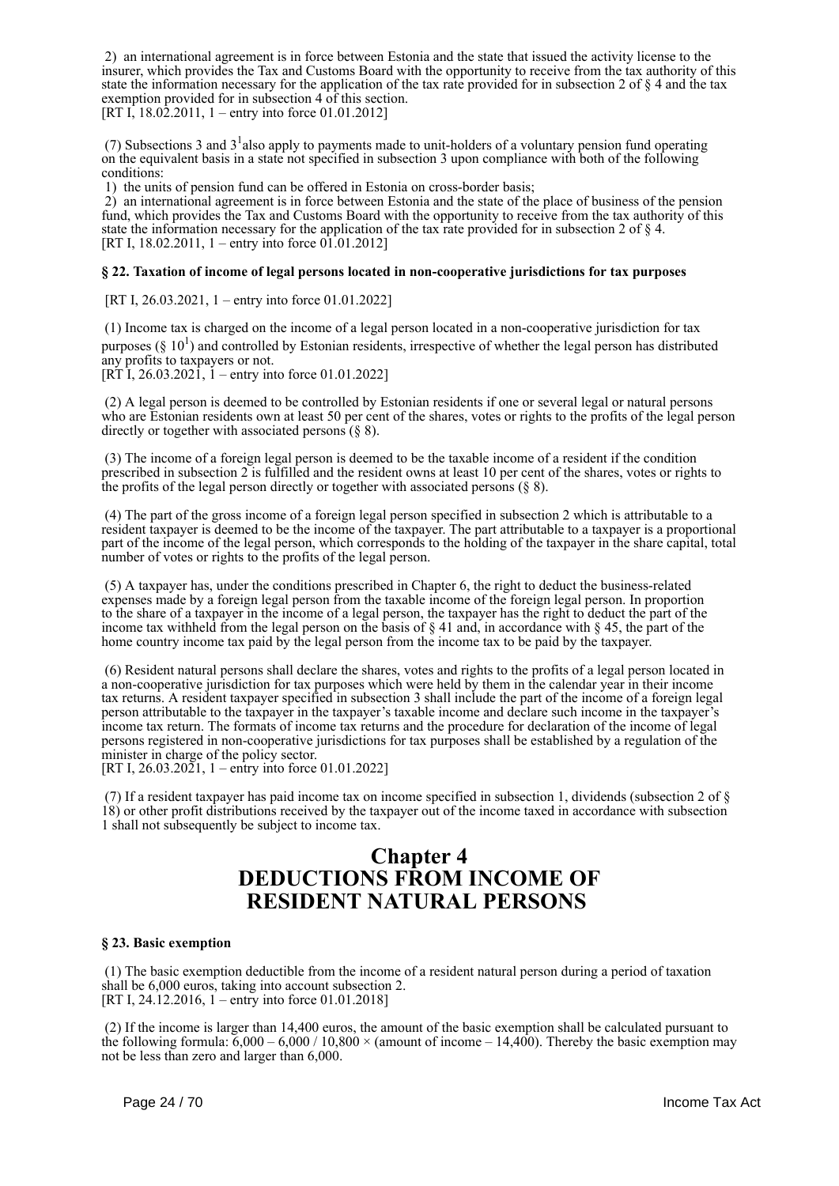2) an international agreement is in force between Estonia and the state that issued the activity license to the insurer, which provides the Tax and Customs Board with the opportunity to receive from the tax authority of this state the information necessary for the application of the tax rate provided for in subsection 2 of § 4 and the tax exemption provided for in subsection 4 of this section.
[RT I, 18.02.2011, 1 – entry into force 01.01.2012]

(7) Subsections 3 and 3[1] also apply to payments made to unit-holders of a voluntary pension fund operating on the equivalent basis in a state not specified in subsection 3 upon compliance with both of the following conditions:

1) the units of pension fund can be offered in Estonia on cross-border basis;

2) an international agreement is in force between Estonia and the state of the place of business of the pension fund, which provides the Tax and Customs Board with the opportunity to receive from the tax authority of this state the information necessary for the application of the tax rate provided for in subsection 2 of § 4.
[RT I, 18.02.2011, 1 – entry into force 01.01.2012]

### § 22. Taxation of income of legal persons located in non-cooperative jurisdictions for tax purposes

[RT I, 26.03.2021, 1 – entry into force 01.01.2022]

(1) Income tax is charged on the income of a legal person located in a non-cooperative jurisdiction for tax purposes (§ 10[1]) and controlled by Estonian residents, irrespective of whether the legal person has distributed any profits to taxpayers or not.
[RT I, 26.03.2021, 1 – entry into force 01.01.2022]

(2) A legal person is deemed to be controlled by Estonian residents if one or several legal or natural persons who are Estonian residents own at least 50 per cent of the shares, votes or rights to the profits of the legal person directly or together with associated persons (§ 8).

(3) The income of a foreign legal person is deemed to be the taxable income of a resident if the condition prescribed in subsection 2 is fulfilled and the resident owns at least 10 per cent of the shares, votes or rights to the profits of the legal person directly or together with associated persons (§ 8).

(4) The part of the gross income of a foreign legal person specified in subsection 2 which is attributable to a resident taxpayer is deemed to be the income of the taxpayer. The part attributable to a taxpayer is a proportional part of the income of the legal person, which corresponds to the holding of the taxpayer in the share capital, total number of votes or rights to the profits of the legal person.

(5) A taxpayer has, under the conditions prescribed in Chapter 6, the right to deduct the business-related expenses made by a foreign legal person from the taxable income of the foreign legal person. In proportion to the share of a taxpayer in the income of a legal person, the taxpayer has the right to deduct the part of the income tax withheld from the legal person on the basis of § 41 and, in accordance with § 45, the part of the home country income tax paid by the legal person from the income tax to be paid by the taxpayer.

(6) Resident natural persons shall declare the shares, votes and rights to the profits of a legal person located in a non-cooperative jurisdiction for tax purposes which were held by them in the calendar year in their income tax returns. A resident taxpayer specified in subsection 3 shall include the part of the income of a foreign legal person attributable to the taxpayer in the taxpayer's taxable income and declare such income in the taxpayer's income tax return. The formats of income tax returns and the procedure for declaration of the income of legal persons registered in non-cooperative jurisdictions for tax purposes shall be established by a regulation of the minister in charge of the policy sector.
[RT I, 26.03.2021, 1 – entry into force 01.01.2022]

(7) If a resident taxpayer has paid income tax on income specified in subsection 1, dividends (subsection 2 of § 18) or other profit distributions received by the taxpayer out of the income taxed in accordance with subsection 1 shall not subsequently be subject to income tax.

## Chapter 4
## DEDUCTIONS FROM INCOME OF RESIDENT NATURAL PERSONS

### § 23. Basic exemption

(1) The basic exemption deductible from the income of a resident natural person during a period of taxation shall be 6,000 euros, taking into account subsection 2.
[RT I, 24.12.2016, 1 – entry into force 01.01.2018]

(2) If the income is larger than 14,400 euros, the amount of the basic exemption shall be calculated pursuant to the following formula: $6{,}000 – 6{,}000 / 10{,}800 \times (\text{amount of income} – 14{,}400)$. Thereby the basic exemption may not be less than zero and larger than 6,000.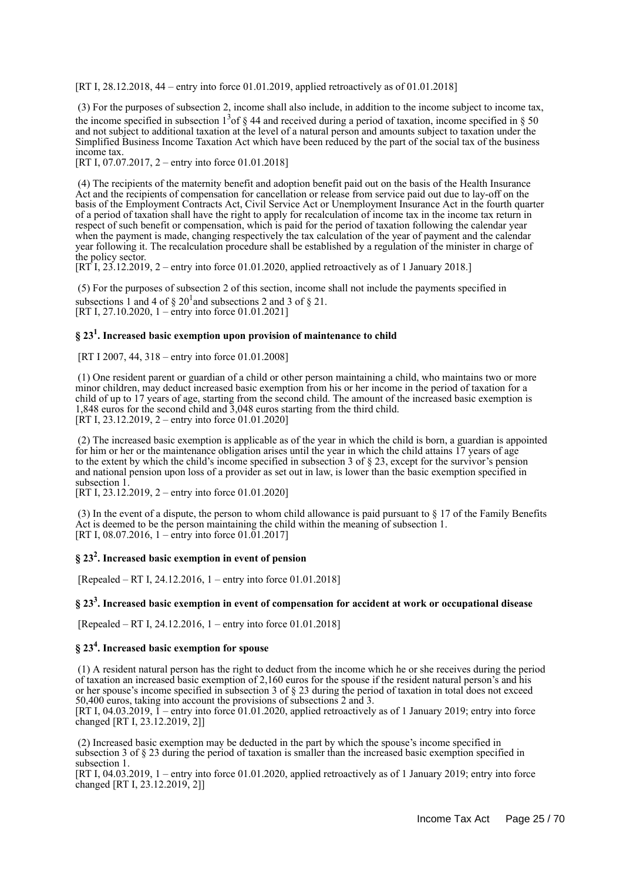[RT I, 28.12.2018, 44 – entry into force 01.01.2019, applied retroactively as of 01.01.2018]

(3) For the purposes of subsection 2, income shall also include, in addition to the income subject to income tax, the income specified in subsection 1[3] of § 44 and received during a period of taxation, income specified in § 50 and not subject to additional taxation at the level of a natural person and amounts subject to taxation under the Simplified Business Income Taxation Act which have been reduced by the part of the social tax of the business income tax.
[RT I, 07.07.2017, 2 – entry into force 01.01.2018]

(4) The recipients of the maternity benefit and adoption benefit paid out on the basis of the Health Insurance Act and the recipients of compensation for cancellation or release from service paid out due to lay-off on the basis of the Employment Contracts Act, Civil Service Act or Unemployment Insurance Act in the fourth quarter of a period of taxation shall have the right to apply for recalculation of income tax in the income tax return in respect of such benefit or compensation, which is paid for the period of taxation following the calendar year when the payment is made, changing respectively the tax calculation of the year of payment and the calendar year following it. The recalculation procedure shall be established by a regulation of the minister in charge of the policy sector.
[RT I, 23.12.2019, 2 – entry into force 01.01.2020, applied retroactively as of 1 January 2018.]

(5) For the purposes of subsection 2 of this section, income shall not include the payments specified in subsections 1 and 4 of § 20[1] and subsections 2 and 3 of § 21.
[RT I, 27.10.2020, 1 – entry into force 01.01.2021]

### § 23[1]. Increased basic exemption upon provision of maintenance to child

[RT I 2007, 44, 318 – entry into force 01.01.2008]

(1) One resident parent or guardian of a child or other person maintaining a child, who maintains two or more minor children, may deduct increased basic exemption from his or her income in the period of taxation for a child of up to 17 years of age, starting from the second child. The amount of the increased basic exemption is 1,848 euros for the second child and 3,048 euros starting from the third child.
[RT I, 23.12.2019, 2 – entry into force 01.01.2020]

(2) The increased basic exemption is applicable as of the year in which the child is born, a guardian is appointed for him or her or the maintenance obligation arises until the year in which the child attains 17 years of age to the extent by which the child's income specified in subsection 3 of § 23, except for the survivor's pension and national pension upon loss of a provider as set out in law, is lower than the basic exemption specified in subsection 1.
[RT I, 23.12.2019, 2 – entry into force 01.01.2020]

(3) In the event of a dispute, the person to whom child allowance is paid pursuant to § 17 of the Family Benefits Act is deemed to be the person maintaining the child within the meaning of subsection 1.
[RT I, 08.07.2016, 1 – entry into force 01.01.2017]

### § 23[2]. Increased basic exemption in event of pension

[Repealed – RT I, 24.12.2016, 1 – entry into force 01.01.2018]

### § 23[3]. Increased basic exemption in event of compensation for accident at work or occupational disease

[Repealed – RT I, 24.12.2016, 1 – entry into force 01.01.2018]

### § 23[4]. Increased basic exemption for spouse

(1) A resident natural person has the right to deduct from the income which he or she receives during the period of taxation an increased basic exemption of 2,160 euros for the spouse if the resident natural person's and his or her spouse's income specified in subsection 3 of § 23 during the period of taxation in total does not exceed 50,400 euros, taking into account the provisions of subsections 2 and 3.
[RT I, 04.03.2019, 1 – entry into force 01.01.2020, applied retroactively as of 1 January 2019; entry into force changed [RT I, 23.12.2019, 2]]

(2) Increased basic exemption may be deducted in the part by which the spouse's income specified in subsection 3 of § 23 during the period of taxation is smaller than the increased basic exemption specified in subsection 1.
[RT I, 04.03.2019, 1 – entry into force 01.01.2020, applied retroactively as of 1 January 2019; entry into force changed [RT I, 23.12.2019, 2]]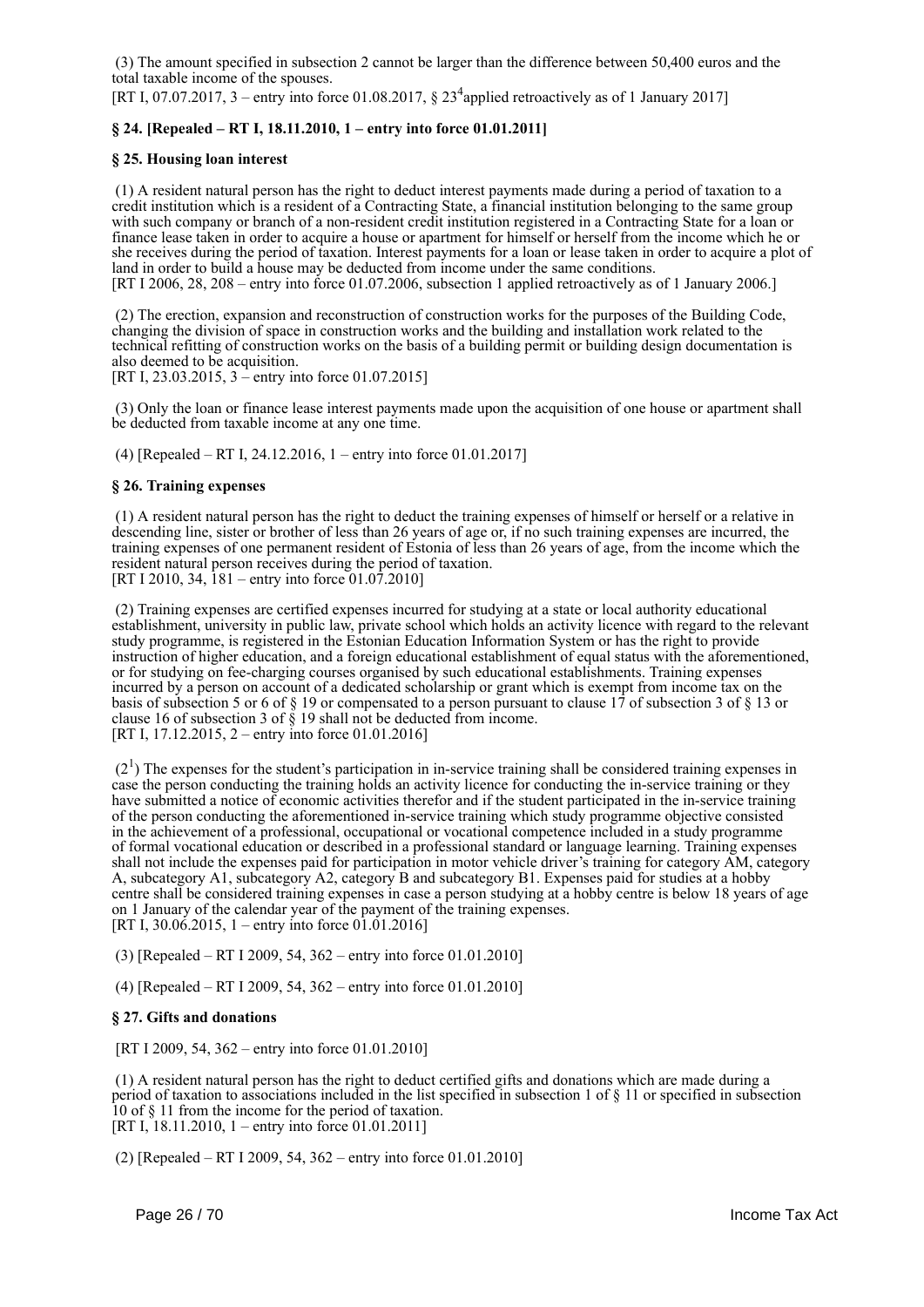(3) The amount specified in subsection 2 cannot be larger than the difference between 50,400 euros and the total taxable income of the spouses.
[RT I, 07.07.2017, 3 – entry into force 01.08.2017, § $23^4$applied retroactively as of 1 January 2017]

### § 24. [Repealed – RT I, 18.11.2010, 1 – entry into force 01.01.2011]

### § 25. Housing loan interest

(1) A resident natural person has the right to deduct interest payments made during a period of taxation to a credit institution which is a resident of a Contracting State, a financial institution belonging to the same group with such company or branch of a non-resident credit institution registered in a Contracting State for a loan or finance lease taken in order to acquire a house or apartment for himself or herself from the income which he or she receives during the period of taxation. Interest payments for a loan or lease taken in order to acquire a plot of land in order to build a house may be deducted from income under the same conditions.
[RT I 2006, 28, 208 – entry into force 01.07.2006, subsection 1 applied retroactively as of 1 January 2006.]

(2) The erection, expansion and reconstruction of construction works for the purposes of the Building Code, changing the division of space in construction works and the building and installation work related to the technical refitting of construction works on the basis of a building permit or building design documentation is also deemed to be acquisition.
[RT I, 23.03.2015, 3 – entry into force 01.07.2015]

(3) Only the loan or finance lease interest payments made upon the acquisition of one house or apartment shall be deducted from taxable income at any one time.

(4) [Repealed – RT I, 24.12.2016, 1 – entry into force 01.01.2017]

### § 26. Training expenses

(1) A resident natural person has the right to deduct the training expenses of himself or herself or a relative in descending line, sister or brother of less than 26 years of age or, if no such training expenses are incurred, the training expenses of one permanent resident of Estonia of less than 26 years of age, from the income which the resident natural person receives during the period of taxation.
[RT I 2010, 34, 181 – entry into force 01.07.2010]

(2) Training expenses are certified expenses incurred for studying at a state or local authority educational establishment, university in public law, private school which holds an activity licence with regard to the relevant study programme, is registered in the Estonian Education Information System or has the right to provide instruction of higher education, and a foreign educational establishment of equal status with the aforementioned, or for studying on fee-charging courses organised by such educational establishments. Training expenses incurred by a person on account of a dedicated scholarship or grant which is exempt from income tax on the basis of subsection 5 or 6 of § 19 or compensated to a person pursuant to clause 17 of subsection 3 of § 13 or clause 16 of subsection 3 of § 19 shall not be deducted from income.
[RT I, 17.12.2015, 2 – entry into force 01.01.2016]

($2^1$) The expenses for the student's participation in in-service training shall be considered training expenses in case the person conducting the training holds an activity licence for conducting the in-service training or they have submitted a notice of economic activities therefor and if the student participated in the in-service training of the person conducting the aforementioned in-service training which study programme objective consisted in the achievement of a professional, occupational or vocational competence included in a study programme of formal vocational education or described in a professional standard or language learning. Training expenses shall not include the expenses paid for participation in motor vehicle driver's training for category AM, category A, subcategory A1, subcategory A2, category B and subcategory B1. Expenses paid for studies at a hobby centre shall be considered training expenses in case a person studying at a hobby centre is below 18 years of age on 1 January of the calendar year of the payment of the training expenses.
[RT I, 30.06.2015, 1 – entry into force 01.01.2016]

(3) [Repealed – RT I 2009, 54, 362 – entry into force 01.01.2010]

(4) [Repealed – RT I 2009, 54, 362 – entry into force 01.01.2010]

### § 27. Gifts and donations

[RT I 2009, 54, 362 – entry into force 01.01.2010]

(1) A resident natural person has the right to deduct certified gifts and donations which are made during a period of taxation to associations included in the list specified in subsection 1 of § 11 or specified in subsection 10 of § 11 from the income for the period of taxation.
[RT I, 18.11.2010, 1 – entry into force 01.01.2011]

(2) [Repealed – RT I 2009, 54, 362 – entry into force 01.01.2010]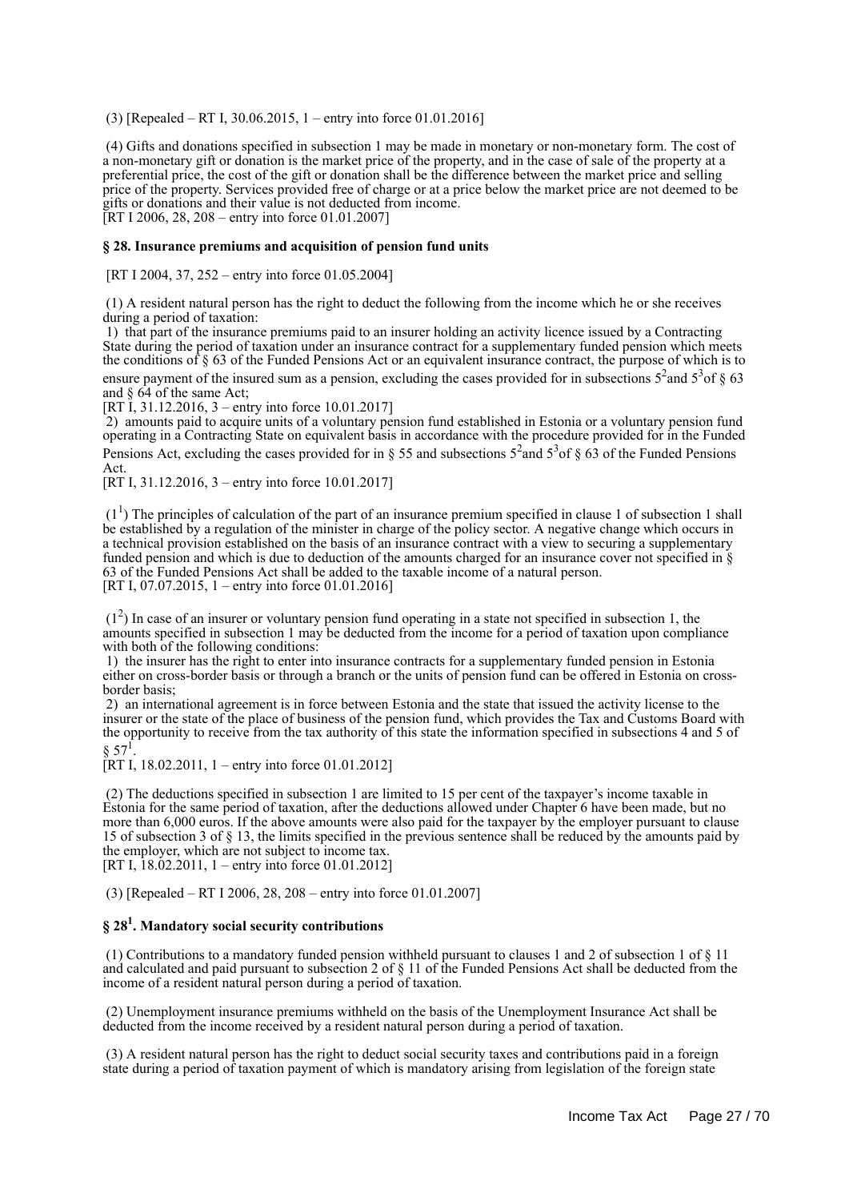(3) [Repealed – RT I, 30.06.2015, 1 – entry into force 01.01.2016]

(4) Gifts and donations specified in subsection 1 may be made in monetary or non-monetary form. The cost of a non-monetary gift or donation is the market price of the property, and in the case of sale of the property at a preferential price, the cost of the gift or donation shall be the difference between the market price and selling price of the property. Services provided free of charge or at a price below the market price are not deemed to be gifts or donations and their value is not deducted from income.
[RT I 2006, 28, 208 – entry into force 01.01.2007]

### § 28. Insurance premiums and acquisition of pension fund units

[RT I 2004, 37, 252 – entry into force 01.05.2004]

(1) A resident natural person has the right to deduct the following from the income which he or she receives during a period of taxation:

1) that part of the insurance premiums paid to an insurer holding an activity licence issued by a Contracting State during the period of taxation under an insurance contract for a supplementary funded pension which meets the conditions of § 63 of the Funded Pensions Act or an equivalent insurance contract, the purpose of which is to ensure payment of the insured sum as a pension, excluding the cases provided for in subsections 5[2] and 5[3] of § 63 and § 64 of the same Act;
[RT I, 31.12.2016, 3 – entry into force 10.01.2017]

2) amounts paid to acquire units of a voluntary pension fund established in Estonia or a voluntary pension fund operating in a Contracting State on equivalent basis in accordance with the procedure provided for in the Funded Pensions Act, excluding the cases provided for in § 55 and subsections 5[2] and 5[3] of § 63 of the Funded Pensions Act.
[RT I, 31.12.2016, 3 – entry into force 10.01.2017]

(1[1]) The principles of calculation of the part of an insurance premium specified in clause 1 of subsection 1 shall be established by a regulation of the minister in charge of the policy sector. A negative change which occurs in a technical provision established on the basis of an insurance contract with a view to securing a supplementary funded pension and which is due to deduction of the amounts charged for an insurance cover not specified in § 63 of the Funded Pensions Act shall be added to the taxable income of a natural person.
[RT I, 07.07.2015, 1 – entry into force 01.01.2016]

(1[2]) In case of an insurer or voluntary pension fund operating in a state not specified in subsection 1, the amounts specified in subsection 1 may be deducted from the income for a period of taxation upon compliance with both of the following conditions:

1) the insurer has the right to enter into insurance contracts for a supplementary funded pension in Estonia either on cross-border basis or through a branch or the units of pension fund can be offered in Estonia on cross-border basis;

2) an international agreement is in force between Estonia and the state that issued the activity license to the insurer or the state of the place of business of the pension fund, which provides the Tax and Customs Board with the opportunity to receive from the tax authority of this state the information specified in subsections 4 and 5 of § 57[1].
[RT I, 18.02.2011, 1 – entry into force 01.01.2012]

(2) The deductions specified in subsection 1 are limited to 15 per cent of the taxpayer's income taxable in Estonia for the same period of taxation, after the deductions allowed under Chapter 6 have been made, but no more than 6,000 euros. If the above amounts were also paid for the taxpayer by the employer pursuant to clause 15 of subsection 3 of § 13, the limits specified in the previous sentence shall be reduced by the amounts paid by the employer, which are not subject to income tax.
[RT I, 18.02.2011, 1 – entry into force 01.01.2012]

(3) [Repealed – RT I 2006, 28, 208 – entry into force 01.01.2007]

### § 28[1]. Mandatory social security contributions

(1) Contributions to a mandatory funded pension withheld pursuant to clauses 1 and 2 of subsection 1 of § 11 and calculated and paid pursuant to subsection 2 of § 11 of the Funded Pensions Act shall be deducted from the income of a resident natural person during a period of taxation.

(2) Unemployment insurance premiums withheld on the basis of the Unemployment Insurance Act shall be deducted from the income received by a resident natural person during a period of taxation.

(3) A resident natural person has the right to deduct social security taxes and contributions paid in a foreign state during a period of taxation payment of which is mandatory arising from legislation of the foreign state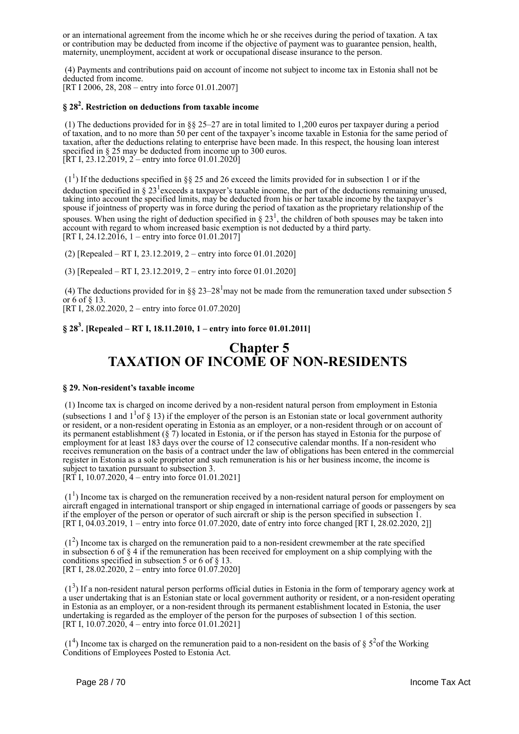or an international agreement from the income which he or she receives during the period of taxation. A tax or contribution may be deducted from income if the objective of payment was to guarantee pension, health, maternity, unemployment, accident at work or occupational disease insurance to the person.

(4) Payments and contributions paid on account of income not subject to income tax in Estonia shall not be deducted from income.
[RT I 2006, 28, 208 – entry into force 01.01.2007]

### § 28². Restriction on deductions from taxable income

(1) The deductions provided for in §§ 25–27 are in total limited to 1,200 euros per taxpayer during a period of taxation, and to no more than 50 per cent of the taxpayer's income taxable in Estonia for the same period of taxation, after the deductions relating to enterprise have been made. In this respect, the housing loan interest specified in § 25 may be deducted from income up to 300 euros.
[RT I, 23.12.2019, 2 – entry into force 01.01.2020]

(1¹) If the deductions specified in §§ 25 and 26 exceed the limits provided for in subsection 1 or if the deduction specified in § 23¹ exceeds a taxpayer's taxable income, the part of the deductions remaining unused, taking into account the specified limits, may be deducted from his or her taxable income by the taxpayer's spouse if jointness of property was in force during the period of taxation as the proprietary relationship of the spouses. When using the right of deduction specified in § 23¹, the children of both spouses may be taken into account with regard to whom increased basic exemption is not deducted by a third party.
[RT I, 24.12.2016, 1 – entry into force 01.01.2017]

(2) [Repealed – RT I, 23.12.2019, 2 – entry into force 01.01.2020]

(3) [Repealed – RT I, 23.12.2019, 2 – entry into force 01.01.2020]

(4) The deductions provided for in §§ 23–28¹ may not be made from the remuneration taxed under subsection 5 or 6 of § 13.
[RT I, 28.02.2020, 2 – entry into force 01.07.2020]

### § 28³. [Repealed – RT I, 18.11.2010, 1 – entry into force 01.01.2011]

# Chapter 5
# TAXATION OF INCOME OF NON-RESIDENTS

### § 29. Non-resident's taxable income

(1) Income tax is charged on income derived by a non-resident natural person from employment in Estonia (subsections 1 and 1¹ of § 13) if the employer of the person is an Estonian state or local government authority or resident, or a non-resident operating in Estonia as an employer, or a non-resident through or on account of its permanent establishment (§ 7) located in Estonia, or if the person has stayed in Estonia for the purpose of employment for at least 183 days over the course of 12 consecutive calendar months. If a non-resident who receives remuneration on the basis of a contract under the law of obligations has been entered in the commercial register in Estonia as a sole proprietor and such remuneration is his or her business income, the income is subject to taxation pursuant to subsection 3.
[RT I, 10.07.2020, 4 – entry into force 01.01.2021]

(1¹) Income tax is charged on the remuneration received by a non-resident natural person for employment on aircraft engaged in international transport or ship engaged in international carriage of goods or passengers by sea if the employer of the person or operator of such aircraft or ship is the person specified in subsection 1.
[RT I, 04.03.2019, 1 – entry into force 01.07.2020, date of entry into force changed [RT I, 28.02.2020, 2]]

(1²) Income tax is charged on the remuneration paid to a non-resident crewmember at the rate specified in subsection 6 of § 4 if the remuneration has been received for employment on a ship complying with the conditions specified in subsection 5 or 6 of § 13.
[RT I, 28.02.2020, 2 – entry into force 01.07.2020]

(1³) If a non-resident natural person performs official duties in Estonia in the form of temporary agency work at a user undertaking that is an Estonian state or local government authority or resident, or a non-resident operating in Estonia as an employer, or a non-resident through its permanent establishment located in Estonia, the user undertaking is regarded as the employer of the person for the purposes of subsection 1 of this section.
[RT I, 10.07.2020, 4 – entry into force 01.01.2021]

(1⁴) Income tax is charged on the remuneration paid to a non-resident on the basis of § 5² of the Working Conditions of Employees Posted to Estonia Act.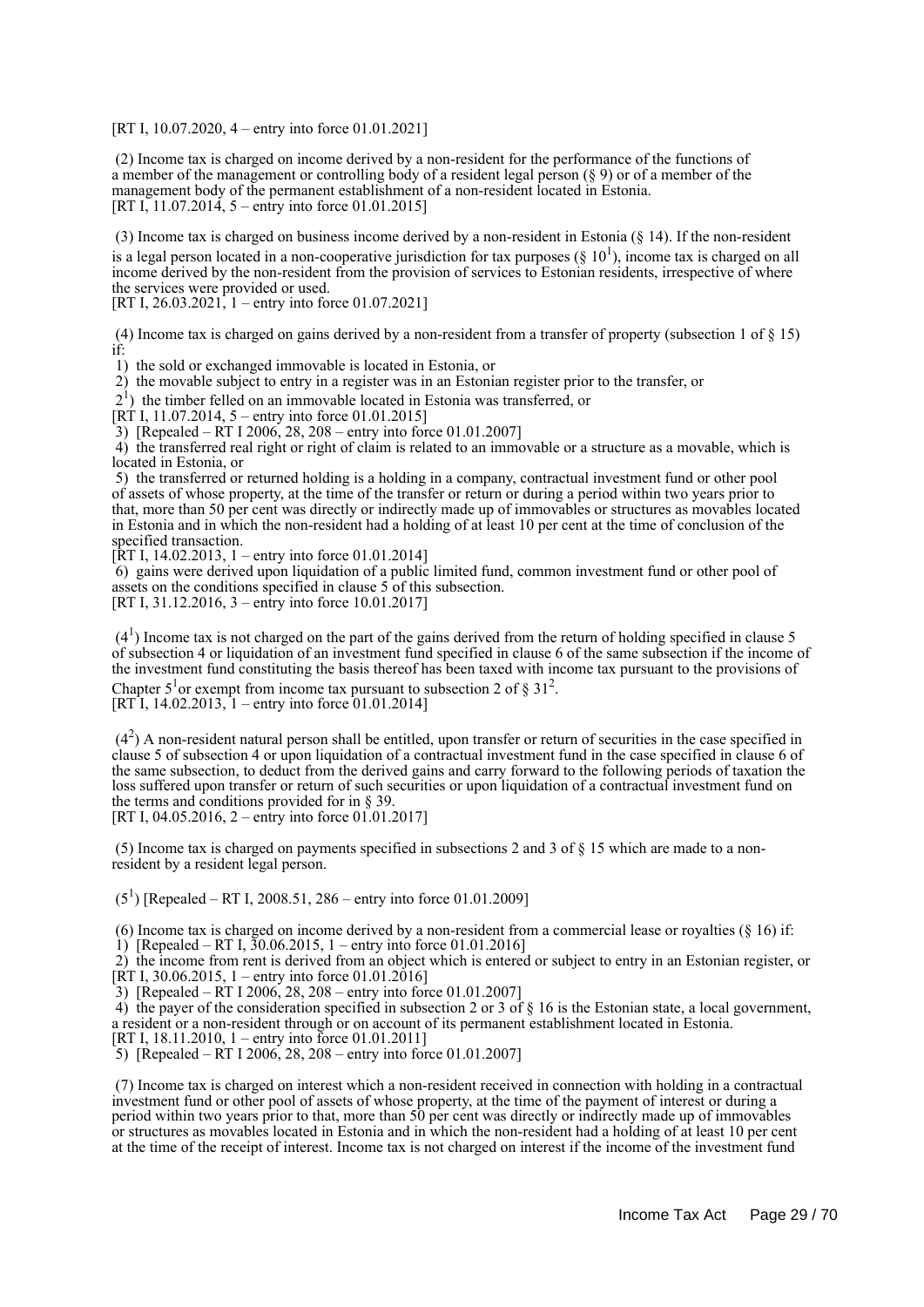[RT I, 10.07.2020, 4 – entry into force 01.01.2021]

(2) Income tax is charged on income derived by a non-resident for the performance of the functions of a member of the management or controlling body of a resident legal person (§ 9) or of a member of the management body of the permanent establishment of a non-resident located in Estonia.
[RT I, 11.07.2014, 5 – entry into force 01.01.2015]

(3) Income tax is charged on business income derived by a non-resident in Estonia (§ 14). If the non-resident is a legal person located in a non-cooperative jurisdiction for tax purposes (§ 10[1]), income tax is charged on all income derived by the non-resident from the provision of services to Estonian residents, irrespective of where the services were provided or used.
[RT I, 26.03.2021, 1 – entry into force 01.07.2021]

(4) Income tax is charged on gains derived by a non-resident from a transfer of property (subsection 1 of § 15) if:
1) the sold or exchanged immovable is located in Estonia, or
2) the movable subject to entry in a register was in an Estonian register prior to the transfer, or
2[1]) the timber felled on an immovable located in Estonia was transferred, or
[RT I, 11.07.2014, 5 – entry into force 01.01.2015]
3) [Repealed – RT I 2006, 28, 208 – entry into force 01.01.2007]
4) the transferred real right or right of claim is related to an immovable or a structure as a movable, which is located in Estonia, or
5) the transferred or returned holding is a holding in a company, contractual investment fund or other pool of assets of whose property, at the time of the transfer or return or during a period within two years prior to that, more than 50 per cent was directly or indirectly made up of immovables or structures as movables located in Estonia and in which the non-resident had a holding of at least 10 per cent at the time of conclusion of the specified transaction.
[RT I, 14.02.2013, 1 – entry into force 01.01.2014]
6) gains were derived upon liquidation of a public limited fund, common investment fund or other pool of assets on the conditions specified in clause 5 of this subsection.
[RT I, 31.12.2016, 3 – entry into force 10.01.2017]

(4[1]) Income tax is not charged on the part of the gains derived from the return of holding specified in clause 5 of subsection 4 or liquidation of an investment fund specified in clause 6 of the same subsection if the income of the investment fund constituting the basis thereof has been taxed with income tax pursuant to the provisions of Chapter 5[1] or exempt from income tax pursuant to subsection 2 of § 31[2].
[RT I, 14.02.2013, 1 – entry into force 01.01.2014]

(4[2]) A non-resident natural person shall be entitled, upon transfer or return of securities in the case specified in clause 5 of subsection 4 or upon liquidation of a contractual investment fund in the case specified in clause 6 of the same subsection, to deduct from the derived gains and carry forward to the following periods of taxation the loss suffered upon transfer or return of such securities or upon liquidation of a contractual investment fund on the terms and conditions provided for in § 39.
[RT I, 04.05.2016, 2 – entry into force 01.01.2017]

(5) Income tax is charged on payments specified in subsections 2 and 3 of § 15 which are made to a non-resident by a resident legal person.

(5[1]) [Repealed – RT I, 2008.51, 286 – entry into force 01.01.2009]

(6) Income tax is charged on income derived by a non-resident from a commercial lease or royalties (§ 16) if:
1) [Repealed – RT I, 30.06.2015, 1 – entry into force 01.01.2016]
2) the income from rent is derived from an object which is entered or subject to entry in an Estonian register, or
[RT I, 30.06.2015, 1 – entry into force 01.01.2016]
3) [Repealed – RT I 2006, 28, 208 – entry into force 01.01.2007]
4) the payer of the consideration specified in subsection 2 or 3 of § 16 is the Estonian state, a local government, a resident or a non-resident through or on account of its permanent establishment located in Estonia.
[RT I, 18.11.2010, 1 – entry into force 01.01.2011]
5) [Repealed – RT I 2006, 28, 208 – entry into force 01.01.2007]

(7) Income tax is charged on interest which a non-resident received in connection with holding in a contractual investment fund or other pool of assets of whose property, at the time of the payment of interest or during a period within two years prior to that, more than 50 per cent was directly or indirectly made up of immovables or structures as movables located in Estonia and in which the non-resident had a holding of at least 10 per cent at the time of the receipt of interest. Income tax is not charged on interest if the income of the investment fund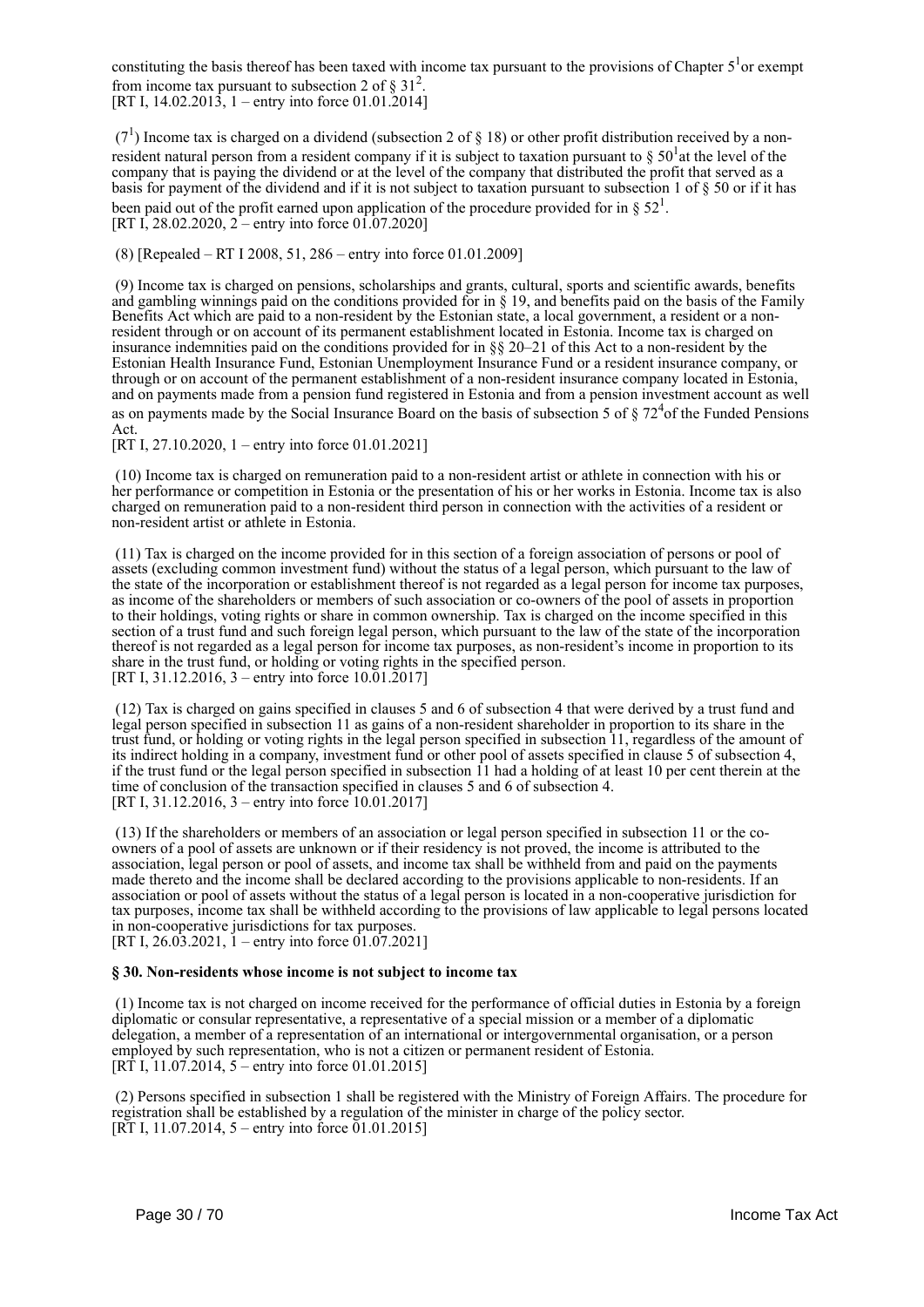constituting the basis thereof has been taxed with income tax pursuant to the provisions of Chapter $5^1$or exempt from income tax pursuant to subsection 2 of § $31^2$.
[RT I, 14.02.2013, 1 – entry into force 01.01.2014]

($7^1$) Income tax is charged on a dividend (subsection 2 of § 18) or other profit distribution received by a non-resident natural person from a resident company if it is subject to taxation pursuant to § $50^1$at the level of the company that is paying the dividend or at the level of the company that distributed the profit that served as a basis for payment of the dividend and if it is not subject to taxation pursuant to subsection 1 of § 50 or if it has been paid out of the profit earned upon application of the procedure provided for in § $52^1$.
[RT I, 28.02.2020, 2 – entry into force 01.07.2020]

(8) [Repealed – RT I 2008, 51, 286 – entry into force 01.01.2009]

(9) Income tax is charged on pensions, scholarships and grants, cultural, sports and scientific awards, benefits and gambling winnings paid on the conditions provided for in § 19, and benefits paid on the basis of the Family Benefits Act which are paid to a non-resident by the Estonian state, a local government, a resident or a non-resident through or on account of its permanent establishment located in Estonia. Income tax is charged on insurance indemnities paid on the conditions provided for in §§ 20–21 of this Act to a non-resident by the Estonian Health Insurance Fund, Estonian Unemployment Insurance Fund or a resident insurance company, or through or on account of the permanent establishment of a non-resident insurance company located in Estonia, and on payments made from a pension fund registered in Estonia and from a pension investment account as well as on payments made by the Social Insurance Board on the basis of subsection 5 of § $72^4$of the Funded Pensions Act.
[RT I, 27.10.2020, 1 – entry into force 01.01.2021]

(10) Income tax is charged on remuneration paid to a non-resident artist or athlete in connection with his or her performance or competition in Estonia or the presentation of his or her works in Estonia. Income tax is also charged on remuneration paid to a non-resident third person in connection with the activities of a resident or non-resident artist or athlete in Estonia.

(11) Tax is charged on the income provided for in this section of a foreign association of persons or pool of assets (excluding common investment fund) without the status of a legal person, which pursuant to the law of the state of the incorporation or establishment thereof is not regarded as a legal person for income tax purposes, as income of the shareholders or members of such association or co-owners of the pool of assets in proportion to their holdings, voting rights or share in common ownership. Tax is charged on the income specified in this section of a trust fund and such foreign legal person, which pursuant to the law of the state of the incorporation thereof is not regarded as a legal person for income tax purposes, as non-resident's income in proportion to its share in the trust fund, or holding or voting rights in the specified person.
[RT I, 31.12.2016, 3 – entry into force 10.01.2017]

(12) Tax is charged on gains specified in clauses 5 and 6 of subsection 4 that were derived by a trust fund and legal person specified in subsection 11 as gains of a non-resident shareholder in proportion to its share in the trust fund, or holding or voting rights in the legal person specified in subsection 11, regardless of the amount of its indirect holding in a company, investment fund or other pool of assets specified in clause 5 of subsection 4, if the trust fund or the legal person specified in subsection 11 had a holding of at least 10 per cent therein at the time of conclusion of the transaction specified in clauses 5 and 6 of subsection 4.
[RT I, 31.12.2016, 3 – entry into force 10.01.2017]

(13) If the shareholders or members of an association or legal person specified in subsection 11 or the co-owners of a pool of assets are unknown or if their residency is not proved, the income is attributed to the association, legal person or pool of assets, and income tax shall be withheld from and paid on the payments made thereto and the income shall be declared according to the provisions applicable to non-residents. If an association or pool of assets without the status of a legal person is located in a non-cooperative jurisdiction for tax purposes, income tax shall be withheld according to the provisions of law applicable to legal persons located in non-cooperative jurisdictions for tax purposes.
[RT I, 26.03.2021, 1 – entry into force 01.07.2021]

**§ 30. Non-residents whose income is not subject to income tax**

(1) Income tax is not charged on income received for the performance of official duties in Estonia by a foreign diplomatic or consular representative, a representative of a special mission or a member of a diplomatic delegation, a member of a representation of an international or intergovernmental organisation, or a person employed by such representation, who is not a citizen or permanent resident of Estonia.
[RT I, 11.07.2014, 5 – entry into force 01.01.2015]

(2) Persons specified in subsection 1 shall be registered with the Ministry of Foreign Affairs. The procedure for registration shall be established by a regulation of the minister in charge of the policy sector.
[RT I, 11.07.2014, 5 – entry into force 01.01.2015]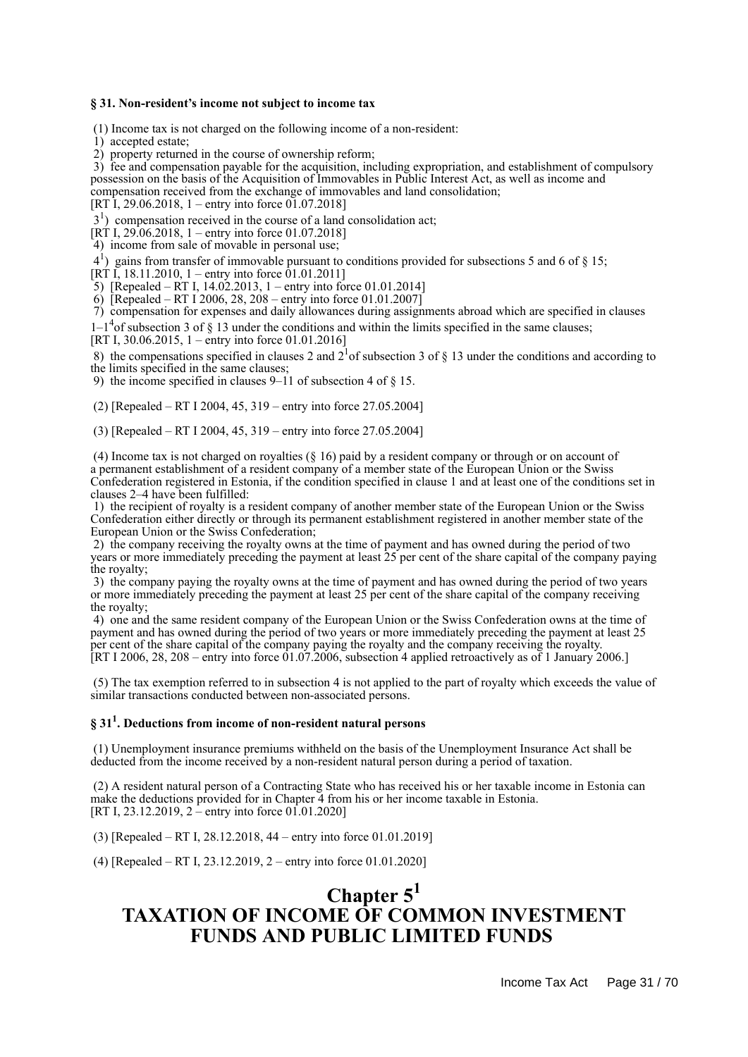### § 31. Non-resident's income not subject to income tax

(1) Income tax is not charged on the following income of a non-resident:
1) accepted estate;
2) property returned in the course of ownership reform;
3) fee and compensation payable for the acquisition, including expropriation, and establishment of compulsory possession on the basis of the Acquisition of Immovables in Public Interest Act, as well as income and compensation received from the exchange of immovables and land consolidation;
[RT I, 29.06.2018, 1 – entry into force 01.07.2018]
$3^1$) compensation received in the course of a land consolidation act;
[RT I, 29.06.2018, 1 – entry into force 01.07.2018]
4) income from sale of movable in personal use;
$4^1$) gains from transfer of immovable pursuant to conditions provided for subsections 5 and 6 of § 15;
[RT I, 18.11.2010, 1 – entry into force 01.01.2011]
5) [Repealed – RT I, 14.02.2013, 1 – entry into force 01.01.2014]
6) [Repealed – RT I 2006, 28, 208 – entry into force 01.01.2007]
7) compensation for expenses and daily allowances during assignments abroad which are specified in clauses $1–1^4$ of subsection 3 of § 13 under the conditions and within the limits specified in the same clauses;
[RT I, 30.06.2015, 1 – entry into force 01.01.2016]
8) the compensations specified in clauses 2 and $2^1$ of subsection 3 of § 13 under the conditions and according to the limits specified in the same clauses;
9) the income specified in clauses 9–11 of subsection 4 of § 15.

(2) [Repealed – RT I 2004, 45, 319 – entry into force 27.05.2004]

(3) [Repealed – RT I 2004, 45, 319 – entry into force 27.05.2004]

(4) Income tax is not charged on royalties (§ 16) paid by a resident company or through or on account of a permanent establishment of a resident company of a member state of the European Union or the Swiss Confederation registered in Estonia, if the condition specified in clause 1 and at least one of the conditions set in clauses 2–4 have been fulfilled:
1) the recipient of royalty is a resident company of another member state of the European Union or the Swiss Confederation either directly or through its permanent establishment registered in another member state of the European Union or the Swiss Confederation;
2) the company receiving the royalty owns at the time of payment and has owned during the period of two years or more immediately preceding the payment at least 25 per cent of the share capital of the company paying the royalty;
3) the company paying the royalty owns at the time of payment and has owned during the period of two years or more immediately preceding the payment at least 25 per cent of the share capital of the company receiving the royalty;
4) one and the same resident company of the European Union or the Swiss Confederation owns at the time of payment and has owned during the period of two years or more immediately preceding the payment at least 25 per cent of the share capital of the company paying the royalty and the company receiving the royalty.
[RT I 2006, 28, 208 – entry into force 01.07.2006, subsection 4 applied retroactively as of 1 January 2006.]

(5) The tax exemption referred to in subsection 4 is not applied to the part of royalty which exceeds the value of similar transactions conducted between non-associated persons.

### § $31^1$. Deductions from income of non-resident natural persons

(1) Unemployment insurance premiums withheld on the basis of the Unemployment Insurance Act shall be deducted from the income received by a non-resident natural person during a period of taxation.

(2) A resident natural person of a Contracting State who has received his or her taxable income in Estonia can make the deductions provided for in Chapter 4 from his or her income taxable in Estonia.
[RT I, 23.12.2019, 2 – entry into force 01.01.2020]

(3) [Repealed – RT I, 28.12.2018, 44 – entry into force 01.01.2019]

(4) [Repealed – RT I, 23.12.2019, 2 – entry into force 01.01.2020]

# Chapter $5^1$
# TAXATION OF INCOME OF COMMON INVESTMENT FUNDS AND PUBLIC LIMITED FUNDS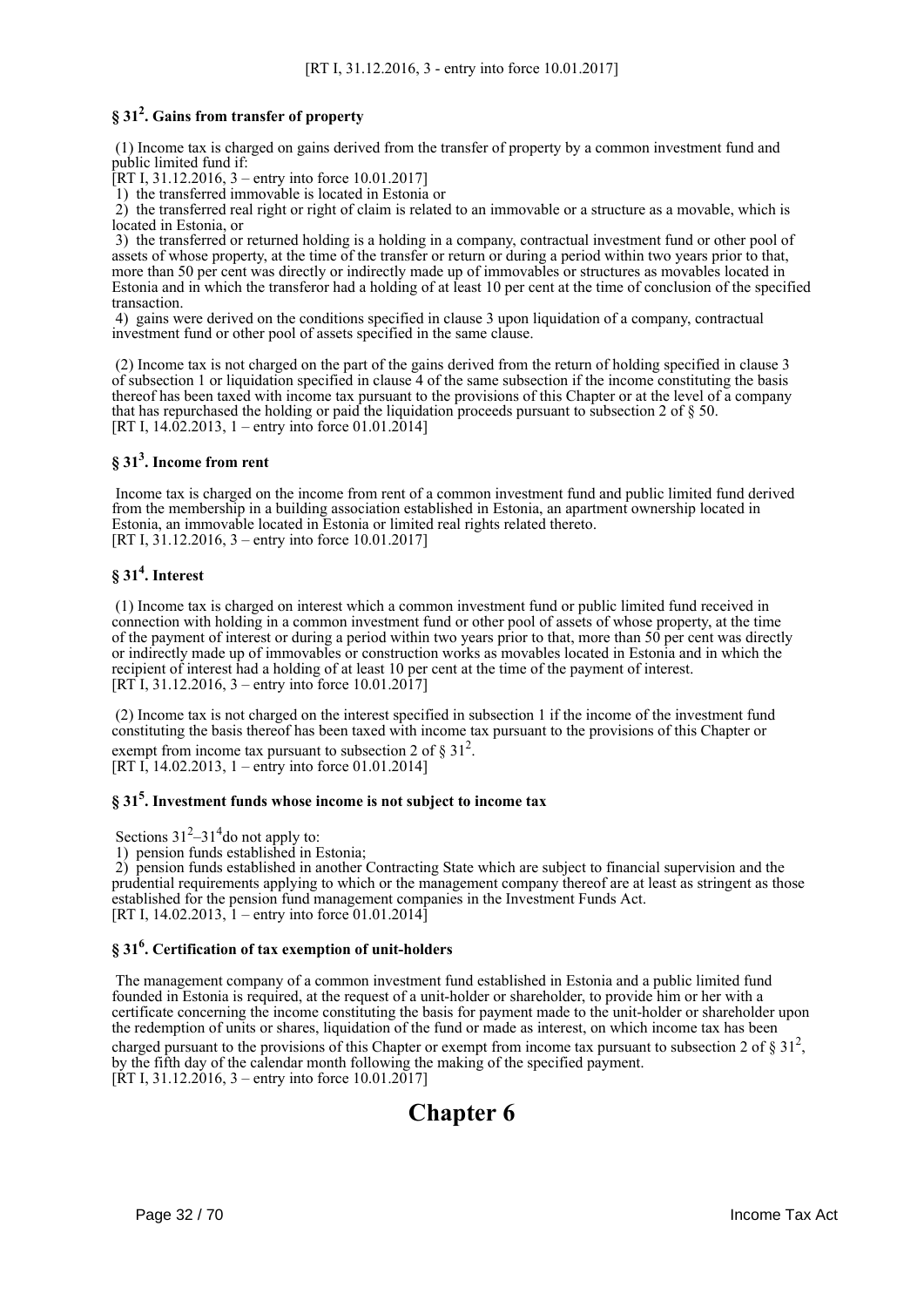[RT I, 31.12.2016, 3 - entry into force 10.01.2017]

### § 31[2]. Gains from transfer of property

(1) Income tax is charged on gains derived from the transfer of property by a common investment fund and public limited fund if:
[RT I, 31.12.2016, 3 – entry into force 10.01.2017]
1) the transferred immovable is located in Estonia or
2) the transferred real right or right of claim is related to an immovable or a structure as a movable, which is located in Estonia, or
3) the transferred or returned holding is a holding in a company, contractual investment fund or other pool of assets of whose property, at the time of the transfer or return or during a period within two years prior to that, more than 50 per cent was directly or indirectly made up of immovables or structures as movables located in Estonia and in which the transferor had a holding of at least 10 per cent at the time of conclusion of the specified transaction.
4) gains were derived on the conditions specified in clause 3 upon liquidation of a company, contractual investment fund or other pool of assets specified in the same clause.

(2) Income tax is not charged on the part of the gains derived from the return of holding specified in clause 3 of subsection 1 or liquidation specified in clause 4 of the same subsection if the income constituting the basis thereof has been taxed with income tax pursuant to the provisions of this Chapter or at the level of a company that has repurchased the holding or paid the liquidation proceeds pursuant to subsection 2 of § 50.
[RT I, 14.02.2013, 1 – entry into force 01.01.2014]

### § 31[3]. Income from rent

Income tax is charged on the income from rent of a common investment fund and public limited fund derived from the membership in a building association established in Estonia, an apartment ownership located in Estonia, an immovable located in Estonia or limited real rights related thereto.
[RT I, 31.12.2016, 3 – entry into force 10.01.2017]

### § 31[4]. Interest

(1) Income tax is charged on interest which a common investment fund or public limited fund received in connection with holding in a common investment fund or other pool of assets of whose property, at the time of the payment of interest or during a period within two years prior to that, more than 50 per cent was directly or indirectly made up of immovables or construction works as movables located in Estonia and in which the recipient of interest had a holding of at least 10 per cent at the time of the payment of interest.
[RT I, 31.12.2016, 3 – entry into force 10.01.2017]

(2) Income tax is not charged on the interest specified in subsection 1 if the income of the investment fund constituting the basis thereof has been taxed with income tax pursuant to the provisions of this Chapter or exempt from income tax pursuant to subsection 2 of § 31[2].
[RT I, 14.02.2013, 1 – entry into force 01.01.2014]

### § 31[5]. Investment funds whose income is not subject to income tax

Sections 31[2]–31[4] do not apply to:
1) pension funds established in Estonia;
2) pension funds established in another Contracting State which are subject to financial supervision and the prudential requirements applying to which or the management company thereof are at least as stringent as those established for the pension fund management companies in the Investment Funds Act.
[RT I, 14.02.2013, 1 – entry into force 01.01.2014]

### § 31[6]. Certification of tax exemption of unit-holders

The management company of a common investment fund established in Estonia and a public limited fund founded in Estonia is required, at the request of a unit-holder or shareholder, to provide him or her with a certificate concerning the income constituting the basis for payment made to the unit-holder or shareholder upon the redemption of units or shares, liquidation of the fund or made as interest, on which income tax has been charged pursuant to the provisions of this Chapter or exempt from income tax pursuant to subsection 2 of § 31[2], by the fifth day of the calendar month following the making of the specified payment.
[RT I, 31.12.2016, 3 – entry into force 10.01.2017]

# Chapter 6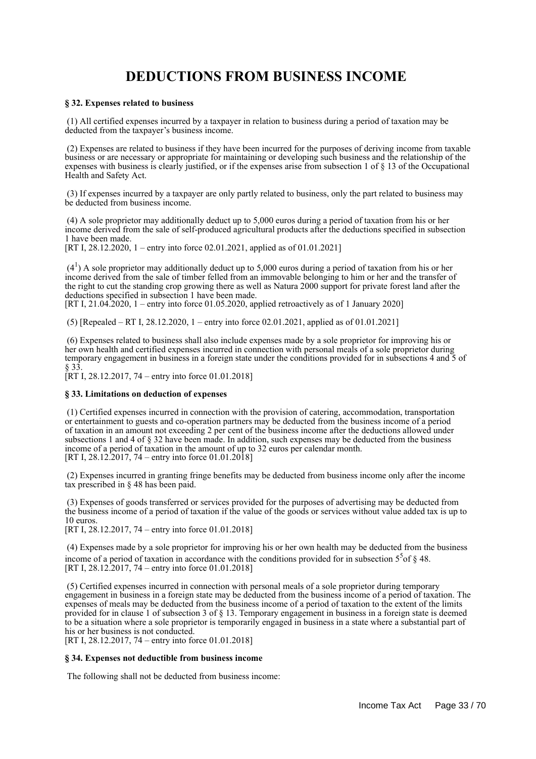# DEDUCTIONS FROM BUSINESS INCOME

**§ 32. Expenses related to business**

(1) All certified expenses incurred by a taxpayer in relation to business during a period of taxation may be deducted from the taxpayer's business income.

(2) Expenses are related to business if they have been incurred for the purposes of deriving income from taxable business or are necessary or appropriate for maintaining or developing such business and the relationship of the expenses with business is clearly justified, or if the expenses arise from subsection 1 of § 13 of the Occupational Health and Safety Act.

(3) If expenses incurred by a taxpayer are only partly related to business, only the part related to business may be deducted from business income.

(4) A sole proprietor may additionally deduct up to 5,000 euros during a period of taxation from his or her income derived from the sale of self-produced agricultural products after the deductions specified in subsection 1 have been made.
[RT I, 28.12.2020, 1 – entry into force 02.01.2021, applied as of 01.01.2021]

($4^1$) A sole proprietor may additionally deduct up to 5,000 euros during a period of taxation from his or her income derived from the sale of timber felled from an immovable belonging to him or her and the transfer of the right to cut the standing crop growing there as well as Natura 2000 support for private forest land after the deductions specified in subsection 1 have been made.
[RT I, 21.04.2020, 1 – entry into force 01.05.2020, applied retroactively as of 1 January 2020]

(5) [Repealed – RT I, 28.12.2020, 1 – entry into force 02.01.2021, applied as of 01.01.2021]

(6) Expenses related to business shall also include expenses made by a sole proprietor for improving his or her own health and certified expenses incurred in connection with personal meals of a sole proprietor during temporary engagement in business in a foreign state under the conditions provided for in subsections 4 and 5 of § 33.
[RT I, 28.12.2017, 74 – entry into force 01.01.2018]

**§ 33. Limitations on deduction of expenses**

(1) Certified expenses incurred in connection with the provision of catering, accommodation, transportation or entertainment to guests and co-operation partners may be deducted from the business income of a period of taxation in an amount not exceeding 2 per cent of the business income after the deductions allowed under subsections 1 and 4 of § 32 have been made. In addition, such expenses may be deducted from the business income of a period of taxation in the amount of up to 32 euros per calendar month.
[RT I, 28.12.2017, 74 – entry into force 01.01.2018]

(2) Expenses incurred in granting fringe benefits may be deducted from business income only after the income tax prescribed in § 48 has been paid.

(3) Expenses of goods transferred or services provided for the purposes of advertising may be deducted from the business income of a period of taxation if the value of the goods or services without value added tax is up to 10 euros.
[RT I, 28.12.2017, 74 – entry into force 01.01.2018]

(4) Expenses made by a sole proprietor for improving his or her own health may be deducted from the business income of a period of taxation in accordance with the conditions provided for in subsection $5^5$ of § 48.
[RT I, 28.12.2017, 74 – entry into force 01.01.2018]

(5) Certified expenses incurred in connection with personal meals of a sole proprietor during temporary engagement in business in a foreign state may be deducted from the business income of a period of taxation. The expenses of meals may be deducted from the business income of a period of taxation to the extent of the limits provided for in clause 1 of subsection 3 of § 13. Temporary engagement in business in a foreign state is deemed to be a situation where a sole proprietor is temporarily engaged in business in a state where a substantial part of his or her business is not conducted.
[RT I, 28.12.2017, 74 – entry into force 01.01.2018]

**§ 34. Expenses not deductible from business income**

The following shall not be deducted from business income: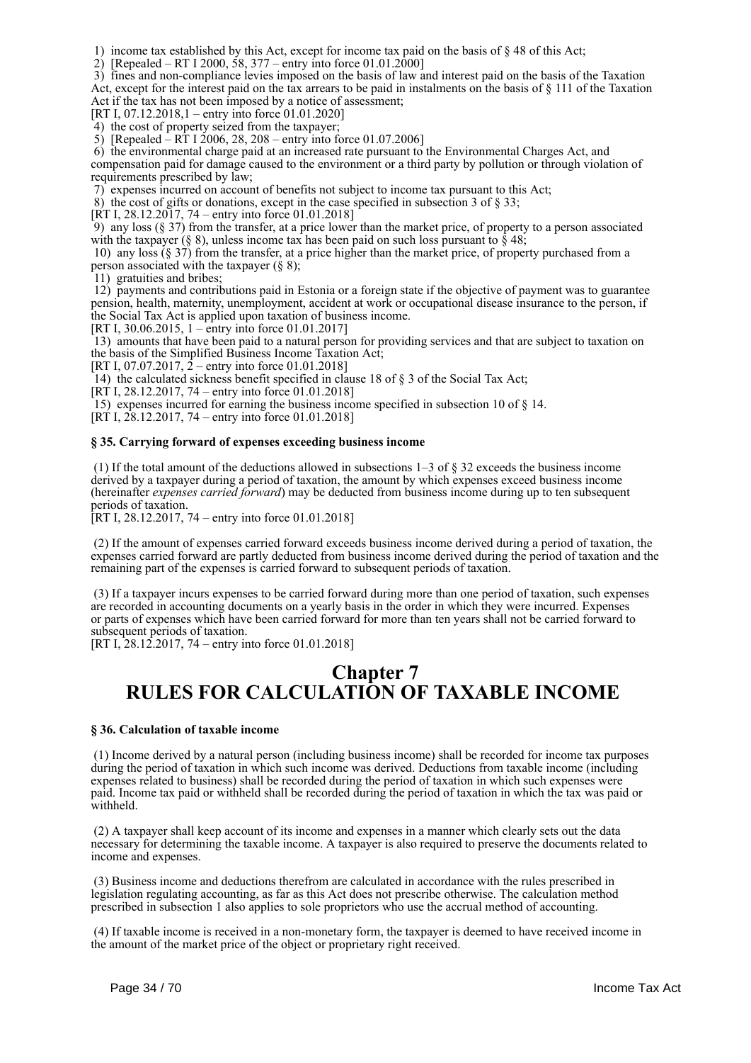1) income tax established by this Act, except for income tax paid on the basis of § 48 of this Act;

2) [Repealed – RT I 2000, 58, 377 – entry into force 01.01.2000]

3) fines and non-compliance levies imposed on the basis of law and interest paid on the basis of the Taxation Act, except for the interest paid on the tax arrears to be paid in instalments on the basis of § 111 of the Taxation Act if the tax has not been imposed by a notice of assessment;

[RT I, 07.12.2018,1 – entry into force 01.01.2020]

4) the cost of property seized from the taxpayer;

5) [Repealed – RT I 2006, 28, 208 – entry into force 01.07.2006]

6) the environmental charge paid at an increased rate pursuant to the Environmental Charges Act, and compensation paid for damage caused to the environment or a third party by pollution or through violation of requirements prescribed by law;

7) expenses incurred on account of benefits not subject to income tax pursuant to this Act;

8) the cost of gifts or donations, except in the case specified in subsection 3 of § 33;

[RT I, 28.12.2017, 74 – entry into force 01.01.2018]

9) any loss (§ 37) from the transfer, at a price lower than the market price, of property to a person associated with the taxpayer (§ 8), unless income tax has been paid on such loss pursuant to § 48;

10) any loss (§ 37) from the transfer, at a price higher than the market price, of property purchased from a person associated with the taxpayer (§ 8);

11) gratuities and bribes;

12) payments and contributions paid in Estonia or a foreign state if the objective of payment was to guarantee pension, health, maternity, unemployment, accident at work or occupational disease insurance to the person, if the Social Tax Act is applied upon taxation of business income.

[RT I, 30.06.2015, 1 – entry into force 01.01.2017]

13) amounts that have been paid to a natural person for providing services and that are subject to taxation on the basis of the Simplified Business Income Taxation Act;

[RT I, 07.07.2017, 2 – entry into force 01.01.2018]

14) the calculated sickness benefit specified in clause 18 of § 3 of the Social Tax Act;

[RT I, 28.12.2017, 74 – entry into force 01.01.2018]

15) expenses incurred for earning the business income specified in subsection 10 of § 14.

[RT I, 28.12.2017, 74 – entry into force 01.01.2018]

### § 35. Carrying forward of expenses exceeding business income

(1) If the total amount of the deductions allowed in subsections 1–3 of § 32 exceeds the business income derived by a taxpayer during a period of taxation, the amount by which expenses exceed business income (hereinafter *expenses carried forward*) may be deducted from business income during up to ten subsequent periods of taxation.

[RT I, 28.12.2017, 74 – entry into force 01.01.2018]

(2) If the amount of expenses carried forward exceeds business income derived during a period of taxation, the expenses carried forward are partly deducted from business income derived during the period of taxation and the remaining part of the expenses is carried forward to subsequent periods of taxation.

(3) If a taxpayer incurs expenses to be carried forward during more than one period of taxation, such expenses are recorded in accounting documents on a yearly basis in the order in which they were incurred. Expenses or parts of expenses which have been carried forward for more than ten years shall not be carried forward to subsequent periods of taxation.

[RT I, 28.12.2017, 74 – entry into force 01.01.2018]

## Chapter 7
## RULES FOR CALCULATION OF TAXABLE INCOME

### § 36. Calculation of taxable income

(1) Income derived by a natural person (including business income) shall be recorded for income tax purposes during the period of taxation in which such income was derived. Deductions from taxable income (including expenses related to business) shall be recorded during the period of taxation in which such expenses were paid. Income tax paid or withheld shall be recorded during the period of taxation in which the tax was paid or withheld.

(2) A taxpayer shall keep account of its income and expenses in a manner which clearly sets out the data necessary for determining the taxable income. A taxpayer is also required to preserve the documents related to income and expenses.

(3) Business income and deductions therefrom are calculated in accordance with the rules prescribed in legislation regulating accounting, as far as this Act does not prescribe otherwise. The calculation method prescribed in subsection 1 also applies to sole proprietors who use the accrual method of accounting.

(4) If taxable income is received in a non-monetary form, the taxpayer is deemed to have received income in the amount of the market price of the object or proprietary right received.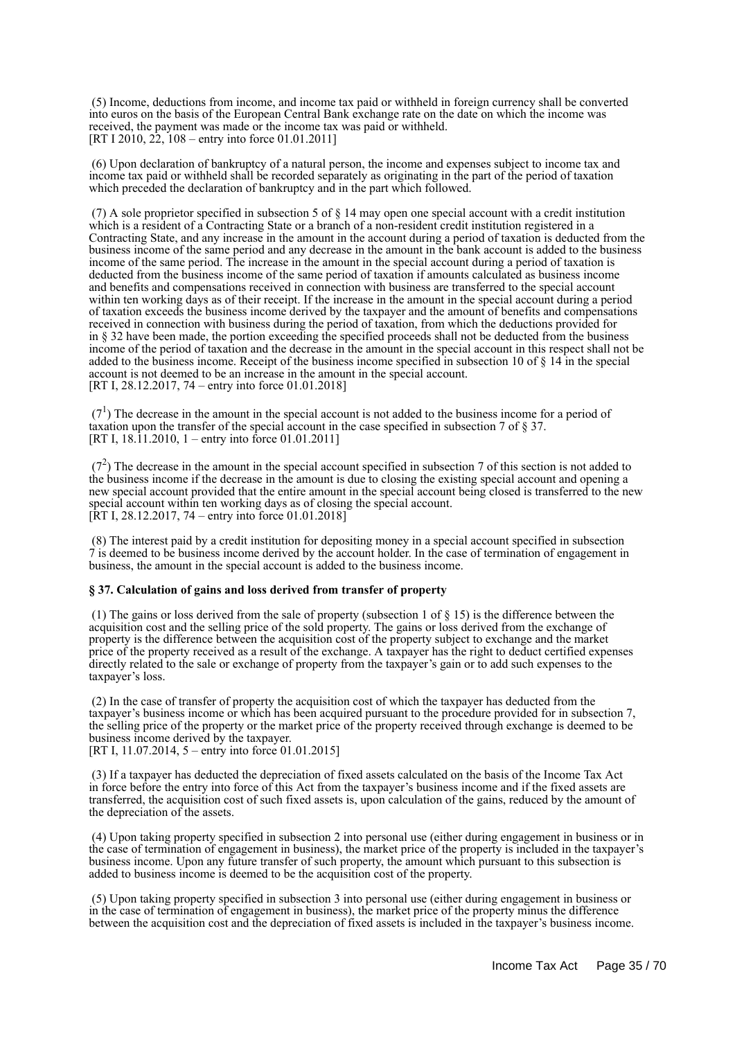(5) Income, deductions from income, and income tax paid or withheld in foreign currency shall be converted into euros on the basis of the European Central Bank exchange rate on the date on which the income was received, the payment was made or the income tax was paid or withheld.
[RT I 2010, 22, 108 – entry into force 01.01.2011]

(6) Upon declaration of bankruptcy of a natural person, the income and expenses subject to income tax and income tax paid or withheld shall be recorded separately as originating in the part of the period of taxation which preceded the declaration of bankruptcy and in the part which followed.

(7) A sole proprietor specified in subsection 5 of § 14 may open one special account with a credit institution which is a resident of a Contracting State or a branch of a non-resident credit institution registered in a Contracting State, and any increase in the amount in the account during a period of taxation is deducted from the business income of the same period and any decrease in the amount in the bank account is added to the business income of the same period. The increase in the amount in the special account during a period of taxation is deducted from the business income of the same period of taxation if amounts calculated as business income and benefits and compensations received in connection with business are transferred to the special account within ten working days as of their receipt. If the increase in the amount in the special account during a period of taxation exceeds the business income derived by the taxpayer and the amount of benefits and compensations received in connection with business during the period of taxation, from which the deductions provided for in § 32 have been made, the portion exceeding the specified proceeds shall not be deducted from the business income of the period of taxation and the decrease in the amount in the special account in this respect shall not be added to the business income. Receipt of the business income specified in subsection 10 of § 14 in the special account is not deemed to be an increase in the amount in the special account.
[RT I, 28.12.2017, 74 – entry into force 01.01.2018]

($7^1$) The decrease in the amount in the special account is not added to the business income for a period of taxation upon the transfer of the special account in the case specified in subsection 7 of § 37.
[RT I, 18.11.2010, 1 – entry into force 01.01.2011]

($7^2$) The decrease in the amount in the special account specified in subsection 7 of this section is not added to the business income if the decrease in the amount is due to closing the existing special account and opening a new special account provided that the entire amount in the special account being closed is transferred to the new special account within ten working days as of closing the special account.
[RT I, 28.12.2017, 74 – entry into force 01.01.2018]

(8) The interest paid by a credit institution for depositing money in a special account specified in subsection 7 is deemed to be business income derived by the account holder. In the case of termination of engagement in business, the amount in the special account is added to the business income.

**§ 37. Calculation of gains and loss derived from transfer of property**

(1) The gains or loss derived from the sale of property (subsection 1 of § 15) is the difference between the acquisition cost and the selling price of the sold property. The gains or loss derived from the exchange of property is the difference between the acquisition cost of the property subject to exchange and the market price of the property received as a result of the exchange. A taxpayer has the right to deduct certified expenses directly related to the sale or exchange of property from the taxpayer's gain or to add such expenses to the taxpayer's loss.

(2) In the case of transfer of property the acquisition cost of which the taxpayer has deducted from the taxpayer's business income or which has been acquired pursuant to the procedure provided for in subsection 7, the selling price of the property or the market price of the property received through exchange is deemed to be business income derived by the taxpayer.
[RT I, 11.07.2014, 5 – entry into force 01.01.2015]

(3) If a taxpayer has deducted the depreciation of fixed assets calculated on the basis of the Income Tax Act in force before the entry into force of this Act from the taxpayer's business income and if the fixed assets are transferred, the acquisition cost of such fixed assets is, upon calculation of the gains, reduced by the amount of the depreciation of the assets.

(4) Upon taking property specified in subsection 2 into personal use (either during engagement in business or in the case of termination of engagement in business), the market price of the property is included in the taxpayer's business income. Upon any future transfer of such property, the amount which pursuant to this subsection is added to business income is deemed to be the acquisition cost of the property.

(5) Upon taking property specified in subsection 3 into personal use (either during engagement in business or in the case of termination of engagement in business), the market price of the property minus the difference between the acquisition cost and the depreciation of fixed assets is included in the taxpayer's business income.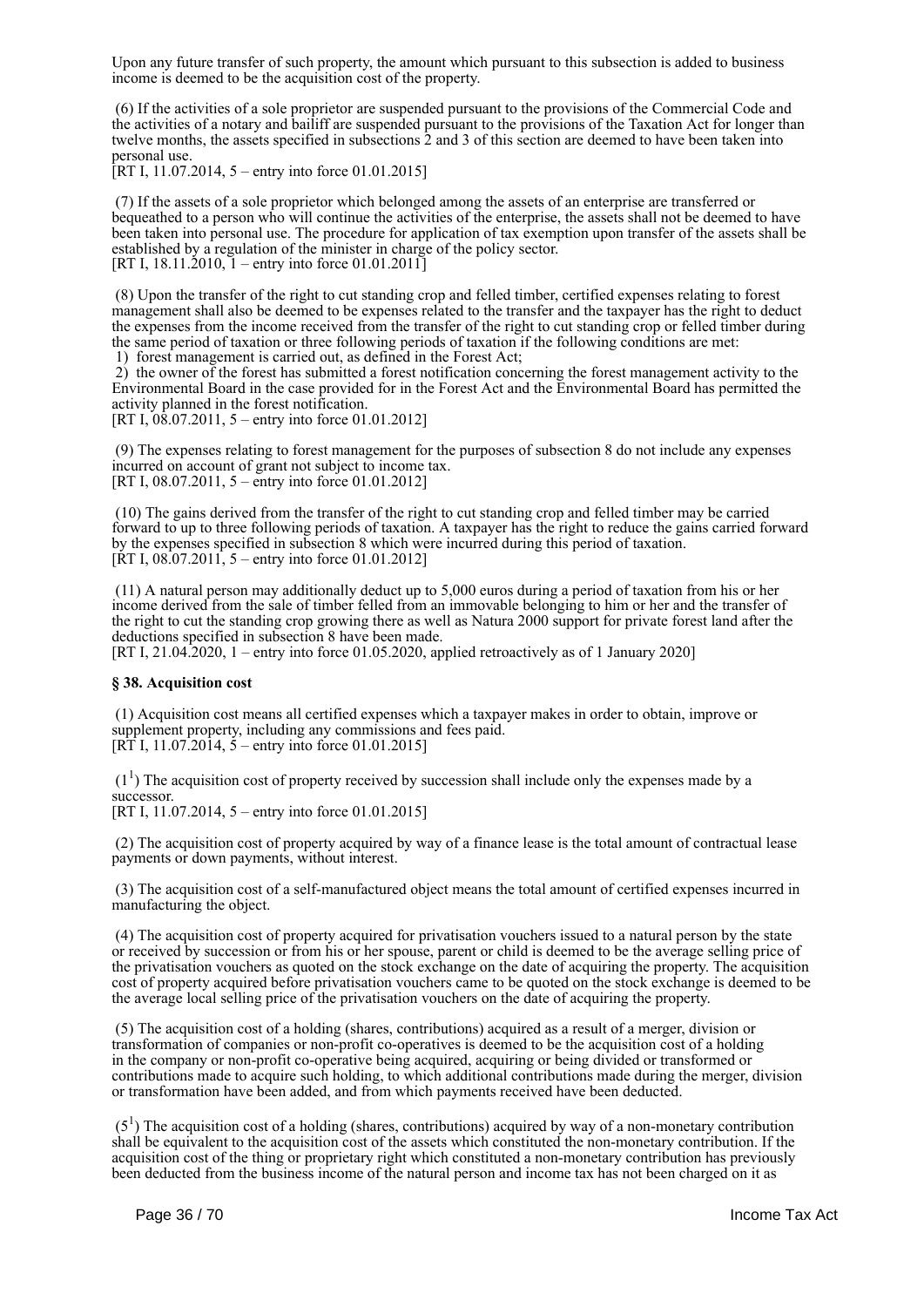Upon any future transfer of such property, the amount which pursuant to this subsection is added to business income is deemed to be the acquisition cost of the property.

(6) If the activities of a sole proprietor are suspended pursuant to the provisions of the Commercial Code and the activities of a notary and bailiff are suspended pursuant to the provisions of the Taxation Act for longer than twelve months, the assets specified in subsections 2 and 3 of this section are deemed to have been taken into personal use.
[RT I, 11.07.2014, 5 – entry into force 01.01.2015]

(7) If the assets of a sole proprietor which belonged among the assets of an enterprise are transferred or bequeathed to a person who will continue the activities of the enterprise, the assets shall not be deemed to have been taken into personal use. The procedure for application of tax exemption upon transfer of the assets shall be established by a regulation of the minister in charge of the policy sector.
[RT I, 18.11.2010, 1 – entry into force 01.01.2011]

(8) Upon the transfer of the right to cut standing crop and felled timber, certified expenses relating to forest management shall also be deemed to be expenses related to the transfer and the taxpayer has the right to deduct the expenses from the income received from the transfer of the right to cut standing crop or felled timber during the same period of taxation or three following periods of taxation if the following conditions are met:
1) forest management is carried out, as defined in the Forest Act;
2) the owner of the forest has submitted a forest notification concerning the forest management activity to the Environmental Board in the case provided for in the Forest Act and the Environmental Board has permitted the activity planned in the forest notification.
[RT I, 08.07.2011, 5 – entry into force 01.01.2012]

(9) The expenses relating to forest management for the purposes of subsection 8 do not include any expenses incurred on account of grant not subject to income tax.
[RT I, 08.07.2011, 5 – entry into force 01.01.2012]

(10) The gains derived from the transfer of the right to cut standing crop and felled timber may be carried forward to up to three following periods of taxation. A taxpayer has the right to reduce the gains carried forward by the expenses specified in subsection 8 which were incurred during this period of taxation.
[RT I, 08.07.2011, 5 – entry into force 01.01.2012]

(11) A natural person may additionally deduct up to 5,000 euros during a period of taxation from his or her income derived from the sale of timber felled from an immovable belonging to him or her and the transfer of the right to cut the standing crop growing there as well as Natura 2000 support for private forest land after the deductions specified in subsection 8 have been made.
[RT I, 21.04.2020, 1 – entry into force 01.05.2020, applied retroactively as of 1 January 2020]

**§ 38. Acquisition cost**

(1) Acquisition cost means all certified expenses which a taxpayer makes in order to obtain, improve or supplement property, including any commissions and fees paid.
[RT I, 11.07.2014, 5 – entry into force 01.01.2015]

($1^1$) The acquisition cost of property received by succession shall include only the expenses made by a successor.
[RT I, 11.07.2014, 5 – entry into force 01.01.2015]

(2) The acquisition cost of property acquired by way of a finance lease is the total amount of contractual lease payments or down payments, without interest.

(3) The acquisition cost of a self-manufactured object means the total amount of certified expenses incurred in manufacturing the object.

(4) The acquisition cost of property acquired for privatisation vouchers issued to a natural person by the state or received by succession or from his or her spouse, parent or child is deemed to be the average selling price of the privatisation vouchers as quoted on the stock exchange on the date of acquiring the property. The acquisition cost of property acquired before privatisation vouchers came to be quoted on the stock exchange is deemed to be the average local selling price of the privatisation vouchers on the date of acquiring the property.

(5) The acquisition cost of a holding (shares, contributions) acquired as a result of a merger, division or transformation of companies or non-profit co-operatives is deemed to be the acquisition cost of a holding in the company or non-profit co-operative being acquired, acquiring or being divided or transformed or contributions made to acquire such holding, to which additional contributions made during the merger, division or transformation have been added, and from which payments received have been deducted.

($5^1$) The acquisition cost of a holding (shares, contributions) acquired by way of a non-monetary contribution shall be equivalent to the acquisition cost of the assets which constituted the non-monetary contribution. If the acquisition cost of the thing or proprietary right which constituted a non-monetary contribution has previously been deducted from the business income of the natural person and income tax has not been charged on it as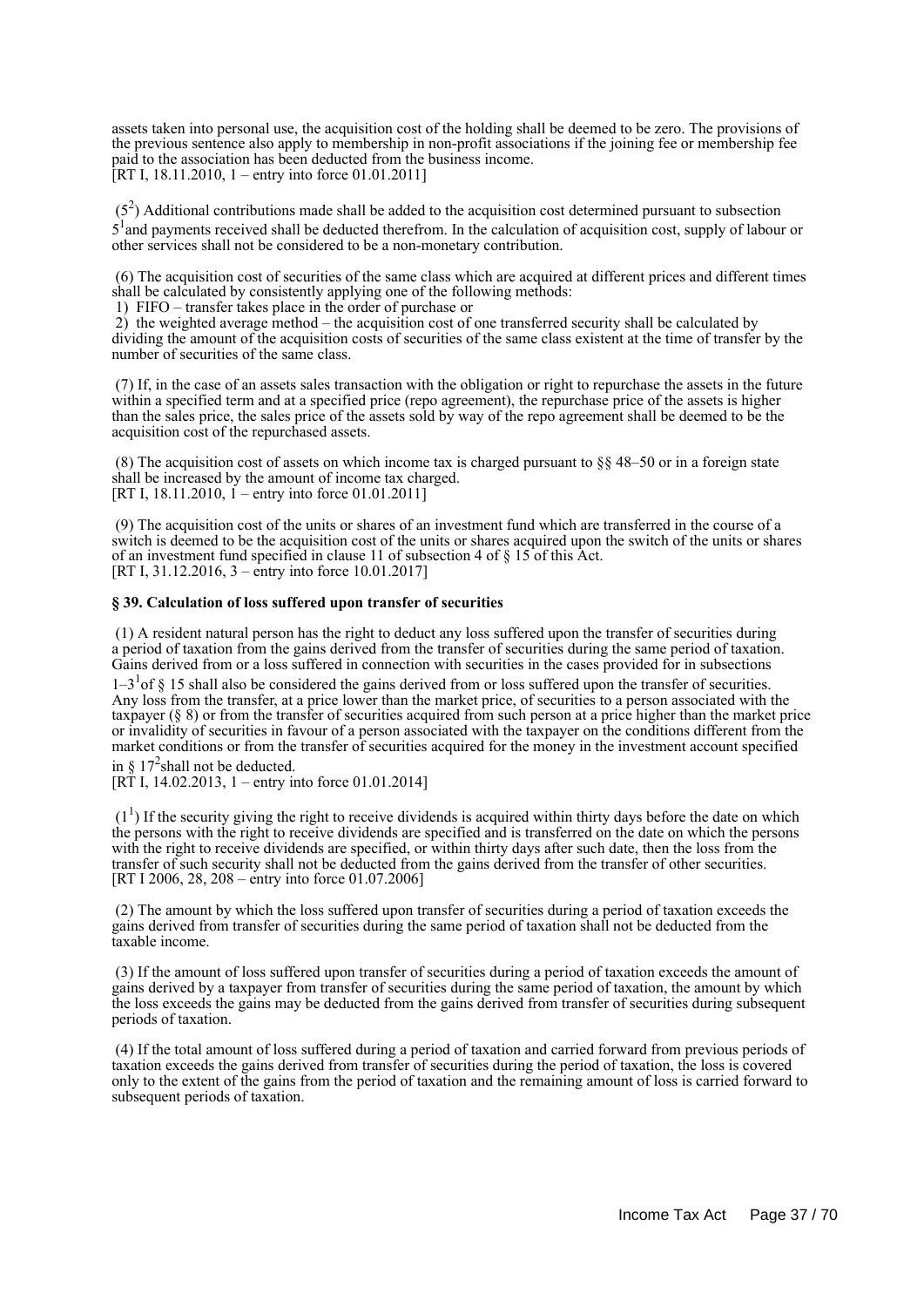assets taken into personal use, the acquisition cost of the holding shall be deemed to be zero. The provisions of the previous sentence also apply to membership in non-profit associations if the joining fee or membership fee paid to the association has been deducted from the business income.
[RT I, 18.11.2010, 1 – entry into force 01.01.2011]

($5^2$) Additional contributions made shall be added to the acquisition cost determined pursuant to subsection $5^1$and payments received shall be deducted therefrom. In the calculation of acquisition cost, supply of labour or other services shall not be considered to be a non-monetary contribution.

(6) The acquisition cost of securities of the same class which are acquired at different prices and different times shall be calculated by consistently applying one of the following methods:
1) FIFO – transfer takes place in the order of purchase or
2) the weighted average method – the acquisition cost of one transferred security shall be calculated by dividing the amount of the acquisition costs of securities of the same class existent at the time of transfer by the number of securities of the same class.

(7) If, in the case of an assets sales transaction with the obligation or right to repurchase the assets in the future within a specified term and at a specified price (repo agreement), the repurchase price of the assets is higher than the sales price, the sales price of the assets sold by way of the repo agreement shall be deemed to be the acquisition cost of the repurchased assets.

(8) The acquisition cost of assets on which income tax is charged pursuant to §§ 48–50 or in a foreign state shall be increased by the amount of income tax charged.
[RT I, 18.11.2010, 1 – entry into force 01.01.2011]

(9) The acquisition cost of the units or shares of an investment fund which are transferred in the course of a switch is deemed to be the acquisition cost of the units or shares acquired upon the switch of the units or shares of an investment fund specified in clause 11 of subsection 4 of § 15 of this Act.
[RT I, 31.12.2016, 3 – entry into force 10.01.2017]

**§ 39. Calculation of loss suffered upon transfer of securities**

(1) A resident natural person has the right to deduct any loss suffered upon the transfer of securities during a period of taxation from the gains derived from the transfer of securities during the same period of taxation. Gains derived from or a loss suffered in connection with securities in the cases provided for in subsections $1–3^1$of § 15 shall also be considered the gains derived from or loss suffered upon the transfer of securities. Any loss from the transfer, at a price lower than the market price, of securities to a person associated with the taxpayer (§ 8) or from the transfer of securities acquired from such person at a price higher than the market price or invalidity of securities in favour of a person associated with the taxpayer on the conditions different from the market conditions or from the transfer of securities acquired for the money in the investment account specified in § $17^2$shall not be deducted.
[RT I, 14.02.2013, 1 – entry into force 01.01.2014]

($1^1$) If the security giving the right to receive dividends is acquired within thirty days before the date on which the persons with the right to receive dividends are specified and is transferred on the date on which the persons with the right to receive dividends are specified, or within thirty days after such date, then the loss from the transfer of such security shall not be deducted from the gains derived from the transfer of other securities.
[RT I 2006, 28, 208 – entry into force 01.07.2006]

(2) The amount by which the loss suffered upon transfer of securities during a period of taxation exceeds the gains derived from transfer of securities during the same period of taxation shall not be deducted from the taxable income.

(3) If the amount of loss suffered upon transfer of securities during a period of taxation exceeds the amount of gains derived by a taxpayer from transfer of securities during the same period of taxation, the amount by which the loss exceeds the gains may be deducted from the gains derived from transfer of securities during subsequent periods of taxation.

(4) If the total amount of loss suffered during a period of taxation and carried forward from previous periods of taxation exceeds the gains derived from transfer of securities during the period of taxation, the loss is covered only to the extent of the gains from the period of taxation and the remaining amount of loss is carried forward to subsequent periods of taxation.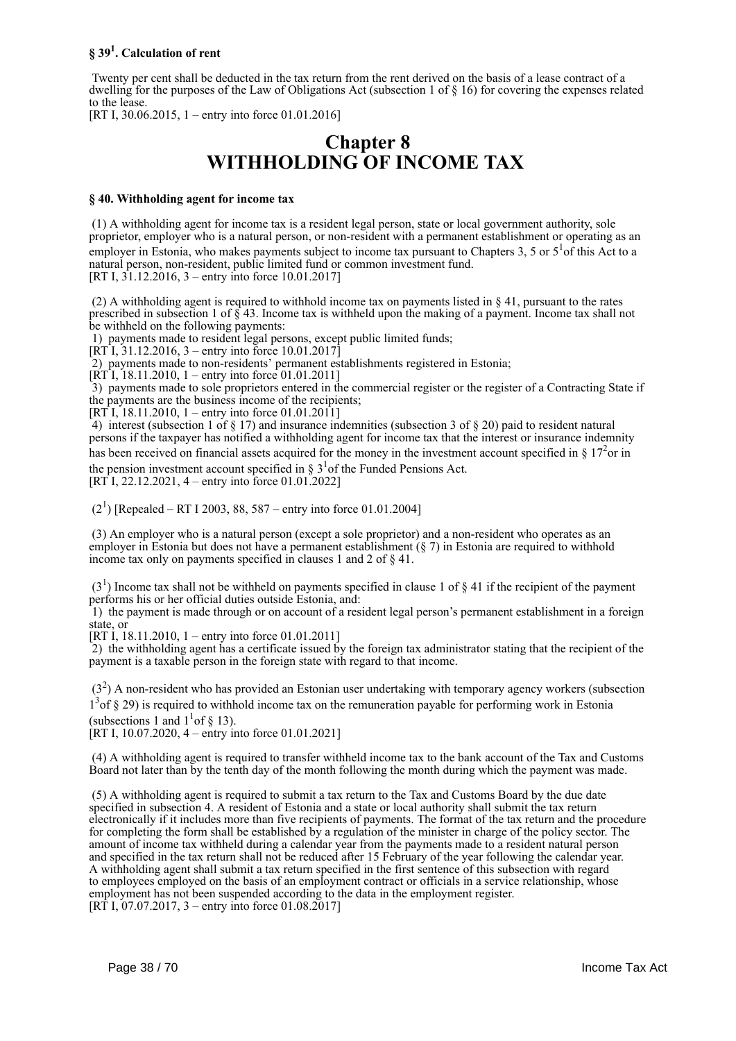### § 39[1]. Calculation of rent

Twenty per cent shall be deducted in the tax return from the rent derived on the basis of a lease contract of a dwelling for the purposes of the Law of Obligations Act (subsection 1 of § 16) for covering the expenses related to the lease.
[RT I, 30.06.2015, 1 – entry into force 01.01.2016]

# Chapter 8
# WITHHOLDING OF INCOME TAX

### § 40. Withholding agent for income tax

(1) A withholding agent for income tax is a resident legal person, state or local government authority, sole proprietor, employer who is a natural person, or non-resident with a permanent establishment or operating as an employer in Estonia, who makes payments subject to income tax pursuant to Chapters 3, 5 or 5[1] of this Act to a natural person, non-resident, public limited fund or common investment fund.
[RT I, 31.12.2016, 3 – entry into force 10.01.2017]

(2) A withholding agent is required to withhold income tax on payments listed in § 41, pursuant to the rates prescribed in subsection 1 of § 43. Income tax is withheld upon the making of a payment. Income tax shall not be withheld on the following payments:
1) payments made to resident legal persons, except public limited funds;
[RT I, 31.12.2016, 3 – entry into force 10.01.2017]
2) payments made to non-residents' permanent establishments registered in Estonia;
[RT I, 18.11.2010, 1 – entry into force 01.01.2011]
3) payments made to sole proprietors entered in the commercial register or the register of a Contracting State if the payments are the business income of the recipients;
[RT I, 18.11.2010, 1 – entry into force 01.01.2011]
4) interest (subsection 1 of § 17) and insurance indemnities (subsection 3 of § 20) paid to resident natural persons if the taxpayer has notified a withholding agent for income tax that the interest or insurance indemnity has been received on financial assets acquired for the money in the investment account specified in § 17[2] or in the pension investment account specified in § 3[1] of the Funded Pensions Act.
[RT I, 22.12.2021, 4 – entry into force 01.01.2022]

(2[1]) [Repealed – RT I 2003, 88, 587 – entry into force 01.01.2004]

(3) An employer who is a natural person (except a sole proprietor) and a non-resident who operates as an employer in Estonia but does not have a permanent establishment (§ 7) in Estonia are required to withhold income tax only on payments specified in clauses 1 and 2 of § 41.

(3[1]) Income tax shall not be withheld on payments specified in clause 1 of § 41 if the recipient of the payment performs his or her official duties outside Estonia, and:
1) the payment is made through or on account of a resident legal person's permanent establishment in a foreign state, or
[RT I, 18.11.2010, 1 – entry into force 01.01.2011]
2) the withholding agent has a certificate issued by the foreign tax administrator stating that the recipient of the payment is a taxable person in the foreign state with regard to that income.

(3[2]) A non-resident who has provided an Estonian user undertaking with temporary agency workers (subsection 1[3] of § 29) is required to withhold income tax on the remuneration payable for performing work in Estonia (subsections 1 and 1[1] of § 13).
[RT I, 10.07.2020, 4 – entry into force 01.01.2021]

(4) A withholding agent is required to transfer withheld income tax to the bank account of the Tax and Customs Board not later than by the tenth day of the month following the month during which the payment was made.

(5) A withholding agent is required to submit a tax return to the Tax and Customs Board by the due date specified in subsection 4. A resident of Estonia and a state or local authority shall submit the tax return electronically if it includes more than five recipients of payments. The format of the tax return and the procedure for completing the form shall be established by a regulation of the minister in charge of the policy sector. The amount of income tax withheld during a calendar year from the payments made to a resident natural person and specified in the tax return shall not be reduced after 15 February of the year following the calendar year. A withholding agent shall submit a tax return specified in the first sentence of this subsection with regard to employees employed on the basis of an employment contract or officials in a service relationship, whose employment has not been suspended according to the data in the employment register.
[RT I, 07.07.2017, 3 – entry into force 01.08.2017]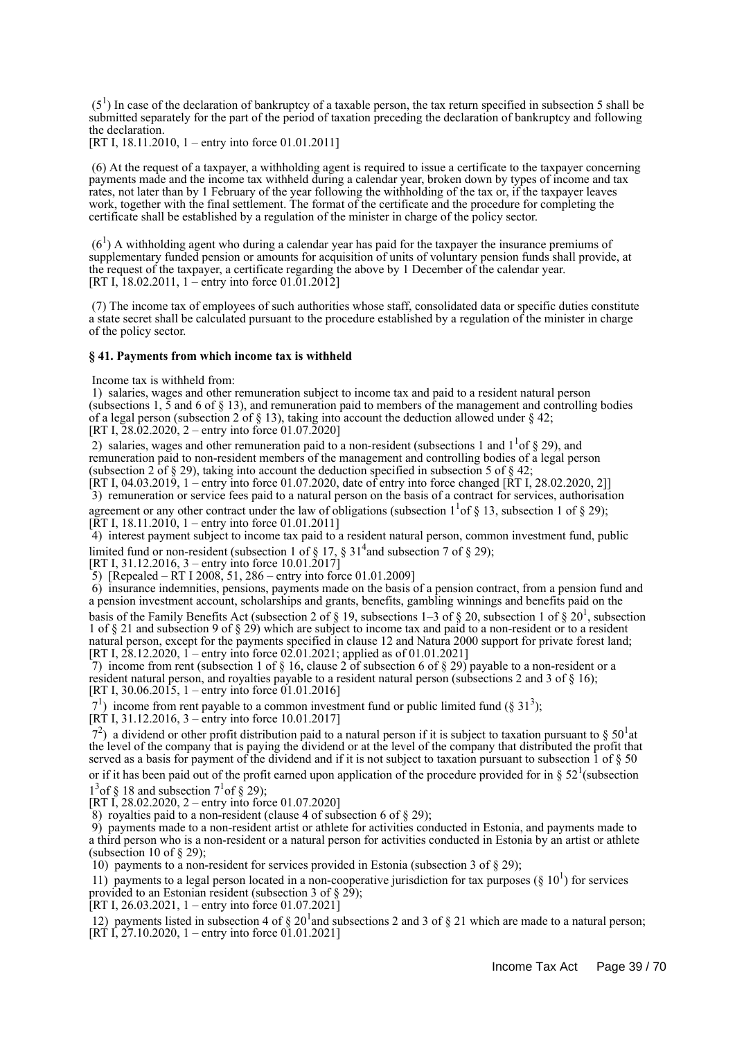($5^1$) In case of the declaration of bankruptcy of a taxable person, the tax return specified in subsection 5 shall be submitted separately for the part of the period of taxation preceding the declaration of bankruptcy and following the declaration.
[RT I, 18.11.2010, 1 – entry into force 01.01.2011]

(6) At the request of a taxpayer, a withholding agent is required to issue a certificate to the taxpayer concerning payments made and the income tax withheld during a calendar year, broken down by types of income and tax rates, not later than by 1 February of the year following the withholding of the tax or, if the taxpayer leaves work, together with the final settlement. The format of the certificate and the procedure for completing the certificate shall be established by a regulation of the minister in charge of the policy sector.

($6^1$) A withholding agent who during a calendar year has paid for the taxpayer the insurance premiums of supplementary funded pension or amounts for acquisition of units of voluntary pension funds shall provide, at the request of the taxpayer, a certificate regarding the above by 1 December of the calendar year.
[RT I, 18.02.2011, 1 – entry into force 01.01.2012]

(7) The income tax of employees of such authorities whose staff, consolidated data or specific duties constitute a state secret shall be calculated pursuant to the procedure established by a regulation of the minister in charge of the policy sector.

### § 41. Payments from which income tax is withheld

Income tax is withheld from:

1) salaries, wages and other remuneration subject to income tax and paid to a resident natural person (subsections 1, 5 and 6 of § 13), and remuneration paid to members of the management and controlling bodies of a legal person (subsection 2 of § 13), taking into account the deduction allowed under § 42;
[RT I, 28.02.2020, 2 – entry into force 01.07.2020]

2) salaries, wages and other remuneration paid to a non-resident (subsections 1 and $1^1$ of § 29), and remuneration paid to non-resident members of the management and controlling bodies of a legal person (subsection 2 of § 29), taking into account the deduction specified in subsection 5 of § 42;
[RT I, 04.03.2019, 1 – entry into force 01.07.2020, date of entry into force changed [RT I, 28.02.2020, 2]]

3) remuneration or service fees paid to a natural person on the basis of a contract for services, authorisation agreement or any other contract under the law of obligations (subsection $1^1$ of § 13, subsection 1 of § 29);
[RT I, 18.11.2010, 1 – entry into force 01.01.2011]

4) interest payment subject to income tax paid to a resident natural person, common investment fund, public limited fund or non-resident (subsection 1 of § 17, § $31^4$ and subsection 7 of § 29);
[RT I, 31.12.2016, 3 – entry into force 10.01.2017]

5) [Repealed – RT I 2008, 51, 286 – entry into force 01.01.2009]

6) insurance indemnities, pensions, payments made on the basis of a pension contract, from a pension fund and a pension investment account, scholarships and grants, benefits, gambling winnings and benefits paid on the basis of the Family Benefits Act (subsection 2 of § 19, subsections 1–3 of § 20, subsection 1 of § $20^1$, subsection 1 of § 21 and subsection 9 of § 29) which are subject to income tax and paid to a non-resident or to a resident natural person, except for the payments specified in clause 12 and Natura 2000 support for private forest land;
[RT I, 28.12.2020, 1 – entry into force 02.01.2021; applied as of 01.01.2021]

7) income from rent (subsection 1 of § 16, clause 2 of subsection 6 of § 29) payable to a non-resident or a resident natural person, and royalties payable to a resident natural person (subsections 2 and 3 of § 16);
[RT I, 30.06.2015, 1 – entry into force 01.01.2016]

$7^1$) income from rent payable to a common investment fund or public limited fund (§ $31^3$);
[RT I, 31.12.2016, 3 – entry into force 10.01.2017]

$7^2$) a dividend or other profit distribution paid to a natural person if it is subject to taxation pursuant to § $50^1$ at the level of the company that is paying the dividend or at the level of the company that distributed the profit that served as a basis for payment of the dividend and if it is not subject to taxation pursuant to subsection 1 of § 50 or if it has been paid out of the profit earned upon application of the procedure provided for in § $52^1$ (subsection $1^3$ of § 18 and subsection $7^1$ of § 29);
[RT I, 28.02.2020, 2 – entry into force 01.07.2020]

8) royalties paid to a non-resident (clause 4 of subsection 6 of § 29);

9) payments made to a non-resident artist or athlete for activities conducted in Estonia, and payments made to a third person who is a non-resident or a natural person for activities conducted in Estonia by an artist or athlete (subsection 10 of § 29);

10) payments to a non-resident for services provided in Estonia (subsection 3 of § 29);

11) payments to a legal person located in a non-cooperative jurisdiction for tax purposes (§ $10^1$) for services provided to an Estonian resident (subsection 3 of § 29);
[RT I, 26.03.2021, 1 – entry into force 01.07.2021]

12) payments listed in subsection 4 of § $20^1$ and subsections 2 and 3 of § 21 which are made to a natural person;
[RT I, 27.10.2020, 1 – entry into force 01.01.2021]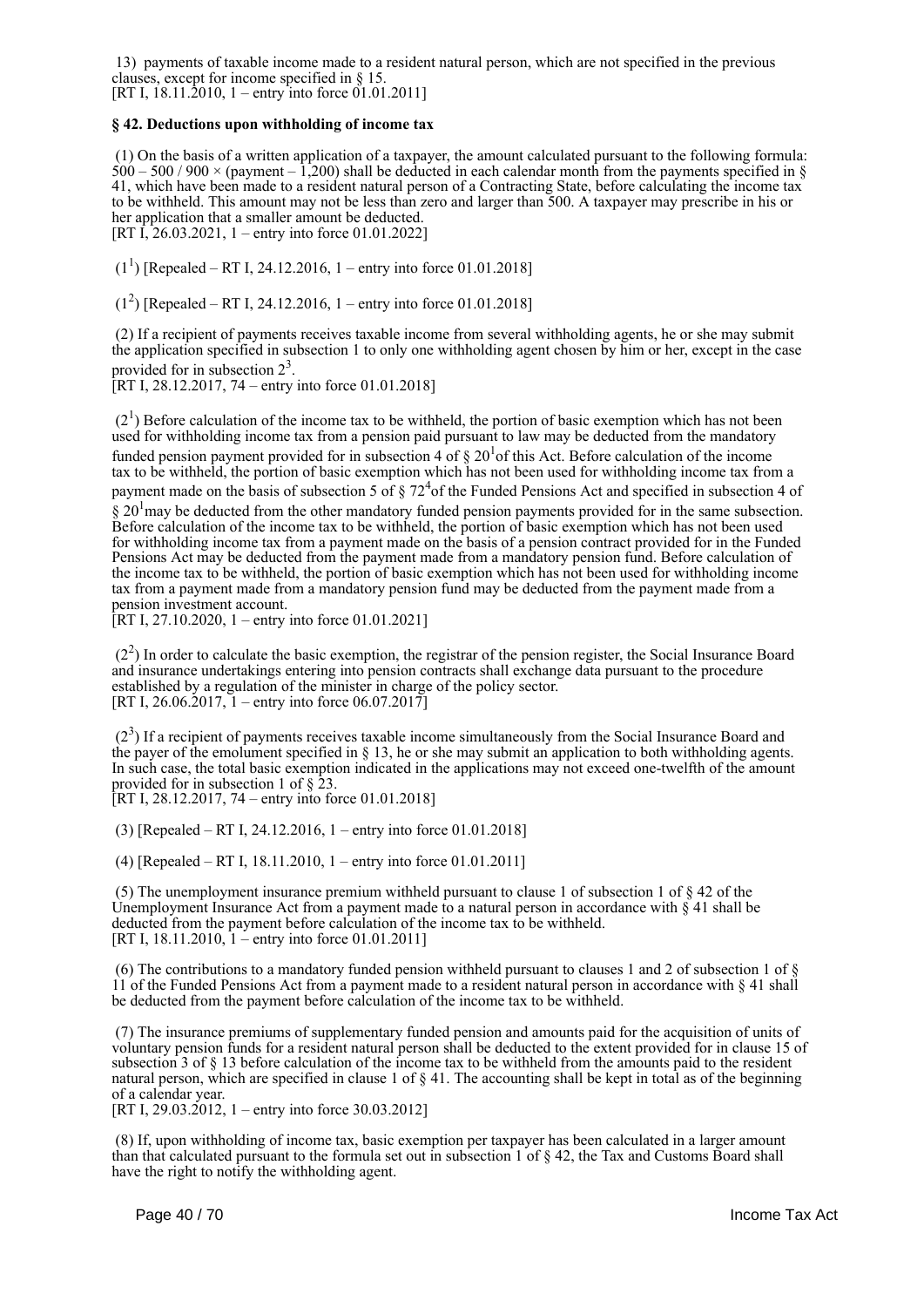13) payments of taxable income made to a resident natural person, which are not specified in the previous clauses, except for income specified in § 15.
[RT I, 18.11.2010, 1 – entry into force 01.01.2011]

**§ 42. Deductions upon withholding of income tax**

(1) On the basis of a written application of a taxpayer, the amount calculated pursuant to the following formula: $500 - 500 / 900 \times (\text{payment} - 1{,}200)$ shall be deducted in each calendar month from the payments specified in § 41, which have been made to a resident natural person of a Contracting State, before calculating the income tax to be withheld. This amount may not be less than zero and larger than 500. A taxpayer may prescribe in his or her application that a smaller amount be deducted.
[RT I, 26.03.2021, 1 – entry into force 01.01.2022]

($1^1$) [Repealed – RT I, 24.12.2016, 1 – entry into force 01.01.2018]

($1^2$) [Repealed – RT I, 24.12.2016, 1 – entry into force 01.01.2018]

(2) If a recipient of payments receives taxable income from several withholding agents, he or she may submit the application specified in subsection 1 to only one withholding agent chosen by him or her, except in the case provided for in subsection $2^3$.
[RT I, 28.12.2017, 74 – entry into force 01.01.2018]

($2^1$) Before calculation of the income tax to be withheld, the portion of basic exemption which has not been used for withholding income tax from a pension paid pursuant to law may be deducted from the mandatory funded pension payment provided for in subsection 4 of § $20^1$ of this Act. Before calculation of the income tax to be withheld, the portion of basic exemption which has not been used for withholding income tax from a payment made on the basis of subsection 5 of § $72^4$ of the Funded Pensions Act and specified in subsection 4 of § $20^1$ may be deducted from the other mandatory funded pension payments provided for in the same subsection. Before calculation of the income tax to be withheld, the portion of basic exemption which has not been used for withholding income tax from a payment made on the basis of a pension contract provided for in the Funded Pensions Act may be deducted from the payment made from a mandatory pension fund. Before calculation of the income tax to be withheld, the portion of basic exemption which has not been used for withholding income tax from a payment made from a mandatory pension fund may be deducted from the payment made from a pension investment account.
[RT I, 27.10.2020, 1 – entry into force 01.01.2021]

($2^2$) In order to calculate the basic exemption, the registrar of the pension register, the Social Insurance Board and insurance undertakings entering into pension contracts shall exchange data pursuant to the procedure established by a regulation of the minister in charge of the policy sector.
[RT I, 26.06.2017, 1 – entry into force 06.07.2017]

($2^3$) If a recipient of payments receives taxable income simultaneously from the Social Insurance Board and the payer of the emolument specified in § 13, he or she may submit an application to both withholding agents. In such case, the total basic exemption indicated in the applications may not exceed one-twelfth of the amount provided for in subsection 1 of § 23.
[RT I, 28.12.2017, 74 – entry into force 01.01.2018]

(3) [Repealed – RT I, 24.12.2016, 1 – entry into force 01.01.2018]

(4) [Repealed – RT I, 18.11.2010, 1 – entry into force 01.01.2011]

(5) The unemployment insurance premium withheld pursuant to clause 1 of subsection 1 of § 42 of the Unemployment Insurance Act from a payment made to a natural person in accordance with § 41 shall be deducted from the payment before calculation of the income tax to be withheld.
[RT I, 18.11.2010, 1 – entry into force 01.01.2011]

(6) The contributions to a mandatory funded pension withheld pursuant to clauses 1 and 2 of subsection 1 of § 11 of the Funded Pensions Act from a payment made to a resident natural person in accordance with § 41 shall be deducted from the payment before calculation of the income tax to be withheld.

(7) The insurance premiums of supplementary funded pension and amounts paid for the acquisition of units of voluntary pension funds for a resident natural person shall be deducted to the extent provided for in clause 15 of subsection 3 of § 13 before calculation of the income tax to be withheld from the amounts paid to the resident natural person, which are specified in clause 1 of § 41. The accounting shall be kept in total as of the beginning of a calendar year.
[RT I, 29.03.2012, 1 – entry into force 30.03.2012]

(8) If, upon withholding of income tax, basic exemption per taxpayer has been calculated in a larger amount than that calculated pursuant to the formula set out in subsection 1 of § 42, the Tax and Customs Board shall have the right to notify the withholding agent.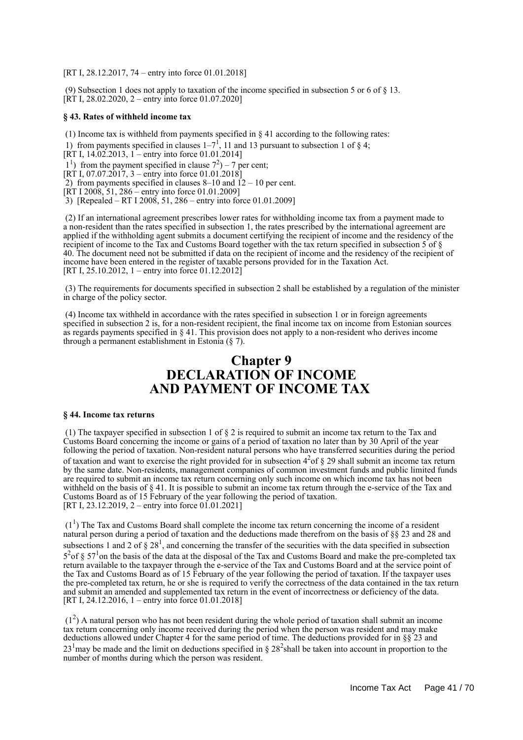[RT I, 28.12.2017, 74 – entry into force 01.01.2018]

(9) Subsection 1 does not apply to taxation of the income specified in subsection 5 or 6 of § 13.
[RT I, 28.02.2020, 2 – entry into force 01.07.2020]

### § 43. Rates of withheld income tax

(1) Income tax is withheld from payments specified in § 41 according to the following rates:
1) from payments specified in clauses $1–7^1$, 11 and 13 pursuant to subsection 1 of § 4;
[RT I, 14.02.2013, 1 – entry into force 01.01.2014]
$1^1$) from the payment specified in clause $7^2$) – 7 per cent;
[RT I, 07.07.2017, 3 – entry into force 01.01.2018]
2) from payments specified in clauses 8–10 and 12 – 10 per cent.
[RT I 2008, 51, 286 – entry into force 01.01.2009]
3) [Repealed – RT I 2008, 51, 286 – entry into force 01.01.2009]

(2) If an international agreement prescribes lower rates for withholding income tax from a payment made to a non-resident than the rates specified in subsection 1, the rates prescribed by the international agreement are applied if the withholding agent submits a document certifying the recipient of income and the residency of the recipient of income to the Tax and Customs Board together with the tax return specified in subsection 5 of § 40. The document need not be submitted if data on the recipient of income and the residency of the recipient of income have been entered in the register of taxable persons provided for in the Taxation Act.
[RT I, 25.10.2012, 1 – entry into force 01.12.2012]

(3) The requirements for documents specified in subsection 2 shall be established by a regulation of the minister in charge of the policy sector.

(4) Income tax withheld in accordance with the rates specified in subsection 1 or in foreign agreements specified in subsection 2 is, for a non-resident recipient, the final income tax on income from Estonian sources as regards payments specified in § 41. This provision does not apply to a non-resident who derives income through a permanent establishment in Estonia (§ 7).

## Chapter 9
## DECLARATION OF INCOME AND PAYMENT OF INCOME TAX

### § 44. Income tax returns

(1) The taxpayer specified in subsection 1 of § 2 is required to submit an income tax return to the Tax and Customs Board concerning the income or gains of a period of taxation no later than by 30 April of the year following the period of taxation. Non-resident natural persons who have transferred securities during the period of taxation and want to exercise the right provided for in subsection $4^2$ of § 29 shall submit an income tax return by the same date. Non-residents, management companies of common investment funds and public limited funds are required to submit an income tax return concerning only such income on which income tax has not been withheld on the basis of § 41. It is possible to submit an income tax return through the e-service of the Tax and Customs Board as of 15 February of the year following the period of taxation.
[RT I, 23.12.2019, 2 – entry into force 01.01.2021]

($1^1$) The Tax and Customs Board shall complete the income tax return concerning the income of a resident natural person during a period of taxation and the deductions made therefrom on the basis of §§ 23 and 28 and subsections 1 and 2 of § $28^1$, and concerning the transfer of the securities with the data specified in subsection $5^2$ of § $57^1$ on the basis of the data at the disposal of the Tax and Customs Board and make the pre-completed tax return available to the taxpayer through the e-service of the Tax and Customs Board and at the service point of the Tax and Customs Board as of 15 February of the year following the period of taxation. If the taxpayer uses the pre-completed tax return, he or she is required to verify the correctness of the data contained in the tax return and submit an amended and supplemented tax return in the event of incorrectness or deficiency of the data.
[RT I, 24.12.2016, 1 – entry into force 01.01.2018]

($1^2$) A natural person who has not been resident during the whole period of taxation shall submit an income tax return concerning only income received during the period when the person was resident and may make deductions allowed under Chapter 4 for the same period of time. The deductions provided for in §§ 23 and $23^1$ may be made and the limit on deductions specified in § $28^2$ shall be taken into account in proportion to the number of months during which the person was resident.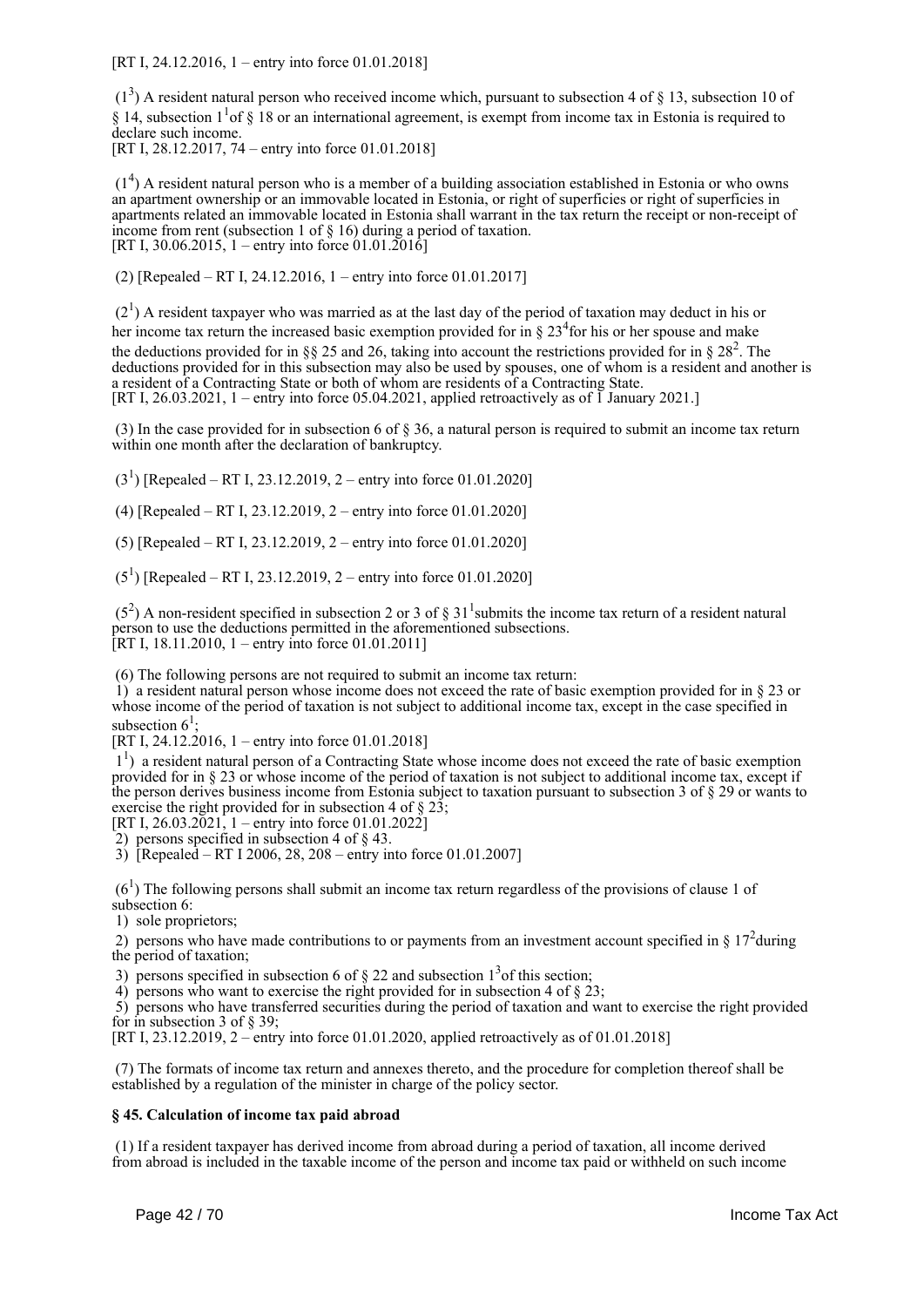[RT I, 24.12.2016, 1 – entry into force 01.01.2018]

($1^3$) A resident natural person who received income which, pursuant to subsection 4 of § 13, subsection 10 of § 14, subsection $1^1$of § 18 or an international agreement, is exempt from income tax in Estonia is required to declare such income.
[RT I, 28.12.2017, 74 – entry into force 01.01.2018]

($1^4$) A resident natural person who is a member of a building association established in Estonia or who owns an apartment ownership or an immovable located in Estonia, or right of superficies or right of superficies in apartments related an immovable located in Estonia shall warrant in the tax return the receipt or non-receipt of income from rent (subsection 1 of § 16) during a period of taxation.
[RT I, 30.06.2015, 1 – entry into force 01.01.2016]

(2) [Repealed – RT I, 24.12.2016, 1 – entry into force 01.01.2017]

($2^1$) A resident taxpayer who was married as at the last day of the period of taxation may deduct in his or her income tax return the increased basic exemption provided for in § $23^4$for his or her spouse and make the deductions provided for in §§ 25 and 26, taking into account the restrictions provided for in § $28^2$. The deductions provided for in this subsection may also be used by spouses, one of whom is a resident and another is a resident of a Contracting State or both of whom are residents of a Contracting State.
[RT I, 26.03.2021, 1 – entry into force 05.04.2021, applied retroactively as of 1 January 2021.]

(3) In the case provided for in subsection 6 of § 36, a natural person is required to submit an income tax return within one month after the declaration of bankruptcy.

($3^1$) [Repealed – RT I, 23.12.2019, 2 – entry into force 01.01.2020]

(4) [Repealed – RT I, 23.12.2019, 2 – entry into force 01.01.2020]

(5) [Repealed – RT I, 23.12.2019, 2 – entry into force 01.01.2020]

($5^1$) [Repealed – RT I, 23.12.2019, 2 – entry into force 01.01.2020]

($5^2$) A non-resident specified in subsection 2 or 3 of § $31^1$submits the income tax return of a resident natural person to use the deductions permitted in the aforementioned subsections.
[RT I, 18.11.2010, 1 – entry into force 01.01.2011]

(6) The following persons are not required to submit an income tax return:
1) a resident natural person whose income does not exceed the rate of basic exemption provided for in § 23 or whose income of the period of taxation is not subject to additional income tax, except in the case specified in subsection $6^1$;
[RT I, 24.12.2016, 1 – entry into force 01.01.2018]
$1^1$) a resident natural person of a Contracting State whose income does not exceed the rate of basic exemption provided for in § 23 or whose income of the period of taxation is not subject to additional income tax, except if the person derives business income from Estonia subject to taxation pursuant to subsection 3 of § 29 or wants to exercise the right provided for in subsection 4 of § 23;
[RT I, 26.03.2021, 1 – entry into force 01.01.2022]
2) persons specified in subsection 4 of § 43.
3) [Repealed – RT I 2006, 28, 208 – entry into force 01.01.2007]

($6^1$) The following persons shall submit an income tax return regardless of the provisions of clause 1 of subsection 6:
1) sole proprietors;
2) persons who have made contributions to or payments from an investment account specified in § $17^2$during the period of taxation;
3) persons specified in subsection 6 of § 22 and subsection $1^3$of this section;
4) persons who want to exercise the right provided for in subsection 4 of § 23;
5) persons who have transferred securities during the period of taxation and want to exercise the right provided for in subsection 3 of § 39;
[RT I, 23.12.2019, 2 – entry into force 01.01.2020, applied retroactively as of 01.01.2018]

(7) The formats of income tax return and annexes thereto, and the procedure for completion thereof shall be established by a regulation of the minister in charge of the policy sector.

**§ 45. Calculation of income tax paid abroad**

(1) If a resident taxpayer has derived income from abroad during a period of taxation, all income derived from abroad is included in the taxable income of the person and income tax paid or withheld on such income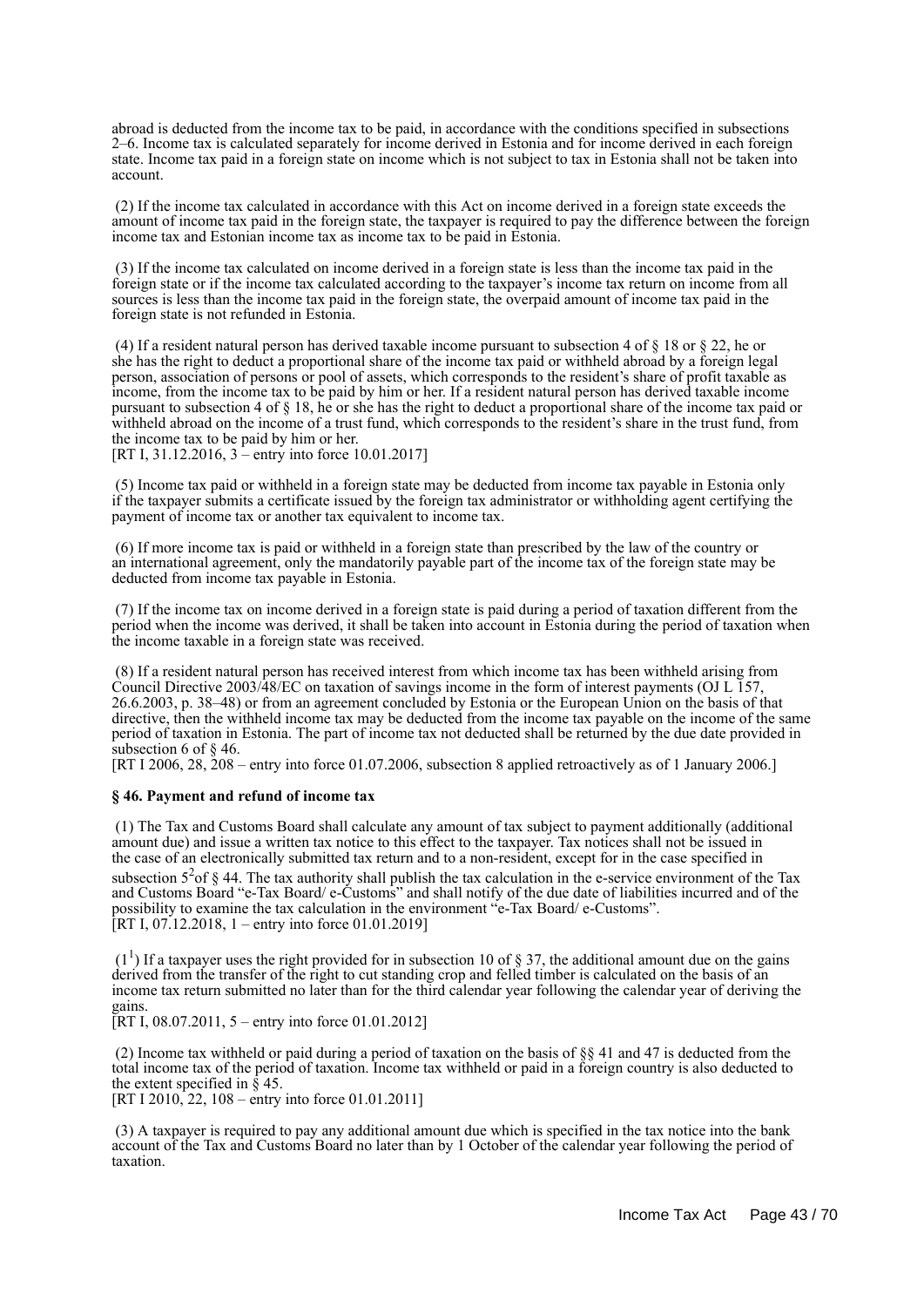abroad is deducted from the income tax to be paid, in accordance with the conditions specified in subsections 2–6. Income tax is calculated separately for income derived in Estonia and for income derived in each foreign state. Income tax paid in a foreign state on income which is not subject to tax in Estonia shall not be taken into account.

(2) If the income tax calculated in accordance with this Act on income derived in a foreign state exceeds the amount of income tax paid in the foreign state, the taxpayer is required to pay the difference between the foreign income tax and Estonian income tax as income tax to be paid in Estonia.

(3) If the income tax calculated on income derived in a foreign state is less than the income tax paid in the foreign state or if the income tax calculated according to the taxpayer's income tax return on income from all sources is less than the income tax paid in the foreign state, the overpaid amount of income tax paid in the foreign state is not refunded in Estonia.

(4) If a resident natural person has derived taxable income pursuant to subsection 4 of § 18 or § 22, he or she has the right to deduct a proportional share of the income tax paid or withheld abroad by a foreign legal person, association of persons or pool of assets, which corresponds to the resident's share of profit taxable as income, from the income tax to be paid by him or her. If a resident natural person has derived taxable income pursuant to subsection 4 of § 18, he or she has the right to deduct a proportional share of the income tax paid or withheld abroad on the income of a trust fund, which corresponds to the resident's share in the trust fund, from the income tax to be paid by him or her.
[RT I, 31.12.2016, 3 – entry into force 10.01.2017]

(5) Income tax paid or withheld in a foreign state may be deducted from income tax payable in Estonia only if the taxpayer submits a certificate issued by the foreign tax administrator or withholding agent certifying the payment of income tax or another tax equivalent to income tax.

(6) If more income tax is paid or withheld in a foreign state than prescribed by the law of the country or an international agreement, only the mandatorily payable part of the income tax of the foreign state may be deducted from income tax payable in Estonia.

(7) If the income tax on income derived in a foreign state is paid during a period of taxation different from the period when the income was derived, it shall be taken into account in Estonia during the period of taxation when the income taxable in a foreign state was received.

(8) If a resident natural person has received interest from which income tax has been withheld arising from Council Directive 2003/48/EC on taxation of savings income in the form of interest payments (OJ L 157, 26.6.2003, p. 38–48) or from an agreement concluded by Estonia or the European Union on the basis of that directive, then the withheld income tax may be deducted from the income tax payable on the income of the same period of taxation in Estonia. The part of income tax not deducted shall be returned by the due date provided in subsection 6 of § 46.
[RT I 2006, 28, 208 – entry into force 01.07.2006, subsection 8 applied retroactively as of 1 January 2006.]

**§ 46. Payment and refund of income tax**

(1) The Tax and Customs Board shall calculate any amount of tax subject to payment additionally (additional amount due) and issue a written tax notice to this effect to the taxpayer. Tax notices shall not be issued in the case of an electronically submitted tax return and to a non-resident, except for in the case specified in subsection 5[2] of § 44. The tax authority shall publish the tax calculation in the e-service environment of the Tax and Customs Board "e-Tax Board/ e-Customs" and shall notify of the due date of liabilities incurred and of the possibility to examine the tax calculation in the environment "e-Tax Board/ e-Customs".
[RT I, 07.12.2018, 1 – entry into force 01.01.2019]

(1[1]) If a taxpayer uses the right provided for in subsection 10 of § 37, the additional amount due on the gains derived from the transfer of the right to cut standing crop and felled timber is calculated on the basis of an income tax return submitted no later than for the third calendar year following the calendar year of deriving the gains.
[RT I, 08.07.2011, 5 – entry into force 01.01.2012]

(2) Income tax withheld or paid during a period of taxation on the basis of §§ 41 and 47 is deducted from the total income tax of the period of taxation. Income tax withheld or paid in a foreign country is also deducted to the extent specified in § 45.
[RT I 2010, 22, 108 – entry into force 01.01.2011]

(3) A taxpayer is required to pay any additional amount due which is specified in the tax notice into the bank account of the Tax and Customs Board no later than by 1 October of the calendar year following the period of taxation.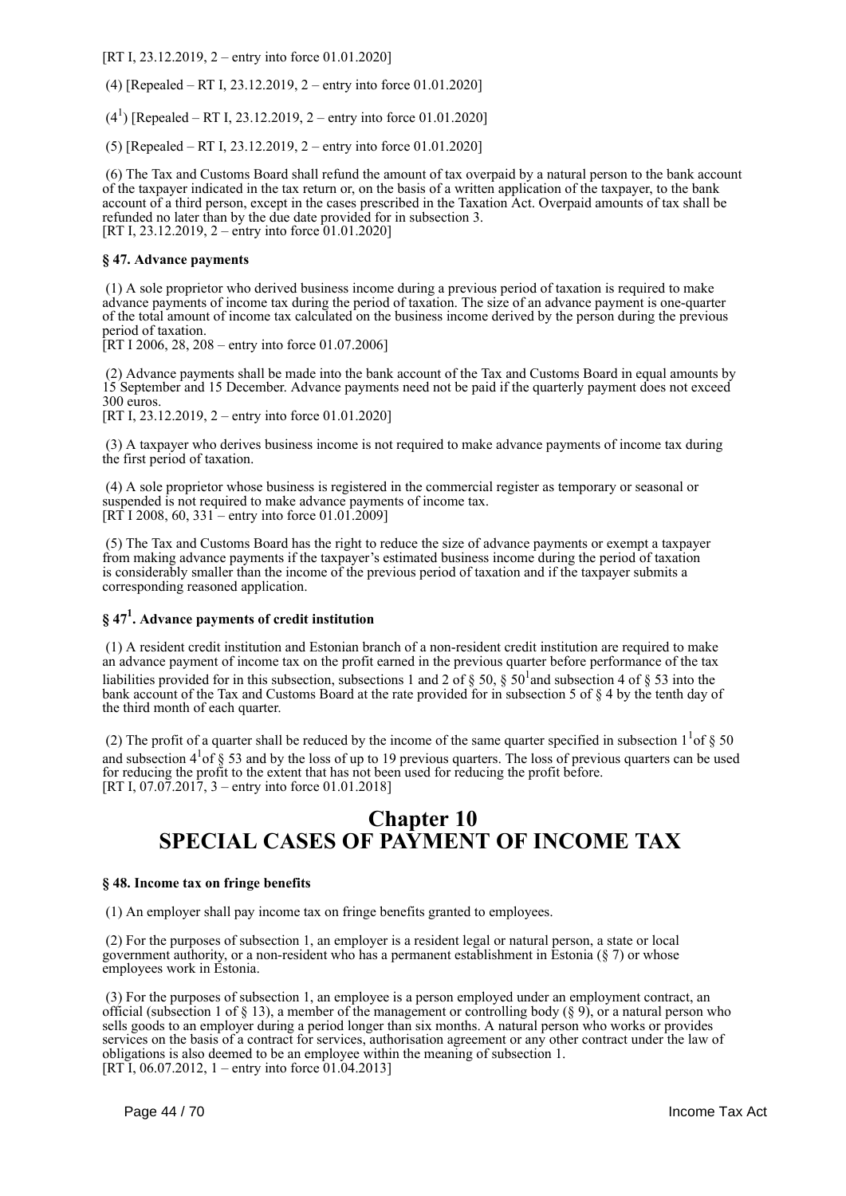[RT I, 23.12.2019, 2 – entry into force 01.01.2020]

(4) [Repealed – RT I, 23.12.2019, 2 – entry into force 01.01.2020]

(4[1]) [Repealed – RT I, 23.12.2019, 2 – entry into force 01.01.2020]

(5) [Repealed – RT I, 23.12.2019, 2 – entry into force 01.01.2020]

(6) The Tax and Customs Board shall refund the amount of tax overpaid by a natural person to the bank account of the taxpayer indicated in the tax return or, on the basis of a written application of the taxpayer, to the bank account of a third person, except in the cases prescribed in the Taxation Act. Overpaid amounts of tax shall be refunded no later than by the due date provided for in subsection 3.
[RT I, 23.12.2019, 2 – entry into force 01.01.2020]

#### § 47. Advance payments

(1) A sole proprietor who derived business income during a previous period of taxation is required to make advance payments of income tax during the period of taxation. The size of an advance payment is one-quarter of the total amount of income tax calculated on the business income derived by the person during the previous period of taxation.
[RT I 2006, 28, 208 – entry into force 01.07.2006]

(2) Advance payments shall be made into the bank account of the Tax and Customs Board in equal amounts by 15 September and 15 December. Advance payments need not be paid if the quarterly payment does not exceed 300 euros.
[RT I, 23.12.2019, 2 – entry into force 01.01.2020]

(3) A taxpayer who derives business income is not required to make advance payments of income tax during the first period of taxation.

(4) A sole proprietor whose business is registered in the commercial register as temporary or seasonal or suspended is not required to make advance payments of income tax.
[RT I 2008, 60, 331 – entry into force 01.01.2009]

(5) The Tax and Customs Board has the right to reduce the size of advance payments or exempt a taxpayer from making advance payments if the taxpayer's estimated business income during the period of taxation is considerably smaller than the income of the previous period of taxation and if the taxpayer submits a corresponding reasoned application.

#### § 47[1]. Advance payments of credit institution

(1) A resident credit institution and Estonian branch of a non-resident credit institution are required to make an advance payment of income tax on the profit earned in the previous quarter before performance of the tax liabilities provided for in this subsection, subsections 1 and 2 of § 50, § 50[1] and subsection 4 of § 53 into the bank account of the Tax and Customs Board at the rate provided for in subsection 5 of § 4 by the tenth day of the third month of each quarter.

(2) The profit of a quarter shall be reduced by the income of the same quarter specified in subsection 1[1] of § 50 and subsection 4[1] of § 53 and by the loss of up to 19 previous quarters. The loss of previous quarters can be used for reducing the profit to the extent that has not been used for reducing the profit before.
[RT I, 07.07.2017, 3 – entry into force 01.01.2018]

## Chapter 10
## SPECIAL CASES OF PAYMENT OF INCOME TAX

#### § 48. Income tax on fringe benefits

(1) An employer shall pay income tax on fringe benefits granted to employees.

(2) For the purposes of subsection 1, an employer is a resident legal or natural person, a state or local government authority, or a non-resident who has a permanent establishment in Estonia (§ 7) or whose employees work in Estonia.

(3) For the purposes of subsection 1, an employee is a person employed under an employment contract, an official (subsection 1 of § 13), a member of the management or controlling body (§ 9), or a natural person who sells goods to an employer during a period longer than six months. A natural person who works or provides services on the basis of a contract for services, authorisation agreement or any other contract under the law of obligations is also deemed to be an employee within the meaning of subsection 1.
[RT I, 06.07.2012, 1 – entry into force 01.04.2013]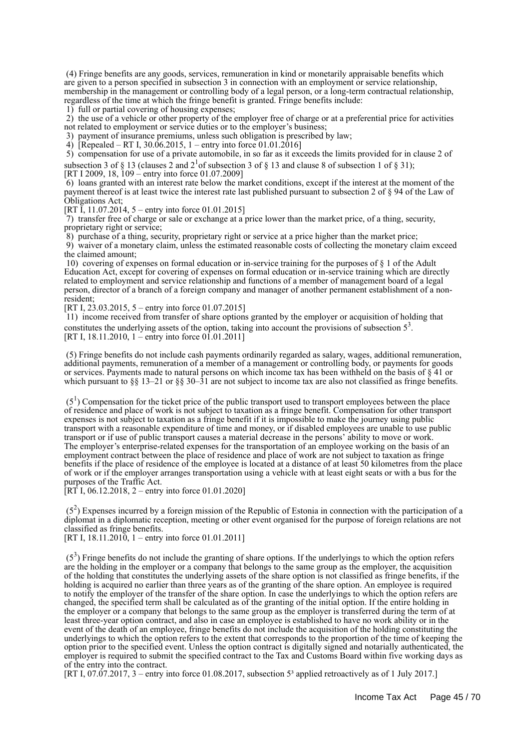(4) Fringe benefits are any goods, services, remuneration in kind or monetarily appraisable benefits which are given to a person specified in subsection 3 in connection with an employment or service relationship, membership in the management or controlling body of a legal person, or a long-term contractual relationship, regardless of the time at which the fringe benefit is granted. Fringe benefits include:

1) full or partial covering of housing expenses;

2) the use of a vehicle or other property of the employer free of charge or at a preferential price for activities not related to employment or service duties or to the employer's business;

3) payment of insurance premiums, unless such obligation is prescribed by law;

4) [Repealed – RT I, 30.06.2015, 1 – entry into force 01.01.2016]

5) compensation for use of a private automobile, in so far as it exceeds the limits provided for in clause 2 of subsection 3 of § 13 (clauses 2 and $2^1$ of subsection 3 of § 13 and clause 8 of subsection 1 of § 31);
[RT I 2009, 18, 109 – entry into force 01.07.2009]

6) loans granted with an interest rate below the market conditions, except if the interest at the moment of the payment thereof is at least twice the interest rate last published pursuant to subsection 2 of § 94 of the Law of Obligations Act;
[RT I, 11.07.2014, 5 – entry into force 01.01.2015]

7) transfer free of charge or sale or exchange at a price lower than the market price, of a thing, security, proprietary right or service;

8) purchase of a thing, security, proprietary right or service at a price higher than the market price;

9) waiver of a monetary claim, unless the estimated reasonable costs of collecting the monetary claim exceed the claimed amount;

10) covering of expenses on formal education or in-service training for the purposes of § 1 of the Adult Education Act, except for covering of expenses on formal education or in-service training which are directly related to employment and service relationship and functions of a member of management board of a legal person, director of a branch of a foreign company and manager of another permanent establishment of a non-resident;
[RT I, 23.03.2015, 5 – entry into force 01.07.2015]

11) income received from transfer of share options granted by the employer or acquisition of holding that constitutes the underlying assets of the option, taking into account the provisions of subsection $5^3$.
[RT I, 18.11.2010, 1 – entry into force 01.01.2011]

(5) Fringe benefits do not include cash payments ordinarily regarded as salary, wages, additional remuneration, additional payments, remuneration of a member of a management or controlling body, or payments for goods or services. Payments made to natural persons on which income tax has been withheld on the basis of § 41 or which pursuant to §§ 13–21 or §§ 30–31 are not subject to income tax are also not classified as fringe benefits.

($5^1$) Compensation for the ticket price of the public transport used to transport employees between the place of residence and place of work is not subject to taxation as a fringe benefit. Compensation for other transport expenses is not subject to taxation as a fringe benefit if it is impossible to make the journey using public transport with a reasonable expenditure of time and money, or if disabled employees are unable to use public transport or if use of public transport causes a material decrease in the persons' ability to move or work. The employer's enterprise-related expenses for the transportation of an employee working on the basis of an employment contract between the place of residence and place of work are not subject to taxation as fringe benefits if the place of residence of the employee is located at a distance of at least 50 kilometres from the place of work or if the employer arranges transportation using a vehicle with at least eight seats or with a bus for the purposes of the Traffic Act.
[RT I, 06.12.2018, 2 – entry into force 01.01.2020]

($5^2$) Expenses incurred by a foreign mission of the Republic of Estonia in connection with the participation of a diplomat in a diplomatic reception, meeting or other event organised for the purpose of foreign relations are not classified as fringe benefits.
[RT I, 18.11.2010, 1 – entry into force 01.01.2011]

($5^3$) Fringe benefits do not include the granting of share options. If the underlyings to which the option refers are the holding in the employer or a company that belongs to the same group as the employer, the acquisition of the holding that constitutes the underlying assets of the share option is not classified as fringe benefits, if the holding is acquired no earlier than three years as of the granting of the share option. An employee is required to notify the employer of the transfer of the share option. In case the underlyings to which the option refers are changed, the specified term shall be calculated as of the granting of the initial option. If the entire holding in the employer or a company that belongs to the same group as the employer is transferred during the term of at least three-year option contract, and also in case an employee is established to have no work ability or in the event of the death of an employee, fringe benefits do not include the acquisition of the holding constituting the underlyings to which the option refers to the extent that corresponds to the proportion of the time of keeping the option prior to the specified event. Unless the option contract is digitally signed and notarially authenticated, the employer is required to submit the specified contract to the Tax and Customs Board within five working days as of the entry into the contract.
[RT I, 07.07.2017, 3 – entry into force 01.08.2017, subsection $5^3$ applied retroactively as of 1 July 2017.]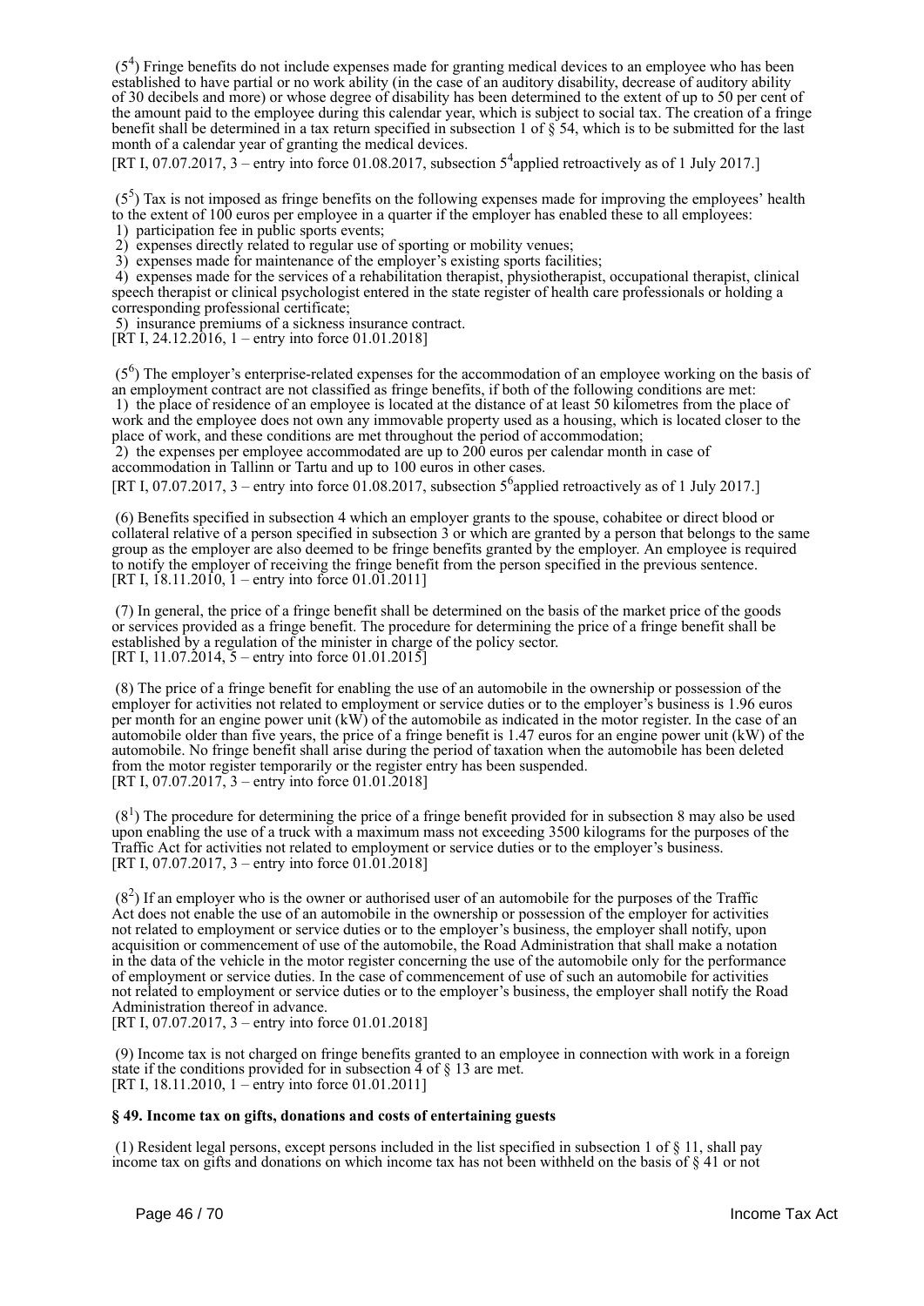(5[4]) Fringe benefits do not include expenses made for granting medical devices to an employee who has been established to have partial or no work ability (in the case of an auditory disability, decrease of auditory ability of 30 decibels and more) or whose degree of disability has been determined to the extent of up to 50 per cent of the amount paid to the employee during this calendar year, which is subject to social tax. The creation of a fringe benefit shall be determined in a tax return specified in subsection 1 of § 54, which is to be submitted for the last month of a calendar year of granting the medical devices.
[RT I, 07.07.2017, 3 – entry into force 01.08.2017, subsection 5[4]applied retroactively as of 1 July 2017.]

(5[5]) Tax is not imposed as fringe benefits on the following expenses made for improving the employees' health to the extent of 100 euros per employee in a quarter if the employer has enabled these to all employees:
1) participation fee in public sports events;
2) expenses directly related to regular use of sporting or mobility venues;
3) expenses made for maintenance of the employer's existing sports facilities;
4) expenses made for the services of a rehabilitation therapist, physiotherapist, occupational therapist, clinical speech therapist or clinical psychologist entered in the state register of health care professionals or holding a corresponding professional certificate;
5) insurance premiums of a sickness insurance contract.
[RT I, 24.12.2016, 1 – entry into force 01.01.2018]

(5[6]) The employer's enterprise-related expenses for the accommodation of an employee working on the basis of an employment contract are not classified as fringe benefits, if both of the following conditions are met:
1) the place of residence of an employee is located at the distance of at least 50 kilometres from the place of work and the employee does not own any immovable property used as a housing, which is located closer to the place of work, and these conditions are met throughout the period of accommodation;
2) the expenses per employee accommodated are up to 200 euros per calendar month in case of accommodation in Tallinn or Tartu and up to 100 euros in other cases.
[RT I, 07.07.2017, 3 – entry into force 01.08.2017, subsection 5[6]applied retroactively as of 1 July 2017.]

(6) Benefits specified in subsection 4 which an employer grants to the spouse, cohabitee or direct blood or collateral relative of a person specified in subsection 3 or which are granted by a person that belongs to the same group as the employer are also deemed to be fringe benefits granted by the employer. An employee is required to notify the employer of receiving the fringe benefit from the person specified in the previous sentence.
[RT I, 18.11.2010, 1 – entry into force 01.01.2011]

(7) In general, the price of a fringe benefit shall be determined on the basis of the market price of the goods or services provided as a fringe benefit. The procedure for determining the price of a fringe benefit shall be established by a regulation of the minister in charge of the policy sector.
[RT I, 11.07.2014, 5 – entry into force 01.01.2015]

(8) The price of a fringe benefit for enabling the use of an automobile in the ownership or possession of the employer for activities not related to employment or service duties or to the employer's business is 1.96 euros per month for an engine power unit (kW) of the automobile as indicated in the motor register. In the case of an automobile older than five years, the price of a fringe benefit is 1.47 euros for an engine power unit (kW) of the automobile. No fringe benefit shall arise during the period of taxation when the automobile has been deleted from the motor register temporarily or the register entry has been suspended.
[RT I, 07.07.2017, 3 – entry into force 01.01.2018]

(8[1]) The procedure for determining the price of a fringe benefit provided for in subsection 8 may also be used upon enabling the use of a truck with a maximum mass not exceeding 3500 kilograms for the purposes of the Traffic Act for activities not related to employment or service duties or to the employer's business.
[RT I, 07.07.2017, 3 – entry into force 01.01.2018]

(8[2]) If an employer who is the owner or authorised user of an automobile for the purposes of the Traffic Act does not enable the use of an automobile in the ownership or possession of the employer for activities not related to employment or service duties or to the employer's business, the employer shall notify, upon acquisition or commencement of use of the automobile, the Road Administration that shall make a notation in the data of the vehicle in the motor register concerning the use of the automobile only for the performance of employment or service duties. In the case of commencement of use of such an automobile for activities not related to employment or service duties or to the employer's business, the employer shall notify the Road Administration thereof in advance.
[RT I, 07.07.2017, 3 – entry into force 01.01.2018]

(9) Income tax is not charged on fringe benefits granted to an employee in connection with work in a foreign state if the conditions provided for in subsection 4 of § 13 are met.
[RT I, 18.11.2010, 1 – entry into force 01.01.2011]

**§ 49. Income tax on gifts, donations and costs of entertaining guests**

(1) Resident legal persons, except persons included in the list specified in subsection 1 of § 11, shall pay income tax on gifts and donations on which income tax has not been withheld on the basis of § 41 or not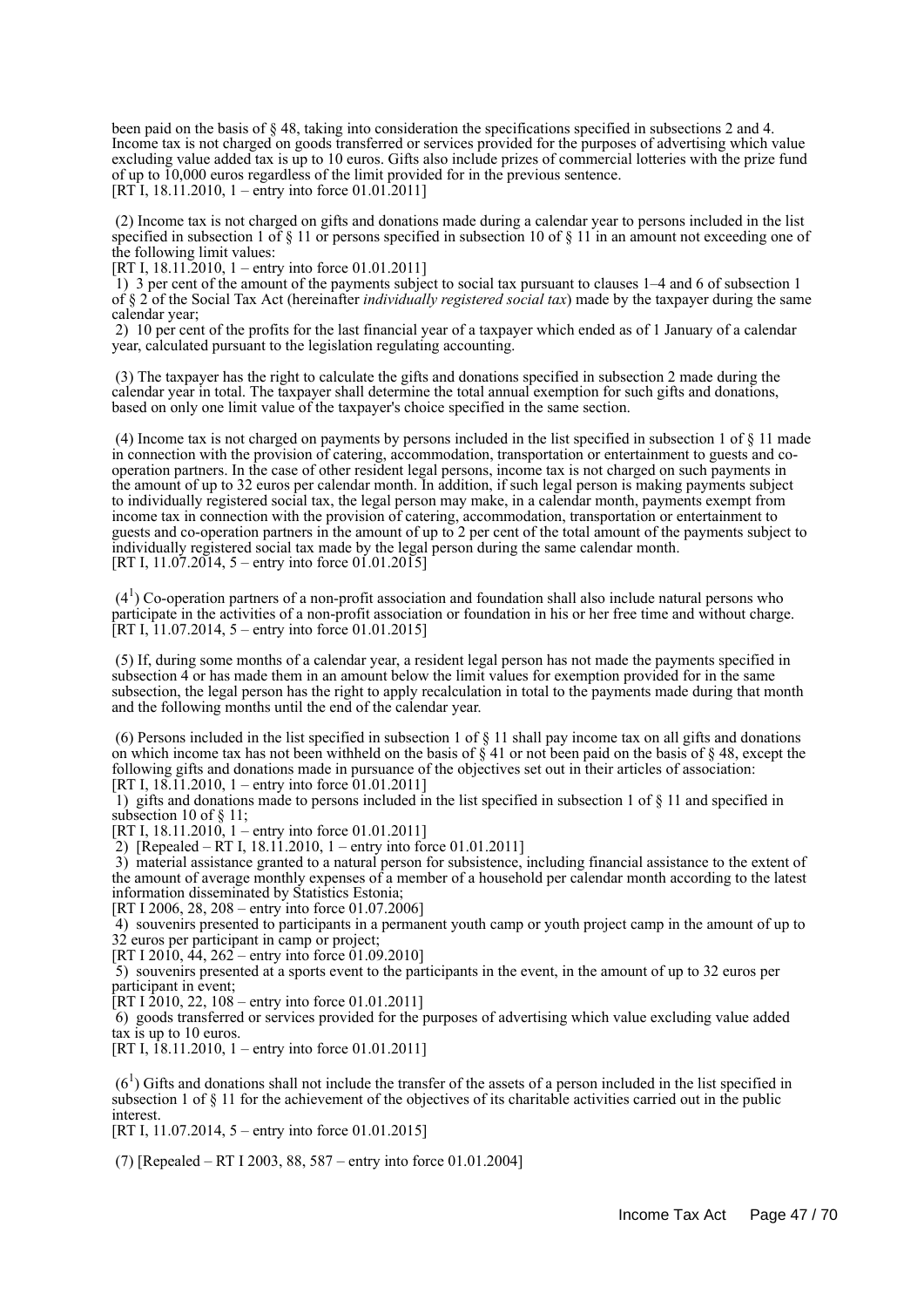been paid on the basis of § 48, taking into consideration the specifications specified in subsections 2 and 4. Income tax is not charged on goods transferred or services provided for the purposes of advertising which value excluding value added tax is up to 10 euros. Gifts also include prizes of commercial lotteries with the prize fund of up to 10,000 euros regardless of the limit provided for in the previous sentence.
[RT I, 18.11.2010, 1 – entry into force 01.01.2011]

(2) Income tax is not charged on gifts and donations made during a calendar year to persons included in the list specified in subsection 1 of § 11 or persons specified in subsection 10 of § 11 in an amount not exceeding one of the following limit values:
[RT I, 18.11.2010, 1 – entry into force 01.01.2011]

1) 3 per cent of the amount of the payments subject to social tax pursuant to clauses 1–4 and 6 of subsection 1 of § 2 of the Social Tax Act (hereinafter *individually registered social tax*) made by the taxpayer during the same calendar year;

2) 10 per cent of the profits for the last financial year of a taxpayer which ended as of 1 January of a calendar year, calculated pursuant to the legislation regulating accounting.

(3) The taxpayer has the right to calculate the gifts and donations specified in subsection 2 made during the calendar year in total. The taxpayer shall determine the total annual exemption for such gifts and donations, based on only one limit value of the taxpayer's choice specified in the same section.

(4) Income tax is not charged on payments by persons included in the list specified in subsection 1 of § 11 made in connection with the provision of catering, accommodation, transportation or entertainment to guests and co-operation partners. In the case of other resident legal persons, income tax is not charged on such payments in the amount of up to 32 euros per calendar month. In addition, if such legal person is making payments subject to individually registered social tax, the legal person may make, in a calendar month, payments exempt from income tax in connection with the provision of catering, accommodation, transportation or entertainment to guests and co-operation partners in the amount of up to 2 per cent of the total amount of the payments subject to individually registered social tax made by the legal person during the same calendar month.
[RT I, 11.07.2014, 5 – entry into force 01.01.2015]

(4[1]) Co-operation partners of a non-profit association and foundation shall also include natural persons who participate in the activities of a non-profit association or foundation in his or her free time and without charge.
[RT I, 11.07.2014, 5 – entry into force 01.01.2015]

(5) If, during some months of a calendar year, a resident legal person has not made the payments specified in subsection 4 or has made them in an amount below the limit values for exemption provided for in the same subsection, the legal person has the right to apply recalculation in total to the payments made during that month and the following months until the end of the calendar year.

(6) Persons included in the list specified in subsection 1 of § 11 shall pay income tax on all gifts and donations on which income tax has not been withheld on the basis of § 41 or not been paid on the basis of § 48, except the following gifts and donations made in pursuance of the objectives set out in their articles of association:
[RT I, 18.11.2010, 1 – entry into force 01.01.2011]

1) gifts and donations made to persons included in the list specified in subsection 1 of § 11 and specified in subsection 10 of § 11;
[RT I, 18.11.2010, 1 – entry into force 01.01.2011]

2) [Repealed – RT I, 18.11.2010, 1 – entry into force 01.01.2011]

3) material assistance granted to a natural person for subsistence, including financial assistance to the extent of the amount of average monthly expenses of a member of a household per calendar month according to the latest information disseminated by Statistics Estonia;
[RT I 2006, 28, 208 – entry into force 01.07.2006]

4) souvenirs presented to participants in a permanent youth camp or youth project camp in the amount of up to 32 euros per participant in camp or project;
[RT I 2010, 44, 262 – entry into force 01.09.2010]

5) souvenirs presented at a sports event to the participants in the event, in the amount of up to 32 euros per participant in event;
[RT I 2010, 22, 108 – entry into force 01.01.2011]

6) goods transferred or services provided for the purposes of advertising which value excluding value added tax is up to 10 euros.
[RT I, 18.11.2010, 1 – entry into force 01.01.2011]

(6[1]) Gifts and donations shall not include the transfer of the assets of a person included in the list specified in subsection 1 of § 11 for the achievement of the objectives of its charitable activities carried out in the public interest.
[RT I, 11.07.2014, 5 – entry into force 01.01.2015]

(7) [Repealed – RT I 2003, 88, 587 – entry into force 01.01.2004]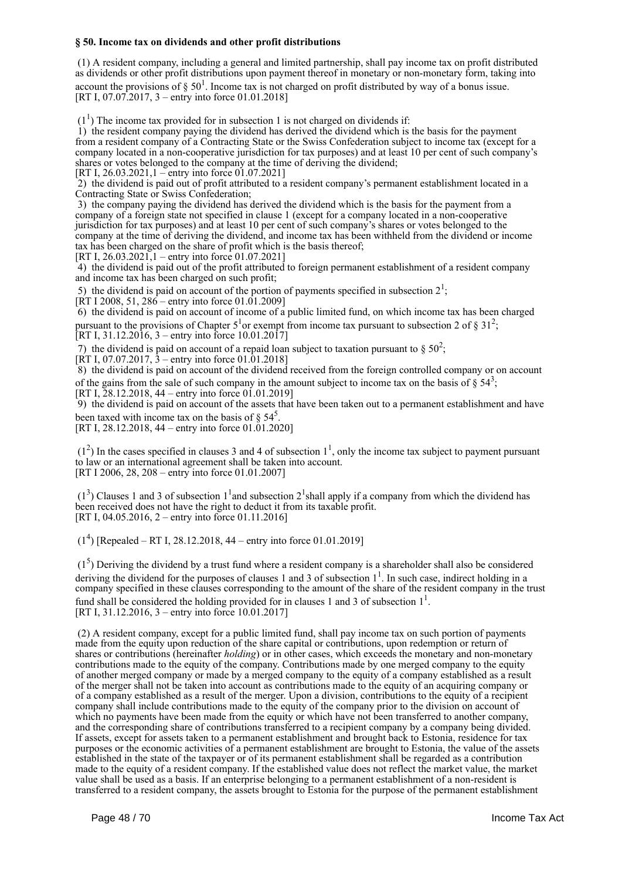**§ 50. Income tax on dividends and other profit distributions**

(1) A resident company, including a general and limited partnership, shall pay income tax on profit distributed as dividends or other profit distributions upon payment thereof in monetary or non-monetary form, taking into account the provisions of § $50^1$. Income tax is not charged on profit distributed by way of a bonus issue.
[RT I, 07.07.2017, 3 – entry into force 01.01.2018]

($1^1$) The income tax provided for in subsection 1 is not charged on dividends if:
1) the resident company paying the dividend has derived the dividend which is the basis for the payment from a resident company of a Contracting State or the Swiss Confederation subject to income tax (except for a company located in a non-cooperative jurisdiction for tax purposes) and at least 10 per cent of such company's shares or votes belonged to the company at the time of deriving the dividend;
[RT I, 26.03.2021,1 – entry into force 01.07.2021]
2) the dividend is paid out of profit attributed to a resident company's permanent establishment located in a Contracting State or Swiss Confederation;
3) the company paying the dividend has derived the dividend which is the basis for the payment from a company of a foreign state not specified in clause 1 (except for a company located in a non-cooperative jurisdiction for tax purposes) and at least 10 per cent of such company's shares or votes belonged to the company at the time of deriving the dividend, and income tax has been withheld from the dividend or income tax has been charged on the share of profit which is the basis thereof;
[RT I, 26.03.2021,1 – entry into force 01.07.2021]
4) the dividend is paid out of the profit attributed to foreign permanent establishment of a resident company and income tax has been charged on such profit;
5) the dividend is paid on account of the portion of payments specified in subsection $2^1$;
[RT I 2008, 51, 286 – entry into force 01.01.2009]
6) the dividend is paid on account of income of a public limited fund, on which income tax has been charged pursuant to the provisions of Chapter $5^1$or exempt from income tax pursuant to subsection 2 of § $31^2$;
[RT I, 31.12.2016, 3 – entry into force 10.01.2017]
7) the dividend is paid on account of a repaid loan subject to taxation pursuant to § $50^2$;
[RT I, 07.07.2017, 3 – entry into force 01.01.2018]
8) the dividend is paid on account of the dividend received from the foreign controlled company or on account of the gains from the sale of such company in the amount subject to income tax on the basis of § $54^3$;
[RT I, 28.12.2018, 44 – entry into force 01.01.2019]
9) the dividend is paid on account of the assets that have been taken out to a permanent establishment and have been taxed with income tax on the basis of § $54^5$.
[RT I, 28.12.2018, 44 – entry into force 01.01.2020]

($1^2$) In the cases specified in clauses 3 and 4 of subsection $1^1$, only the income tax subject to payment pursuant to law or an international agreement shall be taken into account.
[RT I 2006, 28, 208 – entry into force 01.01.2007]

($1^3$) Clauses 1 and 3 of subsection $1^1$and subsection $2^1$shall apply if a company from which the dividend has been received does not have the right to deduct it from its taxable profit.
[RT I, 04.05.2016, 2 – entry into force 01.11.2016]

($1^4$) [Repealed – RT I, 28.12.2018, 44 – entry into force 01.01.2019]

($1^5$) Deriving the dividend by a trust fund where a resident company is a shareholder shall also be considered deriving the dividend for the purposes of clauses 1 and 3 of subsection $1^1$. In such case, indirect holding in a company specified in these clauses corresponding to the amount of the share of the resident company in the trust fund shall be considered the holding provided for in clauses 1 and 3 of subsection $1^1$.
[RT I, 31.12.2016, 3 – entry into force 10.01.2017]

(2) A resident company, except for a public limited fund, shall pay income tax on such portion of payments made from the equity upon reduction of the share capital or contributions, upon redemption or return of shares or contributions (hereinafter *holding*) or in other cases, which exceeds the monetary and non-monetary contributions made to the equity of the company. Contributions made by one merged company to the equity of another merged company or made by a merged company to the equity of a company established as a result of the merger shall not be taken into account as contributions made to the equity of an acquiring company or of a company established as a result of the merger. Upon a division, contributions to the equity of a recipient company shall include contributions made to the equity of the company prior to the division on account of which no payments have been made from the equity or which have not been transferred to another company, and the corresponding share of contributions transferred to a recipient company by a company being divided. If assets, except for assets taken to a permanent establishment and brought back to Estonia, residence for tax purposes or the economic activities of a permanent establishment are brought to Estonia, the value of the assets established in the state of the taxpayer or of its permanent establishment shall be regarded as a contribution made to the equity of a resident company. If the established value does not reflect the market value, the market value shall be used as a basis. If an enterprise belonging to a permanent establishment of a non-resident is transferred to a resident company, the assets brought to Estonia for the purpose of the permanent establishment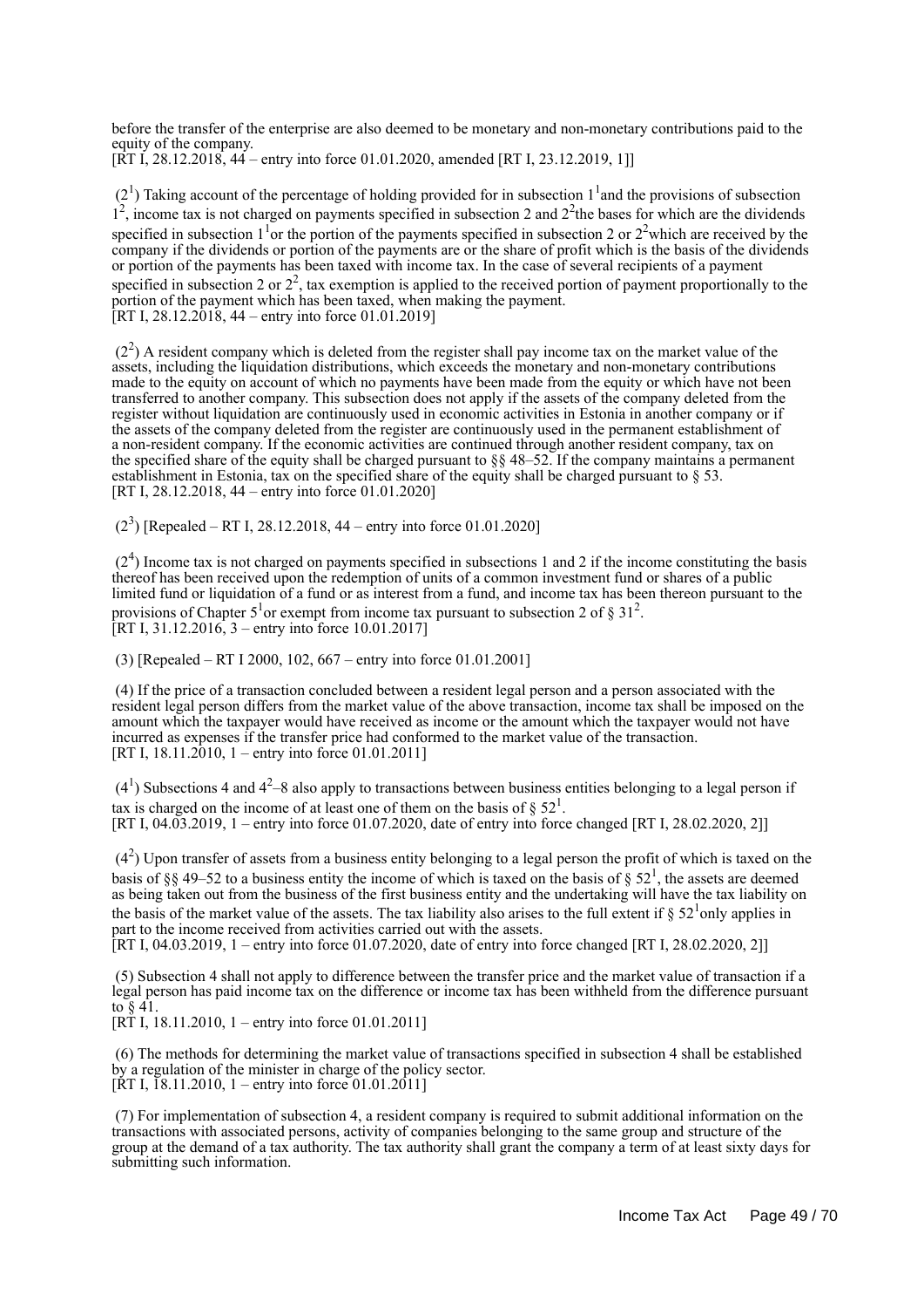before the transfer of the enterprise are also deemed to be monetary and non-monetary contributions paid to the equity of the company.
[RT I, 28.12.2018, 44 – entry into force 01.01.2020, amended [RT I, 23.12.2019, 1]]

($2^1$) Taking account of the percentage of holding provided for in subsection $1^1$ and the provisions of subsection $1^2$, income tax is not charged on payments specified in subsection 2 and $2^2$ the bases for which are the dividends specified in subsection $1^1$ or the portion of the payments specified in subsection 2 or $2^2$ which are received by the company if the dividends or portion of the payments are or the share of profit which is the basis of the dividends or portion of the payments has been taxed with income tax. In the case of several recipients of a payment specified in subsection 2 or $2^2$, tax exemption is applied to the received portion of payment proportionally to the portion of the payment which has been taxed, when making the payment.
[RT I, 28.12.2018, 44 – entry into force 01.01.2019]

($2^2$) A resident company which is deleted from the register shall pay income tax on the market value of the assets, including the liquidation distributions, which exceeds the monetary and non-monetary contributions made to the equity on account of which no payments have been made from the equity or which have not been transferred to another company. This subsection does not apply if the assets of the company deleted from the register without liquidation are continuously used in economic activities in Estonia in another company or if the assets of the company deleted from the register are continuously used in the permanent establishment of a non-resident company. If the economic activities are continued through another resident company, tax on the specified share of the equity shall be charged pursuant to §§ 48–52. If the company maintains a permanent establishment in Estonia, tax on the specified share of the equity shall be charged pursuant to § 53.
[RT I, 28.12.2018, 44 – entry into force 01.01.2020]

($2^3$) [Repealed – RT I, 28.12.2018, 44 – entry into force 01.01.2020]

($2^4$) Income tax is not charged on payments specified in subsections 1 and 2 if the income constituting the basis thereof has been received upon the redemption of units of a common investment fund or shares of a public limited fund or liquidation of a fund or as interest from a fund, and income tax has been thereon pursuant to the provisions of Chapter $5^1$ or exempt from income tax pursuant to subsection 2 of § $31^2$.
[RT I, 31.12.2016, 3 – entry into force 10.01.2017]

(3) [Repealed – RT I 2000, 102, 667 – entry into force 01.01.2001]

(4) If the price of a transaction concluded between a resident legal person and a person associated with the resident legal person differs from the market value of the above transaction, income tax shall be imposed on the amount which the taxpayer would have received as income or the amount which the taxpayer would not have incurred as expenses if the transfer price had conformed to the market value of the transaction.
[RT I, 18.11.2010, 1 – entry into force 01.01.2011]

($4^1$) Subsections 4 and $4^2$–8 also apply to transactions between business entities belonging to a legal person if tax is charged on the income of at least one of them on the basis of § $52^1$.
[RT I, 04.03.2019, 1 – entry into force 01.07.2020, date of entry into force changed [RT I, 28.02.2020, 2]]

($4^2$) Upon transfer of assets from a business entity belonging to a legal person the profit of which is taxed on the basis of §§ 49–52 to a business entity the income of which is taxed on the basis of § $52^1$, the assets are deemed as being taken out from the business of the first business entity and the undertaking will have the tax liability on the basis of the market value of the assets. The tax liability also arises to the full extent if § $52^1$ only applies in part to the income received from activities carried out with the assets.
[RT I, 04.03.2019, 1 – entry into force 01.07.2020, date of entry into force changed [RT I, 28.02.2020, 2]]

(5) Subsection 4 shall not apply to difference between the transfer price and the market value of transaction if a legal person has paid income tax on the difference or income tax has been withheld from the difference pursuant to § 41.
[RT I, 18.11.2010, 1 – entry into force 01.01.2011]

(6) The methods for determining the market value of transactions specified in subsection 4 shall be established by a regulation of the minister in charge of the policy sector.
[RT I, 18.11.2010, 1 – entry into force 01.01.2011]

(7) For implementation of subsection 4, a resident company is required to submit additional information on the transactions with associated persons, activity of companies belonging to the same group and structure of the group at the demand of a tax authority. The tax authority shall grant the company a term of at least sixty days for submitting such information.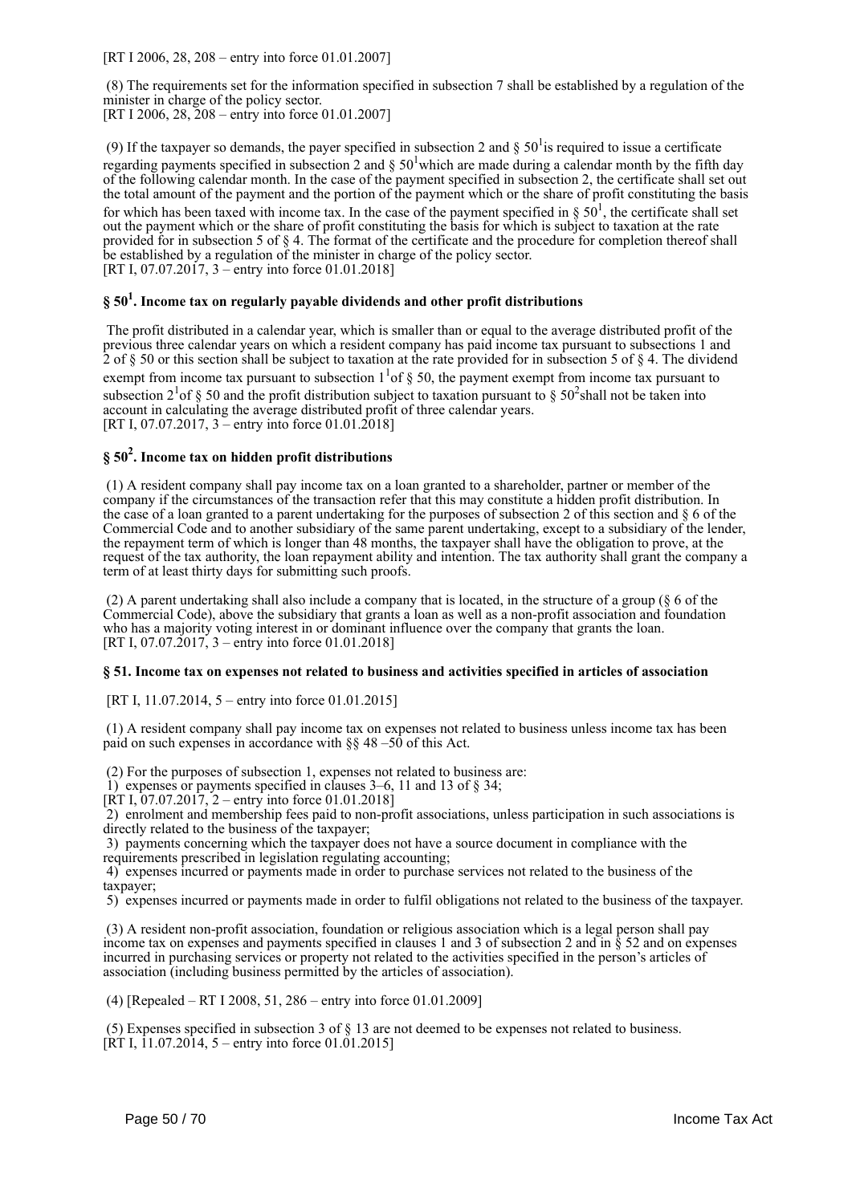[RT I 2006, 28, 208 – entry into force 01.01.2007]

(8) The requirements set for the information specified in subsection 7 shall be established by a regulation of the minister in charge of the policy sector.
[RT I 2006, 28, 208 – entry into force 01.01.2007]

(9) If the taxpayer so demands, the payer specified in subsection 2 and § $50^1$ is required to issue a certificate regarding payments specified in subsection 2 and § $50^1$ which are made during a calendar month by the fifth day of the following calendar month. In the case of the payment specified in subsection 2, the certificate shall set out the total amount of the payment and the portion of the payment which or the share of profit constituting the basis for which has been taxed with income tax. In the case of the payment specified in § $50^1$, the certificate shall set out the payment which or the share of profit constituting the basis for which is subject to taxation at the rate provided for in subsection 5 of § 4. The format of the certificate and the procedure for completion thereof shall be established by a regulation of the minister in charge of the policy sector.
[RT I, 07.07.2017, 3 – entry into force 01.01.2018]

### § $50^1$. Income tax on regularly payable dividends and other profit distributions

The profit distributed in a calendar year, which is smaller than or equal to the average distributed profit of the previous three calendar years on which a resident company has paid income tax pursuant to subsections 1 and 2 of § 50 or this section shall be subject to taxation at the rate provided for in subsection 5 of § 4. The dividend exempt from income tax pursuant to subsection $1^1$ of § 50, the payment exempt from income tax pursuant to subsection $2^1$ of § 50 and the profit distribution subject to taxation pursuant to § $50^2$ shall not be taken into account in calculating the average distributed profit of three calendar years.
[RT I, 07.07.2017, 3 – entry into force 01.01.2018]

### § $50^2$. Income tax on hidden profit distributions

(1) A resident company shall pay income tax on a loan granted to a shareholder, partner or member of the company if the circumstances of the transaction refer that this may constitute a hidden profit distribution. In the case of a loan granted to a parent undertaking for the purposes of subsection 2 of this section and § 6 of the Commercial Code and to another subsidiary of the same parent undertaking, except to a subsidiary of the lender, the repayment term of which is longer than 48 months, the taxpayer shall have the obligation to prove, at the request of the tax authority, the loan repayment ability and intention. The tax authority shall grant the company a term of at least thirty days for submitting such proofs.

(2) A parent undertaking shall also include a company that is located, in the structure of a group (§ 6 of the Commercial Code), above the subsidiary that grants a loan as well as a non-profit association and foundation who has a majority voting interest in or dominant influence over the company that grants the loan.
[RT I, 07.07.2017, 3 – entry into force 01.01.2018]

### § 51. Income tax on expenses not related to business and activities specified in articles of association

[RT I, 11.07.2014, 5 – entry into force 01.01.2015]

(1) A resident company shall pay income tax on expenses not related to business unless income tax has been paid on such expenses in accordance with §§ 48 –50 of this Act.

(2) For the purposes of subsection 1, expenses not related to business are:
1) expenses or payments specified in clauses 3–6, 11 and 13 of § 34;
[RT I, 07.07.2017, 2 – entry into force 01.01.2018]
2) enrolment and membership fees paid to non-profit associations, unless participation in such associations is directly related to the business of the taxpayer;
3) payments concerning which the taxpayer does not have a source document in compliance with the requirements prescribed in legislation regulating accounting;
4) expenses incurred or payments made in order to purchase services not related to the business of the taxpayer;
5) expenses incurred or payments made in order to fulfil obligations not related to the business of the taxpayer.

(3) A resident non-profit association, foundation or religious association which is a legal person shall pay income tax on expenses and payments specified in clauses 1 and 3 of subsection 2 and in § 52 and on expenses incurred in purchasing services or property not related to the activities specified in the person's articles of association (including business permitted by the articles of association).

(4) [Repealed – RT I 2008, 51, 286 – entry into force 01.01.2009]

(5) Expenses specified in subsection 3 of § 13 are not deemed to be expenses not related to business.
[RT I, 11.07.2014, 5 – entry into force 01.01.2015]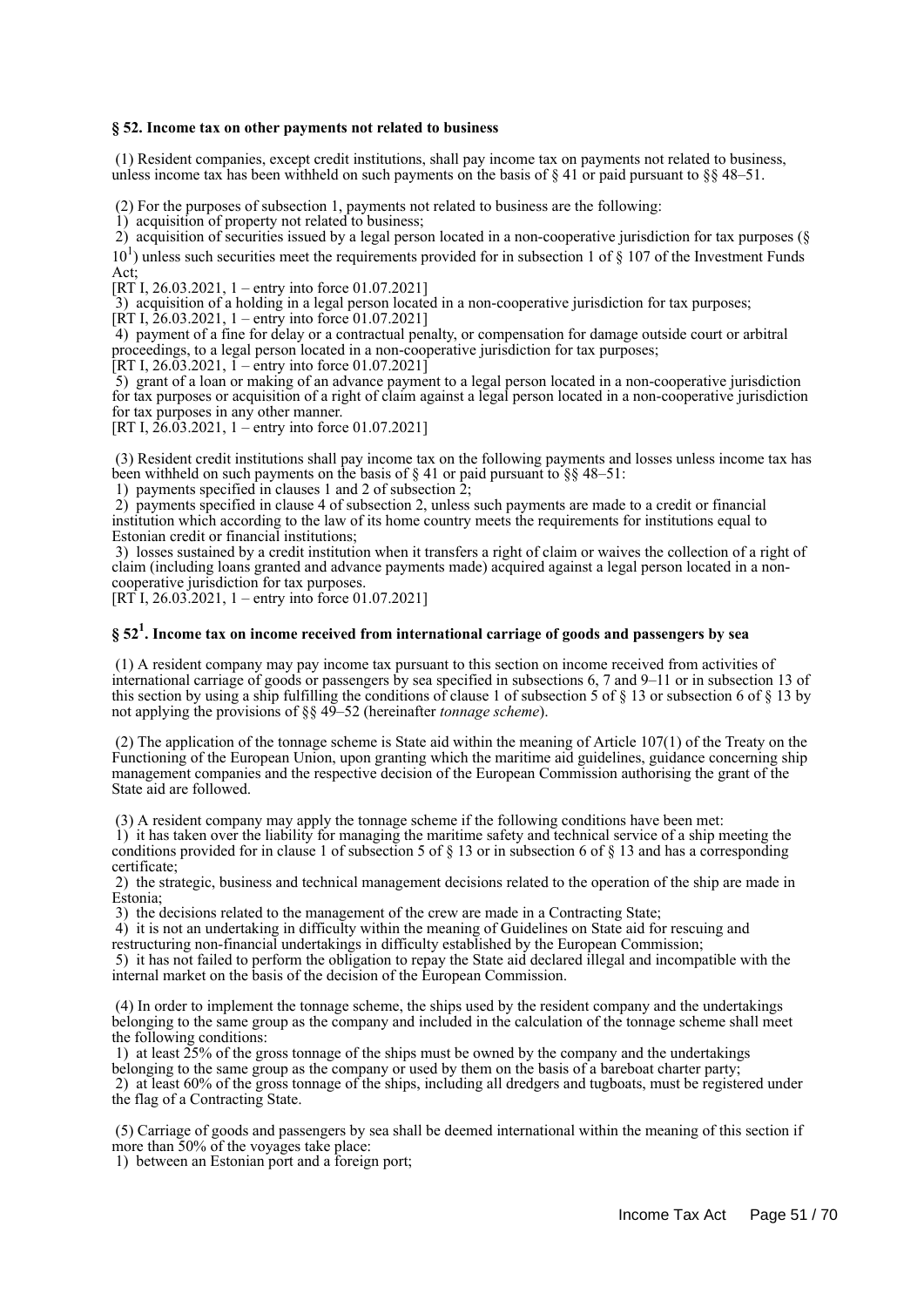### § 52. Income tax on other payments not related to business

(1) Resident companies, except credit institutions, shall pay income tax on payments not related to business, unless income tax has been withheld on such payments on the basis of § 41 or paid pursuant to §§ 48–51.

(2) For the purposes of subsection 1, payments not related to business are the following:

1) acquisition of property not related to business;

2) acquisition of securities issued by a legal person located in a non-cooperative jurisdiction for tax purposes (§ $10^1$) unless such securities meet the requirements provided for in subsection 1 of § 107 of the Investment Funds Act;

[RT I, 26.03.2021, 1 – entry into force 01.07.2021]

3) acquisition of a holding in a legal person located in a non-cooperative jurisdiction for tax purposes;

[RT I, 26.03.2021, 1 – entry into force 01.07.2021]

4) payment of a fine for delay or a contractual penalty, or compensation for damage outside court or arbitral proceedings, to a legal person located in a non-cooperative jurisdiction for tax purposes;

[RT I, 26.03.2021, 1 – entry into force 01.07.2021]

5) grant of a loan or making of an advance payment to a legal person located in a non-cooperative jurisdiction for tax purposes or acquisition of a right of claim against a legal person located in a non-cooperative jurisdiction for tax purposes in any other manner.

[RT I, 26.03.2021, 1 – entry into force 01.07.2021]

(3) Resident credit institutions shall pay income tax on the following payments and losses unless income tax has been withheld on such payments on the basis of § 41 or paid pursuant to §§ 48–51:

1) payments specified in clauses 1 and 2 of subsection 2;

2) payments specified in clause 4 of subsection 2, unless such payments are made to a credit or financial institution which according to the law of its home country meets the requirements for institutions equal to Estonian credit or financial institutions;

3) losses sustained by a credit institution when it transfers a right of claim or waives the collection of a right of claim (including loans granted and advance payments made) acquired against a legal person located in a non-cooperative jurisdiction for tax purposes.

[RT I, 26.03.2021, 1 – entry into force 01.07.2021]

### § $52^1$. Income tax on income received from international carriage of goods and passengers by sea

(1) A resident company may pay income tax pursuant to this section on income received from activities of international carriage of goods or passengers by sea specified in subsections 6, 7 and 9–11 or in subsection 13 of this section by using a ship fulfilling the conditions of clause 1 of subsection 5 of § 13 or subsection 6 of § 13 by not applying the provisions of §§ 49–52 (hereinafter *tonnage scheme*).

(2) The application of the tonnage scheme is State aid within the meaning of Article 107(1) of the Treaty on the Functioning of the European Union, upon granting which the maritime aid guidelines, guidance concerning ship management companies and the respective decision of the European Commission authorising the grant of the State aid are followed.

(3) A resident company may apply the tonnage scheme if the following conditions have been met:

1) it has taken over the liability for managing the maritime safety and technical service of a ship meeting the conditions provided for in clause 1 of subsection 5 of § 13 or in subsection 6 of § 13 and has a corresponding certificate;

2) the strategic, business and technical management decisions related to the operation of the ship are made in Estonia;

3) the decisions related to the management of the crew are made in a Contracting State;

4) it is not an undertaking in difficulty within the meaning of Guidelines on State aid for rescuing and restructuring non-financial undertakings in difficulty established by the European Commission;

5) it has not failed to perform the obligation to repay the State aid declared illegal and incompatible with the internal market on the basis of the decision of the European Commission.

(4) In order to implement the tonnage scheme, the ships used by the resident company and the undertakings belonging to the same group as the company and included in the calculation of the tonnage scheme shall meet the following conditions:

1) at least 25% of the gross tonnage of the ships must be owned by the company and the undertakings belonging to the same group as the company or used by them on the basis of a bareboat charter party;

2) at least 60% of the gross tonnage of the ships, including all dredgers and tugboats, must be registered under the flag of a Contracting State.

(5) Carriage of goods and passengers by sea shall be deemed international within the meaning of this section if more than 50% of the voyages take place:

1) between an Estonian port and a foreign port;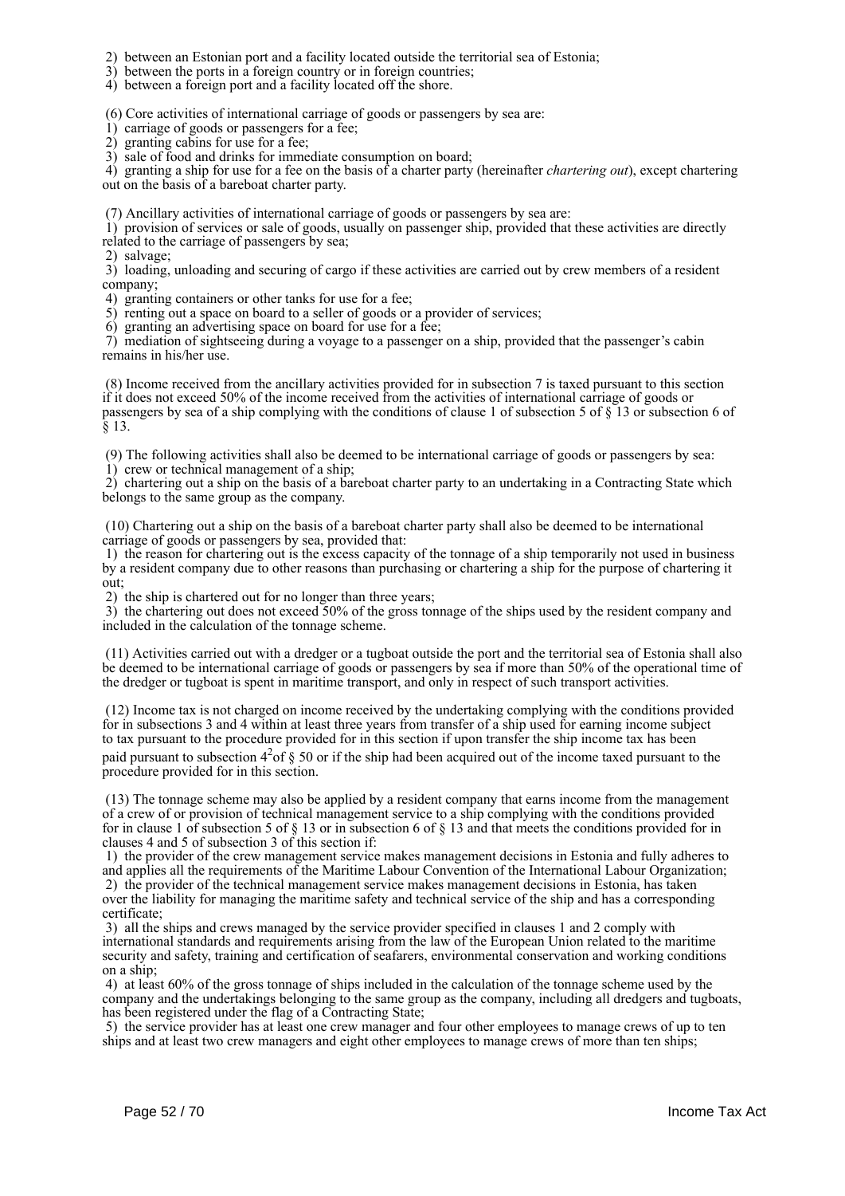2) between an Estonian port and a facility located outside the territorial sea of Estonia;
3) between the ports in a foreign country or in foreign countries;
4) between a foreign port and a facility located off the shore.

(6) Core activities of international carriage of goods or passengers by sea are:
1) carriage of goods or passengers for a fee;
2) granting cabins for use for a fee;
3) sale of food and drinks for immediate consumption on board;
4) granting a ship for use for a fee on the basis of a charter party (hereinafter *chartering out*), except chartering out on the basis of a bareboat charter party.

(7) Ancillary activities of international carriage of goods or passengers by sea are:
1) provision of services or sale of goods, usually on passenger ship, provided that these activities are directly related to the carriage of passengers by sea;
2) salvage;
3) loading, unloading and securing of cargo if these activities are carried out by crew members of a resident company;
4) granting containers or other tanks for use for a fee;
5) renting out a space on board to a seller of goods or a provider of services;
6) granting an advertising space on board for use for a fee;
7) mediation of sightseeing during a voyage to a passenger on a ship, provided that the passenger's cabin remains in his/her use.

(8) Income received from the ancillary activities provided for in subsection 7 is taxed pursuant to this section if it does not exceed 50% of the income received from the activities of international carriage of goods or passengers by sea of a ship complying with the conditions of clause 1 of subsection 5 of § 13 or subsection 6 of § 13.

(9) The following activities shall also be deemed to be international carriage of goods or passengers by sea:
1) crew or technical management of a ship;
2) chartering out a ship on the basis of a bareboat charter party to an undertaking in a Contracting State which belongs to the same group as the company.

(10) Chartering out a ship on the basis of a bareboat charter party shall also be deemed to be international carriage of goods or passengers by sea, provided that:
1) the reason for chartering out is the excess capacity of the tonnage of a ship temporarily not used in business by a resident company due to other reasons than purchasing or chartering a ship for the purpose of chartering it out;
2) the ship is chartered out for no longer than three years;
3) the chartering out does not exceed 50% of the gross tonnage of the ships used by the resident company and included in the calculation of the tonnage scheme.

(11) Activities carried out with a dredger or a tugboat outside the port and the territorial sea of Estonia shall also be deemed to be international carriage of goods or passengers by sea if more than 50% of the operational time of the dredger or tugboat is spent in maritime transport, and only in respect of such transport activities.

(12) Income tax is not charged on income received by the undertaking complying with the conditions provided for in subsections 3 and 4 within at least three years from transfer of a ship used for earning income subject to tax pursuant to the procedure provided for in this section if upon transfer the ship income tax has been paid pursuant to subsection $4^2$ of § 50 or if the ship had been acquired out of the income taxed pursuant to the procedure provided for in this section.

(13) The tonnage scheme may also be applied by a resident company that earns income from the management of a crew of or provision of technical management service to a ship complying with the conditions provided for in clause 1 of subsection 5 of § 13 or in subsection 6 of § 13 and that meets the conditions provided for in clauses 4 and 5 of subsection 3 of this section if:
1) the provider of the crew management service makes management decisions in Estonia and fully adheres to and applies all the requirements of the Maritime Labour Convention of the International Labour Organization;
2) the provider of the technical management service makes management decisions in Estonia, has taken over the liability for managing the maritime safety and technical service of the ship and has a corresponding certificate;
3) all the ships and crews managed by the service provider specified in clauses 1 and 2 comply with international standards and requirements arising from the law of the European Union related to the maritime security and safety, training and certification of seafarers, environmental conservation and working conditions on a ship;
4) at least 60% of the gross tonnage of ships included in the calculation of the tonnage scheme used by the company and the undertakings belonging to the same group as the company, including all dredgers and tugboats, has been registered under the flag of a Contracting State;
5) the service provider has at least one crew manager and four other employees to manage crews of up to ten ships and at least two crew managers and eight other employees to manage crews of more than ten ships;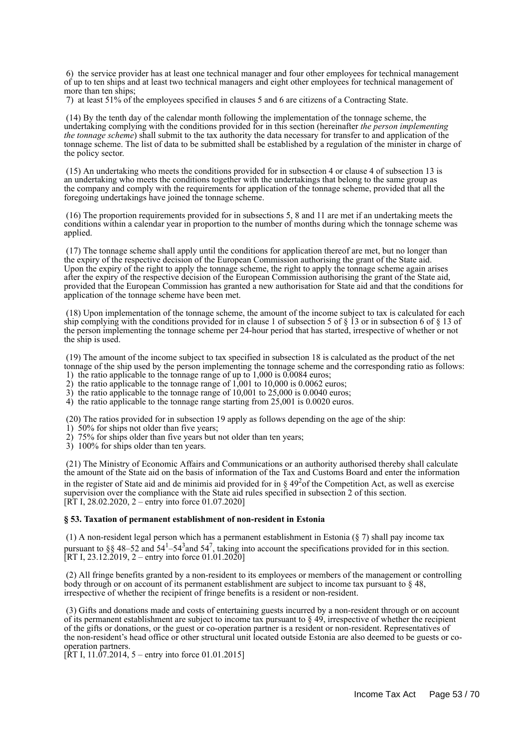6) the service provider has at least one technical manager and four other employees for technical management of up to ten ships and at least two technical managers and eight other employees for technical management of more than ten ships;

7) at least 51% of the employees specified in clauses 5 and 6 are citizens of a Contracting State.

(14) By the tenth day of the calendar month following the implementation of the tonnage scheme, the undertaking complying with the conditions provided for in this section (hereinafter *the person implementing the tonnage scheme*) shall submit to the tax authority the data necessary for transfer to and application of the tonnage scheme. The list of data to be submitted shall be established by a regulation of the minister in charge of the policy sector.

(15) An undertaking who meets the conditions provided for in subsection 4 or clause 4 of subsection 13 is an undertaking who meets the conditions together with the undertakings that belong to the same group as the company and comply with the requirements for application of the tonnage scheme, provided that all the foregoing undertakings have joined the tonnage scheme.

(16) The proportion requirements provided for in subsections 5, 8 and 11 are met if an undertaking meets the conditions within a calendar year in proportion to the number of months during which the tonnage scheme was applied.

(17) The tonnage scheme shall apply until the conditions for application thereof are met, but no longer than the expiry of the respective decision of the European Commission authorising the grant of the State aid. Upon the expiry of the right to apply the tonnage scheme, the right to apply the tonnage scheme again arises after the expiry of the respective decision of the European Commission authorising the grant of the State aid, provided that the European Commission has granted a new authorisation for State aid and that the conditions for application of the tonnage scheme have been met.

(18) Upon implementation of the tonnage scheme, the amount of the income subject to tax is calculated for each ship complying with the conditions provided for in clause 1 of subsection 5 of § 13 or in subsection 6 of § 13 of the person implementing the tonnage scheme per 24-hour period that has started, irrespective of whether or not the ship is used.

(19) The amount of the income subject to tax specified in subsection 18 is calculated as the product of the net tonnage of the ship used by the person implementing the tonnage scheme and the corresponding ratio as follows:

1) the ratio applicable to the tonnage range of up to 1,000 is 0.0084 euros;

2) the ratio applicable to the tonnage range of 1,001 to 10,000 is 0.0062 euros;

3) the ratio applicable to the tonnage range of 10,001 to 25,000 is 0.0040 euros;

4) the ratio applicable to the tonnage range starting from 25,001 is 0.0020 euros.

(20) The ratios provided for in subsection 19 apply as follows depending on the age of the ship:

1) 50% for ships not older than five years;

2) 75% for ships older than five years but not older than ten years;

3) 100% for ships older than ten years.

(21) The Ministry of Economic Affairs and Communications or an authority authorised thereby shall calculate the amount of the State aid on the basis of information of the Tax and Customs Board and enter the information in the register of State aid and de minimis aid provided for in § $49^2$of the Competition Act, as well as exercise supervision over the compliance with the State aid rules specified in subsection 2 of this section.
[RT I, 28.02.2020, 2 – entry into force 01.07.2020]

**§ 53. Taxation of permanent establishment of non-resident in Estonia**

(1) A non-resident legal person which has a permanent establishment in Estonia (§ 7) shall pay income tax pursuant to §§ 48–52 and $54^1$–$54^3$and $54^7$, taking into account the specifications provided for in this section.
[RT I, 23.12.2019, 2 – entry into force 01.01.2020]

(2) All fringe benefits granted by a non-resident to its employees or members of the management or controlling body through or on account of its permanent establishment are subject to income tax pursuant to § 48, irrespective of whether the recipient of fringe benefits is a resident or non-resident.

(3) Gifts and donations made and costs of entertaining guests incurred by a non-resident through or on account of its permanent establishment are subject to income tax pursuant to § 49, irrespective of whether the recipient of the gifts or donations, or the guest or co-operation partner is a resident or non-resident. Representatives of the non-resident's head office or other structural unit located outside Estonia are also deemed to be guests or co-operation partners.
[RT I, 11.07.2014, 5 – entry into force 01.01.2015]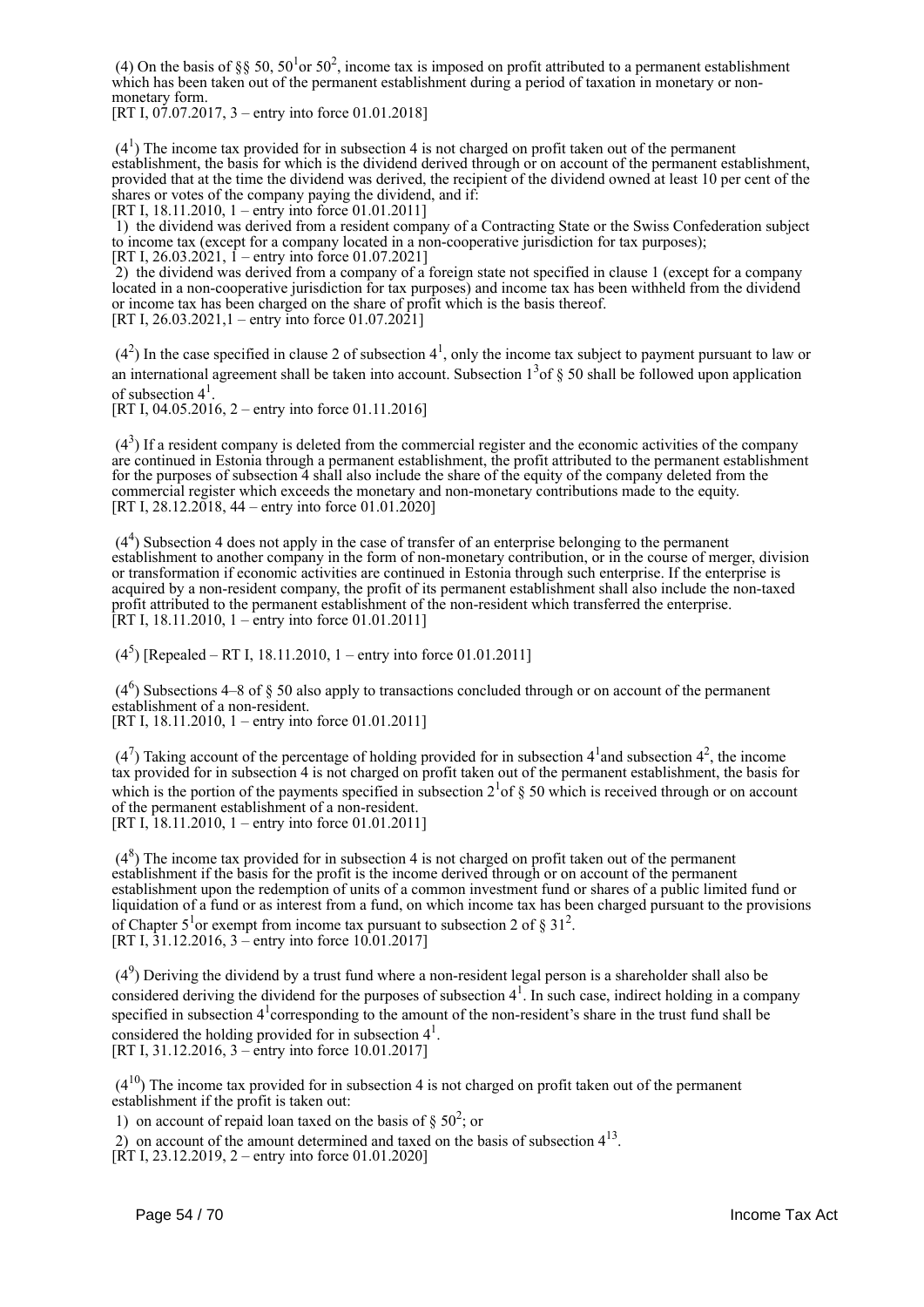(4) On the basis of §§ 50, 50[1] or 50[2], income tax is imposed on profit attributed to a permanent establishment which has been taken out of the permanent establishment during a period of taxation in monetary or non-monetary form.
[RT I, 07.07.2017, 3 – entry into force 01.01.2018]

(4[1]) The income tax provided for in subsection 4 is not charged on profit taken out of the permanent establishment, the basis for which is the dividend derived through or on account of the permanent establishment, provided that at the time the dividend was derived, the recipient of the dividend owned at least 10 per cent of the shares or votes of the company paying the dividend, and if:
[RT I, 18.11.2010, 1 – entry into force 01.01.2011]

1) the dividend was derived from a resident company of a Contracting State or the Swiss Confederation subject to income tax (except for a company located in a non-cooperative jurisdiction for tax purposes);
[RT I, 26.03.2021, 1 – entry into force 01.07.2021]

2) the dividend was derived from a company of a foreign state not specified in clause 1 (except for a company located in a non-cooperative jurisdiction for tax purposes) and income tax has been withheld from the dividend or income tax has been charged on the share of profit which is the basis thereof.
[RT I, 26.03.2021,1 – entry into force 01.07.2021]

(4[2]) In the case specified in clause 2 of subsection 4[1], only the income tax subject to payment pursuant to law or an international agreement shall be taken into account. Subsection 1[3] of § 50 shall be followed upon application of subsection 4[1].
[RT I, 04.05.2016, 2 – entry into force 01.11.2016]

(4[3]) If a resident company is deleted from the commercial register and the economic activities of the company are continued in Estonia through a permanent establishment, the profit attributed to the permanent establishment for the purposes of subsection 4 shall also include the share of the equity of the company deleted from the commercial register which exceeds the monetary and non-monetary contributions made to the equity.
[RT I, 28.12.2018, 44 – entry into force 01.01.2020]

(4[4]) Subsection 4 does not apply in the case of transfer of an enterprise belonging to the permanent establishment to another company in the form of non-monetary contribution, or in the course of merger, division or transformation if economic activities are continued in Estonia through such enterprise. If the enterprise is acquired by a non-resident company, the profit of its permanent establishment shall also include the non-taxed profit attributed to the permanent establishment of the non-resident which transferred the enterprise.
[RT I, 18.11.2010, 1 – entry into force 01.01.2011]

(4[5]) [Repealed – RT I, 18.11.2010, 1 – entry into force 01.01.2011]

(4[6]) Subsections 4–8 of § 50 also apply to transactions concluded through or on account of the permanent establishment of a non-resident.
[RT I, 18.11.2010, 1 – entry into force 01.01.2011]

(4[7]) Taking account of the percentage of holding provided for in subsection 4[1] and subsection 4[2], the income tax provided for in subsection 4 is not charged on profit taken out of the permanent establishment, the basis for which is the portion of the payments specified in subsection 2[1] of § 50 which is received through or on account of the permanent establishment of a non-resident.
[RT I, 18.11.2010, 1 – entry into force 01.01.2011]

(4[8]) The income tax provided for in subsection 4 is not charged on profit taken out of the permanent establishment if the basis for the profit is the income derived through or on account of the permanent establishment upon the redemption of units of a common investment fund or shares of a public limited fund or liquidation of a fund or as interest from a fund, on which income tax has been charged pursuant to the provisions of Chapter 5[1] or exempt from income tax pursuant to subsection 2 of § 31[2].
[RT I, 31.12.2016, 3 – entry into force 10.01.2017]

(4[9]) Deriving the dividend by a trust fund where a non-resident legal person is a shareholder shall also be considered deriving the dividend for the purposes of subsection 4[1]. In such case, indirect holding in a company specified in subsection 4[1] corresponding to the amount of the non-resident's share in the trust fund shall be considered the holding provided for in subsection 4[1].
[RT I, 31.12.2016, 3 – entry into force 10.01.2017]

(4[10]) The income tax provided for in subsection 4 is not charged on profit taken out of the permanent establishment if the profit is taken out:

1) on account of repaid loan taxed on the basis of § 50[2]; or

2) on account of the amount determined and taxed on the basis of subsection 4[13].
[RT I, 23.12.2019, 2 – entry into force 01.01.2020]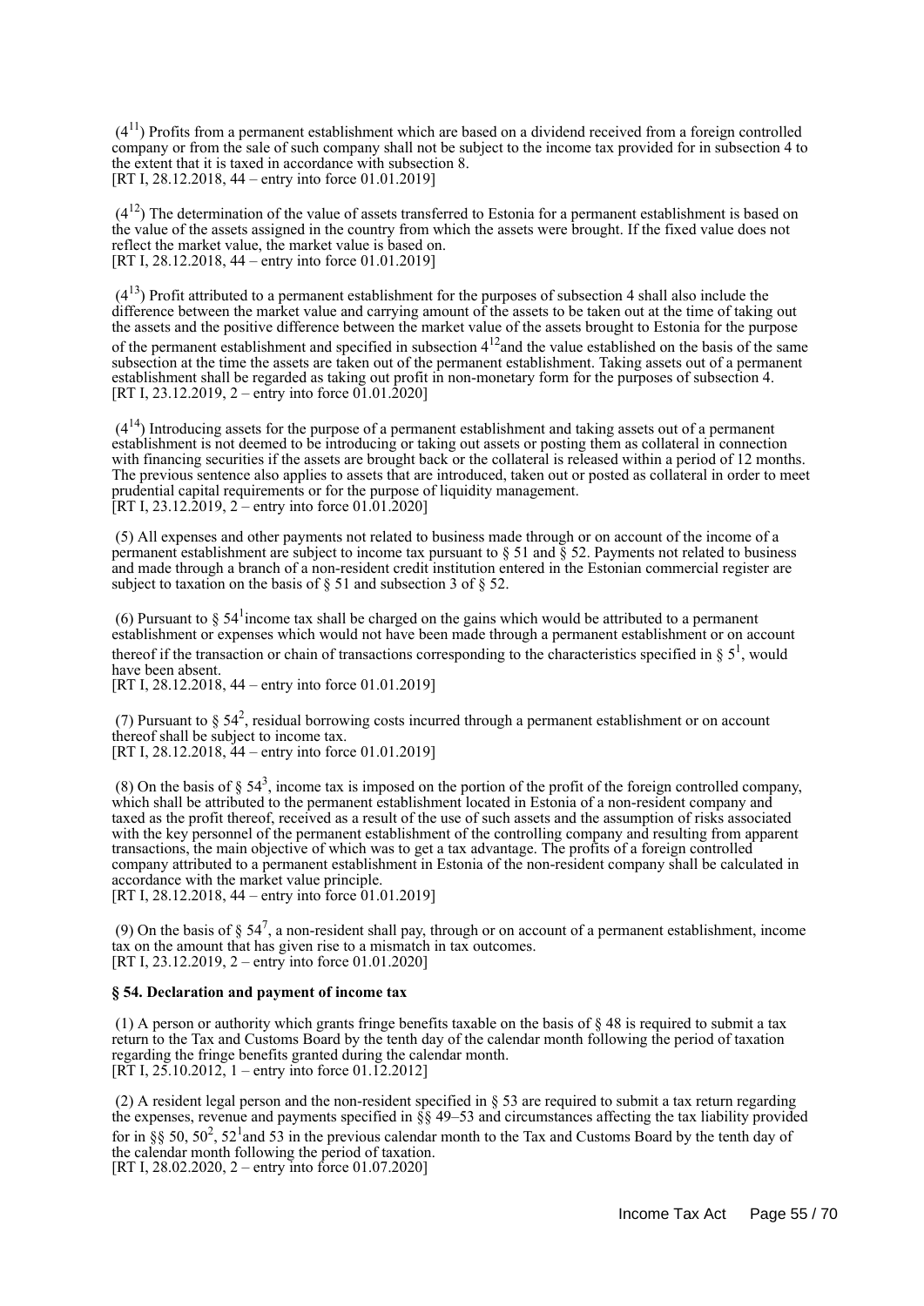($4^{11}$) Profits from a permanent establishment which are based on a dividend received from a foreign controlled company or from the sale of such company shall not be subject to the income tax provided for in subsection 4 to the extent that it is taxed in accordance with subsection 8.
[RT I, 28.12.2018, 44 – entry into force 01.01.2019]

($4^{12}$) The determination of the value of assets transferred to Estonia for a permanent establishment is based on the value of the assets assigned in the country from which the assets were brought. If the fixed value does not reflect the market value, the market value is based on.
[RT I, 28.12.2018, 44 – entry into force 01.01.2019]

($4^{13}$) Profit attributed to a permanent establishment for the purposes of subsection 4 shall also include the difference between the market value and carrying amount of the assets to be taken out at the time of taking out the assets and the positive difference between the market value of the assets brought to Estonia for the purpose of the permanent establishment and specified in subsection $4^{12}$and the value established on the basis of the same subsection at the time the assets are taken out of the permanent establishment. Taking assets out of a permanent establishment shall be regarded as taking out profit in non-monetary form for the purposes of subsection 4.
[RT I, 23.12.2019, 2 – entry into force 01.01.2020]

($4^{14}$) Introducing assets for the purpose of a permanent establishment and taking assets out of a permanent establishment is not deemed to be introducing or taking out assets or posting them as collateral in connection with financing securities if the assets are brought back or the collateral is released within a period of 12 months. The previous sentence also applies to assets that are introduced, taken out or posted as collateral in order to meet prudential capital requirements or for the purpose of liquidity management.
[RT I, 23.12.2019, 2 – entry into force 01.01.2020]

(5) All expenses and other payments not related to business made through or on account of the income of a permanent establishment are subject to income tax pursuant to § 51 and § 52. Payments not related to business and made through a branch of a non-resident credit institution entered in the Estonian commercial register are subject to taxation on the basis of § 51 and subsection 3 of § 52.

(6) Pursuant to § $54^1$income tax shall be charged on the gains which would be attributed to a permanent establishment or expenses which would not have been made through a permanent establishment or on account thereof if the transaction or chain of transactions corresponding to the characteristics specified in § $5^1$, would have been absent.
[RT I, 28.12.2018, 44 – entry into force 01.01.2019]

(7) Pursuant to § $54^2$, residual borrowing costs incurred through a permanent establishment or on account thereof shall be subject to income tax.
[RT I, 28.12.2018, 44 – entry into force 01.01.2019]

(8) On the basis of § $54^3$, income tax is imposed on the portion of the profit of the foreign controlled company, which shall be attributed to the permanent establishment located in Estonia of a non-resident company and taxed as the profit thereof, received as a result of the use of such assets and the assumption of risks associated with the key personnel of the permanent establishment of the controlling company and resulting from apparent transactions, the main objective of which was to get a tax advantage. The profits of a foreign controlled company attributed to a permanent establishment in Estonia of the non-resident company shall be calculated in accordance with the market value principle.
[RT I, 28.12.2018, 44 – entry into force 01.01.2019]

(9) On the basis of § $54^7$, a non-resident shall pay, through or on account of a permanent establishment, income tax on the amount that has given rise to a mismatch in tax outcomes.
[RT I, 23.12.2019, 2 – entry into force 01.01.2020]

**§ 54. Declaration and payment of income tax**

(1) A person or authority which grants fringe benefits taxable on the basis of § 48 is required to submit a tax return to the Tax and Customs Board by the tenth day of the calendar month following the period of taxation regarding the fringe benefits granted during the calendar month.
[RT I, 25.10.2012, 1 – entry into force 01.12.2012]

(2) A resident legal person and the non-resident specified in § 53 are required to submit a tax return regarding the expenses, revenue and payments specified in §§ 49–53 and circumstances affecting the tax liability provided for in §§ 50, $50^2$, $52^1$and 53 in the previous calendar month to the Tax and Customs Board by the tenth day of the calendar month following the period of taxation.
[RT I, 28.02.2020, 2 – entry into force 01.07.2020]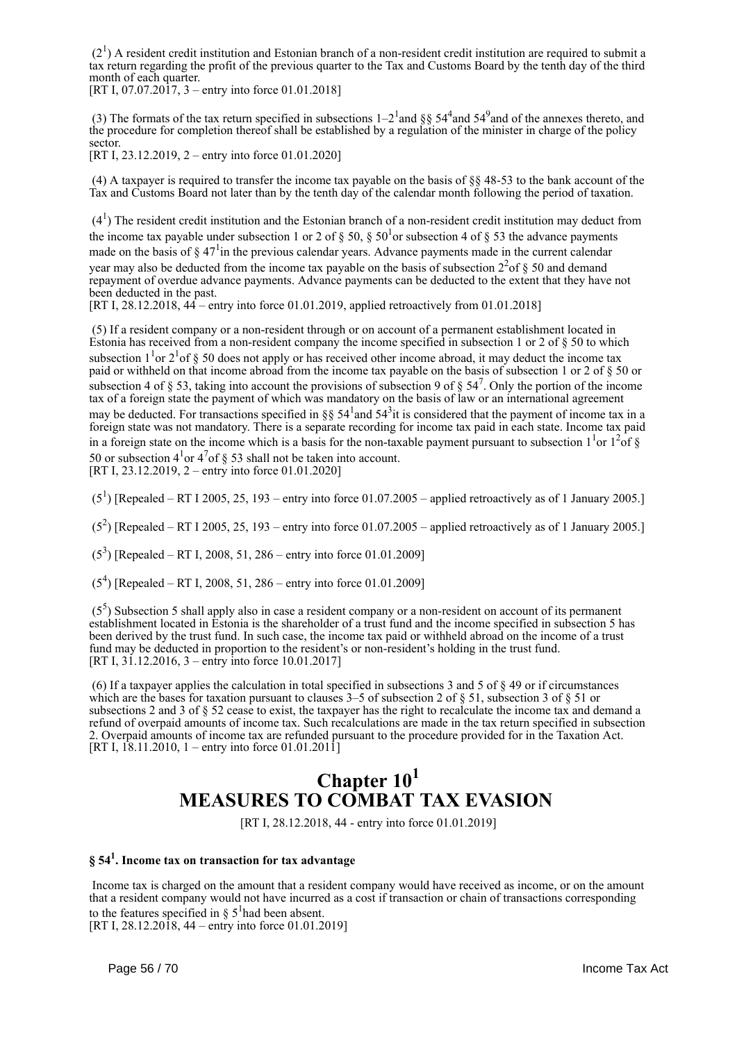($2^1$) A resident credit institution and Estonian branch of a non-resident credit institution are required to submit a tax return regarding the profit of the previous quarter to the Tax and Customs Board by the tenth day of the third month of each quarter.
[RT I, 07.07.2017, 3 – entry into force 01.01.2018]

(3) The formats of the tax return specified in subsections 1–$2^1$ and §§ $54^4$ and $54^9$ and of the annexes thereto, and the procedure for completion thereof shall be established by a regulation of the minister in charge of the policy sector.
[RT I, 23.12.2019, 2 – entry into force 01.01.2020]

(4) A taxpayer is required to transfer the income tax payable on the basis of §§ 48-53 to the bank account of the Tax and Customs Board not later than by the tenth day of the calendar month following the period of taxation.

($4^1$) The resident credit institution and the Estonian branch of a non-resident credit institution may deduct from the income tax payable under subsection 1 or 2 of § 50, § $50^1$ or subsection 4 of § 53 the advance payments made on the basis of § $47^1$ in the previous calendar years. Advance payments made in the current calendar year may also be deducted from the income tax payable on the basis of subsection $2^2$ of § 50 and demand repayment of overdue advance payments. Advance payments can be deducted to the extent that they have not been deducted in the past.
[RT I, 28.12.2018, 44 – entry into force 01.01.2019, applied retroactively from 01.01.2018]

(5) If a resident company or a non-resident through or on account of a permanent establishment located in Estonia has received from a non-resident company the income specified in subsection 1 or 2 of § 50 to which subsection $1^1$ or $2^1$ of § 50 does not apply or has received other income abroad, it may deduct the income tax paid or withheld on that income abroad from the income tax payable on the basis of subsection 1 or 2 of § 50 or subsection 4 of § 53, taking into account the provisions of subsection 9 of § $54^7$. Only the portion of the income tax of a foreign state the payment of which was mandatory on the basis of law or an international agreement may be deducted. For transactions specified in §§ $54^1$ and $54^3$ it is considered that the payment of income tax in a foreign state was not mandatory. There is a separate recording for income tax paid in each state. Income tax paid in a foreign state on the income which is a basis for the non-taxable payment pursuant to subsection $1^1$ or $1^2$ of § 50 or subsection $4^1$ or $4^7$ of § 53 shall not be taken into account.
[RT I, 23.12.2019, 2 – entry into force 01.01.2020]

($5^1$) [Repealed – RT I 2005, 25, 193 – entry into force 01.07.2005 – applied retroactively as of 1 January 2005.]

($5^2$) [Repealed – RT I 2005, 25, 193 – entry into force 01.07.2005 – applied retroactively as of 1 January 2005.]

($5^3$) [Repealed – RT I, 2008, 51, 286 – entry into force 01.01.2009]

($5^4$) [Repealed – RT I, 2008, 51, 286 – entry into force 01.01.2009]

($5^5$) Subsection 5 shall apply also in case a resident company or a non-resident on account of its permanent establishment located in Estonia is the shareholder of a trust fund and the income specified in subsection 5 has been derived by the trust fund. In such case, the income tax paid or withheld abroad on the income of a trust fund may be deducted in proportion to the resident's or non-resident's holding in the trust fund.
[RT I, 31.12.2016, 3 – entry into force 10.01.2017]

(6) If a taxpayer applies the calculation in total specified in subsections 3 and 5 of § 49 or if circumstances which are the bases for taxation pursuant to clauses 3–5 of subsection 2 of § 51, subsection 3 of § 51 or subsections 2 and 3 of § 52 cease to exist, the taxpayer has the right to recalculate the income tax and demand a refund of overpaid amounts of income tax. Such recalculations are made in the tax return specified in subsection 2. Overpaid amounts of income tax are refunded pursuant to the procedure provided for in the Taxation Act.
[RT I, 18.11.2010, 1 – entry into force 01.01.2011]

# Chapter $10^1$
# MEASURES TO COMBAT TAX EVASION

[RT I, 28.12.2018, 44 - entry into force 01.01.2019]

### § $54^1$. Income tax on transaction for tax advantage

Income tax is charged on the amount that a resident company would have received as income, or on the amount that a resident company would not have incurred as a cost if transaction or chain of transactions corresponding to the features specified in § $5^1$ had been absent.
[RT I, 28.12.2018, 44 – entry into force 01.01.2019]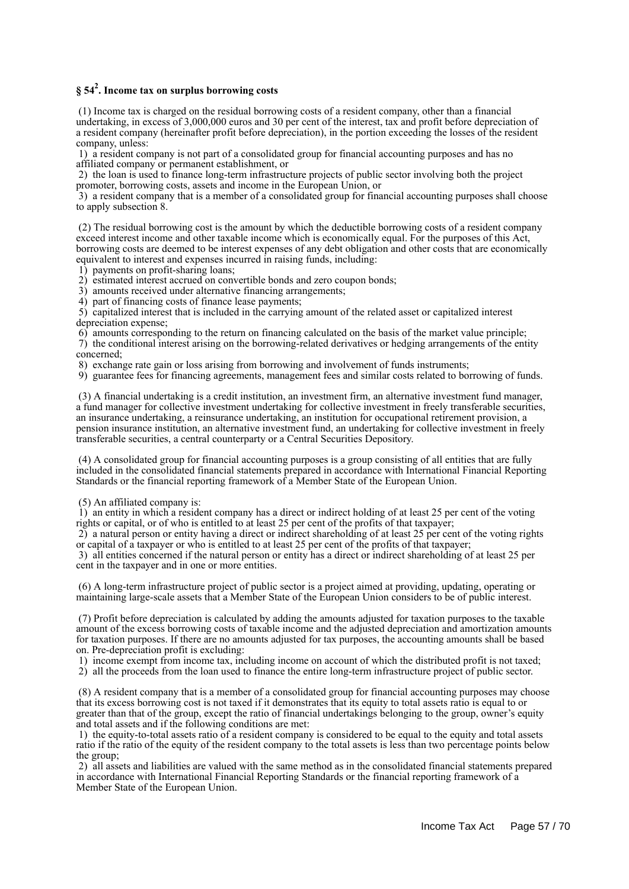## § 54[2]. Income tax on surplus borrowing costs

(1) Income tax is charged on the residual borrowing costs of a resident company, other than a financial undertaking, in excess of 3,000,000 euros and 30 per cent of the interest, tax and profit before depreciation of a resident company (hereinafter profit before depreciation), in the portion exceeding the losses of the resident company, unless:

1) a resident company is not part of a consolidated group for financial accounting purposes and has no affiliated company or permanent establishment, or
2) the loan is used to finance long-term infrastructure projects of public sector involving both the project promoter, borrowing costs, assets and income in the European Union, or
3) a resident company that is a member of a consolidated group for financial accounting purposes shall choose to apply subsection 8.

(2) The residual borrowing cost is the amount by which the deductible borrowing costs of a resident company exceed interest income and other taxable income which is economically equal. For the purposes of this Act, borrowing costs are deemed to be interest expenses of any debt obligation and other costs that are economically equivalent to interest and expenses incurred in raising funds, including:

1) payments on profit-sharing loans;
2) estimated interest accrued on convertible bonds and zero coupon bonds;
3) amounts received under alternative financing arrangements;
4) part of financing costs of finance lease payments;
5) capitalized interest that is included in the carrying amount of the related asset or capitalized interest depreciation expense;
6) amounts corresponding to the return on financing calculated on the basis of the market value principle;
7) the conditional interest arising on the borrowing-related derivatives or hedging arrangements of the entity concerned;
8) exchange rate gain or loss arising from borrowing and involvement of funds instruments;
9) guarantee fees for financing agreements, management fees and similar costs related to borrowing of funds.

(3) A financial undertaking is a credit institution, an investment firm, an alternative investment fund manager, a fund manager for collective investment undertaking for collective investment in freely transferable securities, an insurance undertaking, a reinsurance undertaking, an institution for occupational retirement provision, a pension insurance institution, an alternative investment fund, an undertaking for collective investment in freely transferable securities, a central counterparty or a Central Securities Depository.

(4) A consolidated group for financial accounting purposes is a group consisting of all entities that are fully included in the consolidated financial statements prepared in accordance with International Financial Reporting Standards or the financial reporting framework of a Member State of the European Union.

(5) An affiliated company is:

1) an entity in which a resident company has a direct or indirect holding of at least 25 per cent of the voting rights or capital, or of who is entitled to at least 25 per cent of the profits of that taxpayer;
2) a natural person or entity having a direct or indirect shareholding of at least 25 per cent of the voting rights or capital of a taxpayer or who is entitled to at least 25 per cent of the profits of that taxpayer;
3) all entities concerned if the natural person or entity has a direct or indirect shareholding of at least 25 per cent in the taxpayer and in one or more entities.

(6) A long-term infrastructure project of public sector is a project aimed at providing, updating, operating or maintaining large-scale assets that a Member State of the European Union considers to be of public interest.

(7) Profit before depreciation is calculated by adding the amounts adjusted for taxation purposes to the taxable amount of the excess borrowing costs of taxable income and the adjusted depreciation and amortization amounts for taxation purposes. If there are no amounts adjusted for tax purposes, the accounting amounts shall be based on. Pre-depreciation profit is excluding:

1) income exempt from income tax, including income on account of which the distributed profit is not taxed;
2) all the proceeds from the loan used to finance the entire long-term infrastructure project of public sector.

(8) A resident company that is a member of a consolidated group for financial accounting purposes may choose that its excess borrowing cost is not taxed if it demonstrates that its equity to total assets ratio is equal to or greater than that of the group, except the ratio of financial undertakings belonging to the group, owner's equity and total assets and if the following conditions are met:

1) the equity-to-total assets ratio of a resident company is considered to be equal to the equity and total assets ratio if the ratio of the equity of the resident company to the total assets is less than two percentage points below the group;
2) all assets and liabilities are valued with the same method as in the consolidated financial statements prepared in accordance with International Financial Reporting Standards or the financial reporting framework of a Member State of the European Union.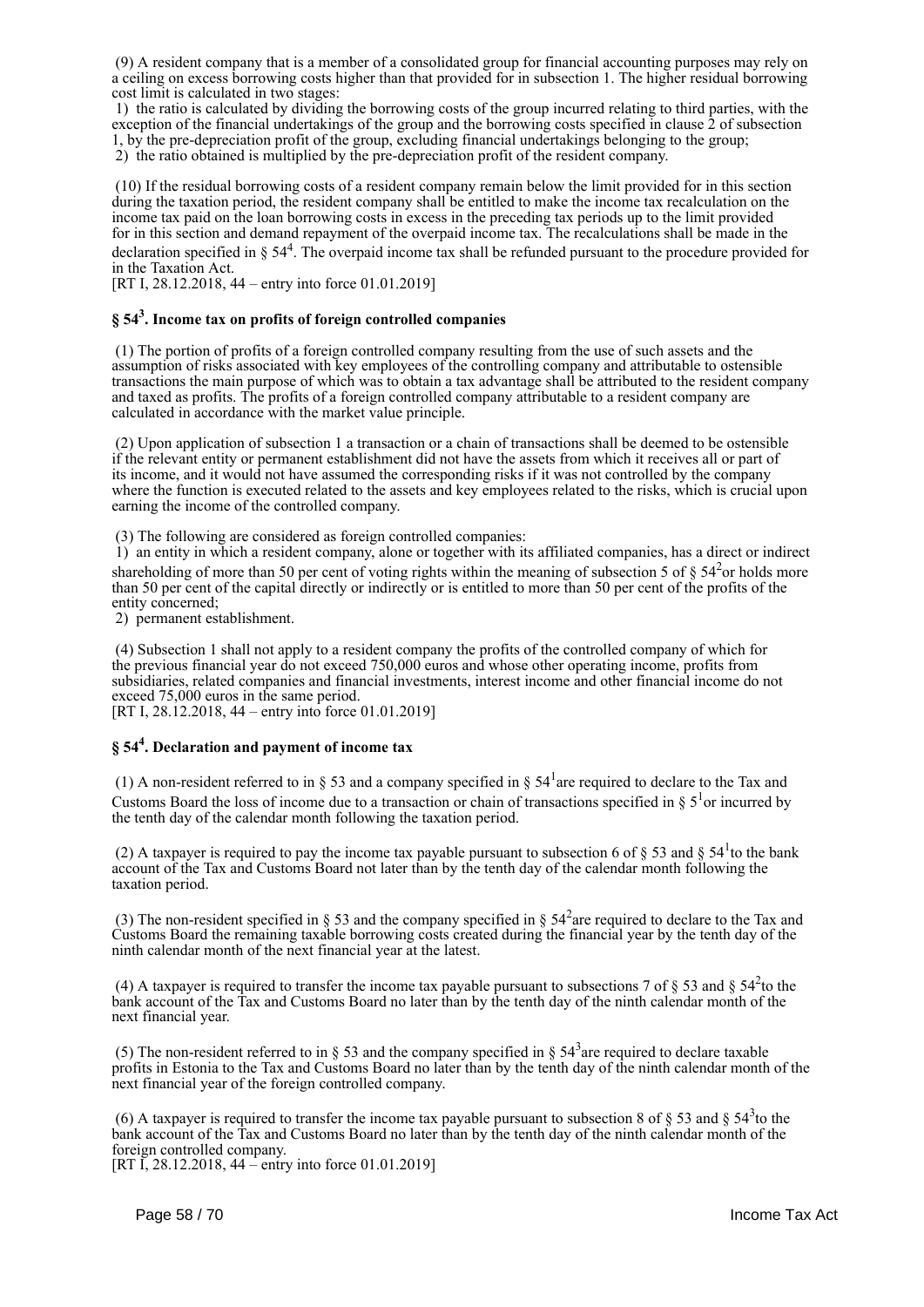(9) A resident company that is a member of a consolidated group for financial accounting purposes may rely on a ceiling on excess borrowing costs higher than that provided for in subsection 1. The higher residual borrowing cost limit is calculated in two stages:

1) the ratio is calculated by dividing the borrowing costs of the group incurred relating to third parties, with the exception of the financial undertakings of the group and the borrowing costs specified in clause 2 of subsection 1, by the pre-depreciation profit of the group, excluding financial undertakings belonging to the group;

2) the ratio obtained is multiplied by the pre-depreciation profit of the resident company.

(10) If the residual borrowing costs of a resident company remain below the limit provided for in this section during the taxation period, the resident company shall be entitled to make the income tax recalculation on the income tax paid on the loan borrowing costs in excess in the preceding tax periods up to the limit provided for in this section and demand repayment of the overpaid income tax. The recalculations shall be made in the declaration specified in § 54[4]. The overpaid income tax shall be refunded pursuant to the procedure provided for in the Taxation Act.

[RT I, 28.12.2018, 44 – entry into force 01.01.2019]

## § 54[3]. Income tax on profits of foreign controlled companies

(1) The portion of profits of a foreign controlled company resulting from the use of such assets and the assumption of risks associated with key employees of the controlling company and attributable to ostensible transactions the main purpose of which was to obtain a tax advantage shall be attributed to the resident company and taxed as profits. The profits of a foreign controlled company attributable to a resident company are calculated in accordance with the market value principle.

(2) Upon application of subsection 1 a transaction or a chain of transactions shall be deemed to be ostensible if the relevant entity or permanent establishment did not have the assets from which it receives all or part of its income, and it would not have assumed the corresponding risks if it was not controlled by the company where the function is executed related to the assets and key employees related to the risks, which is crucial upon earning the income of the controlled company.

(3) The following are considered as foreign controlled companies:

1) an entity in which a resident company, alone or together with its affiliated companies, has a direct or indirect shareholding of more than 50 per cent of voting rights within the meaning of subsection 5 of § 54[2] or holds more than 50 per cent of the capital directly or indirectly or is entitled to more than 50 per cent of the profits of the entity concerned;

2) permanent establishment.

(4) Subsection 1 shall not apply to a resident company the profits of the controlled company of which for the previous financial year do not exceed 750,000 euros and whose other operating income, profits from subsidiaries, related companies and financial investments, interest income and other financial income do not exceed 75,000 euros in the same period.

[RT I, 28.12.2018, 44 – entry into force 01.01.2019]

## § 54[4]. Declaration and payment of income tax

(1) A non-resident referred to in § 53 and a company specified in § 54[1] are required to declare to the Tax and Customs Board the loss of income due to a transaction or chain of transactions specified in § 5[1] or incurred by the tenth day of the calendar month following the taxation period.

(2) A taxpayer is required to pay the income tax payable pursuant to subsection 6 of § 53 and § 54[1] to the bank account of the Tax and Customs Board not later than by the tenth day of the calendar month following the taxation period.

(3) The non-resident specified in § 53 and the company specified in § 54[2] are required to declare to the Tax and Customs Board the remaining taxable borrowing costs created during the financial year by the tenth day of the ninth calendar month of the next financial year at the latest.

(4) A taxpayer is required to transfer the income tax payable pursuant to subsections 7 of § 53 and § 54[2] to the bank account of the Tax and Customs Board no later than by the tenth day of the ninth calendar month of the next financial year.

(5) The non-resident referred to in § 53 and the company specified in § 54[3] are required to declare taxable profits in Estonia to the Tax and Customs Board no later than by the tenth day of the ninth calendar month of the next financial year of the foreign controlled company.

(6) A taxpayer is required to transfer the income tax payable pursuant to subsection 8 of § 53 and § 54[3] to the bank account of the Tax and Customs Board no later than by the tenth day of the ninth calendar month of the foreign controlled company.

[RT I, 28.12.2018, 44 – entry into force 01.01.2019]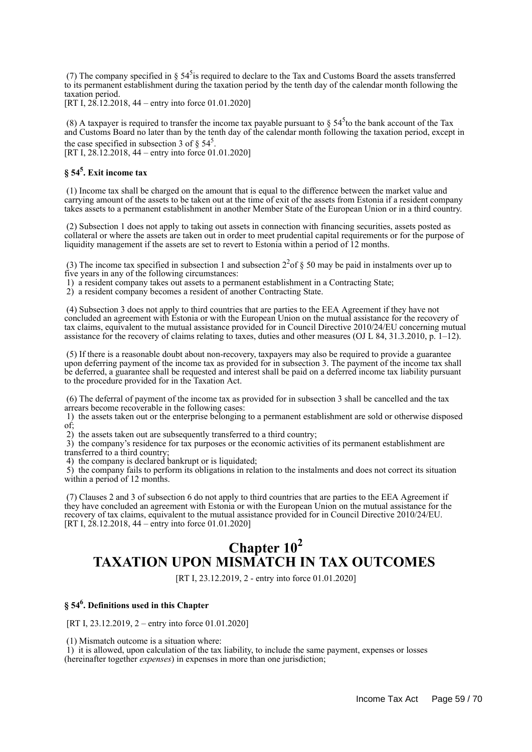(7) The company specified in § 54[5] is required to declare to the Tax and Customs Board the assets transferred to its permanent establishment during the taxation period by the tenth day of the calendar month following the taxation period.
[RT I, 28.12.2018, 44 – entry into force 01.01.2020]

(8) A taxpayer is required to transfer the income tax payable pursuant to § 54[5] to the bank account of the Tax and Customs Board no later than by the tenth day of the calendar month following the taxation period, except in the case specified in subsection 3 of § 54[5].
[RT I, 28.12.2018, 44 – entry into force 01.01.2020]

### § 54[5]. Exit income tax

(1) Income tax shall be charged on the amount that is equal to the difference between the market value and carrying amount of the assets to be taken out at the time of exit of the assets from Estonia if a resident company takes assets to a permanent establishment in another Member State of the European Union or in a third country.

(2) Subsection 1 does not apply to taking out assets in connection with financing securities, assets posted as collateral or where the assets are taken out in order to meet prudential capital requirements or for the purpose of liquidity management if the assets are set to revert to Estonia within a period of 12 months.

(3) The income tax specified in subsection 1 and subsection 2[2] of § 50 may be paid in instalments over up to five years in any of the following circumstances:
1) a resident company takes out assets to a permanent establishment in a Contracting State;
2) a resident company becomes a resident of another Contracting State.

(4) Subsection 3 does not apply to third countries that are parties to the EEA Agreement if they have not concluded an agreement with Estonia or with the European Union on the mutual assistance for the recovery of tax claims, equivalent to the mutual assistance provided for in Council Directive 2010/24/EU concerning mutual assistance for the recovery of claims relating to taxes, duties and other measures (OJ L 84, 31.3.2010, p. 1–12).

(5) If there is a reasonable doubt about non-recovery, taxpayers may also be required to provide a guarantee upon deferring payment of the income tax as provided for in subsection 3. The payment of the income tax shall be deferred, a guarantee shall be requested and interest shall be paid on a deferred income tax liability pursuant to the procedure provided for in the Taxation Act.

(6) The deferral of payment of the income tax as provided for in subsection 3 shall be cancelled and the tax arrears become recoverable in the following cases:
1) the assets taken out or the enterprise belonging to a permanent establishment are sold or otherwise disposed of;
2) the assets taken out are subsequently transferred to a third country;
3) the company's residence for tax purposes or the economic activities of its permanent establishment are transferred to a third country;
4) the company is declared bankrupt or is liquidated;
5) the company fails to perform its obligations in relation to the instalments and does not correct its situation within a period of 12 months.

(7) Clauses 2 and 3 of subsection 6 do not apply to third countries that are parties to the EEA Agreement if they have concluded an agreement with Estonia or with the European Union on the mutual assistance for the recovery of tax claims, equivalent to the mutual assistance provided for in Council Directive 2010/24/EU.
[RT I, 28.12.2018, 44 – entry into force 01.01.2020]

# Chapter 10[2]
# TAXATION UPON MISMATCH IN TAX OUTCOMES

[RT I, 23.12.2019, 2 - entry into force 01.01.2020]

### § 54[6]. Definitions used in this Chapter

[RT I, 23.12.2019, 2 – entry into force 01.01.2020]

(1) Mismatch outcome is a situation where:
1) it is allowed, upon calculation of the tax liability, to include the same payment, expenses or losses (hereinafter together *expenses*) in expenses in more than one jurisdiction;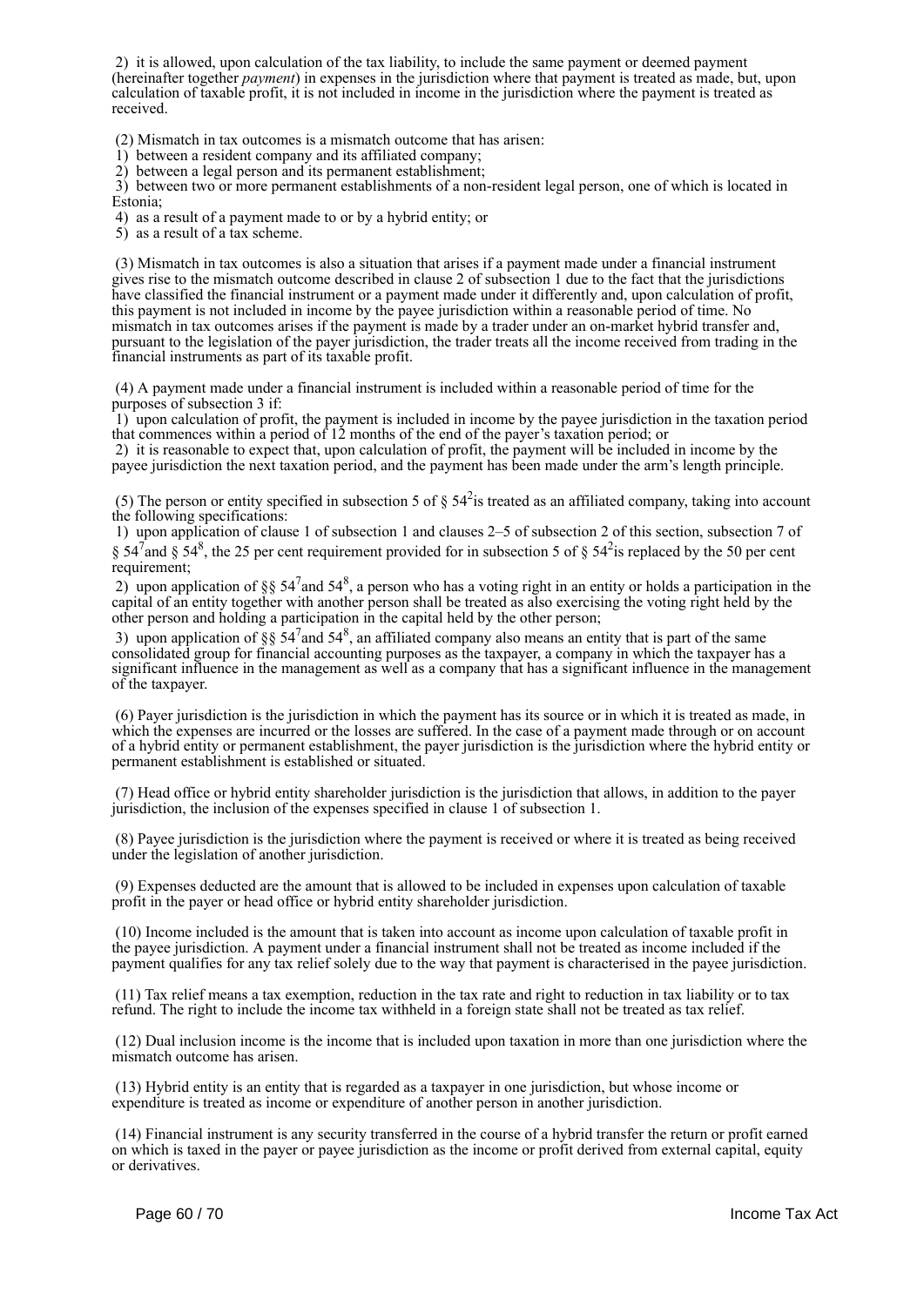2) it is allowed, upon calculation of the tax liability, to include the same payment or deemed payment (hereinafter together *payment*) in expenses in the jurisdiction where that payment is treated as made, but, upon calculation of taxable profit, it is not included in income in the jurisdiction where the payment is treated as received.

(2) Mismatch in tax outcomes is a mismatch outcome that has arisen:
1) between a resident company and its affiliated company;
2) between a legal person and its permanent establishment;
3) between two or more permanent establishments of a non-resident legal person, one of which is located in Estonia;
4) as a result of a payment made to or by a hybrid entity; or
5) as a result of a tax scheme.

(3) Mismatch in tax outcomes is also a situation that arises if a payment made under a financial instrument gives rise to the mismatch outcome described in clause 2 of subsection 1 due to the fact that the jurisdictions have classified the financial instrument or a payment made under it differently and, upon calculation of profit, this payment is not included in income by the payee jurisdiction within a reasonable period of time. No mismatch in tax outcomes arises if the payment is made by a trader under an on-market hybrid transfer and, pursuant to the legislation of the payer jurisdiction, the trader treats all the income received from trading in the financial instruments as part of its taxable profit.

(4) A payment made under a financial instrument is included within a reasonable period of time for the purposes of subsection 3 if:
1) upon calculation of profit, the payment is included in income by the payee jurisdiction in the taxation period that commences within a period of 12 months of the end of the payer's taxation period; or
2) it is reasonable to expect that, upon calculation of profit, the payment will be included in income by the payee jurisdiction the next taxation period, and the payment has been made under the arm's length principle.

(5) The person or entity specified in subsection 5 of § 54[2] is treated as an affiliated company, taking into account the following specifications:
1) upon application of clause 1 of subsection 1 and clauses 2–5 of subsection 2 of this section, subsection 7 of § 54[7] and § 54[8], the 25 per cent requirement provided for in subsection 5 of § 54[2] is replaced by the 50 per cent requirement;
2) upon application of §§ 54[7] and 54[8], a person who has a voting right in an entity or holds a participation in the capital of an entity together with another person shall be treated as also exercising the voting right held by the other person and holding a participation in the capital held by the other person;
3) upon application of §§ 54[7] and 54[8], an affiliated company also means an entity that is part of the same consolidated group for financial accounting purposes as the taxpayer, a company in which the taxpayer has a significant influence in the management as well as a company that has a significant influence in the management of the taxpayer.

(6) Payer jurisdiction is the jurisdiction in which the payment has its source or in which it is treated as made, in which the expenses are incurred or the losses are suffered. In the case of a payment made through or on account of a hybrid entity or permanent establishment, the payer jurisdiction is the jurisdiction where the hybrid entity or permanent establishment is established or situated.

(7) Head office or hybrid entity shareholder jurisdiction is the jurisdiction that allows, in addition to the payer jurisdiction, the inclusion of the expenses specified in clause 1 of subsection 1.

(8) Payee jurisdiction is the jurisdiction where the payment is received or where it is treated as being received under the legislation of another jurisdiction.

(9) Expenses deducted are the amount that is allowed to be included in expenses upon calculation of taxable profit in the payer or head office or hybrid entity shareholder jurisdiction.

(10) Income included is the amount that is taken into account as income upon calculation of taxable profit in the payee jurisdiction. A payment under a financial instrument shall not be treated as income included if the payment qualifies for any tax relief solely due to the way that payment is characterised in the payee jurisdiction.

(11) Tax relief means a tax exemption, reduction in the tax rate and right to reduction in tax liability or to tax refund. The right to include the income tax withheld in a foreign state shall not be treated as tax relief.

(12) Dual inclusion income is the income that is included upon taxation in more than one jurisdiction where the mismatch outcome has arisen.

(13) Hybrid entity is an entity that is regarded as a taxpayer in one jurisdiction, but whose income or expenditure is treated as income or expenditure of another person in another jurisdiction.

(14) Financial instrument is any security transferred in the course of a hybrid transfer the return or profit earned on which is taxed in the payer or payee jurisdiction as the income or profit derived from external capital, equity or derivatives.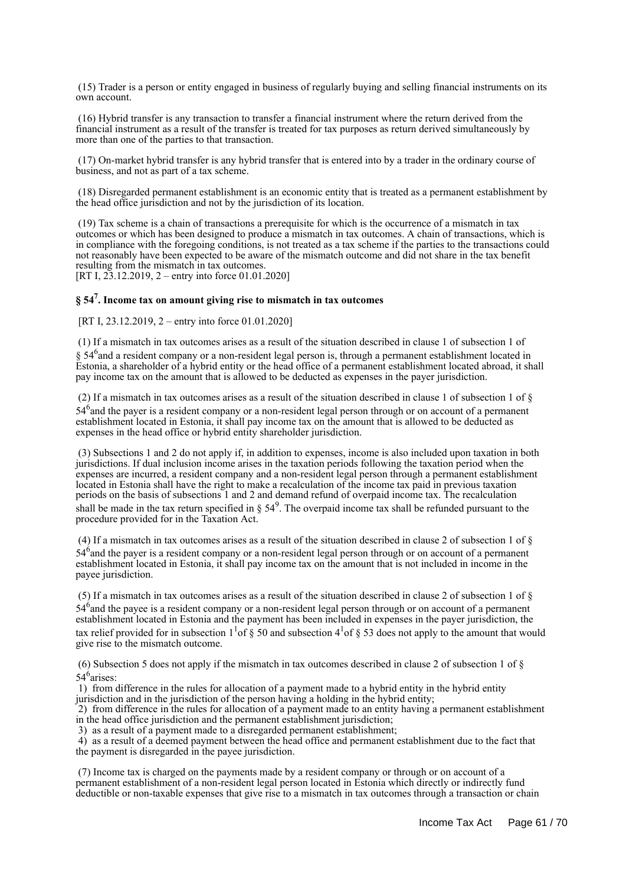(15) Trader is a person or entity engaged in business of regularly buying and selling financial instruments on its own account.

(16) Hybrid transfer is any transaction to transfer a financial instrument where the return derived from the financial instrument as a result of the transfer is treated for tax purposes as return derived simultaneously by more than one of the parties to that transaction.

(17) On-market hybrid transfer is any hybrid transfer that is entered into by a trader in the ordinary course of business, and not as part of a tax scheme.

(18) Disregarded permanent establishment is an economic entity that is treated as a permanent establishment by the head office jurisdiction and not by the jurisdiction of its location.

(19) Tax scheme is a chain of transactions a prerequisite for which is the occurrence of a mismatch in tax outcomes or which has been designed to produce a mismatch in tax outcomes. A chain of transactions, which is in compliance with the foregoing conditions, is not treated as a tax scheme if the parties to the transactions could not reasonably have been expected to be aware of the mismatch outcome and did not share in the tax benefit resulting from the mismatch in tax outcomes.
[RT I, 23.12.2019, 2 – entry into force 01.01.2020]

### § 54$^7$. Income tax on amount giving rise to mismatch in tax outcomes

[RT I, 23.12.2019, 2 – entry into force 01.01.2020]

(1) If a mismatch in tax outcomes arises as a result of the situation described in clause 1 of subsection 1 of § 54$^6$and a resident company or a non-resident legal person is, through a permanent establishment located in Estonia, a shareholder of a hybrid entity or the head office of a permanent establishment located abroad, it shall pay income tax on the amount that is allowed to be deducted as expenses in the payer jurisdiction.

(2) If a mismatch in tax outcomes arises as a result of the situation described in clause 1 of subsection 1 of § 54$^6$and the payer is a resident company or a non-resident legal person through or on account of a permanent establishment located in Estonia, it shall pay income tax on the amount that is allowed to be deducted as expenses in the head office or hybrid entity shareholder jurisdiction.

(3) Subsections 1 and 2 do not apply if, in addition to expenses, income is also included upon taxation in both jurisdictions. If dual inclusion income arises in the taxation periods following the taxation period when the expenses are incurred, a resident company and a non-resident legal person through a permanent establishment located in Estonia shall have the right to make a recalculation of the income tax paid in previous taxation periods on the basis of subsections 1 and 2 and demand refund of overpaid income tax. The recalculation shall be made in the tax return specified in § 54$^9$. The overpaid income tax shall be refunded pursuant to the procedure provided for in the Taxation Act.

(4) If a mismatch in tax outcomes arises as a result of the situation described in clause 2 of subsection 1 of § 54$^6$and the payer is a resident company or a non-resident legal person through or on account of a permanent establishment located in Estonia, it shall pay income tax on the amount that is not included in income in the payee jurisdiction.

(5) If a mismatch in tax outcomes arises as a result of the situation described in clause 2 of subsection 1 of § 54$^6$and the payee is a resident company or a non-resident legal person through or on account of a permanent establishment located in Estonia and the payment has been included in expenses in the payer jurisdiction, the tax relief provided for in subsection 1$^1$of § 50 and subsection 4$^1$of § 53 does not apply to the amount that would give rise to the mismatch outcome.

(6) Subsection 5 does not apply if the mismatch in tax outcomes described in clause 2 of subsection 1 of § 54$^6$arises:
1) from difference in the rules for allocation of a payment made to a hybrid entity in the hybrid entity jurisdiction and in the jurisdiction of the person having a holding in the hybrid entity;
2) from difference in the rules for allocation of a payment made to an entity having a permanent establishment in the head office jurisdiction and the permanent establishment jurisdiction;
3) as a result of a payment made to a disregarded permanent establishment;
4) as a result of a deemed payment between the head office and permanent establishment due to the fact that the payment is disregarded in the payee jurisdiction.

(7) Income tax is charged on the payments made by a resident company or through or on account of a permanent establishment of a non-resident legal person located in Estonia which directly or indirectly fund deductible or non-taxable expenses that give rise to a mismatch in tax outcomes through a transaction or chain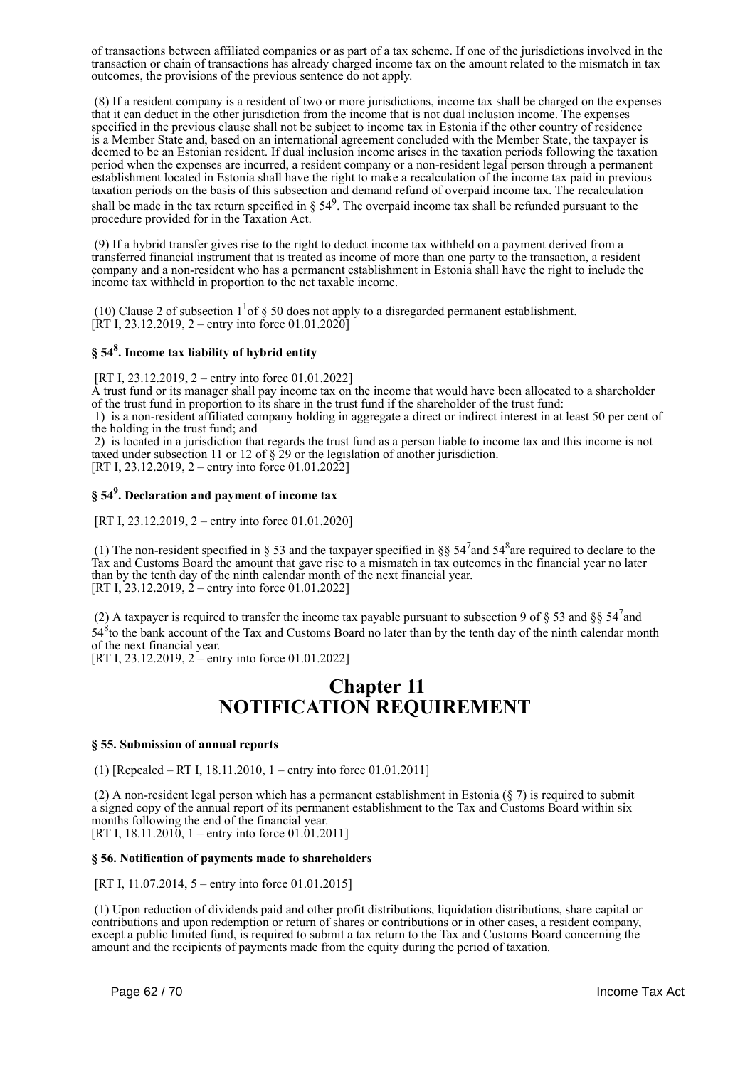of transactions between affiliated companies or as part of a tax scheme. If one of the jurisdictions involved in the transaction or chain of transactions has already charged income tax on the amount related to the mismatch in tax outcomes, the provisions of the previous sentence do not apply.

(8) If a resident company is a resident of two or more jurisdictions, income tax shall be charged on the expenses that it can deduct in the other jurisdiction from the income that is not dual inclusion income. The expenses specified in the previous clause shall not be subject to income tax in Estonia if the other country of residence is a Member State and, based on an international agreement concluded with the Member State, the taxpayer is deemed to be an Estonian resident. If dual inclusion income arises in the taxation periods following the taxation period when the expenses are incurred, a resident company or a non-resident legal person through a permanent establishment located in Estonia shall have the right to make a recalculation of the income tax paid in previous taxation periods on the basis of this subsection and demand refund of overpaid income tax. The recalculation shall be made in the tax return specified in § $54^9$. The overpaid income tax shall be refunded pursuant to the procedure provided for in the Taxation Act.

(9) If a hybrid transfer gives rise to the right to deduct income tax withheld on a payment derived from a transferred financial instrument that is treated as income of more than one party to the transaction, a resident company and a non-resident who has a permanent establishment in Estonia shall have the right to include the income tax withheld in proportion to the net taxable income.

(10) Clause 2 of subsection $1^1$ of § 50 does not apply to a disregarded permanent establishment.
[RT I, 23.12.2019, 2 – entry into force 01.01.2020]

### § $54^8$. Income tax liability of hybrid entity

[RT I, 23.12.2019, 2 – entry into force 01.01.2022]
A trust fund or its manager shall pay income tax on the income that would have been allocated to a shareholder of the trust fund in proportion to its share in the trust fund if the shareholder of the trust fund:
1) is a non-resident affiliated company holding in aggregate a direct or indirect interest in at least 50 per cent of the holding in the trust fund; and
2) is located in a jurisdiction that regards the trust fund as a person liable to income tax and this income is not taxed under subsection 11 or 12 of § 29 or the legislation of another jurisdiction.
[RT I, 23.12.2019, 2 – entry into force 01.01.2022]

### § $54^9$. Declaration and payment of income tax

[RT I, 23.12.2019, 2 – entry into force 01.01.2020]

(1) The non-resident specified in § 53 and the taxpayer specified in §§ $54^7$ and $54^8$ are required to declare to the Tax and Customs Board the amount that gave rise to a mismatch in tax outcomes in the financial year no later than by the tenth day of the ninth calendar month of the next financial year.
[RT I, 23.12.2019, 2 – entry into force 01.01.2022]

(2) A taxpayer is required to transfer the income tax payable pursuant to subsection 9 of § 53 and §§ $54^7$ and $54^8$ to the bank account of the Tax and Customs Board no later than by the tenth day of the ninth calendar month of the next financial year.
[RT I, 23.12.2019, 2 – entry into force 01.01.2022]

# Chapter 11
# NOTIFICATION REQUIREMENT

### § 55. Submission of annual reports

(1) [Repealed – RT I, 18.11.2010, 1 – entry into force 01.01.2011]

(2) A non-resident legal person which has a permanent establishment in Estonia (§ 7) is required to submit a signed copy of the annual report of its permanent establishment to the Tax and Customs Board within six months following the end of the financial year.
[RT I, 18.11.2010, 1 – entry into force 01.01.2011]

### § 56. Notification of payments made to shareholders

[RT I, 11.07.2014, 5 – entry into force 01.01.2015]

(1) Upon reduction of dividends paid and other profit distributions, liquidation distributions, share capital or contributions and upon redemption or return of shares or contributions or in other cases, a resident company, except a public limited fund, is required to submit a tax return to the Tax and Customs Board concerning the amount and the recipients of payments made from the equity during the period of taxation.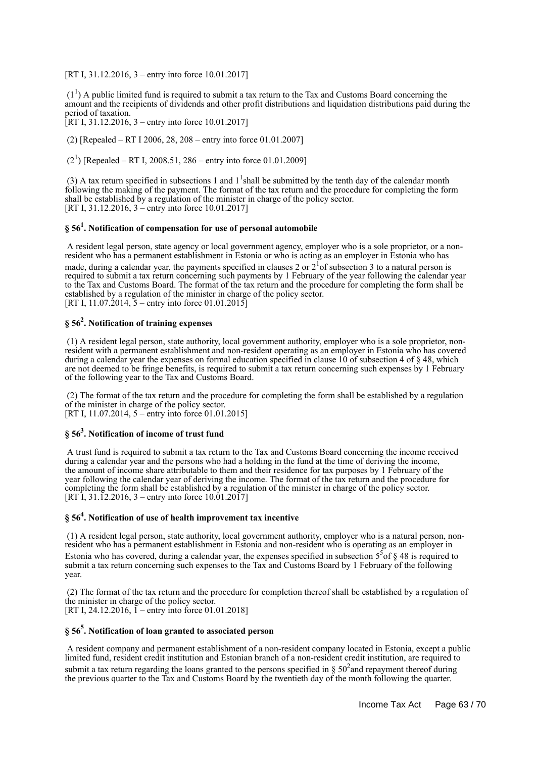[RT I, 31.12.2016, 3 – entry into force 10.01.2017]

($1^1$) A public limited fund is required to submit a tax return to the Tax and Customs Board concerning the amount and the recipients of dividends and other profit distributions and liquidation distributions paid during the period of taxation.
[RT I, 31.12.2016, 3 – entry into force 10.01.2017]

(2) [Repealed – RT I 2006, 28, 208 – entry into force 01.01.2007]

($2^1$) [Repealed – RT I, 2008.51, 286 – entry into force 01.01.2009]

(3) A tax return specified in subsections 1 and $1^1$ shall be submitted by the tenth day of the calendar month following the making of the payment. The format of the tax return and the procedure for completing the form shall be established by a regulation of the minister in charge of the policy sector.
[RT I, 31.12.2016, 3 – entry into force 10.01.2017]

### § $56^1$. Notification of compensation for use of personal automobile

A resident legal person, state agency or local government agency, employer who is a sole proprietor, or a non-resident who has a permanent establishment in Estonia or who is acting as an employer in Estonia who has made, during a calendar year, the payments specified in clauses 2 or $2^1$ of subsection 3 to a natural person is required to submit a tax return concerning such payments by 1 February of the year following the calendar year to the Tax and Customs Board. The format of the tax return and the procedure for completing the form shall be established by a regulation of the minister in charge of the policy sector.
[RT I, 11.07.2014, 5 – entry into force 01.01.2015]

### § $56^2$. Notification of training expenses

(1) A resident legal person, state authority, local government authority, employer who is a sole proprietor, non-resident with a permanent establishment and non-resident operating as an employer in Estonia who has covered during a calendar year the expenses on formal education specified in clause 10 of subsection 4 of § 48, which are not deemed to be fringe benefits, is required to submit a tax return concerning such expenses by 1 February of the following year to the Tax and Customs Board.

(2) The format of the tax return and the procedure for completing the form shall be established by a regulation of the minister in charge of the policy sector.
[RT I, 11.07.2014, 5 – entry into force 01.01.2015]

### § $56^3$. Notification of income of trust fund

A trust fund is required to submit a tax return to the Tax and Customs Board concerning the income received during a calendar year and the persons who had a holding in the fund at the time of deriving the income, the amount of income share attributable to them and their residence for tax purposes by 1 February of the year following the calendar year of deriving the income. The format of the tax return and the procedure for completing the form shall be established by a regulation of the minister in charge of the policy sector.
[RT I, 31.12.2016, 3 – entry into force 10.01.2017]

### § $56^4$. Notification of use of health improvement tax incentive

(1) A resident legal person, state authority, local government authority, employer who is a natural person, non-resident who has a permanent establishment in Estonia and non-resident who is operating as an employer in Estonia who has covered, during a calendar year, the expenses specified in subsection $5^5$ of § 48 is required to submit a tax return concerning such expenses to the Tax and Customs Board by 1 February of the following year.

(2) The format of the tax return and the procedure for completion thereof shall be established by a regulation of the minister in charge of the policy sector.
[RT I, 24.12.2016, 1 – entry into force 01.01.2018]

### § $56^5$. Notification of loan granted to associated person

A resident company and permanent establishment of a non-resident company located in Estonia, except a public limited fund, resident credit institution and Estonian branch of a non-resident credit institution, are required to submit a tax return regarding the loans granted to the persons specified in § $50^2$ and repayment thereof during the previous quarter to the Tax and Customs Board by the twentieth day of the month following the quarter.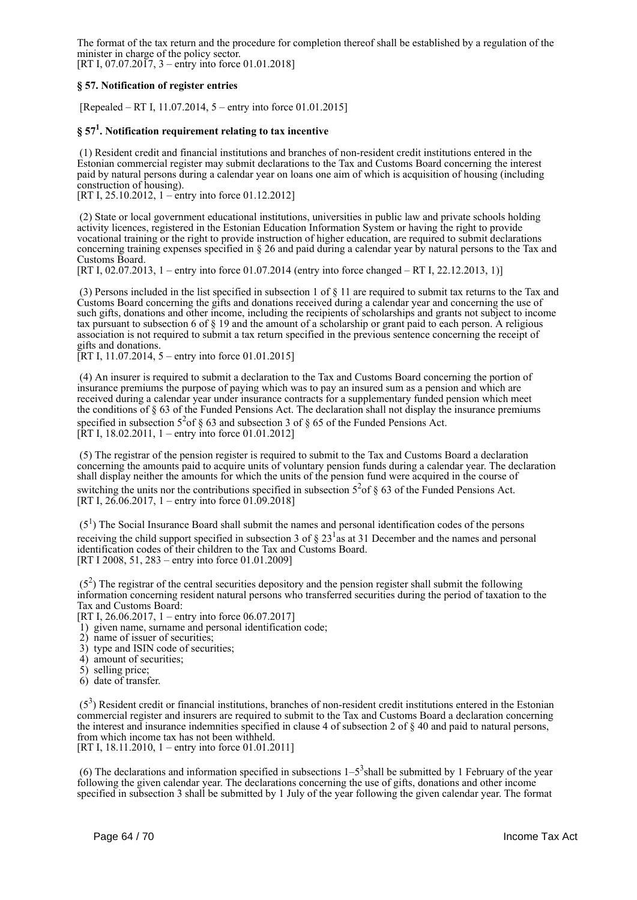The format of the tax return and the procedure for completion thereof shall be established by a regulation of the minister in charge of the policy sector.
[RT I, 07.07.2017, 3 – entry into force 01.01.2018]

### § 57. Notification of register entries

[Repealed – RT I, 11.07.2014, 5 – entry into force 01.01.2015]

### § 57[1]. Notification requirement relating to tax incentive

(1) Resident credit and financial institutions and branches of non-resident credit institutions entered in the Estonian commercial register may submit declarations to the Tax and Customs Board concerning the interest paid by natural persons during a calendar year on loans one aim of which is acquisition of housing (including construction of housing).
[RT I, 25.10.2012, 1 – entry into force 01.12.2012]

(2) State or local government educational institutions, universities in public law and private schools holding activity licences, registered in the Estonian Education Information System or having the right to provide vocational training or the right to provide instruction of higher education, are required to submit declarations concerning training expenses specified in § 26 and paid during a calendar year by natural persons to the Tax and Customs Board.
[RT I, 02.07.2013, 1 – entry into force 01.07.2014 (entry into force changed – RT I, 22.12.2013, 1)]

(3) Persons included in the list specified in subsection 1 of § 11 are required to submit tax returns to the Tax and Customs Board concerning the gifts and donations received during a calendar year and concerning the use of such gifts, donations and other income, including the recipients of scholarships and grants not subject to income tax pursuant to subsection 6 of § 19 and the amount of a scholarship or grant paid to each person. A religious association is not required to submit a tax return specified in the previous sentence concerning the receipt of gifts and donations.
[RT I, 11.07.2014, 5 – entry into force 01.01.2015]

(4) An insurer is required to submit a declaration to the Tax and Customs Board concerning the portion of insurance premiums the purpose of paying which was to pay an insured sum as a pension and which are received during a calendar year under insurance contracts for a supplementary funded pension which meet the conditions of § 63 of the Funded Pensions Act. The declaration shall not display the insurance premiums specified in subsection 5[2] of § 63 and subsection 3 of § 65 of the Funded Pensions Act.
[RT I, 18.02.2011, 1 – entry into force 01.01.2012]

(5) The registrar of the pension register is required to submit to the Tax and Customs Board a declaration concerning the amounts paid to acquire units of voluntary pension funds during a calendar year. The declaration shall display neither the amounts for which the units of the pension fund were acquired in the course of switching the units nor the contributions specified in subsection 5[2] of § 63 of the Funded Pensions Act.
[RT I, 26.06.2017, 1 – entry into force 01.09.2018]

(5[1]) The Social Insurance Board shall submit the names and personal identification codes of the persons receiving the child support specified in subsection 3 of § 23[1] as at 31 December and the names and personal identification codes of their children to the Tax and Customs Board.
[RT I 2008, 51, 283 – entry into force 01.01.2009]

(5[2]) The registrar of the central securities depository and the pension register shall submit the following information concerning resident natural persons who transferred securities during the period of taxation to the Tax and Customs Board:
[RT I, 26.06.2017, 1 – entry into force 06.07.2017]
1) given name, surname and personal identification code;
2) name of issuer of securities;
3) type and ISIN code of securities;
4) amount of securities;
5) selling price;
6) date of transfer.

(5[3]) Resident credit or financial institutions, branches of non-resident credit institutions entered in the Estonian commercial register and insurers are required to submit to the Tax and Customs Board a declaration concerning the interest and insurance indemnities specified in clause 4 of subsection 2 of § 40 and paid to natural persons, from which income tax has not been withheld.
[RT I, 18.11.2010, 1 – entry into force 01.01.2011]

(6) The declarations and information specified in subsections 1–5[3] shall be submitted by 1 February of the year following the given calendar year. The declarations concerning the use of gifts, donations and other income specified in subsection 3 shall be submitted by 1 July of the year following the given calendar year. The format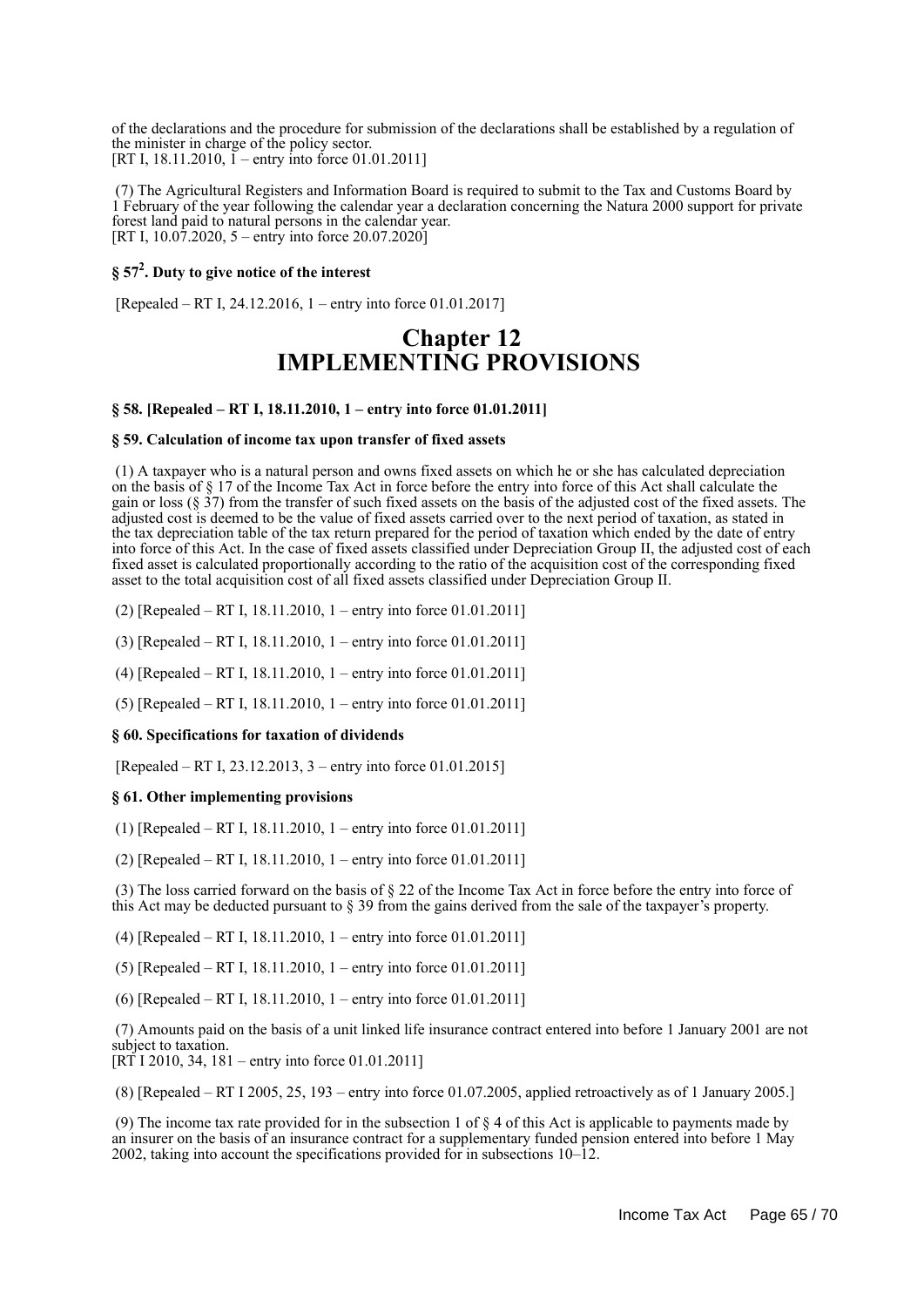of the declarations and the procedure for submission of the declarations shall be established by a regulation of the minister in charge of the policy sector.
[RT I, 18.11.2010, 1 – entry into force 01.01.2011]

(7) The Agricultural Registers and Information Board is required to submit to the Tax and Customs Board by 1 February of the year following the calendar year a declaration concerning the Natura 2000 support for private forest land paid to natural persons in the calendar year.
[RT I, 10.07.2020, 5 – entry into force 20.07.2020]

### § 57². Duty to give notice of the interest

[Repealed – RT I, 24.12.2016, 1 – entry into force 01.01.2017]

# Chapter 12
# IMPLEMENTING PROVISIONS

### § 58. [Repealed – RT I, 18.11.2010, 1 – entry into force 01.01.2011]

### § 59. Calculation of income tax upon transfer of fixed assets

(1) A taxpayer who is a natural person and owns fixed assets on which he or she has calculated depreciation on the basis of § 17 of the Income Tax Act in force before the entry into force of this Act shall calculate the gain or loss (§ 37) from the transfer of such fixed assets on the basis of the adjusted cost of the fixed assets. The adjusted cost is deemed to be the value of fixed assets carried over to the next period of taxation, as stated in the tax depreciation table of the tax return prepared for the period of taxation which ended by the date of entry into force of this Act. In the case of fixed assets classified under Depreciation Group II, the adjusted cost of each fixed asset is calculated proportionally according to the ratio of the acquisition cost of the corresponding fixed asset to the total acquisition cost of all fixed assets classified under Depreciation Group II.

(2) [Repealed – RT I, 18.11.2010, 1 – entry into force 01.01.2011]

(3) [Repealed – RT I, 18.11.2010, 1 – entry into force 01.01.2011]

(4) [Repealed – RT I, 18.11.2010, 1 – entry into force 01.01.2011]

(5) [Repealed – RT I, 18.11.2010, 1 – entry into force 01.01.2011]

### § 60. Specifications for taxation of dividends

[Repealed – RT I, 23.12.2013, 3 – entry into force 01.01.2015]

### § 61. Other implementing provisions

(1) [Repealed – RT I, 18.11.2010, 1 – entry into force 01.01.2011]

(2) [Repealed – RT I, 18.11.2010, 1 – entry into force 01.01.2011]

(3) The loss carried forward on the basis of § 22 of the Income Tax Act in force before the entry into force of this Act may be deducted pursuant to § 39 from the gains derived from the sale of the taxpayer's property.

(4) [Repealed – RT I, 18.11.2010, 1 – entry into force 01.01.2011]

(5) [Repealed – RT I, 18.11.2010, 1 – entry into force 01.01.2011]

(6) [Repealed – RT I, 18.11.2010, 1 – entry into force 01.01.2011]

(7) Amounts paid on the basis of a unit linked life insurance contract entered into before 1 January 2001 are not subject to taxation.
[RT I 2010, 34, 181 – entry into force 01.01.2011]

(8) [Repealed – RT I 2005, 25, 193 – entry into force 01.07.2005, applied retroactively as of 1 January 2005.]

(9) The income tax rate provided for in the subsection 1 of § 4 of this Act is applicable to payments made by an insurer on the basis of an insurance contract for a supplementary funded pension entered into before 1 May 2002, taking into account the specifications provided for in subsections 10–12.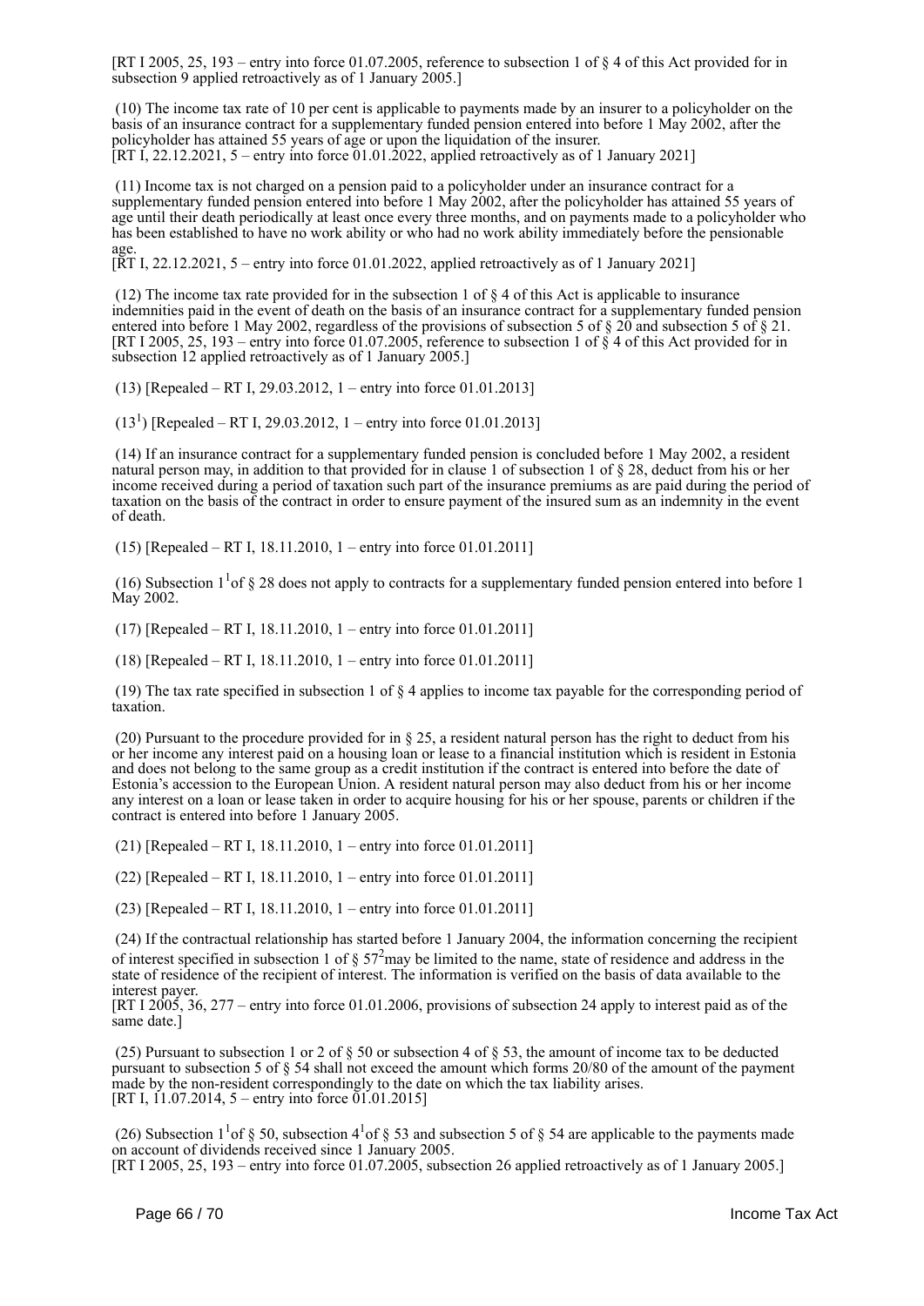[RT I 2005, 25, 193 – entry into force 01.07.2005, reference to subsection 1 of § 4 of this Act provided for in subsection 9 applied retroactively as of 1 January 2005.]

(10) The income tax rate of 10 per cent is applicable to payments made by an insurer to a policyholder on the basis of an insurance contract for a supplementary funded pension entered into before 1 May 2002, after the policyholder has attained 55 years of age or upon the liquidation of the insurer.
[RT I, 22.12.2021, 5 – entry into force 01.01.2022, applied retroactively as of 1 January 2021]

(11) Income tax is not charged on a pension paid to a policyholder under an insurance contract for a supplementary funded pension entered into before 1 May 2002, after the policyholder has attained 55 years of age until their death periodically at least once every three months, and on payments made to a policyholder who has been established to have no work ability or who had no work ability immediately before the pensionable age.
[RT I, 22.12.2021, 5 – entry into force 01.01.2022, applied retroactively as of 1 January 2021]

(12) The income tax rate provided for in the subsection 1 of § 4 of this Act is applicable to insurance indemnities paid in the event of death on the basis of an insurance contract for a supplementary funded pension entered into before 1 May 2002, regardless of the provisions of subsection 5 of § 20 and subsection 5 of § 21.
[RT I 2005, 25, 193 – entry into force 01.07.2005, reference to subsection 1 of § 4 of this Act provided for in subsection 12 applied retroactively as of 1 January 2005.]

(13) [Repealed – RT I, 29.03.2012, 1 – entry into force 01.01.2013]

($13^1$) [Repealed – RT I, 29.03.2012, 1 – entry into force 01.01.2013]

(14) If an insurance contract for a supplementary funded pension is concluded before 1 May 2002, a resident natural person may, in addition to that provided for in clause 1 of subsection 1 of § 28, deduct from his or her income received during a period of taxation such part of the insurance premiums as are paid during the period of taxation on the basis of the contract in order to ensure payment of the insured sum as an indemnity in the event of death.

(15) [Repealed – RT I, 18.11.2010, 1 – entry into force 01.01.2011]

(16) Subsection $1^1$of § 28 does not apply to contracts for a supplementary funded pension entered into before 1 May 2002.

(17) [Repealed – RT I, 18.11.2010, 1 – entry into force 01.01.2011]

(18) [Repealed – RT I, 18.11.2010, 1 – entry into force 01.01.2011]

(19) The tax rate specified in subsection 1 of § 4 applies to income tax payable for the corresponding period of taxation.

(20) Pursuant to the procedure provided for in § 25, a resident natural person has the right to deduct from his or her income any interest paid on a housing loan or lease to a financial institution which is resident in Estonia and does not belong to the same group as a credit institution if the contract is entered into before the date of Estonia's accession to the European Union. A resident natural person may also deduct from his or her income any interest on a loan or lease taken in order to acquire housing for his or her spouse, parents or children if the contract is entered into before 1 January 2005.

(21) [Repealed – RT I, 18.11.2010, 1 – entry into force 01.01.2011]

(22) [Repealed – RT I, 18.11.2010, 1 – entry into force 01.01.2011]

(23) [Repealed – RT I, 18.11.2010, 1 – entry into force 01.01.2011]

(24) If the contractual relationship has started before 1 January 2004, the information concerning the recipient of interest specified in subsection 1 of § $57^2$may be limited to the name, state of residence and address in the state of residence of the recipient of interest. The information is verified on the basis of data available to the interest payer.
[RT I 2005, 36, 277 – entry into force 01.01.2006, provisions of subsection 24 apply to interest paid as of the same date.]

(25) Pursuant to subsection 1 or 2 of § 50 or subsection 4 of § 53, the amount of income tax to be deducted pursuant to subsection 5 of § 54 shall not exceed the amount which forms 20/80 of the amount of the payment made by the non-resident correspondingly to the date on which the tax liability arises.
[RT I, 11.07.2014, 5 – entry into force 01.01.2015]

(26) Subsection $1^1$of § 50, subsection $4^1$of § 53 and subsection 5 of § 54 are applicable to the payments made on account of dividends received since 1 January 2005.
[RT I 2005, 25, 193 – entry into force 01.07.2005, subsection 26 applied retroactively as of 1 January 2005.]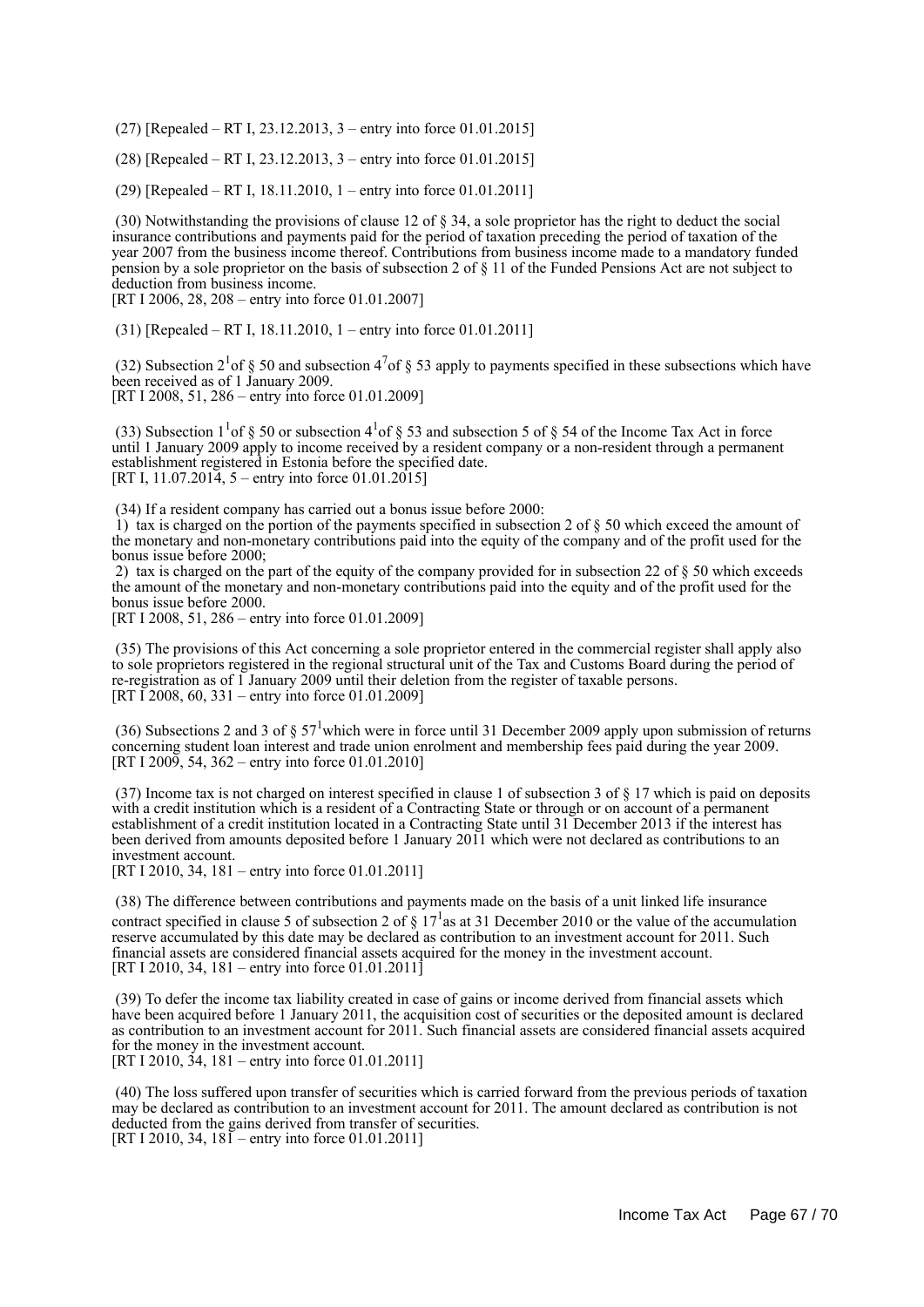(27) [Repealed – RT I, 23.12.2013, 3 – entry into force 01.01.2015]

(28) [Repealed – RT I, 23.12.2013, 3 – entry into force 01.01.2015]

(29) [Repealed – RT I, 18.11.2010, 1 – entry into force 01.01.2011]

(30) Notwithstanding the provisions of clause 12 of § 34, a sole proprietor has the right to deduct the social insurance contributions and payments paid for the period of taxation preceding the period of taxation of the year 2007 from the business income thereof. Contributions from business income made to a mandatory funded pension by a sole proprietor on the basis of subsection 2 of § 11 of the Funded Pensions Act are not subject to deduction from business income.
[RT I 2006, 28, 208 – entry into force 01.01.2007]

(31) [Repealed – RT I, 18.11.2010, 1 – entry into force 01.01.2011]

(32) Subsection $2^1$of § 50 and subsection $4^7$of § 53 apply to payments specified in these subsections which have been received as of 1 January 2009.
[RT I 2008, 51, 286 – entry into force 01.01.2009]

(33) Subsection $1^1$of § 50 or subsection $4^1$of § 53 and subsection 5 of § 54 of the Income Tax Act in force until 1 January 2009 apply to income received by a resident company or a non-resident through a permanent establishment registered in Estonia before the specified date.
[RT I, 11.07.2014, 5 – entry into force 01.01.2015]

(34) If a resident company has carried out a bonus issue before 2000:
1) tax is charged on the portion of the payments specified in subsection 2 of § 50 which exceed the amount of the monetary and non-monetary contributions paid into the equity of the company and of the profit used for the bonus issue before 2000;
2) tax is charged on the part of the equity of the company provided for in subsection 22 of § 50 which exceeds the amount of the monetary and non-monetary contributions paid into the equity and of the profit used for the bonus issue before 2000.
[RT I 2008, 51, 286 – entry into force 01.01.2009]

(35) The provisions of this Act concerning a sole proprietor entered in the commercial register shall apply also to sole proprietors registered in the regional structural unit of the Tax and Customs Board during the period of re-registration as of 1 January 2009 until their deletion from the register of taxable persons.
[RT I 2008, 60, 331 – entry into force 01.01.2009]

(36) Subsections 2 and 3 of § $57^1$which were in force until 31 December 2009 apply upon submission of returns concerning student loan interest and trade union enrolment and membership fees paid during the year 2009.
[RT I 2009, 54, 362 – entry into force 01.01.2010]

(37) Income tax is not charged on interest specified in clause 1 of subsection 3 of § 17 which is paid on deposits with a credit institution which is a resident of a Contracting State or through or on account of a permanent establishment of a credit institution located in a Contracting State until 31 December 2013 if the interest has been derived from amounts deposited before 1 January 2011 which were not declared as contributions to an investment account.
[RT I 2010, 34, 181 – entry into force 01.01.2011]

(38) The difference between contributions and payments made on the basis of a unit linked life insurance contract specified in clause 5 of subsection 2 of § $17^1$as at 31 December 2010 or the value of the accumulation reserve accumulated by this date may be declared as contribution to an investment account for 2011. Such financial assets are considered financial assets acquired for the money in the investment account.
[RT I 2010, 34, 181 – entry into force 01.01.2011]

(39) To defer the income tax liability created in case of gains or income derived from financial assets which have been acquired before 1 January 2011, the acquisition cost of securities or the deposited amount is declared as contribution to an investment account for 2011. Such financial assets are considered financial assets acquired for the money in the investment account.
[RT I 2010, 34, 181 – entry into force 01.01.2011]

(40) The loss suffered upon transfer of securities which is carried forward from the previous periods of taxation may be declared as contribution to an investment account for 2011. The amount declared as contribution is not deducted from the gains derived from transfer of securities.
[RT I 2010, 34, 181 – entry into force 01.01.2011]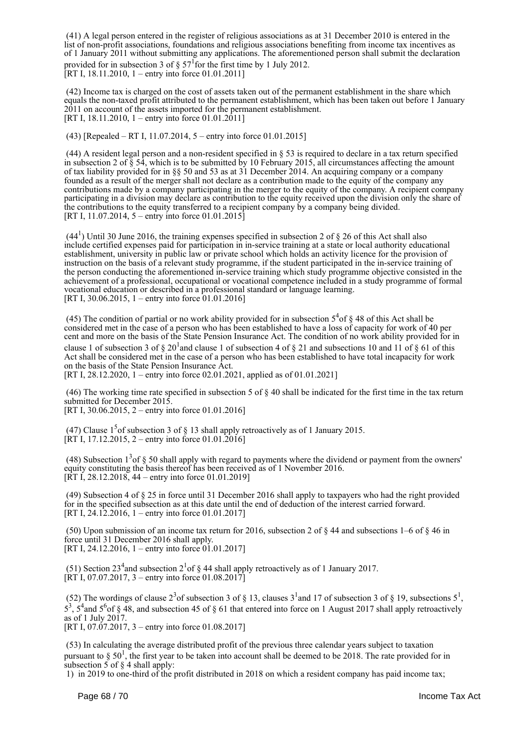(41) A legal person entered in the register of religious associations as at 31 December 2010 is entered in the list of non-profit associations, foundations and religious associations benefiting from income tax incentives as of 1 January 2011 without submitting any applications. The aforementioned person shall submit the declaration provided for in subsection 3 of § $57^1$ for the first time by 1 July 2012.
[RT I, 18.11.2010, 1 – entry into force 01.01.2011]

(42) Income tax is charged on the cost of assets taken out of the permanent establishment in the share which equals the non-taxed profit attributed to the permanent establishment, which has been taken out before 1 January 2011 on account of the assets imported for the permanent establishment.
[RT I, 18.11.2010, 1 – entry into force 01.01.2011]

(43) [Repealed – RT I, 11.07.2014, 5 – entry into force 01.01.2015]

(44) A resident legal person and a non-resident specified in § 53 is required to declare in a tax return specified in subsection 2 of § 54, which is to be submitted by 10 February 2015, all circumstances affecting the amount of tax liability provided for in §§ 50 and 53 as at 31 December 2014. An acquiring company or a company founded as a result of the merger shall not declare as a contribution made to the equity of the company any contributions made by a company participating in the merger to the equity of the company. A recipient company participating in a division may declare as contribution to the equity received upon the division only the share of the contributions to the equity transferred to a recipient company by a company being divided.
[RT I, 11.07.2014, 5 – entry into force 01.01.2015]

($44^1$) Until 30 June 2016, the training expenses specified in subsection 2 of § 26 of this Act shall also include certified expenses paid for participation in in-service training at a state or local authority educational establishment, university in public law or private school which holds an activity licence for the provision of instruction on the basis of a relevant study programme, if the student participated in the in-service training of the person conducting the aforementioned in-service training which study programme objective consisted in the achievement of a professional, occupational or vocational competence included in a study programme of formal vocational education or described in a professional standard or language learning.
[RT I, 30.06.2015, 1 – entry into force 01.01.2016]

(45) The condition of partial or no work ability provided for in subsection $5^4$ of § 48 of this Act shall be considered met in the case of a person who has been established to have a loss of capacity for work of 40 per cent and more on the basis of the State Pension Insurance Act. The condition of no work ability provided for in clause 1 of subsection 3 of § $20^1$ and clause 1 of subsection 4 of § 21 and subsections 10 and 11 of § 61 of this Act shall be considered met in the case of a person who has been established to have total incapacity for work on the basis of the State Pension Insurance Act.
[RT I, 28.12.2020, 1 – entry into force 02.01.2021, applied as of 01.01.2021]

(46) The working time rate specified in subsection 5 of § 40 shall be indicated for the first time in the tax return submitted for December 2015.
[RT I, 30.06.2015, 2 – entry into force 01.01.2016]

(47) Clause $1^5$ of subsection 3 of § 13 shall apply retroactively as of 1 January 2015.
[RT I, 17.12.2015, 2 – entry into force 01.01.2016]

(48) Subsection $1^3$ of § 50 shall apply with regard to payments where the dividend or payment from the owners' equity constituting the basis thereof has been received as of 1 November 2016.
[RT I, 28.12.2018, 44 – entry into force 01.01.2019]

(49) Subsection 4 of § 25 in force until 31 December 2016 shall apply to taxpayers who had the right provided for in the specified subsection as at this date until the end of deduction of the interest carried forward.
[RT I, 24.12.2016, 1 – entry into force 01.01.2017]

(50) Upon submission of an income tax return for 2016, subsection 2 of § 44 and subsections 1–6 of § 46 in force until 31 December 2016 shall apply.
[RT I, 24.12.2016, 1 – entry into force 01.01.2017]

(51) Section $23^4$ and subsection $2^1$ of § 44 shall apply retroactively as of 1 January 2017.
[RT I, 07.07.2017, 3 – entry into force 01.08.2017]

(52) The wordings of clause $2^3$ of subsection 3 of § 13, clauses $3^1$ and 17 of subsection 3 of § 19, subsections $5^1$, $5^3$, $5^4$ and $5^6$ of § 48, and subsection 45 of § 61 that entered into force on 1 August 2017 shall apply retroactively as of 1 July 2017.
[RT I, 07.07.2017, 3 – entry into force 01.08.2017]

(53) In calculating the average distributed profit of the previous three calendar years subject to taxation pursuant to § $50^1$, the first year to be taken into account shall be deemed to be 2018. The rate provided for in subsection 5 of § 4 shall apply:
1) in 2019 to one-third of the profit distributed in 2018 on which a resident company has paid income tax;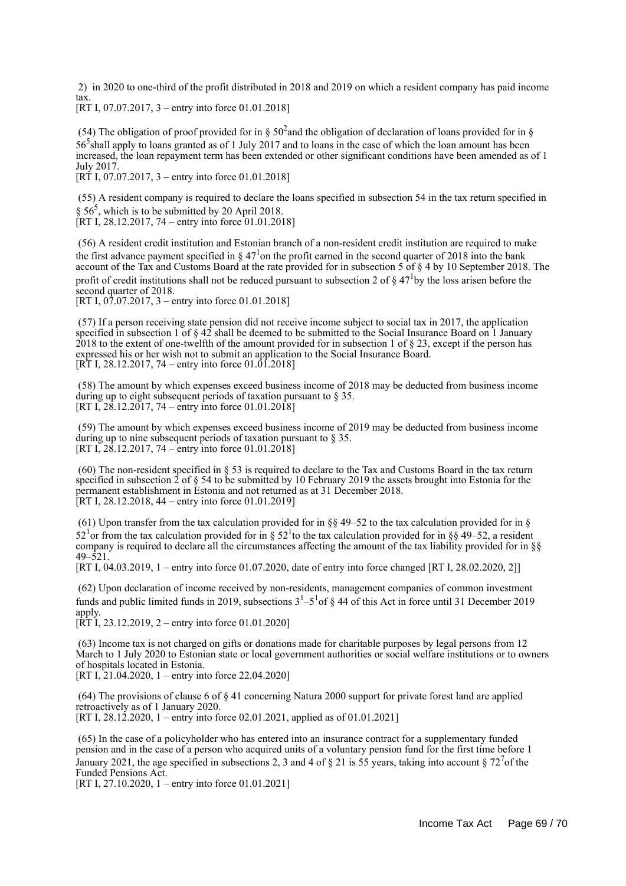2) in 2020 to one-third of the profit distributed in 2018 and 2019 on which a resident company has paid income tax.
[RT I, 07.07.2017, 3 – entry into force 01.01.2018]

(54) The obligation of proof provided for in § $50^2$ and the obligation of declaration of loans provided for in § $56^5$ shall apply to loans granted as of 1 July 2017 and to loans in the case of which the loan amount has been increased, the loan repayment term has been extended or other significant conditions have been amended as of 1 July 2017.
[RT I, 07.07.2017, 3 – entry into force 01.01.2018]

(55) A resident company is required to declare the loans specified in subsection 54 in the tax return specified in § $56^5$, which is to be submitted by 20 April 2018.
[RT I, 28.12.2017, 74 – entry into force 01.01.2018]

(56) A resident credit institution and Estonian branch of a non-resident credit institution are required to make the first advance payment specified in § $47^1$ on the profit earned in the second quarter of 2018 into the bank account of the Tax and Customs Board at the rate provided for in subsection 5 of § 4 by 10 September 2018. The profit of credit institutions shall not be reduced pursuant to subsection 2 of § $47^1$ by the loss arisen before the second quarter of 2018.
[RT I, 07.07.2017, 3 – entry into force 01.01.2018]

(57) If a person receiving state pension did not receive income subject to social tax in 2017, the application specified in subsection 1 of § 42 shall be deemed to be submitted to the Social Insurance Board on 1 January 2018 to the extent of one-twelfth of the amount provided for in subsection 1 of § 23, except if the person has expressed his or her wish not to submit an application to the Social Insurance Board.
[RT I, 28.12.2017, 74 – entry into force 01.01.2018]

(58) The amount by which expenses exceed business income of 2018 may be deducted from business income during up to eight subsequent periods of taxation pursuant to § 35.
[RT I, 28.12.2017, 74 – entry into force 01.01.2018]

(59) The amount by which expenses exceed business income of 2019 may be deducted from business income during up to nine subsequent periods of taxation pursuant to § 35.
[RT I, 28.12.2017, 74 – entry into force 01.01.2018]

(60) The non-resident specified in § 53 is required to declare to the Tax and Customs Board in the tax return specified in subsection 2 of § 54 to be submitted by 10 February 2019 the assets brought into Estonia for the permanent establishment in Estonia and not returned as at 31 December 2018.
[RT I, 28.12.2018, 44 – entry into force 01.01.2019]

(61) Upon transfer from the tax calculation provided for in §§ 49–52 to the tax calculation provided for in § $52^1$ or from the tax calculation provided for in § $52^1$ to the tax calculation provided for in §§ 49–52, a resident company is required to declare all the circumstances affecting the amount of the tax liability provided for in §§ 49–521.
[RT I, 04.03.2019, 1 – entry into force 01.07.2020, date of entry into force changed [RT I, 28.02.2020, 2]]

(62) Upon declaration of income received by non-residents, management companies of common investment funds and public limited funds in 2019, subsections $3^1$–$5^1$ of § 44 of this Act in force until 31 December 2019 apply.
[RT I, 23.12.2019, 2 – entry into force 01.01.2020]

(63) Income tax is not charged on gifts or donations made for charitable purposes by legal persons from 12 March to 1 July 2020 to Estonian state or local government authorities or social welfare institutions or to owners of hospitals located in Estonia.
[RT I, 21.04.2020, 1 – entry into force 22.04.2020]

(64) The provisions of clause 6 of § 41 concerning Natura 2000 support for private forest land are applied retroactively as of 1 January 2020.
[RT I, 28.12.2020, 1 – entry into force 02.01.2021, applied as of 01.01.2021]

(65) In the case of a policyholder who has entered into an insurance contract for a supplementary funded pension and in the case of a person who acquired units of a voluntary pension fund for the first time before 1 January 2021, the age specified in subsections 2, 3 and 4 of § 21 is 55 years, taking into account § $72^7$ of the Funded Pensions Act.
[RT I, 27.10.2020, 1 – entry into force 01.01.2021]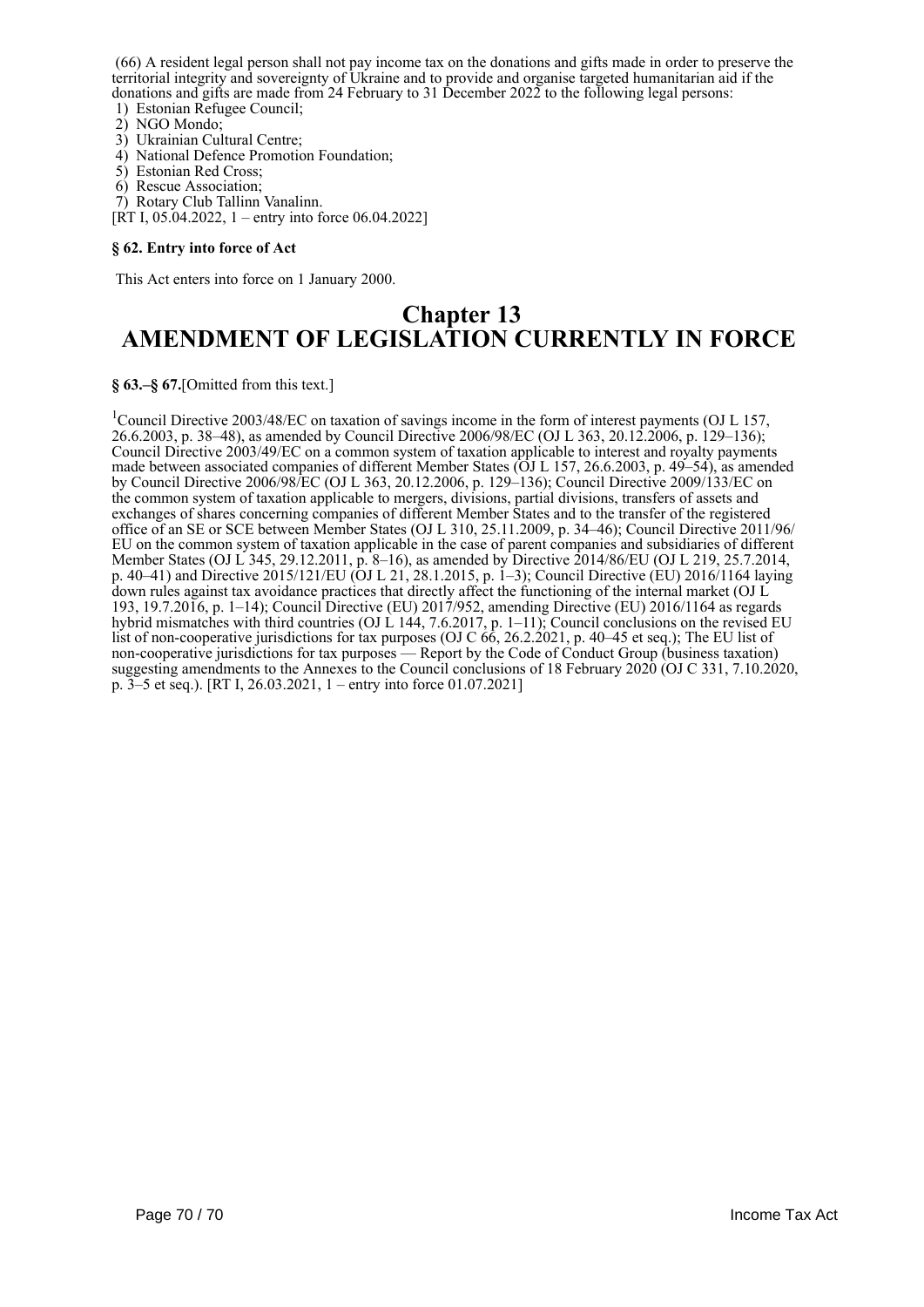(66) A resident legal person shall not pay income tax on the donations and gifts made in order to preserve the territorial integrity and sovereignty of Ukraine and to provide and organise targeted humanitarian aid if the donations and gifts are made from 24 February to 31 December 2022 to the following legal persons:
1) Estonian Refugee Council;
2) NGO Mondo;
3) Ukrainian Cultural Centre;
4) National Defence Promotion Foundation;
5) Estonian Red Cross;
6) Rescue Association;
7) Rotary Club Tallinn Vanalinn.
[RT I, 05.04.2022, 1 – entry into force 06.04.2022]

**§ 62. Entry into force of Act**

This Act enters into force on 1 January 2000.

# Chapter 13
# AMENDMENT OF LEGISLATION CURRENTLY IN FORCE

**§ 63.–§ 67.**[Omitted from this text.]

[1]Council Directive 2003/48/EC on taxation of savings income in the form of interest payments (OJ L 157, 26.6.2003, p. 38–48), as amended by Council Directive 2006/98/EC (OJ L 363, 20.12.2006, p. 129–136); Council Directive 2003/49/EC on a common system of taxation applicable to interest and royalty payments made between associated companies of different Member States (OJ L 157, 26.6.2003, p. 49–54), as amended by Council Directive 2006/98/EC (OJ L 363, 20.12.2006, p. 129–136); Council Directive 2009/133/EC on the common system of taxation applicable to mergers, divisions, partial divisions, transfers of assets and exchanges of shares concerning companies of different Member States and to the transfer of the registered office of an SE or SCE between Member States (OJ L 310, 25.11.2009, p. 34–46); Council Directive 2011/96/EU on the common system of taxation applicable in the case of parent companies and subsidiaries of different Member States (OJ L 345, 29.12.2011, p. 8–16), as amended by Directive 2014/86/EU (OJ L 219, 25.7.2014, p. 40–41) and Directive 2015/121/EU (OJ L 21, 28.1.2015, p. 1–3); Council Directive (EU) 2016/1164 laying down rules against tax avoidance practices that directly affect the functioning of the internal market (OJ L 193, 19.7.2016, p. 1–14); Council Directive (EU) 2017/952, amending Directive (EU) 2016/1164 as regards hybrid mismatches with third countries (OJ L 144, 7.6.2017, p. 1–11); Council conclusions on the revised EU list of non-cooperative jurisdictions for tax purposes (OJ C 66, 26.2.2021, p. 40–45 et seq.); The EU list of non-cooperative jurisdictions for tax purposes — Report by the Code of Conduct Group (business taxation) suggesting amendments to the Annexes to the Council conclusions of 18 February 2020 (OJ C 331, 7.10.2020, p. 3–5 et seq.). [RT I, 26.03.2021, 1 – entry into force 01.07.2021]